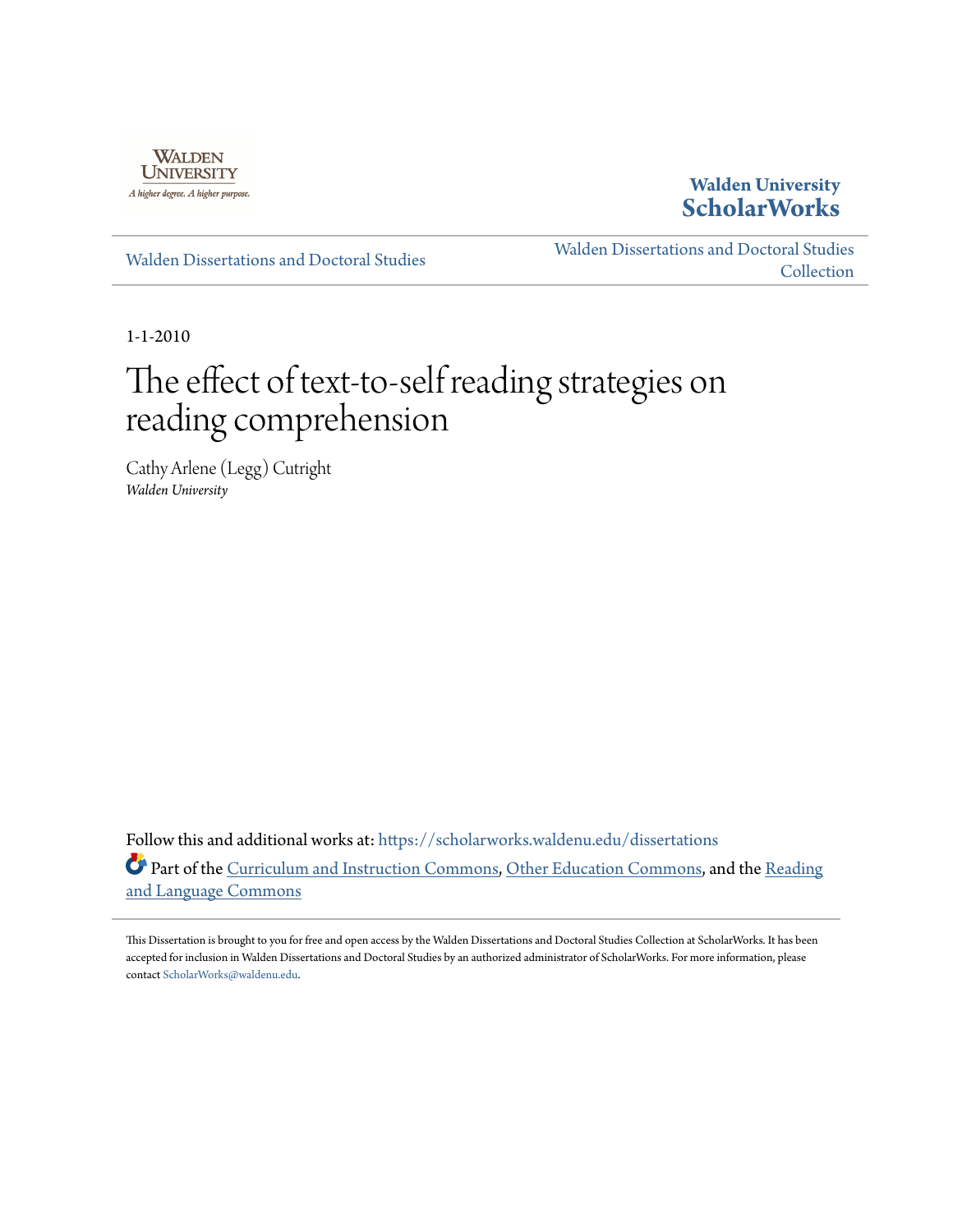Walden University
A higher degree. A higher purpose.

**Walden University**
**ScholarWorks**

Walden Dissertations and Doctoral Studies

Walden Dissertations and Doctoral Studies Collection

1-1-2010

# The effect of text-to-self reading strategies on reading comprehension

Cathy Arlene (Legg) Cutright
*Walden University*

Follow this and additional works at: https://scholarworks.waldenu.edu/dissertations

Part of the Curriculum and Instruction Commons, Other Education Commons, and the Reading and Language Commons

This Dissertation is brought to you for free and open access by the Walden Dissertations and Doctoral Studies Collection at ScholarWorks. It has been accepted for inclusion in Walden Dissertations and Doctoral Studies by an authorized administrator of ScholarWorks. For more information, please contact ScholarWorks@waldenu.edu.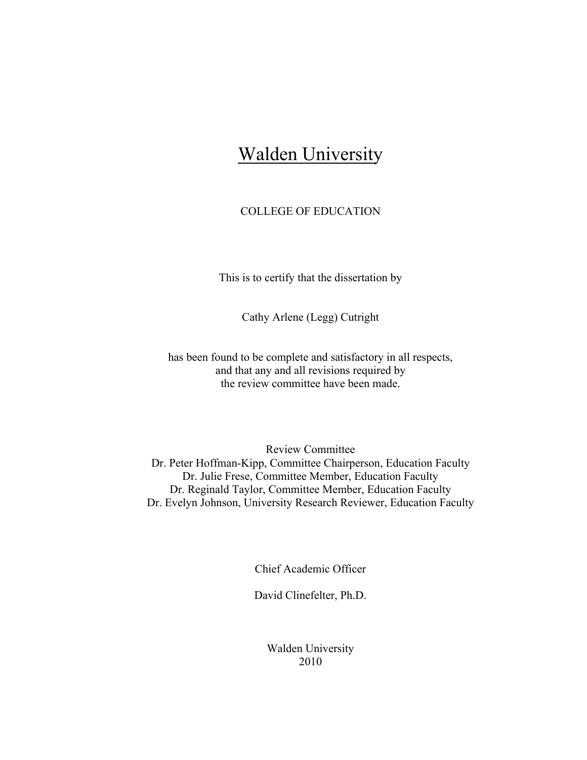# Walden University

COLLEGE OF EDUCATION

This is to certify that the dissertation by

Cathy Arlene (Legg) Cutright

has been found to be complete and satisfactory in all respects,
and that any and all revisions required by
the review committee have been made.

Review Committee
Dr. Peter Hoffman-Kipp, Committee Chairperson, Education Faculty
Dr. Julie Frese, Committee Member, Education Faculty
Dr. Reginald Taylor, Committee Member, Education Faculty
Dr. Evelyn Johnson, University Research Reviewer, Education Faculty

Chief Academic Officer

David Clinefelter, Ph.D.

Walden University
2010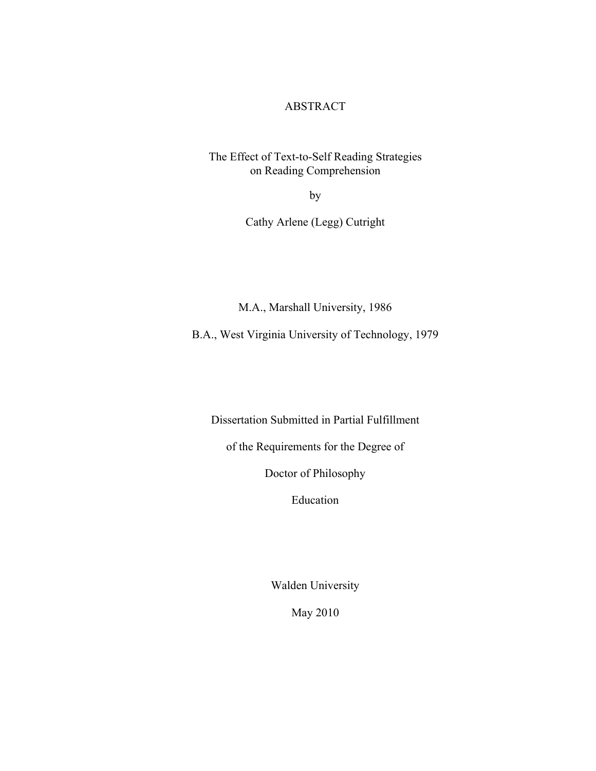# ABSTRACT

The Effect of Text-to-Self Reading Strategies
on Reading Comprehension

by

Cathy Arlene (Legg) Cutright

M.A., Marshall University, 1986

B.A., West Virginia University of Technology, 1979

Dissertation Submitted in Partial Fulfillment

of the Requirements for the Degree of

Doctor of Philosophy

Education

Walden University

May 2010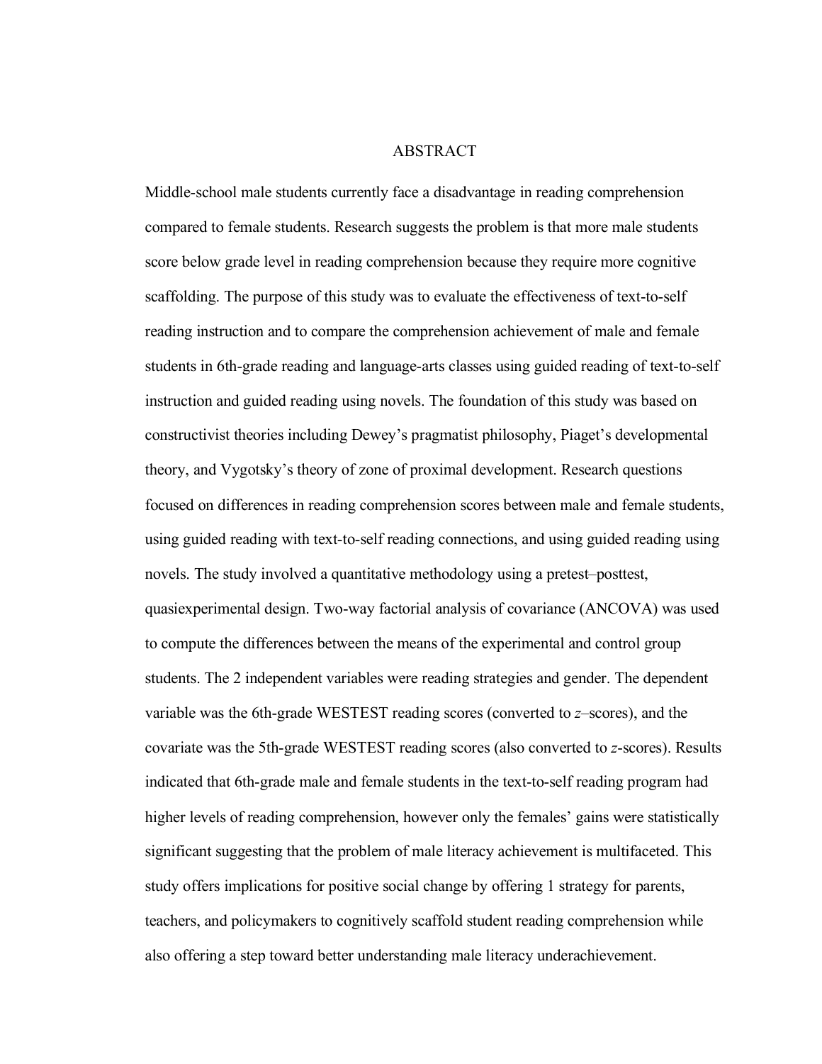# ABSTRACT

Middle-school male students currently face a disadvantage in reading comprehension compared to female students. Research suggests the problem is that more male students score below grade level in reading comprehension because they require more cognitive scaffolding. The purpose of this study was to evaluate the effectiveness of text-to-self reading instruction and to compare the comprehension achievement of male and female students in 6th-grade reading and language-arts classes using guided reading of text-to-self instruction and guided reading using novels. The foundation of this study was based on constructivist theories including Dewey's pragmatist philosophy, Piaget's developmental theory, and Vygotsky's theory of zone of proximal development. Research questions focused on differences in reading comprehension scores between male and female students, using guided reading with text-to-self reading connections, and using guided reading using novels. The study involved a quantitative methodology using a pretest–posttest, quasiexperimental design. Two-way factorial analysis of covariance (ANCOVA) was used to compute the differences between the means of the experimental and control group students. The 2 independent variables were reading strategies and gender. The dependent variable was the 6th-grade WESTEST reading scores (converted to *z*–scores), and the covariate was the 5th-grade WESTEST reading scores (also converted to *z*-scores). Results indicated that 6th-grade male and female students in the text-to-self reading program had higher levels of reading comprehension, however only the females' gains were statistically significant suggesting that the problem of male literacy achievement is multifaceted. This study offers implications for positive social change by offering 1 strategy for parents, teachers, and policymakers to cognitively scaffold student reading comprehension while also offering a step toward better understanding male literacy underachievement.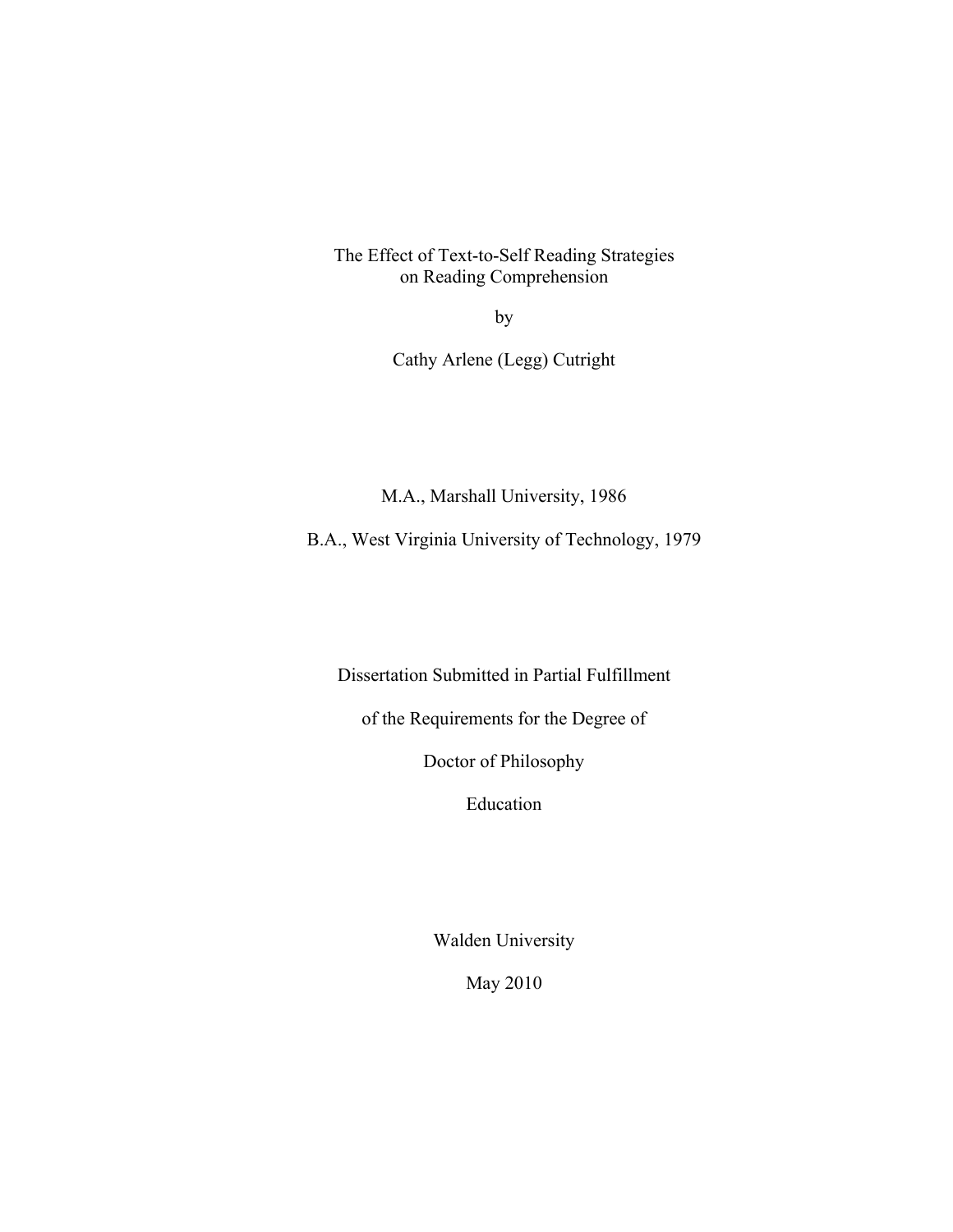The Effect of Text-to-Self Reading Strategies
on Reading Comprehension

by

Cathy Arlene (Legg) Cutright

M.A., Marshall University, 1986

B.A., West Virginia University of Technology, 1979

Dissertation Submitted in Partial Fulfillment

of the Requirements for the Degree of

Doctor of Philosophy

Education

Walden University

May 2010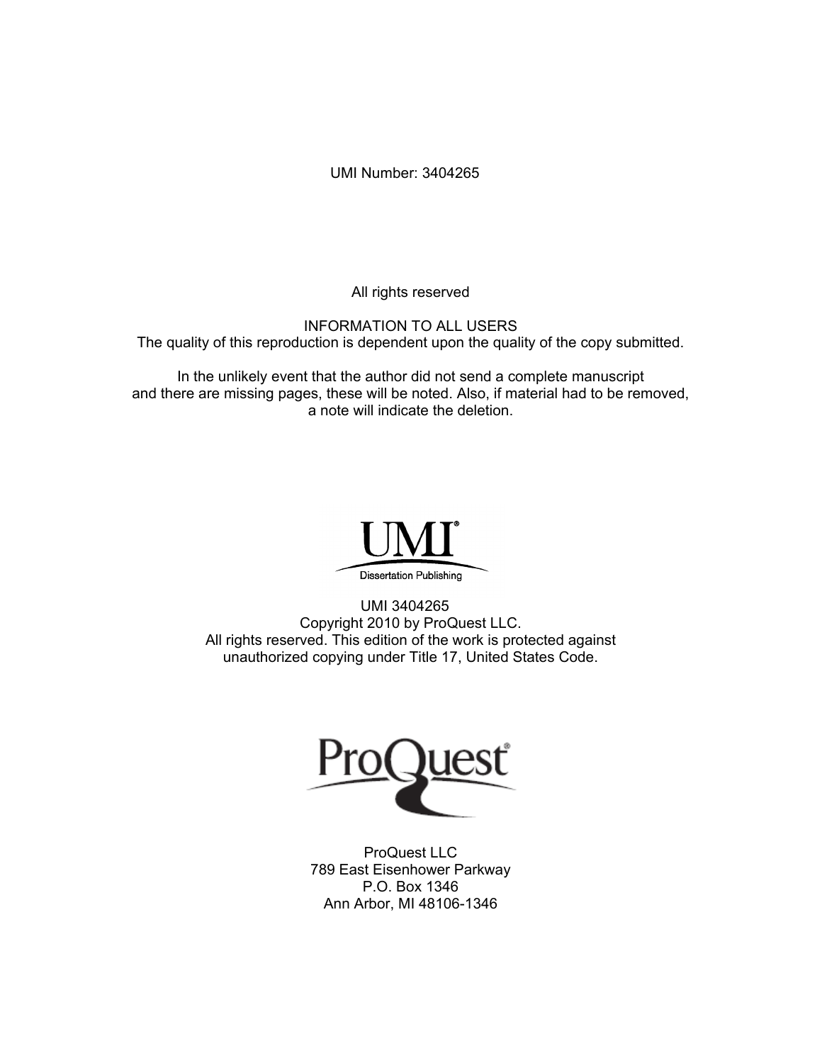UMI Number: 3404265

All rights reserved

INFORMATION TO ALL USERS
The quality of this reproduction is dependent upon the quality of the copy submitted.

In the unlikely event that the author did not send a complete manuscript
and there are missing pages, these will be noted. Also, if material had to be removed,
a note will indicate the deletion.

UMI®
Dissertation Publishing

UMI 3404265
Copyright 2010 by ProQuest LLC.
All rights reserved. This edition of the work is protected against
unauthorized copying under Title 17, United States Code.

ProQuest®

ProQuest LLC
789 East Eisenhower Parkway
P.O. Box 1346
Ann Arbor, MI 48106-1346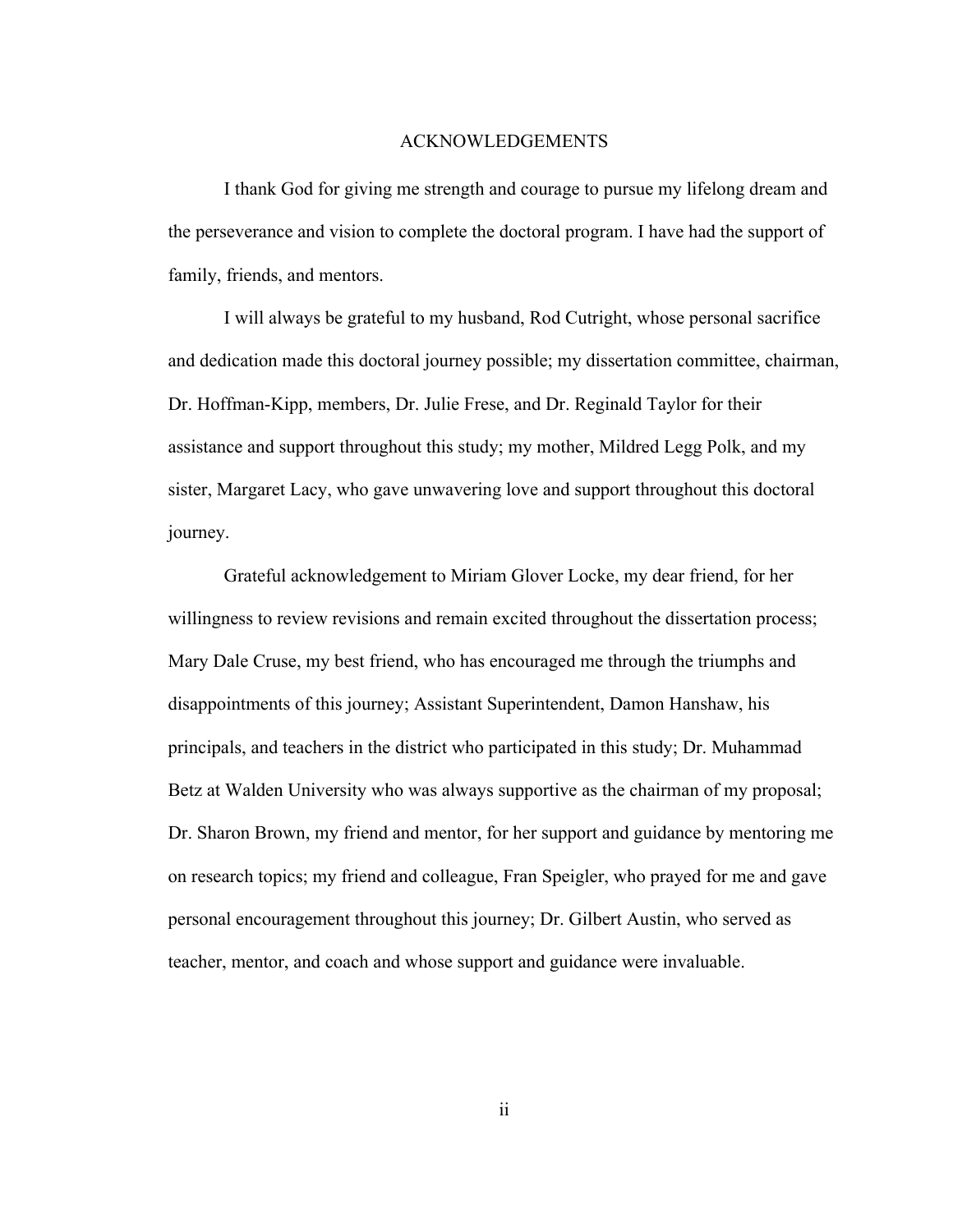# ACKNOWLEDGEMENTS

I thank God for giving me strength and courage to pursue my lifelong dream and the perseverance and vision to complete the doctoral program. I have had the support of family, friends, and mentors.

I will always be grateful to my husband, Rod Cutright, whose personal sacrifice and dedication made this doctoral journey possible; my dissertation committee, chairman, Dr. Hoffman-Kipp, members, Dr. Julie Frese, and Dr. Reginald Taylor for their assistance and support throughout this study; my mother, Mildred Legg Polk, and my sister, Margaret Lacy, who gave unwavering love and support throughout this doctoral journey.

Grateful acknowledgement to Miriam Glover Locke, my dear friend, for her willingness to review revisions and remain excited throughout the dissertation process; Mary Dale Cruse, my best friend, who has encouraged me through the triumphs and disappointments of this journey; Assistant Superintendent, Damon Hanshaw, his principals, and teachers in the district who participated in this study; Dr. Muhammad Betz at Walden University who was always supportive as the chairman of my proposal; Dr. Sharon Brown, my friend and mentor, for her support and guidance by mentoring me on research topics; my friend and colleague, Fran Speigler, who prayed for me and gave personal encouragement throughout this journey; Dr. Gilbert Austin, who served as teacher, mentor, and coach and whose support and guidance were invaluable.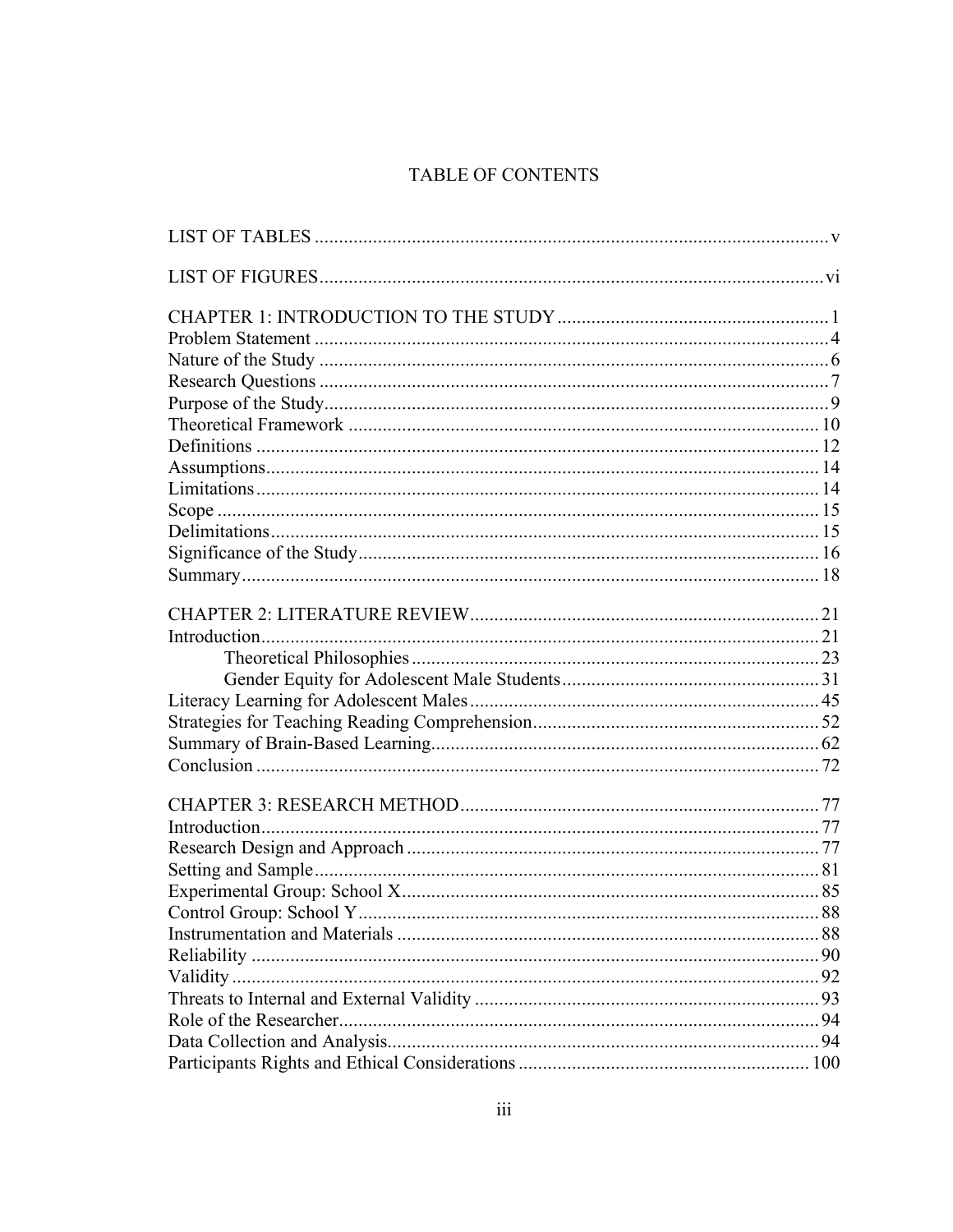# TABLE OF CONTENTS

LIST OF TABLES .......... v

LIST OF FIGURES .......... vi

CHAPTER 1: INTRODUCTION TO THE STUDY .......... 1
Problem Statement .......... 4
Nature of the Study .......... 6
Research Questions .......... 7
Purpose of the Study .......... 9
Theoretical Framework .......... 10
Definitions .......... 12
Assumptions .......... 14
Limitations .......... 14
Scope .......... 15
Delimitations .......... 15
Significance of the Study .......... 16
Summary .......... 18

CHAPTER 2: LITERATURE REVIEW .......... 21
Introduction .......... 21
    Theoretical Philosophies .......... 23
    Gender Equity for Adolescent Male Students .......... 31
Literacy Learning for Adolescent Males .......... 45
Strategies for Teaching Reading Comprehension .......... 52
Summary of Brain-Based Learning .......... 62
Conclusion .......... 72

CHAPTER 3: RESEARCH METHOD .......... 77
Introduction .......... 77
Research Design and Approach .......... 77
Setting and Sample .......... 81
Experimental Group: School X .......... 85
Control Group: School Y .......... 88
Instrumentation and Materials .......... 88
Reliability .......... 90
Validity .......... 92
Threats to Internal and External Validity .......... 93
Role of the Researcher .......... 94
Data Collection and Analysis .......... 94
Participants Rights and Ethical Considerations .......... 100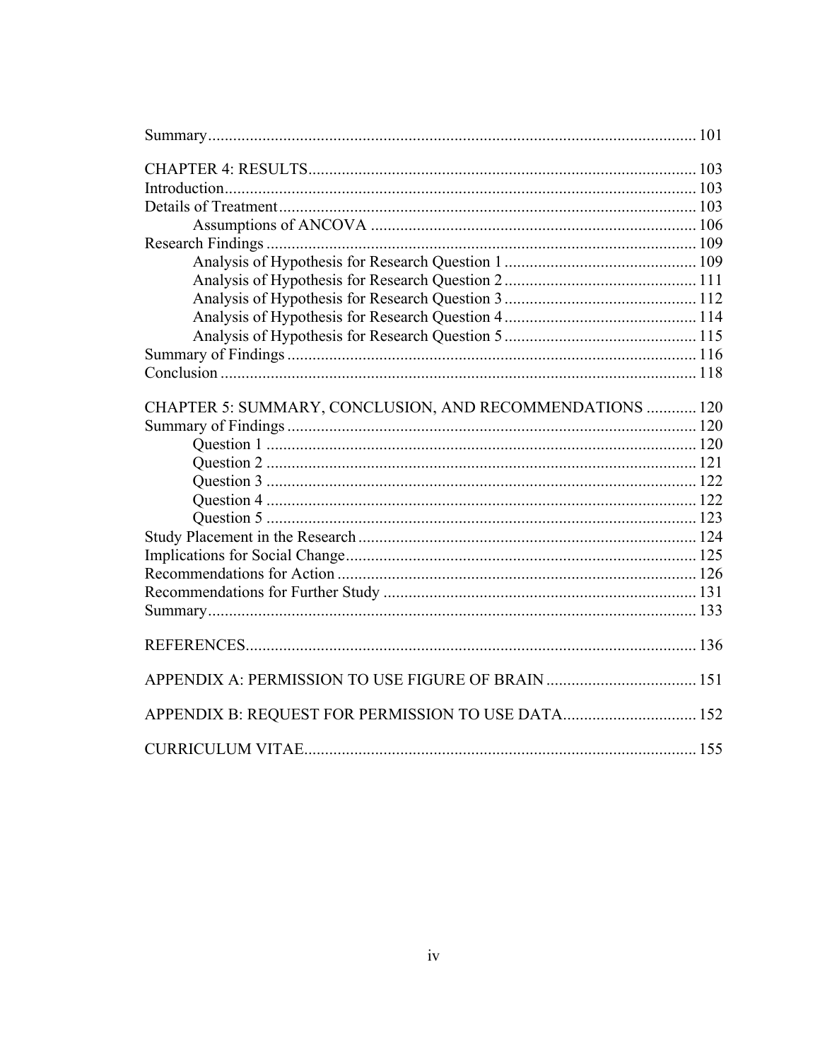Summary ..................................................................................................... 101

CHAPTER 4: RESULTS ............................................................................................ 103

Introduction ............................................................................................................... 103

Details of Treatment ................................................................................................... 103

Assumptions of ANCOVA .............................................................................. 106

Research Findings ...................................................................................................... 109

Analysis of Hypothesis for Research Question 1 .............................................. 109

Analysis of Hypothesis for Research Question 2 .............................................. 111

Analysis of Hypothesis for Research Question 3 .............................................. 112

Analysis of Hypothesis for Research Question 4 .............................................. 114

Analysis of Hypothesis for Research Question 5 .............................................. 115

Summary of Findings ................................................................................................. 116

Conclusion ................................................................................................................. 118

CHAPTER 5: SUMMARY, CONCLUSION, AND RECOMMENDATIONS ............ 120

Summary of Findings ................................................................................................. 120

Question 1 ....................................................................................................... 120

Question 2 ....................................................................................................... 121

Question 3 ....................................................................................................... 122

Question 4 ....................................................................................................... 122

Question 5 ....................................................................................................... 123

Study Placement in the Research ............................................................................... 124

Implications for Social Change .................................................................................. 125

Recommendations for Action ..................................................................................... 126

Recommendations for Further Study ......................................................................... 131

Summary .................................................................................................................... 133

REFERENCES ........................................................................................................... 136

APPENDIX A: PERMISSION TO USE FIGURE OF BRAIN .................................... 151

APPENDIX B: REQUEST FOR PERMISSION TO USE DATA ................................ 152

CURRICULUM VITAE .............................................................................................. 155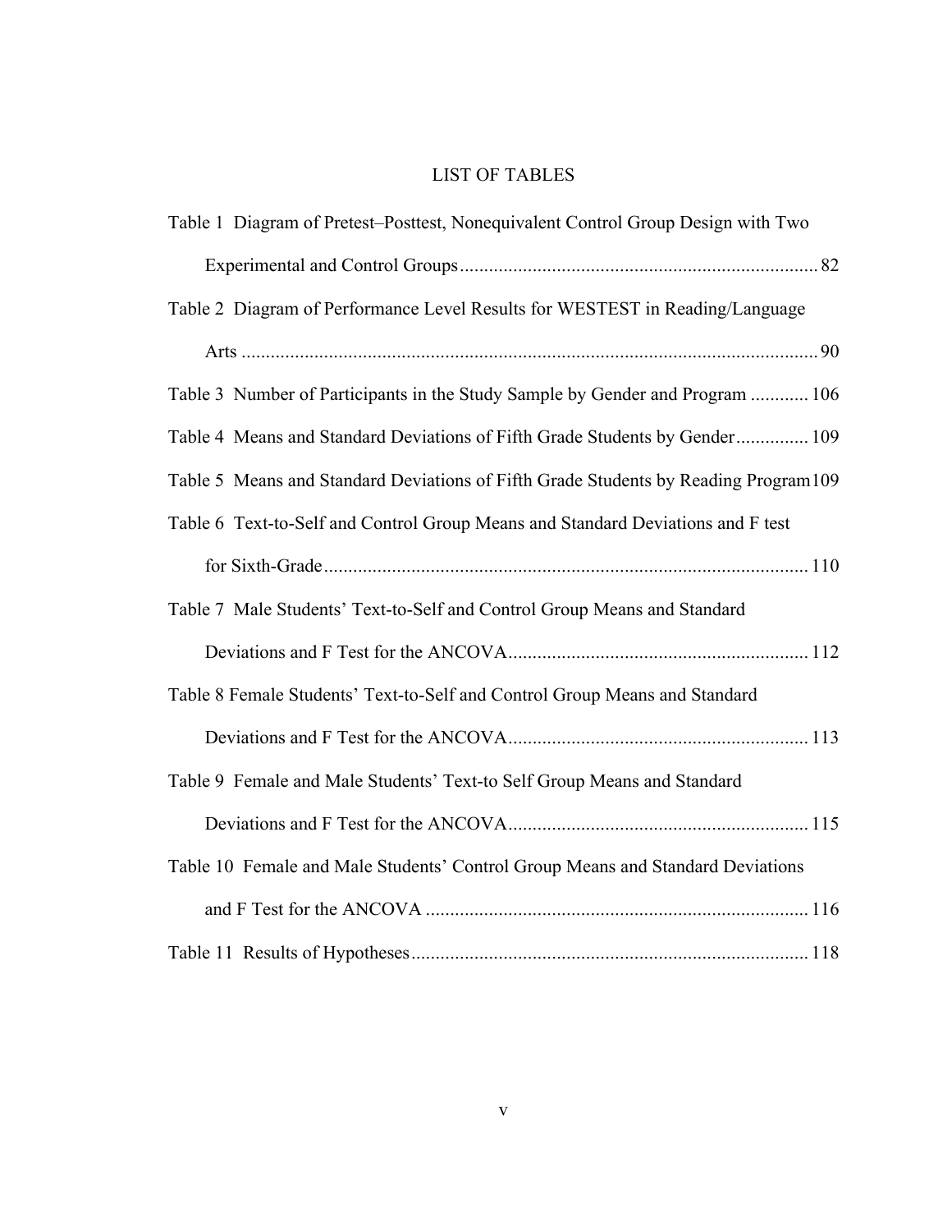# LIST OF TABLES

Table 1 Diagram of Pretest–Posttest, Nonequivalent Control Group Design with Two Experimental and Control Groups ........................................................................ 82

Table 2 Diagram of Performance Level Results for WESTEST in Reading/Language Arts ........................................................................................................................ 90

Table 3 Number of Participants in the Study Sample by Gender and Program ............ 106

Table 4 Means and Standard Deviations of Fifth Grade Students by Gender............... 109

Table 5 Means and Standard Deviations of Fifth Grade Students by Reading Program 109

Table 6 Text-to-Self and Control Group Means and Standard Deviations and F test for Sixth-Grade ................................................................................................... 110

Table 7 Male Students' Text-to-Self and Control Group Means and Standard Deviations and F Test for the ANCOVA ............................................................. 112

Table 8 Female Students' Text-to-Self and Control Group Means and Standard Deviations and F Test for the ANCOVA ............................................................. 113

Table 9 Female and Male Students' Text-to Self Group Means and Standard Deviations and F Test for the ANCOVA ............................................................. 115

Table 10 Female and Male Students' Control Group Means and Standard Deviations and F Test for the ANCOVA ............................................................................. 116

Table 11 Results of Hypotheses ................................................................................. 118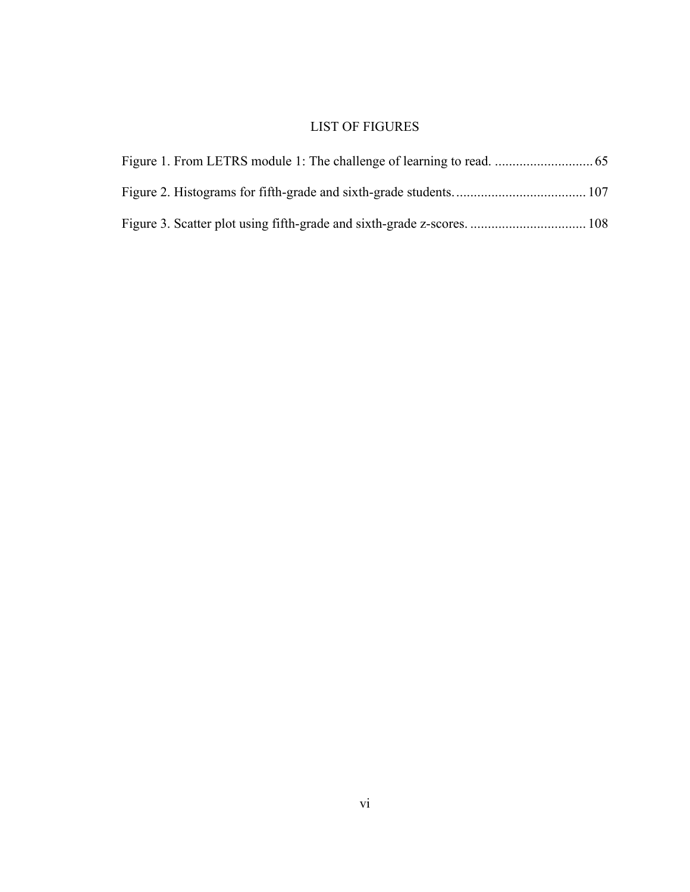# LIST OF FIGURES

Figure 1. From LETRS module 1: The challenge of learning to read. ............................ 65

Figure 2. Histograms for fifth-grade and sixth-grade students. .................................... 107

Figure 3. Scatter plot using fifth-grade and sixth-grade z-scores. ................................ 108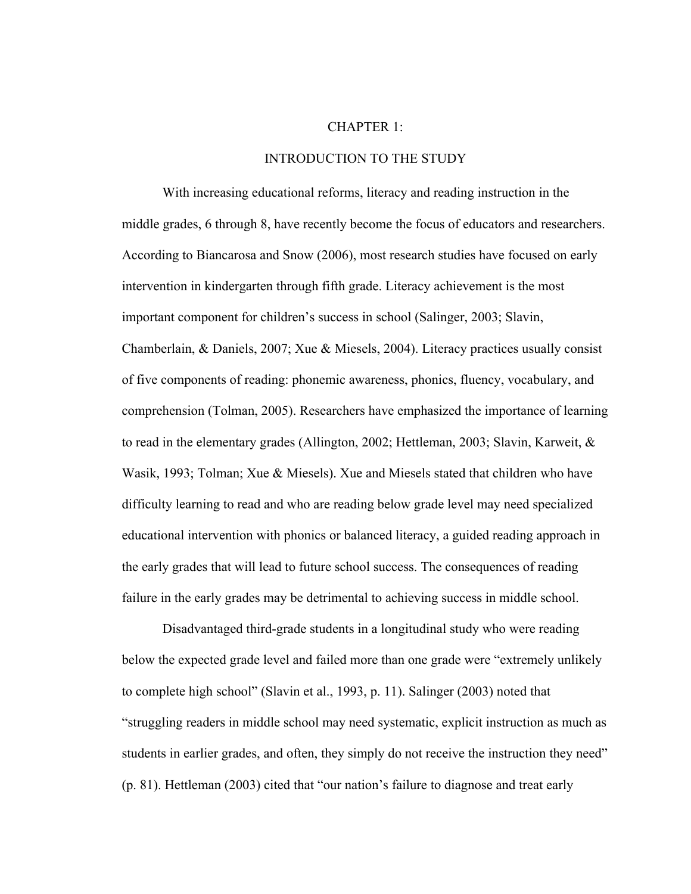# CHAPTER 1:

# INTRODUCTION TO THE STUDY

With increasing educational reforms, literacy and reading instruction in the middle grades, 6 through 8, have recently become the focus of educators and researchers. According to Biancarosa and Snow (2006), most research studies have focused on early intervention in kindergarten through fifth grade. Literacy achievement is the most important component for children's success in school (Salinger, 2003; Slavin, Chamberlain, & Daniels, 2007; Xue & Miesels, 2004). Literacy practices usually consist of five components of reading: phonemic awareness, phonics, fluency, vocabulary, and comprehension (Tolman, 2005). Researchers have emphasized the importance of learning to read in the elementary grades (Allington, 2002; Hettleman, 2003; Slavin, Karweit, & Wasik, 1993; Tolman; Xue & Miesels). Xue and Miesels stated that children who have difficulty learning to read and who are reading below grade level may need specialized educational intervention with phonics or balanced literacy, a guided reading approach in the early grades that will lead to future school success. The consequences of reading failure in the early grades may be detrimental to achieving success in middle school.

Disadvantaged third-grade students in a longitudinal study who were reading below the expected grade level and failed more than one grade were "extremely unlikely to complete high school" (Slavin et al., 1993, p. 11). Salinger (2003) noted that "struggling readers in middle school may need systematic, explicit instruction as much as students in earlier grades, and often, they simply do not receive the instruction they need" (p. 81). Hettleman (2003) cited that "our nation's failure to diagnose and treat early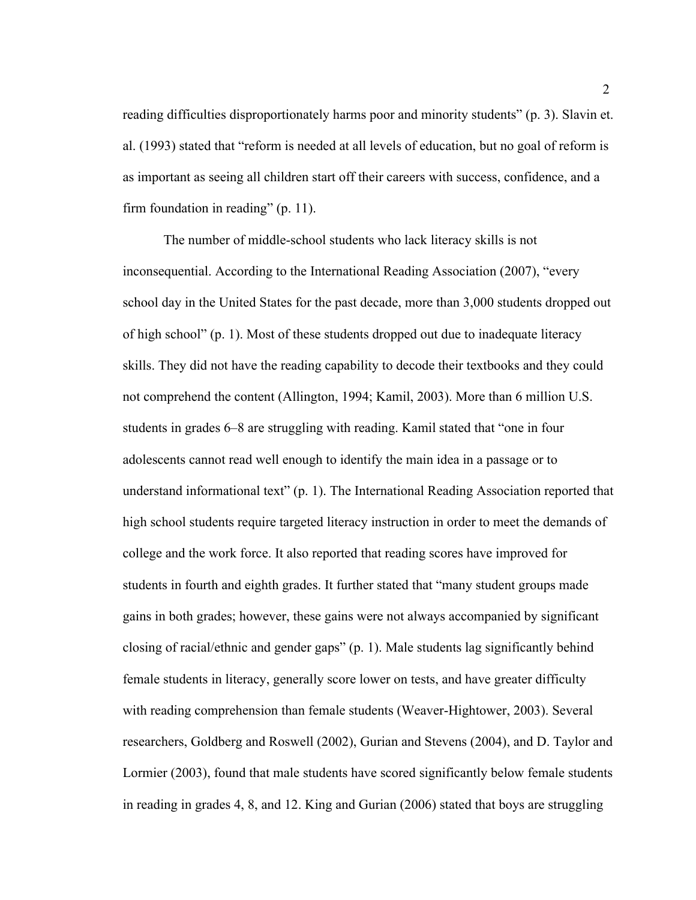reading difficulties disproportionately harms poor and minority students" (p. 3). Slavin et. al. (1993) stated that "reform is needed at all levels of education, but no goal of reform is as important as seeing all children start off their careers with success, confidence, and a firm foundation in reading" (p. 11).

The number of middle-school students who lack literacy skills is not inconsequential. According to the International Reading Association (2007), "every school day in the United States for the past decade, more than 3,000 students dropped out of high school" (p. 1). Most of these students dropped out due to inadequate literacy skills. They did not have the reading capability to decode their textbooks and they could not comprehend the content (Allington, 1994; Kamil, 2003). More than 6 million U.S. students in grades 6–8 are struggling with reading. Kamil stated that "one in four adolescents cannot read well enough to identify the main idea in a passage or to understand informational text" (p. 1). The International Reading Association reported that high school students require targeted literacy instruction in order to meet the demands of college and the work force. It also reported that reading scores have improved for students in fourth and eighth grades. It further stated that "many student groups made gains in both grades; however, these gains were not always accompanied by significant closing of racial/ethnic and gender gaps" (p. 1). Male students lag significantly behind female students in literacy, generally score lower on tests, and have greater difficulty with reading comprehension than female students (Weaver-Hightower, 2003). Several researchers, Goldberg and Roswell (2002), Gurian and Stevens (2004), and D. Taylor and Lormier (2003), found that male students have scored significantly below female students in reading in grades 4, 8, and 12. King and Gurian (2006) stated that boys are struggling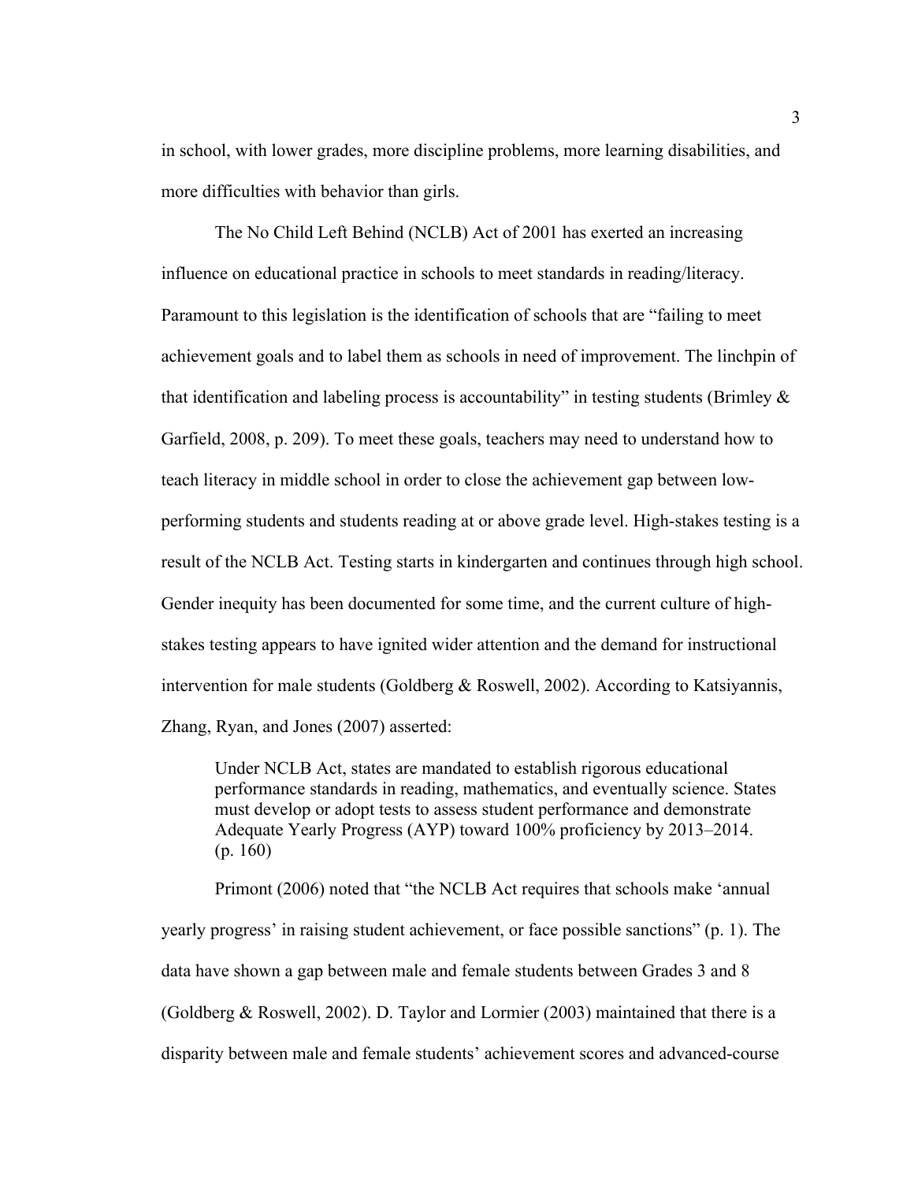in school, with lower grades, more discipline problems, more learning disabilities, and more difficulties with behavior than girls.

The No Child Left Behind (NCLB) Act of 2001 has exerted an increasing influence on educational practice in schools to meet standards in reading/literacy. Paramount to this legislation is the identification of schools that are "failing to meet achievement goals and to label them as schools in need of improvement. The linchpin of that identification and labeling process is accountability" in testing students (Brimley & Garfield, 2008, p. 209). To meet these goals, teachers may need to understand how to teach literacy in middle school in order to close the achievement gap between low-performing students and students reading at or above grade level. High-stakes testing is a result of the NCLB Act. Testing starts in kindergarten and continues through high school. Gender inequity has been documented for some time, and the current culture of high-stakes testing appears to have ignited wider attention and the demand for instructional intervention for male students (Goldberg & Roswell, 2002). According to Katsiyannis, Zhang, Ryan, and Jones (2007) asserted:

> Under NCLB Act, states are mandated to establish rigorous educational performance standards in reading, mathematics, and eventually science. States must develop or adopt tests to assess student performance and demonstrate Adequate Yearly Progress (AYP) toward 100% proficiency by 2013–2014. (p. 160)

Primont (2006) noted that "the NCLB Act requires that schools make 'annual yearly progress' in raising student achievement, or face possible sanctions" (p. 1). The data have shown a gap between male and female students between Grades 3 and 8 (Goldberg & Roswell, 2002). D. Taylor and Lormier (2003) maintained that there is a disparity between male and female students' achievement scores and advanced-course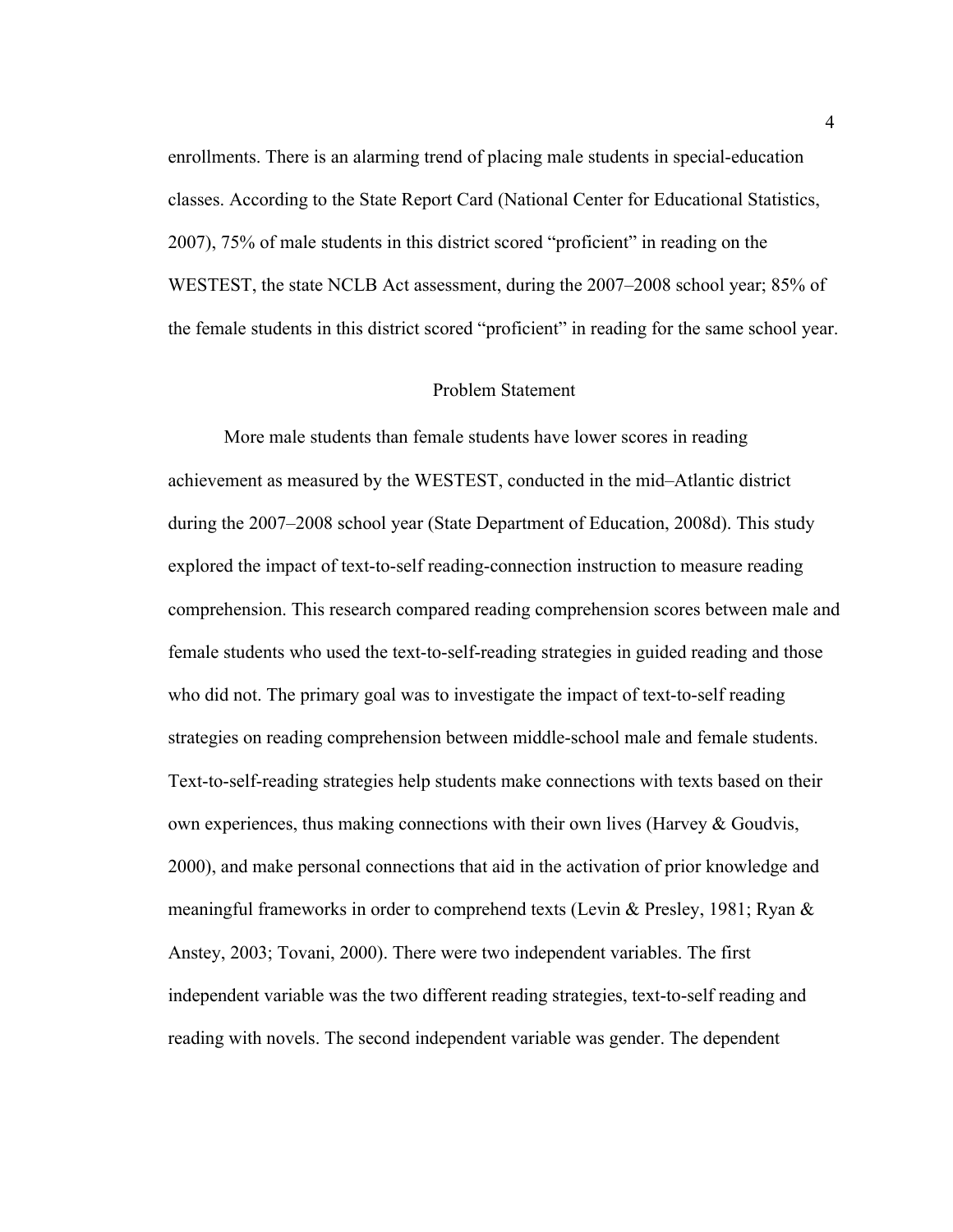enrollments. There is an alarming trend of placing male students in special-education classes. According to the State Report Card (National Center for Educational Statistics, 2007), 75% of male students in this district scored “proficient” in reading on the WESTEST, the state NCLB Act assessment, during the 2007–2008 school year; 85% of the female students in this district scored “proficient” in reading for the same school year.

## Problem Statement

More male students than female students have lower scores in reading achievement as measured by the WESTEST, conducted in the mid–Atlantic district during the 2007–2008 school year (State Department of Education, 2008d). This study explored the impact of text-to-self reading-connection instruction to measure reading comprehension. This research compared reading comprehension scores between male and female students who used the text-to-self-reading strategies in guided reading and those who did not. The primary goal was to investigate the impact of text-to-self reading strategies on reading comprehension between middle-school male and female students. Text-to-self-reading strategies help students make connections with texts based on their own experiences, thus making connections with their own lives (Harvey & Goudvis, 2000), and make personal connections that aid in the activation of prior knowledge and meaningful frameworks in order to comprehend texts (Levin & Presley, 1981; Ryan & Anstey, 2003; Tovani, 2000). There were two independent variables. The first independent variable was the two different reading strategies, text-to-self reading and reading with novels. The second independent variable was gender. The dependent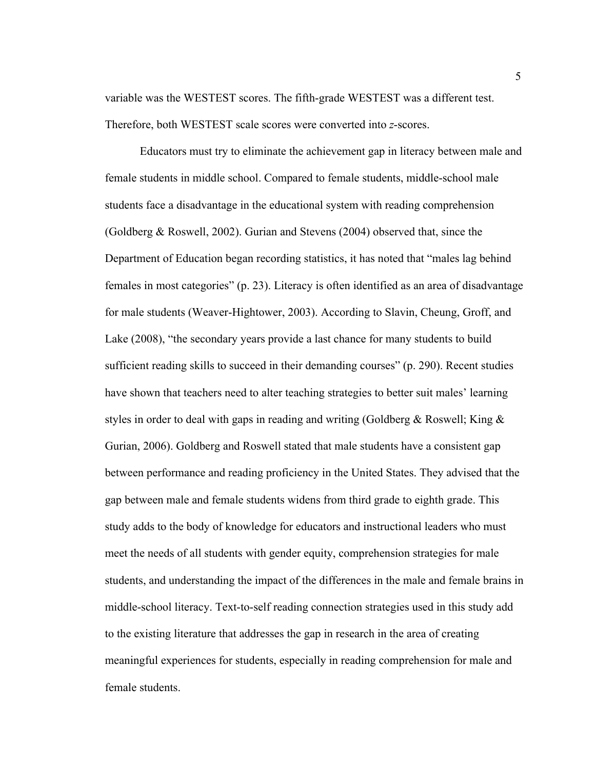variable was the WESTEST scores. The fifth-grade WESTEST was a different test. Therefore, both WESTEST scale scores were converted into *z*-scores.

Educators must try to eliminate the achievement gap in literacy between male and female students in middle school. Compared to female students, middle-school male students face a disadvantage in the educational system with reading comprehension (Goldberg & Roswell, 2002). Gurian and Stevens (2004) observed that, since the Department of Education began recording statistics, it has noted that "males lag behind females in most categories" (p. 23). Literacy is often identified as an area of disadvantage for male students (Weaver-Hightower, 2003). According to Slavin, Cheung, Groff, and Lake (2008), "the secondary years provide a last chance for many students to build sufficient reading skills to succeed in their demanding courses" (p. 290). Recent studies have shown that teachers need to alter teaching strategies to better suit males' learning styles in order to deal with gaps in reading and writing (Goldberg & Roswell; King & Gurian, 2006). Goldberg and Roswell stated that male students have a consistent gap between performance and reading proficiency in the United States. They advised that the gap between male and female students widens from third grade to eighth grade. This study adds to the body of knowledge for educators and instructional leaders who must meet the needs of all students with gender equity, comprehension strategies for male students, and understanding the impact of the differences in the male and female brains in middle-school literacy. Text-to-self reading connection strategies used in this study add to the existing literature that addresses the gap in research in the area of creating meaningful experiences for students, especially in reading comprehension for male and female students.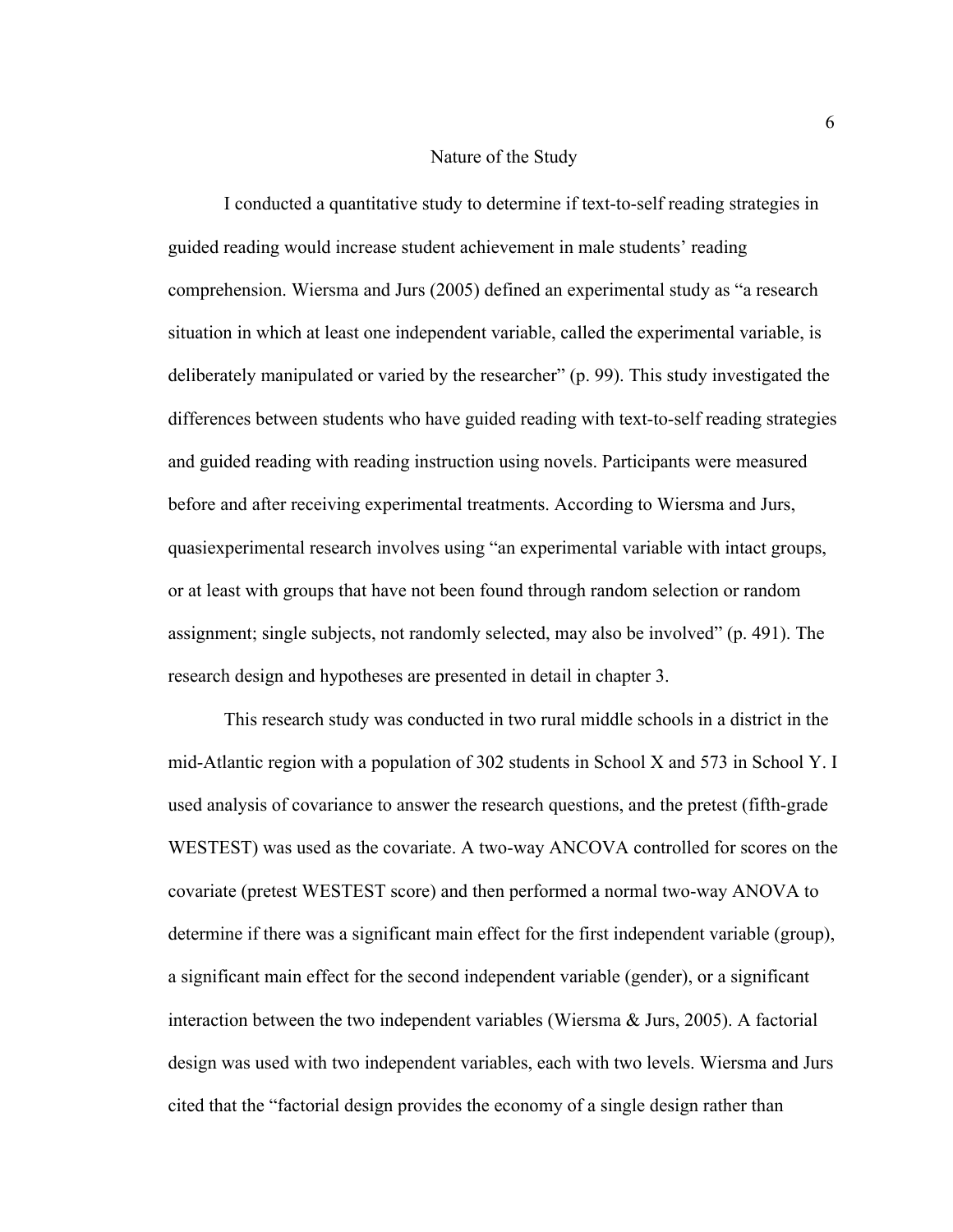## Nature of the Study

I conducted a quantitative study to determine if text-to-self reading strategies in guided reading would increase student achievement in male students' reading comprehension. Wiersma and Jurs (2005) defined an experimental study as "a research situation in which at least one independent variable, called the experimental variable, is deliberately manipulated or varied by the researcher" (p. 99). This study investigated the differences between students who have guided reading with text-to-self reading strategies and guided reading with reading instruction using novels. Participants were measured before and after receiving experimental treatments. According to Wiersma and Jurs, quasiexperimental research involves using "an experimental variable with intact groups, or at least with groups that have not been found through random selection or random assignment; single subjects, not randomly selected, may also be involved" (p. 491). The research design and hypotheses are presented in detail in chapter 3.

This research study was conducted in two rural middle schools in a district in the mid-Atlantic region with a population of 302 students in School X and 573 in School Y. I used analysis of covariance to answer the research questions, and the pretest (fifth-grade WESTEST) was used as the covariate. A two-way ANCOVA controlled for scores on the covariate (pretest WESTEST score) and then performed a normal two-way ANOVA to determine if there was a significant main effect for the first independent variable (group), a significant main effect for the second independent variable (gender), or a significant interaction between the two independent variables (Wiersma & Jurs, 2005). A factorial design was used with two independent variables, each with two levels. Wiersma and Jurs cited that the "factorial design provides the economy of a single design rather than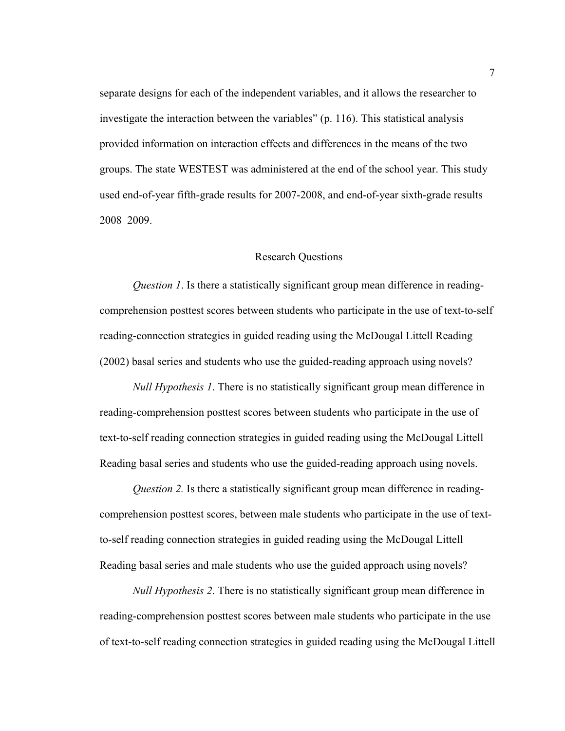separate designs for each of the independent variables, and it allows the researcher to investigate the interaction between the variables" (p. 116). This statistical analysis provided information on interaction effects and differences in the means of the two groups. The state WESTEST was administered at the end of the school year. This study used end-of-year fifth-grade results for 2007-2008, and end-of-year sixth-grade results 2008–2009.

## Research Questions

*Question 1*. Is there a statistically significant group mean difference in reading-comprehension posttest scores between students who participate in the use of text-to-self reading-connection strategies in guided reading using the McDougal Littell Reading (2002) basal series and students who use the guided-reading approach using novels?

*Null Hypothesis 1*. There is no statistically significant group mean difference in reading-comprehension posttest scores between students who participate in the use of text-to-self reading connection strategies in guided reading using the McDougal Littell Reading basal series and students who use the guided-reading approach using novels.

*Question 2.* Is there a statistically significant group mean difference in reading-comprehension posttest scores, between male students who participate in the use of text-to-self reading connection strategies in guided reading using the McDougal Littell Reading basal series and male students who use the guided approach using novels?

*Null Hypothesis 2*. There is no statistically significant group mean difference in reading-comprehension posttest scores between male students who participate in the use of text-to-self reading connection strategies in guided reading using the McDougal Littell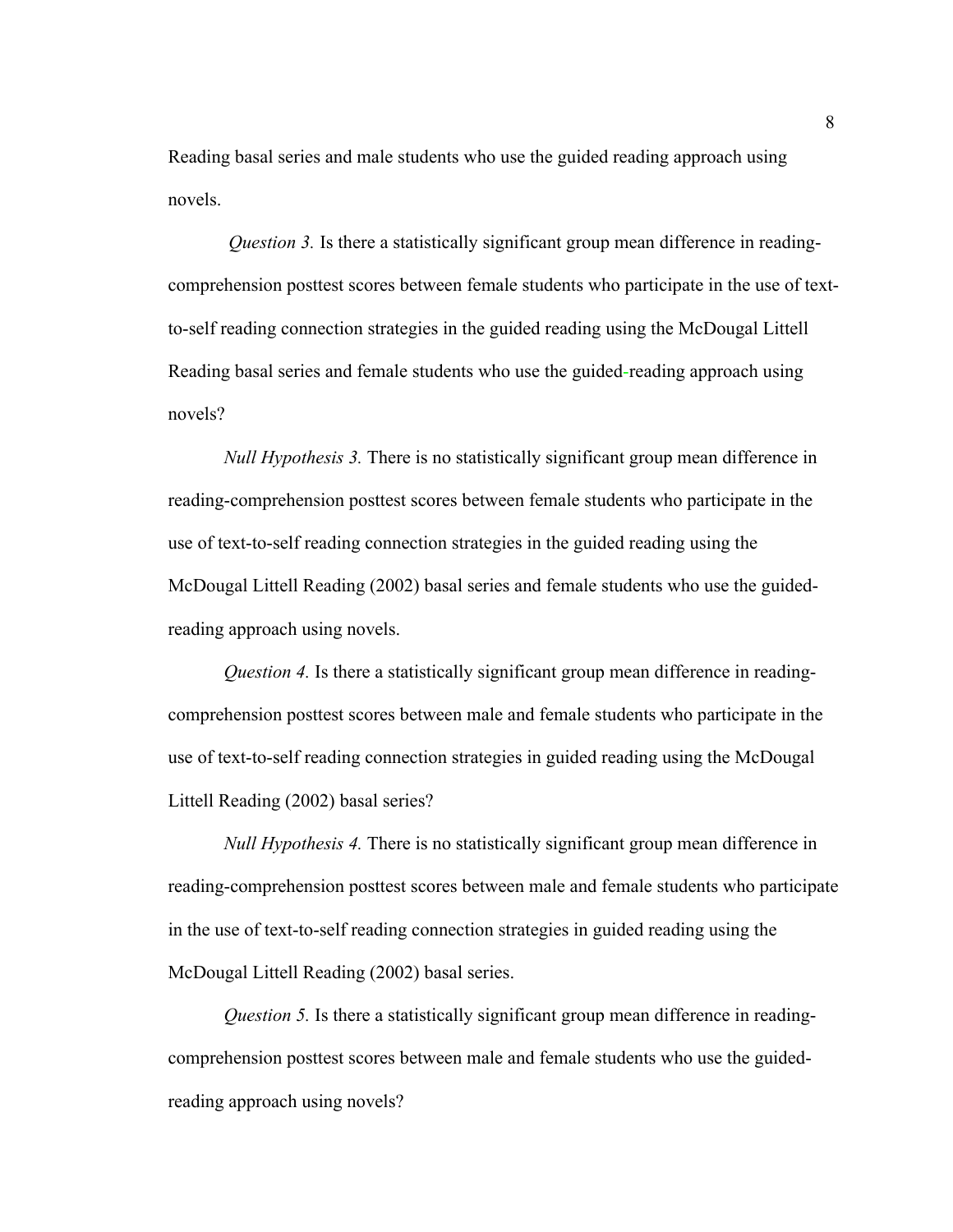Reading basal series and male students who use the guided reading approach using novels.

*Question 3.* Is there a statistically significant group mean difference in reading-comprehension posttest scores between female students who participate in the use of text-to-self reading connection strategies in the guided reading using the McDougal Littell Reading basal series and female students who use the guided-reading approach using novels?

*Null Hypothesis 3.* There is no statistically significant group mean difference in reading-comprehension posttest scores between female students who participate in the use of text-to-self reading connection strategies in the guided reading using the McDougal Littell Reading (2002) basal series and female students who use the guided-reading approach using novels.

*Question 4.* Is there a statistically significant group mean difference in reading-comprehension posttest scores between male and female students who participate in the use of text-to-self reading connection strategies in guided reading using the McDougal Littell Reading (2002) basal series?

*Null Hypothesis 4.* There is no statistically significant group mean difference in reading-comprehension posttest scores between male and female students who participate in the use of text-to-self reading connection strategies in guided reading using the McDougal Littell Reading (2002) basal series.

*Question 5.* Is there a statistically significant group mean difference in reading-comprehension posttest scores between male and female students who use the guided-reading approach using novels?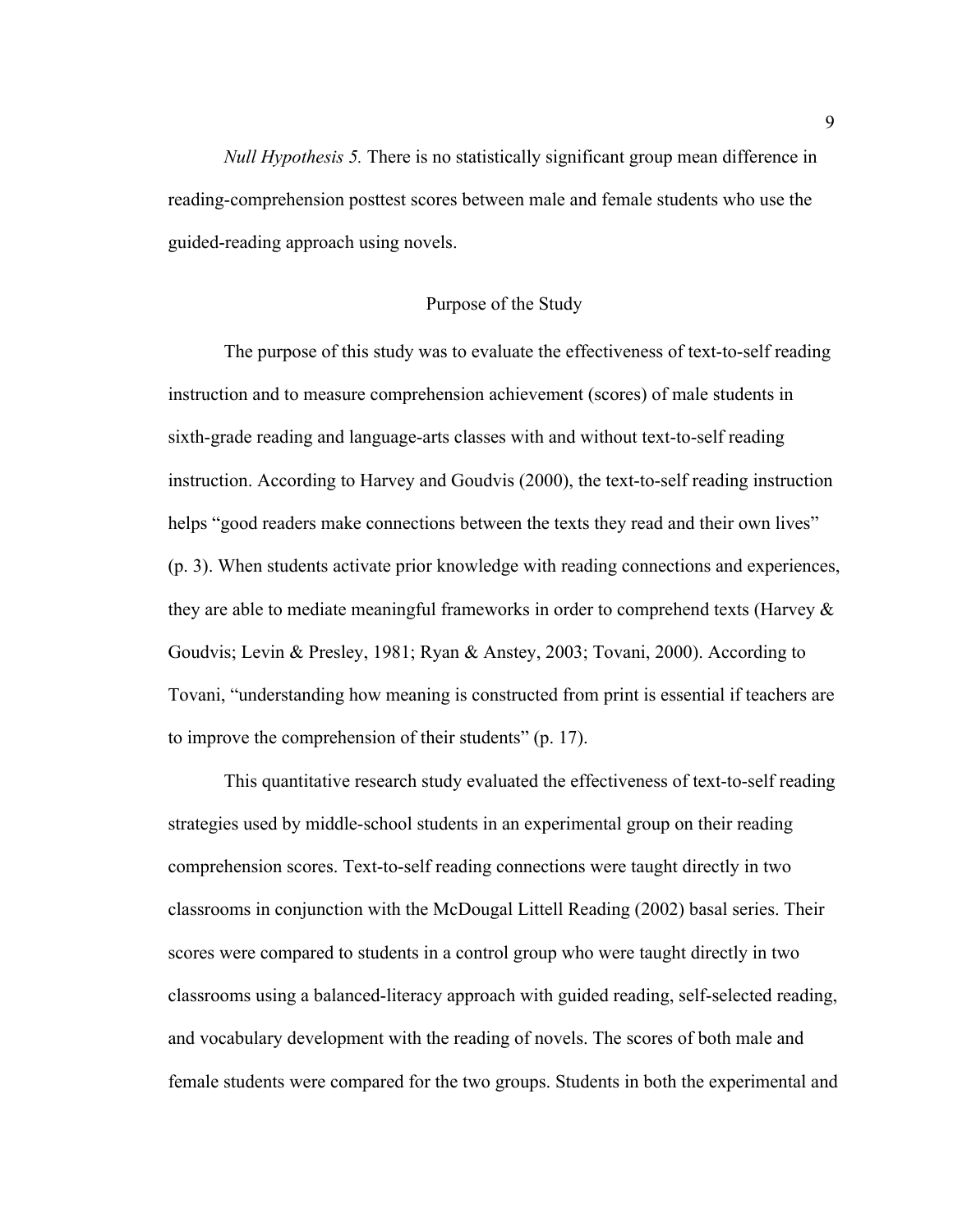*Null Hypothesis 5.* There is no statistically significant group mean difference in reading-comprehension posttest scores between male and female students who use the guided-reading approach using novels.

## Purpose of the Study

The purpose of this study was to evaluate the effectiveness of text-to-self reading instruction and to measure comprehension achievement (scores) of male students in sixth-grade reading and language-arts classes with and without text-to-self reading instruction. According to Harvey and Goudvis (2000), the text-to-self reading instruction helps "good readers make connections between the texts they read and their own lives" (p. 3). When students activate prior knowledge with reading connections and experiences, they are able to mediate meaningful frameworks in order to comprehend texts (Harvey & Goudvis; Levin & Presley, 1981; Ryan & Anstey, 2003; Tovani, 2000). According to Tovani, "understanding how meaning is constructed from print is essential if teachers are to improve the comprehension of their students" (p. 17).

This quantitative research study evaluated the effectiveness of text-to-self reading strategies used by middle-school students in an experimental group on their reading comprehension scores. Text-to-self reading connections were taught directly in two classrooms in conjunction with the McDougal Littell Reading (2002) basal series. Their scores were compared to students in a control group who were taught directly in two classrooms using a balanced-literacy approach with guided reading, self-selected reading, and vocabulary development with the reading of novels. The scores of both male and female students were compared for the two groups. Students in both the experimental and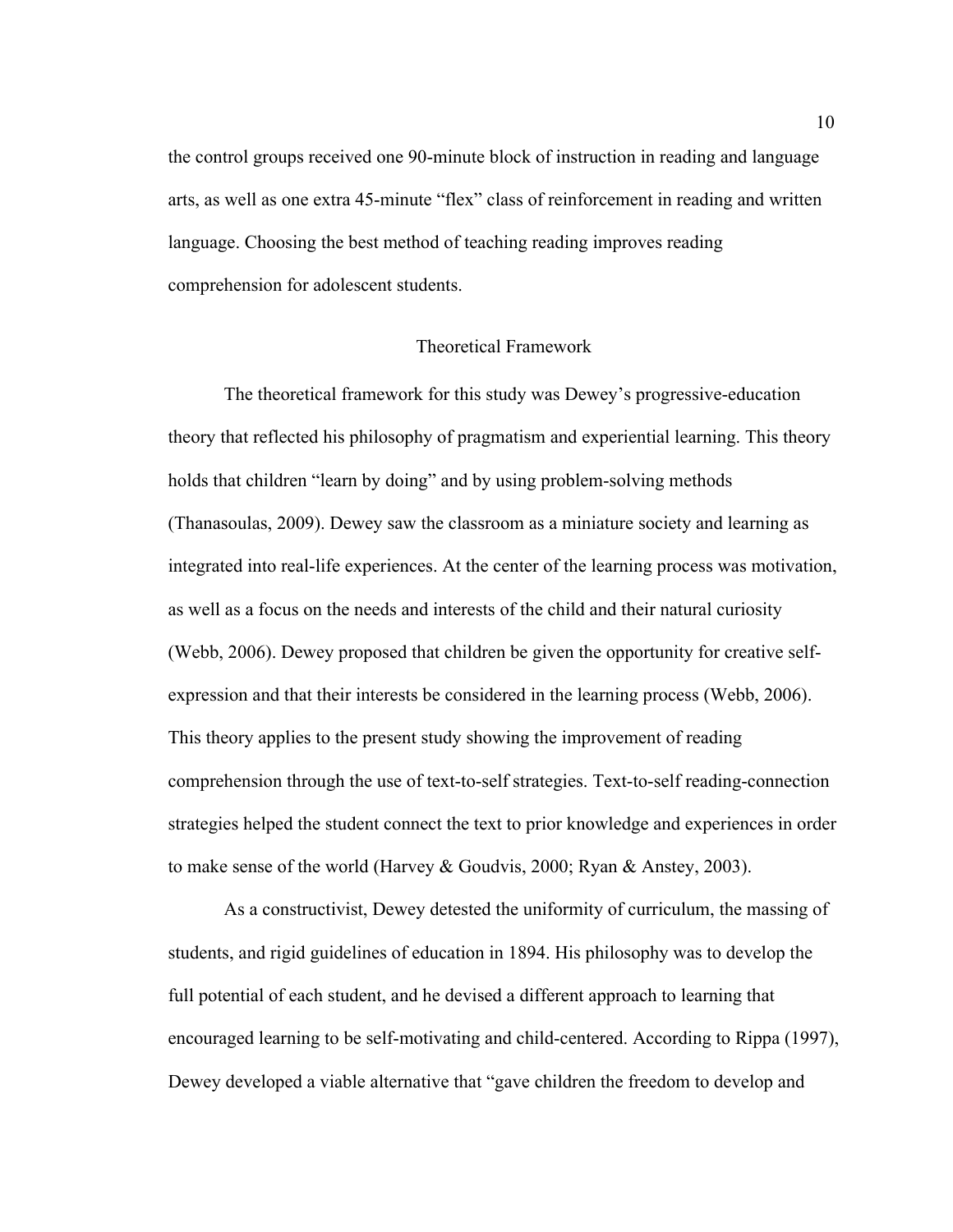the control groups received one 90-minute block of instruction in reading and language arts, as well as one extra 45-minute "flex" class of reinforcement in reading and written language. Choosing the best method of teaching reading improves reading comprehension for adolescent students.

## Theoretical Framework

The theoretical framework for this study was Dewey's progressive-education theory that reflected his philosophy of pragmatism and experiential learning. This theory holds that children "learn by doing" and by using problem-solving methods (Thanasoulas, 2009). Dewey saw the classroom as a miniature society and learning as integrated into real-life experiences. At the center of the learning process was motivation, as well as a focus on the needs and interests of the child and their natural curiosity (Webb, 2006). Dewey proposed that children be given the opportunity for creative self-expression and that their interests be considered in the learning process (Webb, 2006). This theory applies to the present study showing the improvement of reading comprehension through the use of text-to-self strategies. Text-to-self reading-connection strategies helped the student connect the text to prior knowledge and experiences in order to make sense of the world (Harvey & Goudvis, 2000; Ryan & Anstey, 2003).

As a constructivist, Dewey detested the uniformity of curriculum, the massing of students, and rigid guidelines of education in 1894. His philosophy was to develop the full potential of each student, and he devised a different approach to learning that encouraged learning to be self-motivating and child-centered. According to Rippa (1997), Dewey developed a viable alternative that "gave children the freedom to develop and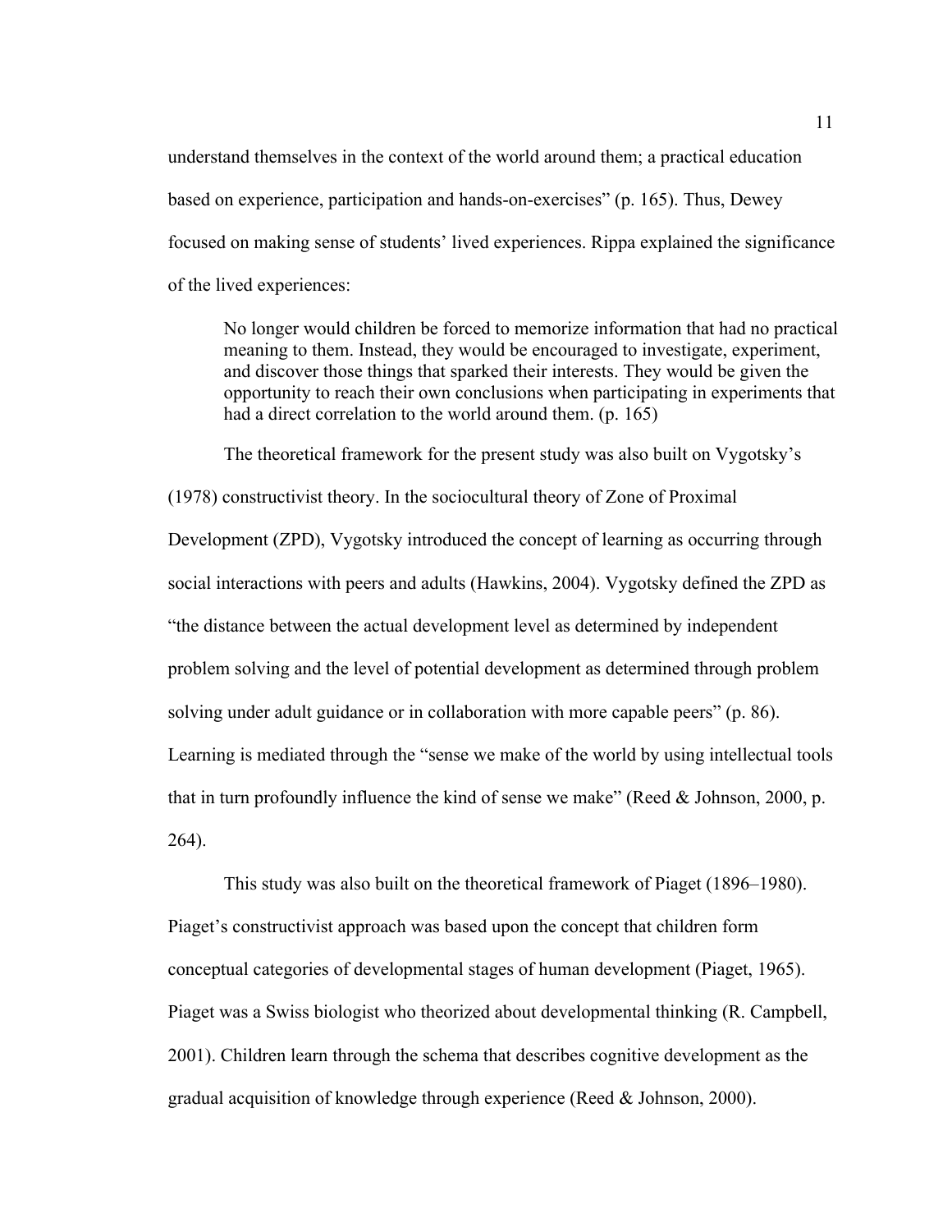understand themselves in the context of the world around them; a practical education based on experience, participation and hands-on-exercises" (p. 165). Thus, Dewey focused on making sense of students' lived experiences. Rippa explained the significance of the lived experiences:

> No longer would children be forced to memorize information that had no practical meaning to them. Instead, they would be encouraged to investigate, experiment, and discover those things that sparked their interests. They would be given the opportunity to reach their own conclusions when participating in experiments that had a direct correlation to the world around them. (p. 165)

The theoretical framework for the present study was also built on Vygotsky's (1978) constructivist theory. In the sociocultural theory of Zone of Proximal Development (ZPD), Vygotsky introduced the concept of learning as occurring through social interactions with peers and adults (Hawkins, 2004). Vygotsky defined the ZPD as "the distance between the actual development level as determined by independent problem solving and the level of potential development as determined through problem solving under adult guidance or in collaboration with more capable peers" (p. 86). Learning is mediated through the "sense we make of the world by using intellectual tools that in turn profoundly influence the kind of sense we make" (Reed & Johnson, 2000, p. 264).

This study was also built on the theoretical framework of Piaget (1896–1980). Piaget's constructivist approach was based upon the concept that children form conceptual categories of developmental stages of human development (Piaget, 1965). Piaget was a Swiss biologist who theorized about developmental thinking (R. Campbell, 2001). Children learn through the schema that describes cognitive development as the gradual acquisition of knowledge through experience (Reed & Johnson, 2000).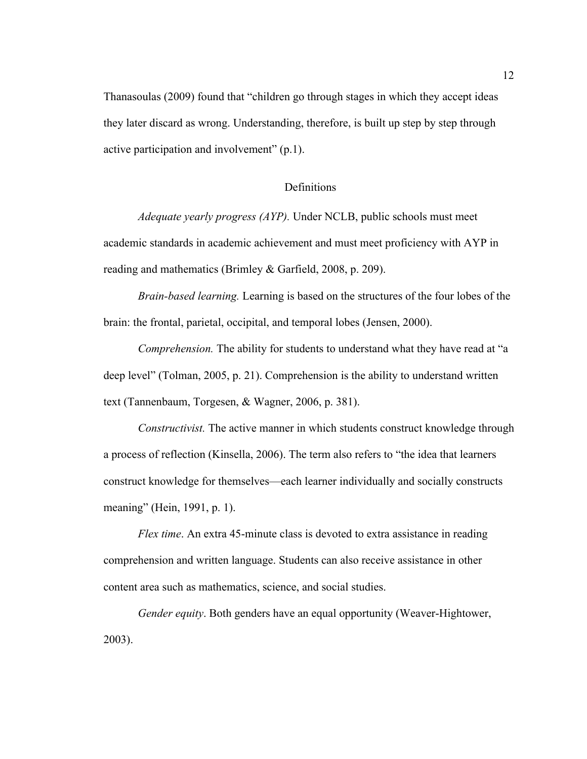Thanasoulas (2009) found that “children go through stages in which they accept ideas they later discard as wrong. Understanding, therefore, is built up step by step through active participation and involvement” (p.1).

## Definitions

*Adequate yearly progress (AYP).* Under NCLB, public schools must meet academic standards in academic achievement and must meet proficiency with AYP in reading and mathematics (Brimley & Garfield, 2008, p. 209).

*Brain-based learning.* Learning is based on the structures of the four lobes of the brain: the frontal, parietal, occipital, and temporal lobes (Jensen, 2000).

*Comprehension.* The ability for students to understand what they have read at “a deep level” (Tolman, 2005, p. 21). Comprehension is the ability to understand written text (Tannenbaum, Torgesen, & Wagner, 2006, p. 381).

*Constructivist.* The active manner in which students construct knowledge through a process of reflection (Kinsella, 2006). The term also refers to “the idea that learners construct knowledge for themselves—each learner individually and socially constructs meaning” (Hein, 1991, p. 1).

*Flex time*. An extra 45-minute class is devoted to extra assistance in reading comprehension and written language. Students can also receive assistance in other content area such as mathematics, science, and social studies.

*Gender equity*. Both genders have an equal opportunity (Weaver-Hightower, 2003).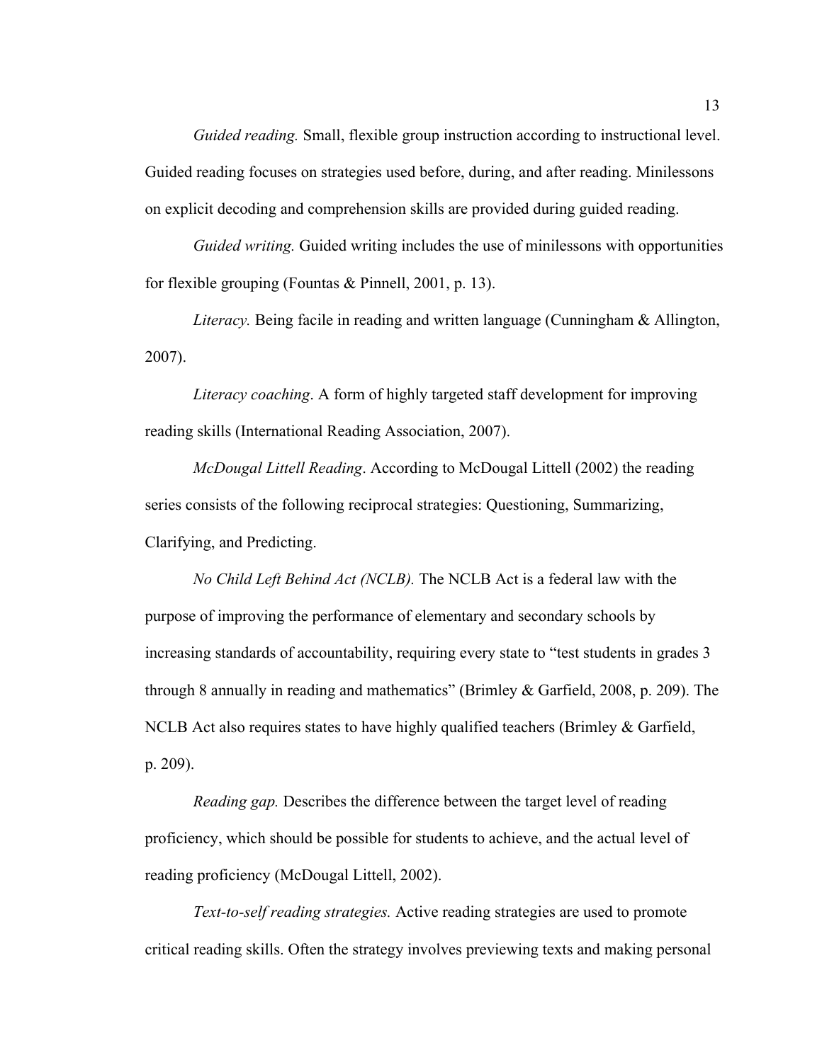*Guided reading.* Small, flexible group instruction according to instructional level. Guided reading focuses on strategies used before, during, and after reading. Minilessons on explicit decoding and comprehension skills are provided during guided reading.

*Guided writing.* Guided writing includes the use of minilessons with opportunities for flexible grouping (Fountas & Pinnell, 2001, p. 13).

*Literacy.* Being facile in reading and written language (Cunningham & Allington, 2007).

*Literacy coaching*. A form of highly targeted staff development for improving reading skills (International Reading Association, 2007).

*McDougal Littell Reading*. According to McDougal Littell (2002) the reading series consists of the following reciprocal strategies: Questioning, Summarizing, Clarifying, and Predicting.

*No Child Left Behind Act (NCLB).* The NCLB Act is a federal law with the purpose of improving the performance of elementary and secondary schools by increasing standards of accountability, requiring every state to "test students in grades 3 through 8 annually in reading and mathematics" (Brimley & Garfield, 2008, p. 209). The NCLB Act also requires states to have highly qualified teachers (Brimley & Garfield, p. 209).

*Reading gap.* Describes the difference between the target level of reading proficiency, which should be possible for students to achieve, and the actual level of reading proficiency (McDougal Littell, 2002).

*Text-to-self reading strategies.* Active reading strategies are used to promote critical reading skills. Often the strategy involves previewing texts and making personal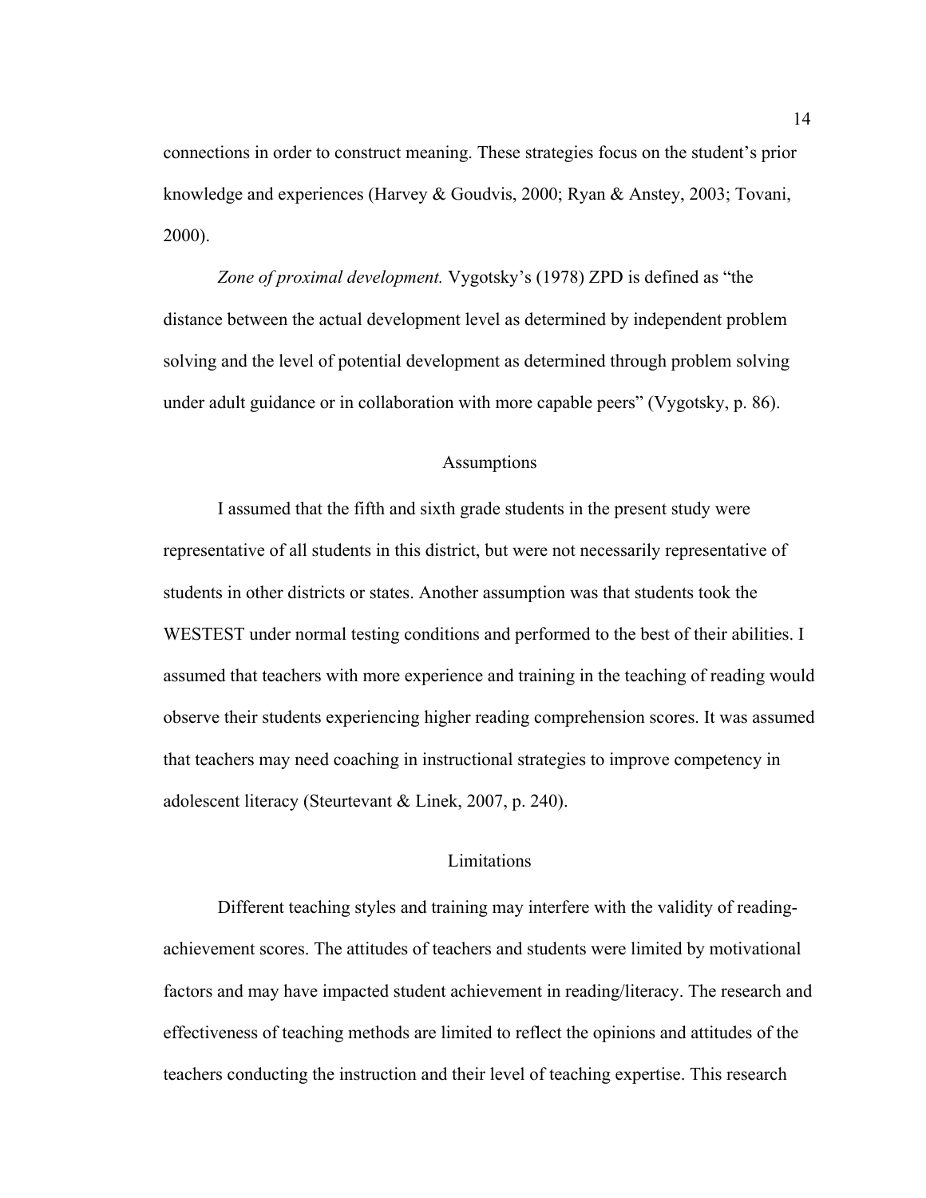connections in order to construct meaning. These strategies focus on the student's prior knowledge and experiences (Harvey & Goudvis, 2000; Ryan & Anstey, 2003; Tovani, 2000).

*Zone of proximal development.* Vygotsky's (1978) ZPD is defined as "the distance between the actual development level as determined by independent problem solving and the level of potential development as determined through problem solving under adult guidance or in collaboration with more capable peers" (Vygotsky, p. 86).

## Assumptions

I assumed that the fifth and sixth grade students in the present study were representative of all students in this district, but were not necessarily representative of students in other districts or states. Another assumption was that students took the WESTEST under normal testing conditions and performed to the best of their abilities. I assumed that teachers with more experience and training in the teaching of reading would observe their students experiencing higher reading comprehension scores. It was assumed that teachers may need coaching in instructional strategies to improve competency in adolescent literacy (Steurtevant & Linek, 2007, p. 240).

## Limitations

Different teaching styles and training may interfere with the validity of reading-achievement scores. The attitudes of teachers and students were limited by motivational factors and may have impacted student achievement in reading/literacy. The research and effectiveness of teaching methods are limited to reflect the opinions and attitudes of the teachers conducting the instruction and their level of teaching expertise. This research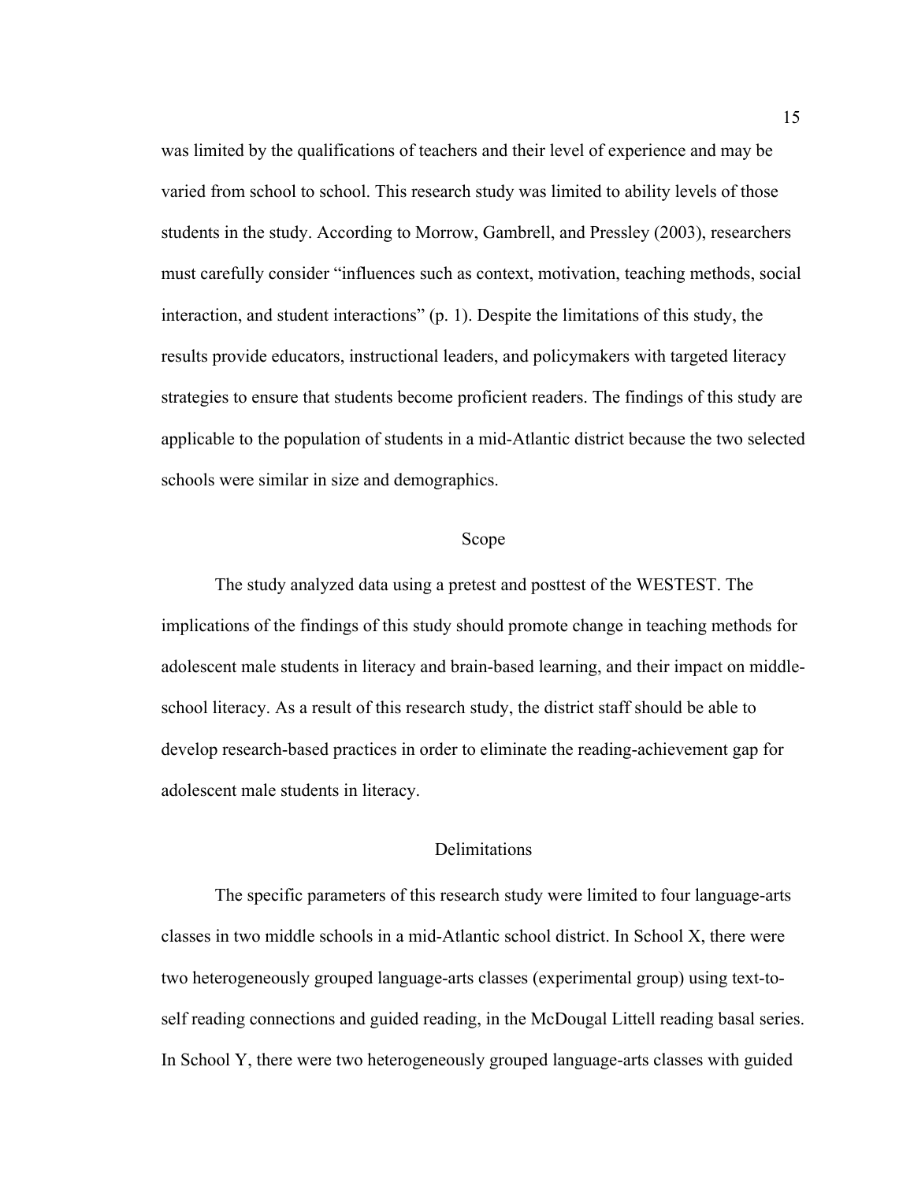was limited by the qualifications of teachers and their level of experience and may be varied from school to school. This research study was limited to ability levels of those students in the study. According to Morrow, Gambrell, and Pressley (2003), researchers must carefully consider "influences such as context, motivation, teaching methods, social interaction, and student interactions" (p. 1). Despite the limitations of this study, the results provide educators, instructional leaders, and policymakers with targeted literacy strategies to ensure that students become proficient readers. The findings of this study are applicable to the population of students in a mid-Atlantic district because the two selected schools were similar in size and demographics.

## Scope

The study analyzed data using a pretest and posttest of the WESTEST. The implications of the findings of this study should promote change in teaching methods for adolescent male students in literacy and brain-based learning, and their impact on middle-school literacy. As a result of this research study, the district staff should be able to develop research-based practices in order to eliminate the reading-achievement gap for adolescent male students in literacy.

## Delimitations

The specific parameters of this research study were limited to four language-arts classes in two middle schools in a mid-Atlantic school district. In School X, there were two heterogeneously grouped language-arts classes (experimental group) using text-to-self reading connections and guided reading, in the McDougal Littell reading basal series. In School Y, there were two heterogeneously grouped language-arts classes with guided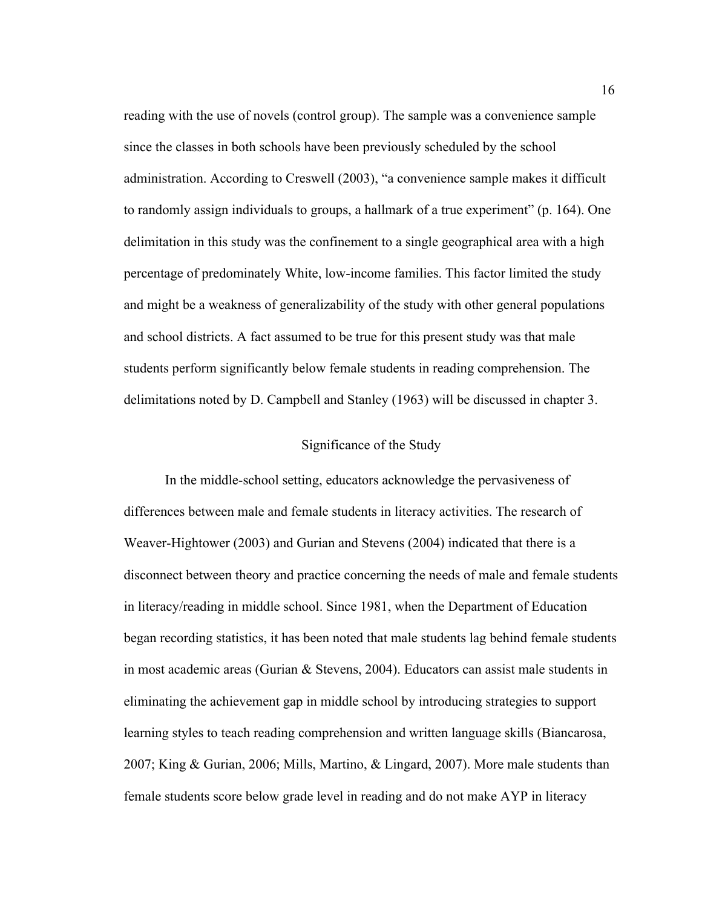reading with the use of novels (control group). The sample was a convenience sample since the classes in both schools have been previously scheduled by the school administration. According to Creswell (2003), "a convenience sample makes it difficult to randomly assign individuals to groups, a hallmark of a true experiment" (p. 164). One delimitation in this study was the confinement to a single geographical area with a high percentage of predominately White, low-income families. This factor limited the study and might be a weakness of generalizability of the study with other general populations and school districts. A fact assumed to be true for this present study was that male students perform significantly below female students in reading comprehension. The delimitations noted by D. Campbell and Stanley (1963) will be discussed in chapter 3.

## Significance of the Study

In the middle-school setting, educators acknowledge the pervasiveness of differences between male and female students in literacy activities. The research of Weaver-Hightower (2003) and Gurian and Stevens (2004) indicated that there is a disconnect between theory and practice concerning the needs of male and female students in literacy/reading in middle school. Since 1981, when the Department of Education began recording statistics, it has been noted that male students lag behind female students in most academic areas (Gurian & Stevens, 2004). Educators can assist male students in eliminating the achievement gap in middle school by introducing strategies to support learning styles to teach reading comprehension and written language skills (Biancarosa, 2007; King & Gurian, 2006; Mills, Martino, & Lingard, 2007). More male students than female students score below grade level in reading and do not make AYP in literacy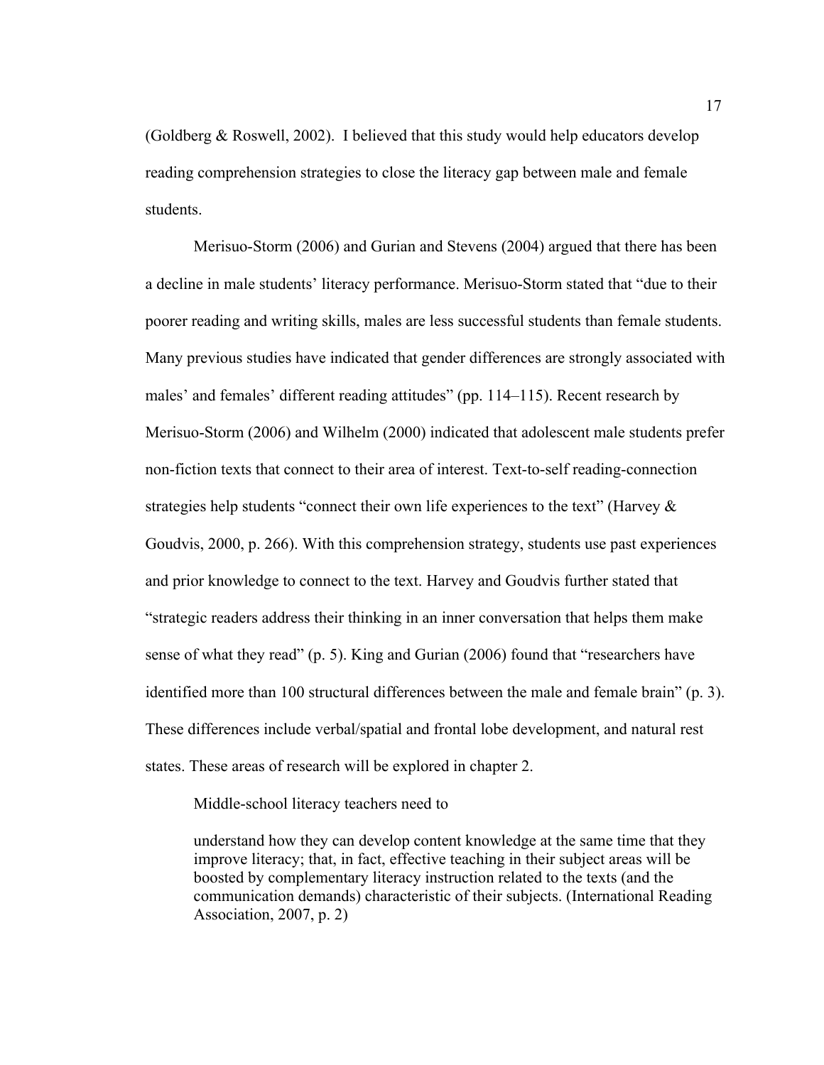(Goldberg & Roswell, 2002). I believed that this study would help educators develop reading comprehension strategies to close the literacy gap between male and female students.

Merisuo-Storm (2006) and Gurian and Stevens (2004) argued that there has been a decline in male students' literacy performance. Merisuo-Storm stated that "due to their poorer reading and writing skills, males are less successful students than female students. Many previous studies have indicated that gender differences are strongly associated with males' and females' different reading attitudes" (pp. 114–115). Recent research by Merisuo-Storm (2006) and Wilhelm (2000) indicated that adolescent male students prefer non-fiction texts that connect to their area of interest. Text-to-self reading-connection strategies help students "connect their own life experiences to the text" (Harvey & Goudvis, 2000, p. 266). With this comprehension strategy, students use past experiences and prior knowledge to connect to the text. Harvey and Goudvis further stated that "strategic readers address their thinking in an inner conversation that helps them make sense of what they read" (p. 5). King and Gurian (2006) found that "researchers have identified more than 100 structural differences between the male and female brain" (p. 3). These differences include verbal/spatial and frontal lobe development, and natural rest states. These areas of research will be explored in chapter 2.

Middle-school literacy teachers need to

> understand how they can develop content knowledge at the same time that they improve literacy; that, in fact, effective teaching in their subject areas will be boosted by complementary literacy instruction related to the texts (and the communication demands) characteristic of their subjects. (International Reading Association, 2007, p. 2)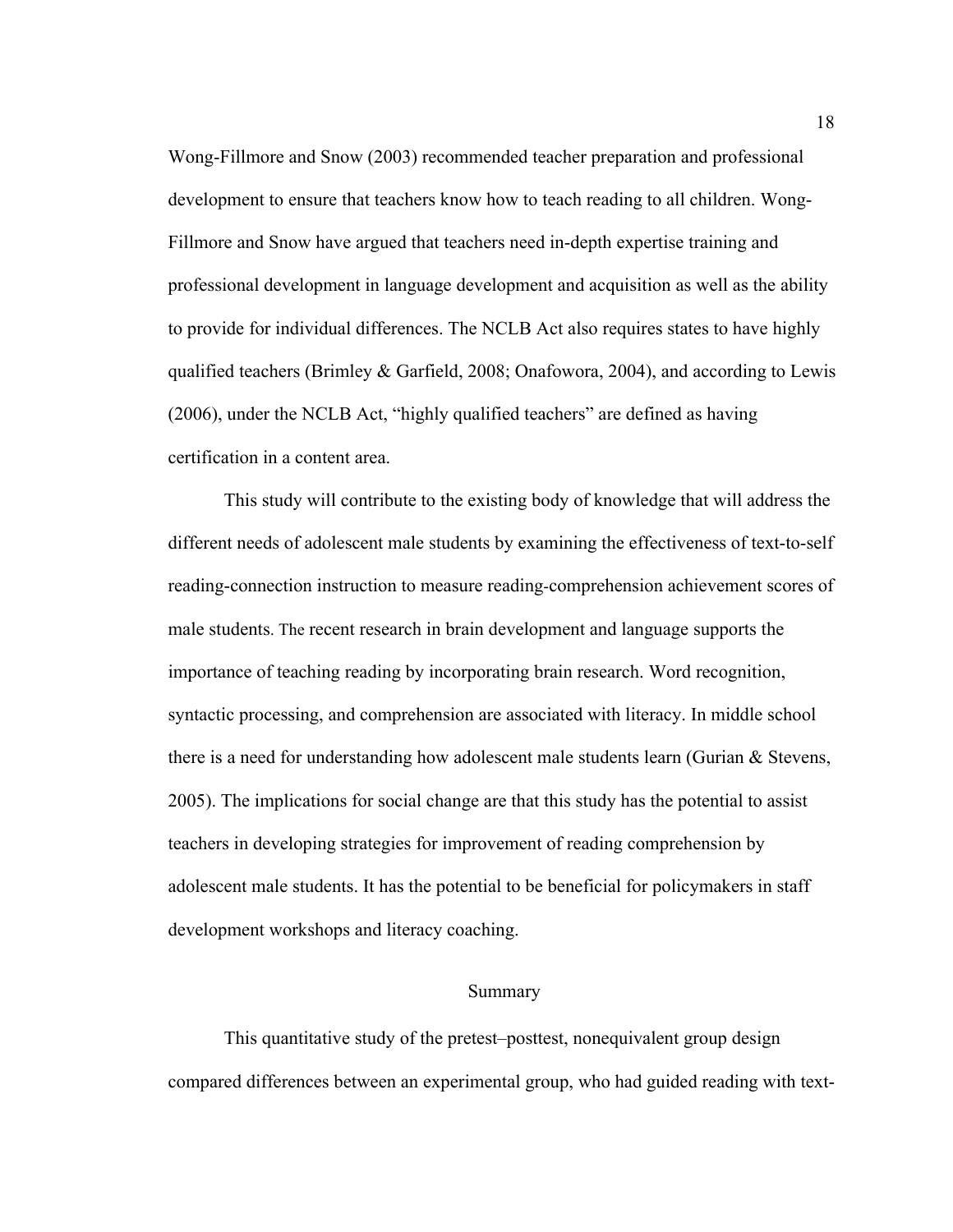Wong-Fillmore and Snow (2003) recommended teacher preparation and professional development to ensure that teachers know how to teach reading to all children. Wong-Fillmore and Snow have argued that teachers need in-depth expertise training and professional development in language development and acquisition as well as the ability to provide for individual differences. The NCLB Act also requires states to have highly qualified teachers (Brimley & Garfield, 2008; Onafowora, 2004), and according to Lewis (2006), under the NCLB Act, "highly qualified teachers" are defined as having certification in a content area.

This study will contribute to the existing body of knowledge that will address the different needs of adolescent male students by examining the effectiveness of text-to-self reading-connection instruction to measure reading-comprehension achievement scores of male students. The recent research in brain development and language supports the importance of teaching reading by incorporating brain research. Word recognition, syntactic processing, and comprehension are associated with literacy. In middle school there is a need for understanding how adolescent male students learn (Gurian & Stevens, 2005). The implications for social change are that this study has the potential to assist teachers in developing strategies for improvement of reading comprehension by adolescent male students. It has the potential to be beneficial for policymakers in staff development workshops and literacy coaching.

## Summary

This quantitative study of the pretest–posttest, nonequivalent group design compared differences between an experimental group, who had guided reading with text-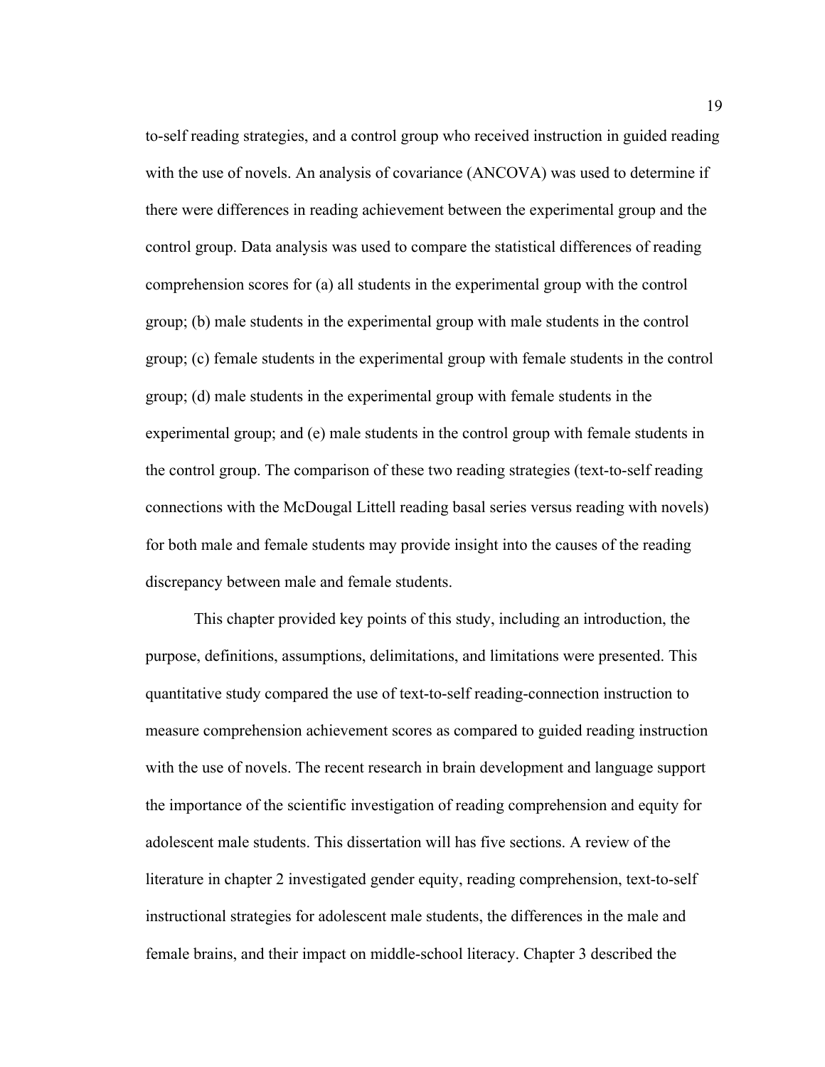to-self reading strategies, and a control group who received instruction in guided reading with the use of novels. An analysis of covariance (ANCOVA) was used to determine if there were differences in reading achievement between the experimental group and the control group. Data analysis was used to compare the statistical differences of reading comprehension scores for (a) all students in the experimental group with the control group; (b) male students in the experimental group with male students in the control group; (c) female students in the experimental group with female students in the control group; (d) male students in the experimental group with female students in the experimental group; and (e) male students in the control group with female students in the control group. The comparison of these two reading strategies (text-to-self reading connections with the McDougal Littell reading basal series versus reading with novels) for both male and female students may provide insight into the causes of the reading discrepancy between male and female students.

This chapter provided key points of this study, including an introduction, the purpose, definitions, assumptions, delimitations, and limitations were presented. This quantitative study compared the use of text-to-self reading-connection instruction to measure comprehension achievement scores as compared to guided reading instruction with the use of novels. The recent research in brain development and language support the importance of the scientific investigation of reading comprehension and equity for adolescent male students. This dissertation will has five sections. A review of the literature in chapter 2 investigated gender equity, reading comprehension, text-to-self instructional strategies for adolescent male students, the differences in the male and female brains, and their impact on middle-school literacy. Chapter 3 described the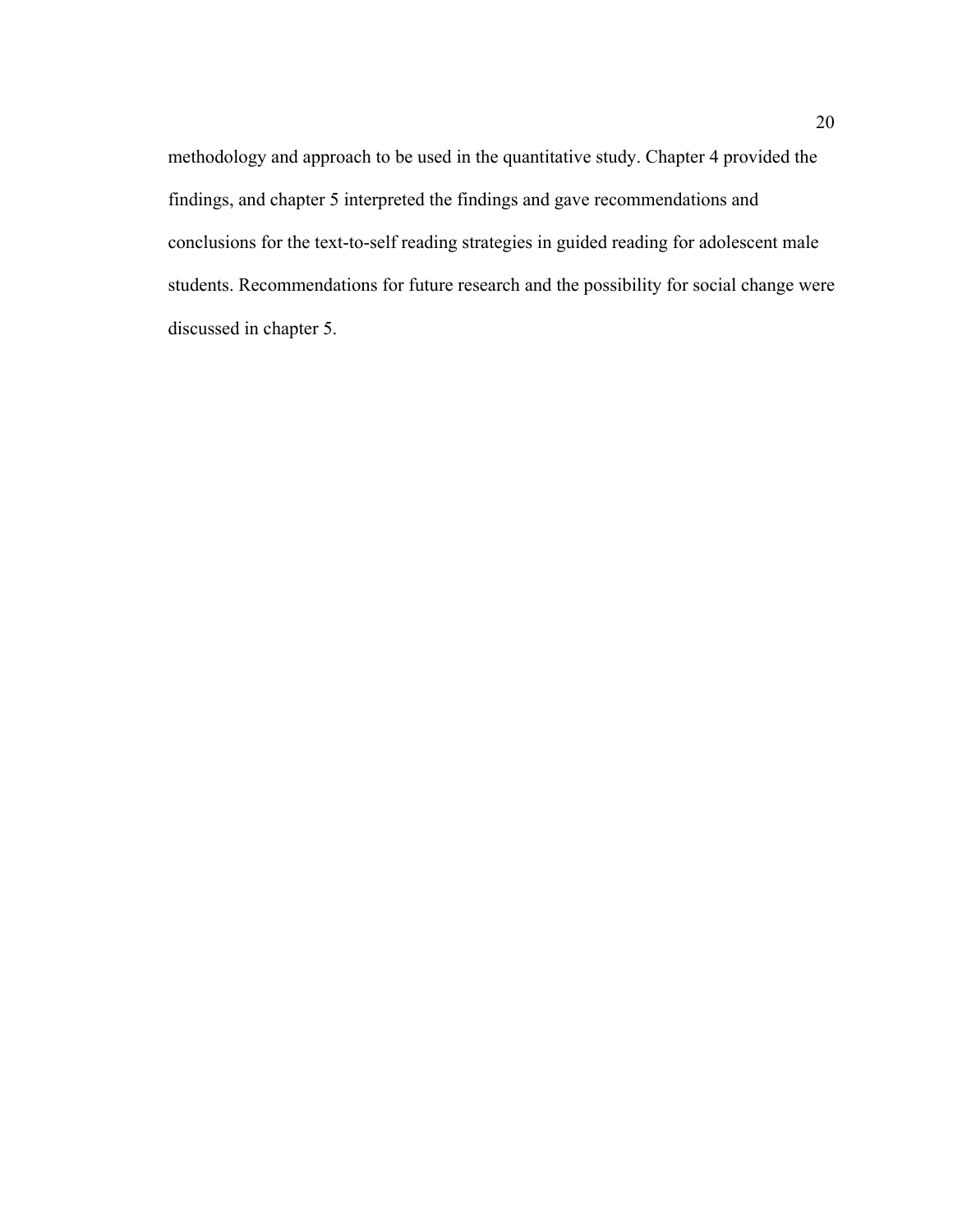methodology and approach to be used in the quantitative study. Chapter 4 provided the findings, and chapter 5 interpreted the findings and gave recommendations and conclusions for the text-to-self reading strategies in guided reading for adolescent male students. Recommendations for future research and the possibility for social change were discussed in chapter 5.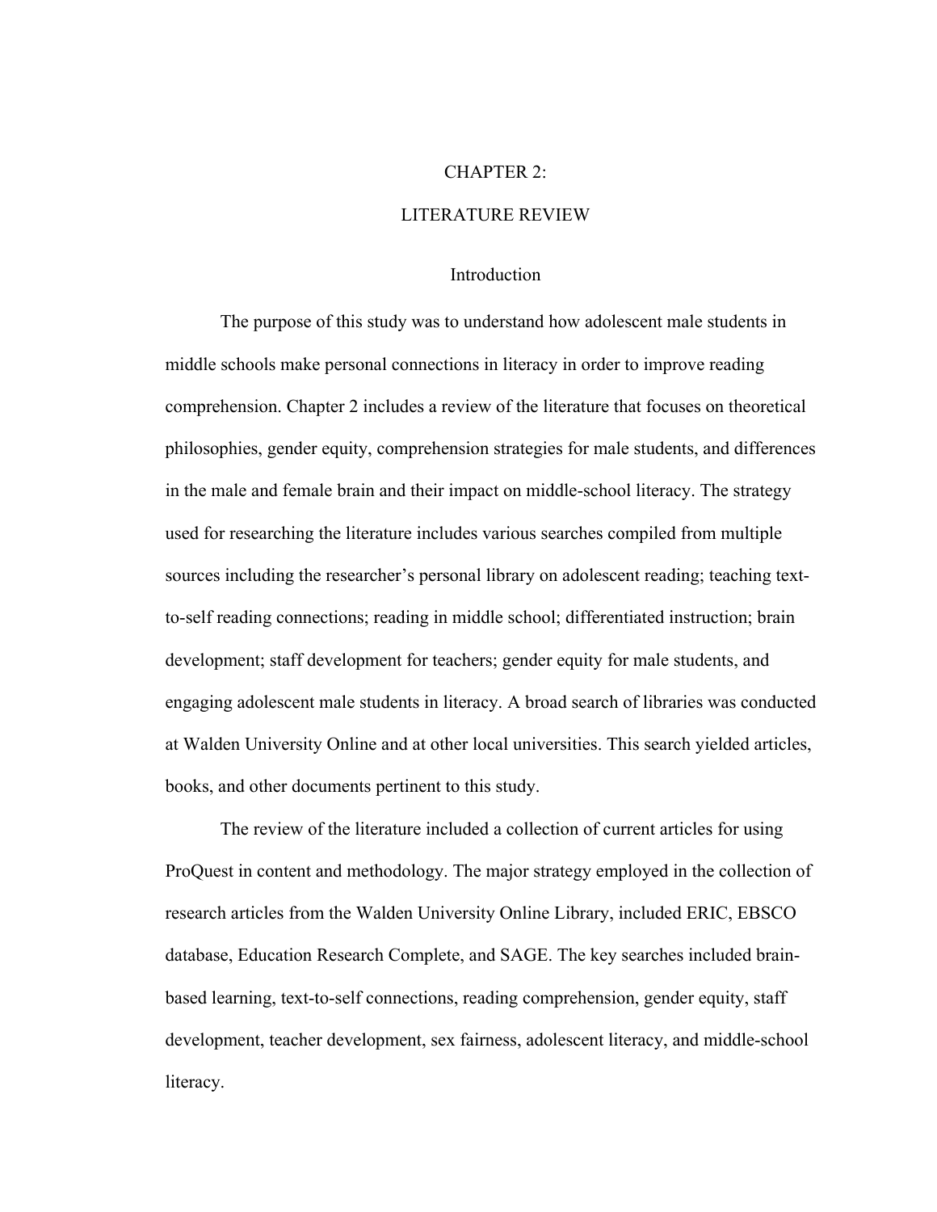# CHAPTER 2:

# LITERATURE REVIEW

## Introduction

The purpose of this study was to understand how adolescent male students in middle schools make personal connections in literacy in order to improve reading comprehension. Chapter 2 includes a review of the literature that focuses on theoretical philosophies, gender equity, comprehension strategies for male students, and differences in the male and female brain and their impact on middle-school literacy. The strategy used for researching the literature includes various searches compiled from multiple sources including the researcher's personal library on adolescent reading; teaching text-to-self reading connections; reading in middle school; differentiated instruction; brain development; staff development for teachers; gender equity for male students, and engaging adolescent male students in literacy. A broad search of libraries was conducted at Walden University Online and at other local universities. This search yielded articles, books, and other documents pertinent to this study.

The review of the literature included a collection of current articles for using ProQuest in content and methodology. The major strategy employed in the collection of research articles from the Walden University Online Library, included ERIC, EBSCO database, Education Research Complete, and SAGE. The key searches included brain-based learning, text-to-self connections, reading comprehension, gender equity, staff development, teacher development, sex fairness, adolescent literacy, and middle-school literacy.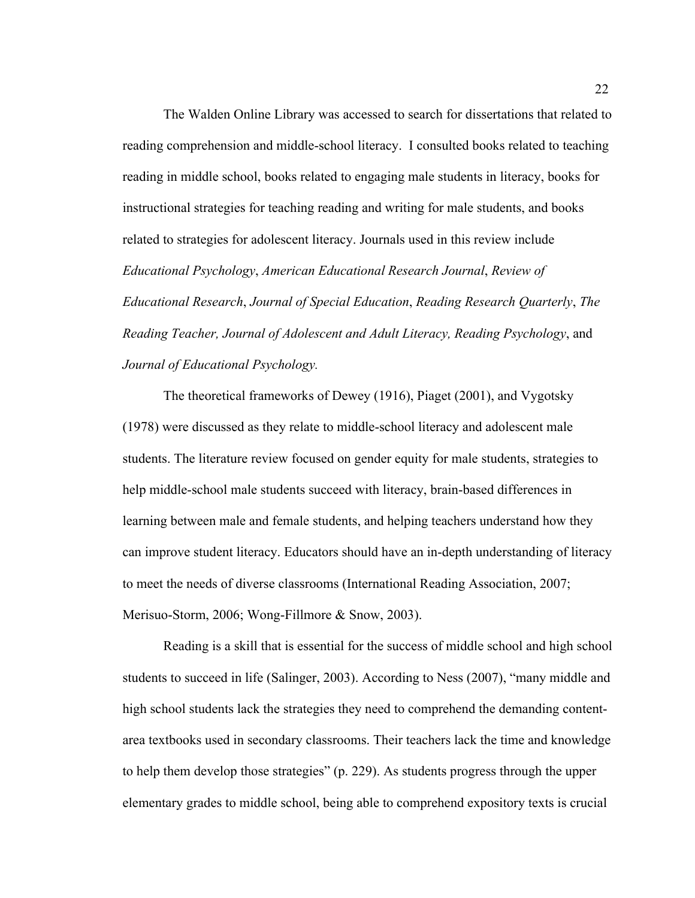The Walden Online Library was accessed to search for dissertations that related to reading comprehension and middle-school literacy.  I consulted books related to teaching reading in middle school, books related to engaging male students in literacy, books for instructional strategies for teaching reading and writing for male students, and books related to strategies for adolescent literacy. Journals used in this review include *Educational Psychology*, *American Educational Research Journal*, *Review of Educational Research*, *Journal of Special Education*, *Reading Research Quarterly*, *The Reading Teacher, Journal of Adolescent and Adult Literacy, Reading Psychology*, and *Journal of Educational Psychology.*

The theoretical frameworks of Dewey (1916), Piaget (2001), and Vygotsky (1978) were discussed as they relate to middle-school literacy and adolescent male students. The literature review focused on gender equity for male students, strategies to help middle-school male students succeed with literacy, brain-based differences in learning between male and female students, and helping teachers understand how they can improve student literacy. Educators should have an in-depth understanding of literacy to meet the needs of diverse classrooms (International Reading Association, 2007; Merisuo-Storm, 2006; Wong-Fillmore & Snow, 2003).

Reading is a skill that is essential for the success of middle school and high school students to succeed in life (Salinger, 2003). According to Ness (2007), "many middle and high school students lack the strategies they need to comprehend the demanding content-area textbooks used in secondary classrooms. Their teachers lack the time and knowledge to help them develop those strategies" (p. 229). As students progress through the upper elementary grades to middle school, being able to comprehend expository texts is crucial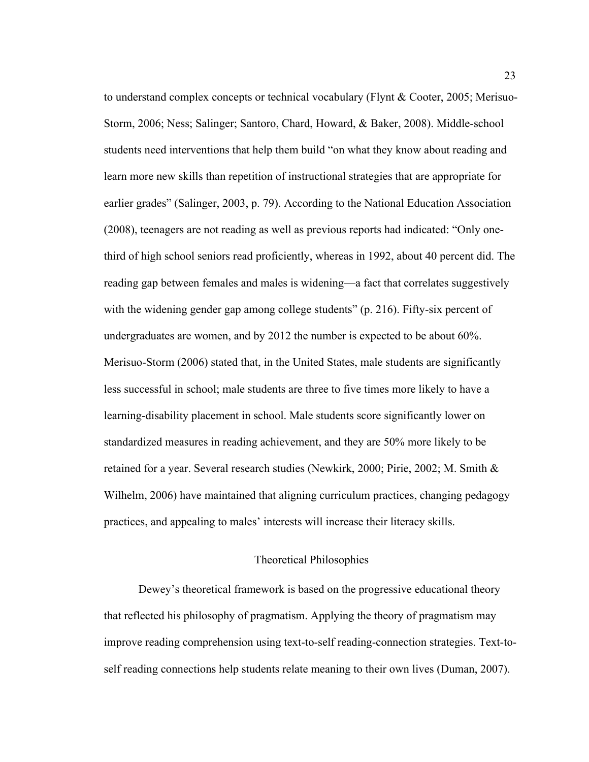to understand complex concepts or technical vocabulary (Flynt & Cooter, 2005; Merisuo-Storm, 2006; Ness; Salinger; Santoro, Chard, Howard, & Baker, 2008). Middle-school students need interventions that help them build "on what they know about reading and learn more new skills than repetition of instructional strategies that are appropriate for earlier grades" (Salinger, 2003, p. 79). According to the National Education Association (2008), teenagers are not reading as well as previous reports had indicated: "Only one-third of high school seniors read proficiently, whereas in 1992, about 40 percent did. The reading gap between females and males is widening—a fact that correlates suggestively with the widening gender gap among college students" (p. 216). Fifty-six percent of undergraduates are women, and by 2012 the number is expected to be about 60%. Merisuo-Storm (2006) stated that, in the United States, male students are significantly less successful in school; male students are three to five times more likely to have a learning-disability placement in school. Male students score significantly lower on standardized measures in reading achievement, and they are 50% more likely to be retained for a year. Several research studies (Newkirk, 2000; Pirie, 2002; M. Smith & Wilhelm, 2006) have maintained that aligning curriculum practices, changing pedagogy practices, and appealing to males' interests will increase their literacy skills.

## Theoretical Philosophies

Dewey's theoretical framework is based on the progressive educational theory that reflected his philosophy of pragmatism. Applying the theory of pragmatism may improve reading comprehension using text-to-self reading-connection strategies. Text-to-self reading connections help students relate meaning to their own lives (Duman, 2007).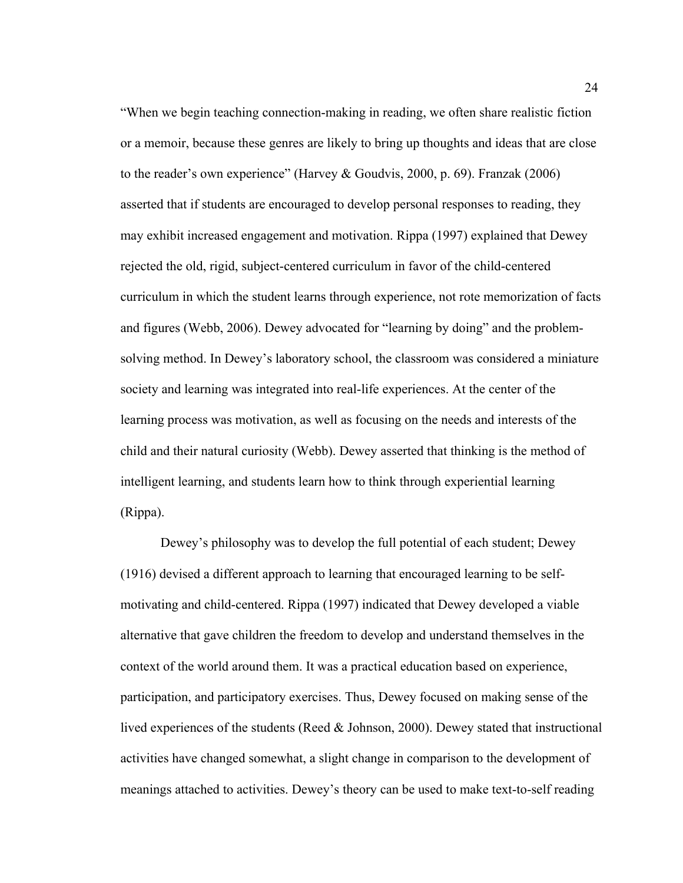“When we begin teaching connection-making in reading, we often share realistic fiction or a memoir, because these genres are likely to bring up thoughts and ideas that are close to the reader’s own experience” (Harvey & Goudvis, 2000, p. 69). Franzak (2006) asserted that if students are encouraged to develop personal responses to reading, they may exhibit increased engagement and motivation. Rippa (1997) explained that Dewey rejected the old, rigid, subject-centered curriculum in favor of the child-centered curriculum in which the student learns through experience, not rote memorization of facts and figures (Webb, 2006). Dewey advocated for “learning by doing” and the problem-solving method. In Dewey’s laboratory school, the classroom was considered a miniature society and learning was integrated into real-life experiences. At the center of the learning process was motivation, as well as focusing on the needs and interests of the child and their natural curiosity (Webb). Dewey asserted that thinking is the method of intelligent learning, and students learn how to think through experiential learning (Rippa).

Dewey’s philosophy was to develop the full potential of each student; Dewey (1916) devised a different approach to learning that encouraged learning to be self-motivating and child-centered. Rippa (1997) indicated that Dewey developed a viable alternative that gave children the freedom to develop and understand themselves in the context of the world around them. It was a practical education based on experience, participation, and participatory exercises. Thus, Dewey focused on making sense of the lived experiences of the students (Reed & Johnson, 2000). Dewey stated that instructional activities have changed somewhat, a slight change in comparison to the development of meanings attached to activities. Dewey’s theory can be used to make text-to-self reading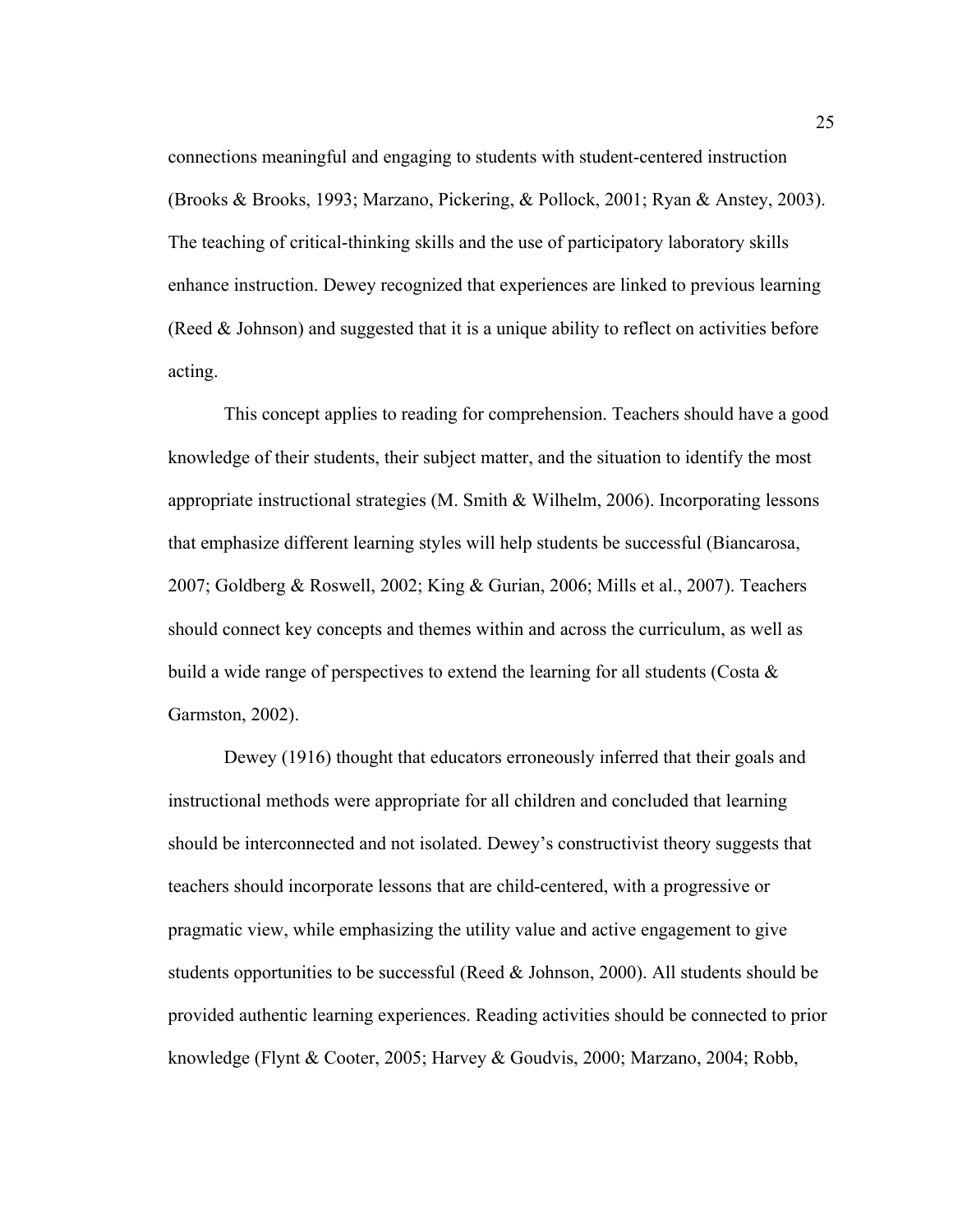connections meaningful and engaging to students with student-centered instruction (Brooks & Brooks, 1993; Marzano, Pickering, & Pollock, 2001; Ryan & Anstey, 2003). The teaching of critical-thinking skills and the use of participatory laboratory skills enhance instruction. Dewey recognized that experiences are linked to previous learning (Reed & Johnson) and suggested that it is a unique ability to reflect on activities before acting.

This concept applies to reading for comprehension. Teachers should have a good knowledge of their students, their subject matter, and the situation to identify the most appropriate instructional strategies (M. Smith & Wilhelm, 2006). Incorporating lessons that emphasize different learning styles will help students be successful (Biancarosa, 2007; Goldberg & Roswell, 2002; King & Gurian, 2006; Mills et al., 2007). Teachers should connect key concepts and themes within and across the curriculum, as well as build a wide range of perspectives to extend the learning for all students (Costa & Garmston, 2002).

Dewey (1916) thought that educators erroneously inferred that their goals and instructional methods were appropriate for all children and concluded that learning should be interconnected and not isolated. Dewey's constructivist theory suggests that teachers should incorporate lessons that are child-centered, with a progressive or pragmatic view, while emphasizing the utility value and active engagement to give students opportunities to be successful (Reed & Johnson, 2000). All students should be provided authentic learning experiences. Reading activities should be connected to prior knowledge (Flynt & Cooter, 2005; Harvey & Goudvis, 2000; Marzano, 2004; Robb,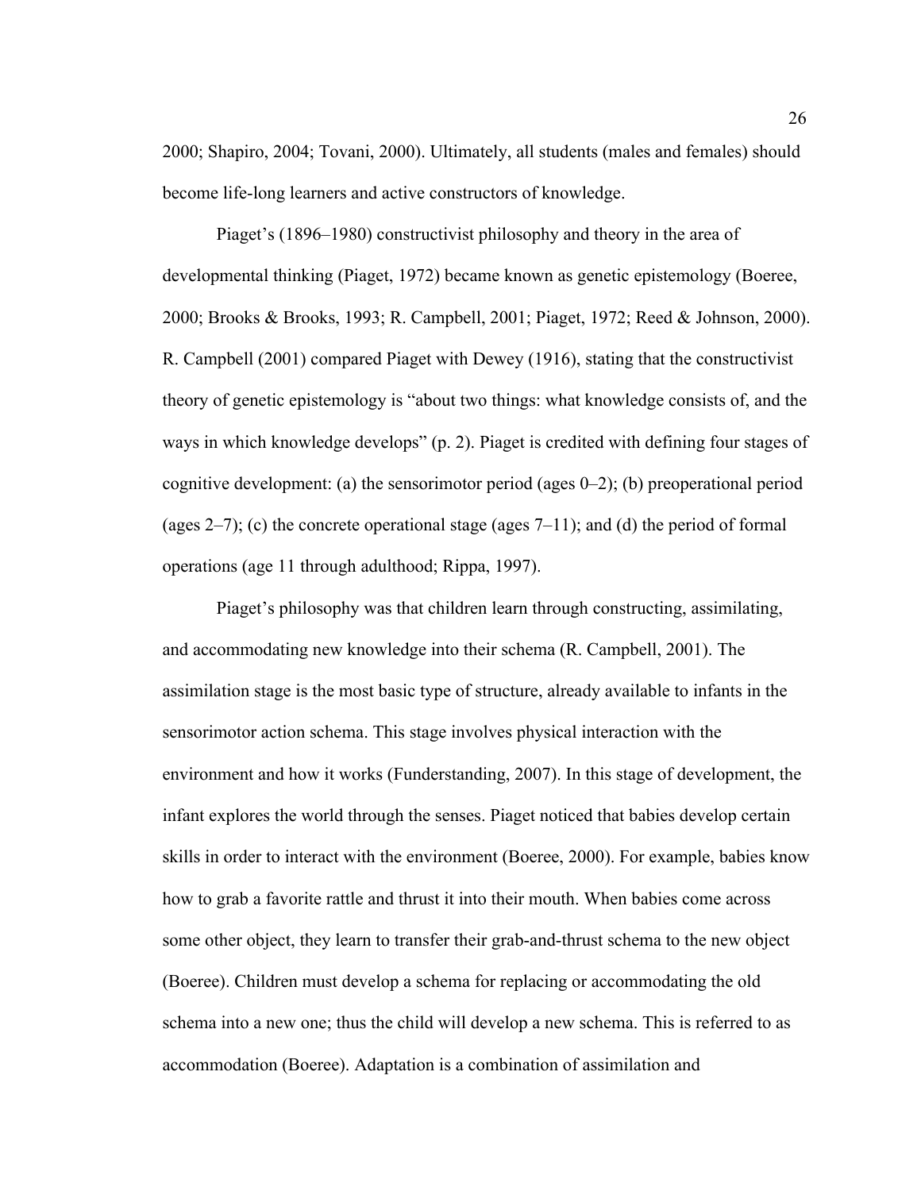2000; Shapiro, 2004; Tovani, 2000). Ultimately, all students (males and females) should become life-long learners and active constructors of knowledge.

Piaget's (1896–1980) constructivist philosophy and theory in the area of developmental thinking (Piaget, 1972) became known as genetic epistemology (Boeree, 2000; Brooks & Brooks, 1993; R. Campbell, 2001; Piaget, 1972; Reed & Johnson, 2000). R. Campbell (2001) compared Piaget with Dewey (1916), stating that the constructivist theory of genetic epistemology is "about two things: what knowledge consists of, and the ways in which knowledge develops" (p. 2). Piaget is credited with defining four stages of cognitive development: (a) the sensorimotor period (ages 0–2); (b) preoperational period (ages 2–7); (c) the concrete operational stage (ages 7–11); and (d) the period of formal operations (age 11 through adulthood; Rippa, 1997).

Piaget's philosophy was that children learn through constructing, assimilating, and accommodating new knowledge into their schema (R. Campbell, 2001). The assimilation stage is the most basic type of structure, already available to infants in the sensorimotor action schema. This stage involves physical interaction with the environment and how it works (Funderstanding, 2007). In this stage of development, the infant explores the world through the senses. Piaget noticed that babies develop certain skills in order to interact with the environment (Boeree, 2000). For example, babies know how to grab a favorite rattle and thrust it into their mouth. When babies come across some other object, they learn to transfer their grab-and-thrust schema to the new object (Boeree). Children must develop a schema for replacing or accommodating the old schema into a new one; thus the child will develop a new schema. This is referred to as accommodation (Boeree). Adaptation is a combination of assimilation and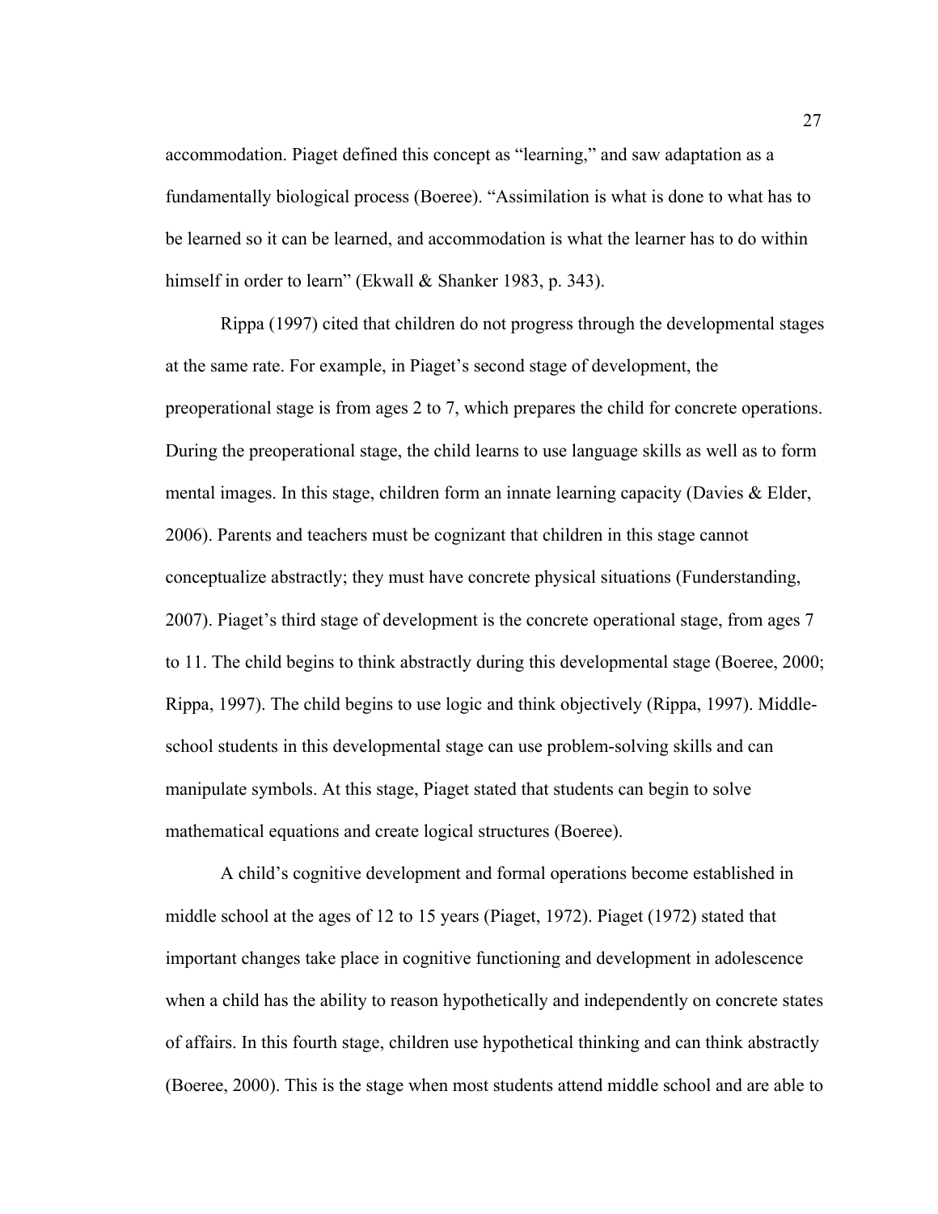accommodation. Piaget defined this concept as "learning," and saw adaptation as a fundamentally biological process (Boeree). "Assimilation is what is done to what has to be learned so it can be learned, and accommodation is what the learner has to do within himself in order to learn" (Ekwall & Shanker 1983, p. 343).

Rippa (1997) cited that children do not progress through the developmental stages at the same rate. For example, in Piaget's second stage of development, the preoperational stage is from ages 2 to 7, which prepares the child for concrete operations. During the preoperational stage, the child learns to use language skills as well as to form mental images. In this stage, children form an innate learning capacity (Davies & Elder, 2006). Parents and teachers must be cognizant that children in this stage cannot conceptualize abstractly; they must have concrete physical situations (Funderstanding, 2007). Piaget's third stage of development is the concrete operational stage, from ages 7 to 11. The child begins to think abstractly during this developmental stage (Boeree, 2000; Rippa, 1997). The child begins to use logic and think objectively (Rippa, 1997). Middle-school students in this developmental stage can use problem-solving skills and can manipulate symbols. At this stage, Piaget stated that students can begin to solve mathematical equations and create logical structures (Boeree).

A child's cognitive development and formal operations become established in middle school at the ages of 12 to 15 years (Piaget, 1972). Piaget (1972) stated that important changes take place in cognitive functioning and development in adolescence when a child has the ability to reason hypothetically and independently on concrete states of affairs. In this fourth stage, children use hypothetical thinking and can think abstractly (Boeree, 2000). This is the stage when most students attend middle school and are able to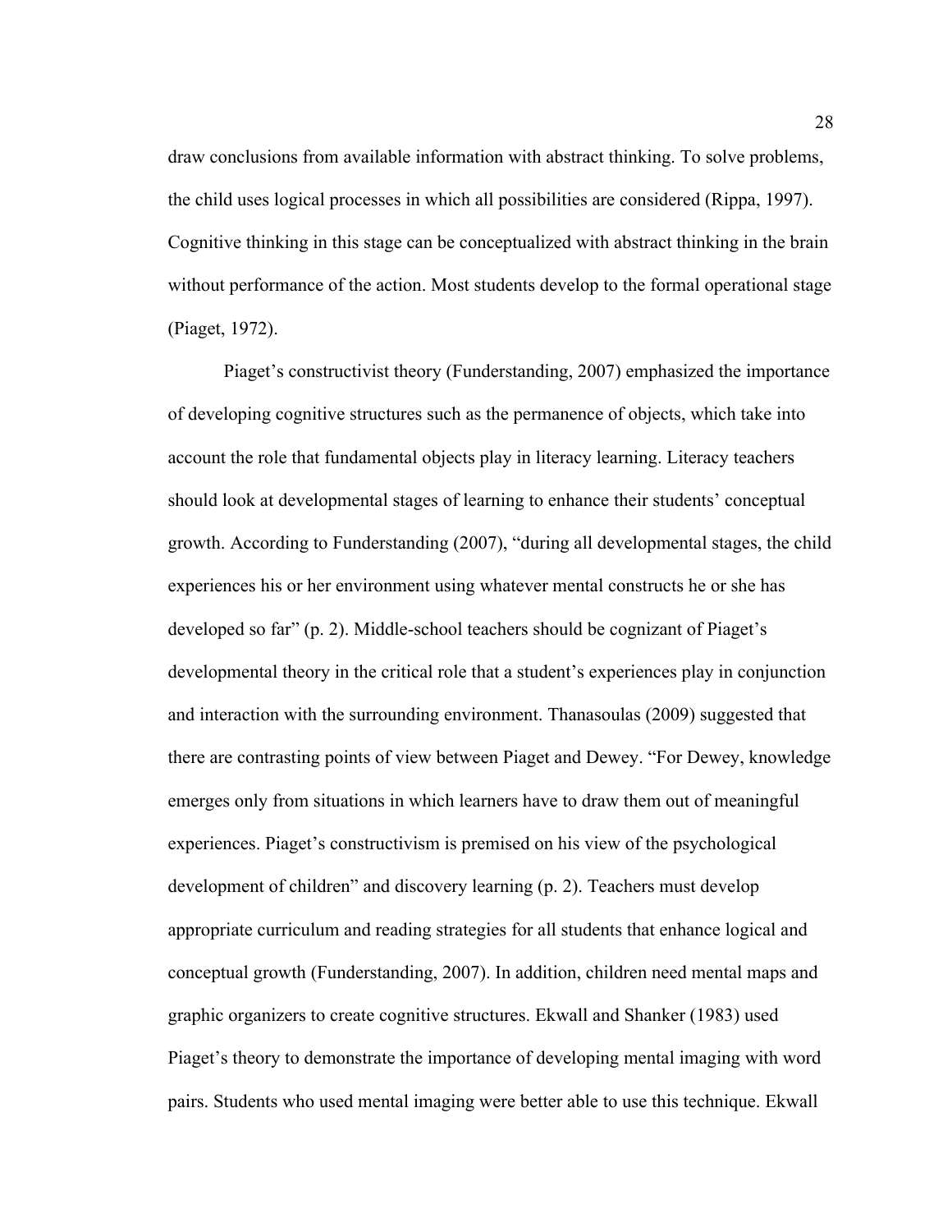draw conclusions from available information with abstract thinking. To solve problems, the child uses logical processes in which all possibilities are considered (Rippa, 1997). Cognitive thinking in this stage can be conceptualized with abstract thinking in the brain without performance of the action. Most students develop to the formal operational stage (Piaget, 1972).

Piaget's constructivist theory (Funderstanding, 2007) emphasized the importance of developing cognitive structures such as the permanence of objects, which take into account the role that fundamental objects play in literacy learning. Literacy teachers should look at developmental stages of learning to enhance their students' conceptual growth. According to Funderstanding (2007), "during all developmental stages, the child experiences his or her environment using whatever mental constructs he or she has developed so far" (p. 2). Middle-school teachers should be cognizant of Piaget's developmental theory in the critical role that a student's experiences play in conjunction and interaction with the surrounding environment. Thanasoulas (2009) suggested that there are contrasting points of view between Piaget and Dewey. "For Dewey, knowledge emerges only from situations in which learners have to draw them out of meaningful experiences. Piaget's constructivism is premised on his view of the psychological development of children" and discovery learning (p. 2). Teachers must develop appropriate curriculum and reading strategies for all students that enhance logical and conceptual growth (Funderstanding, 2007). In addition, children need mental maps and graphic organizers to create cognitive structures. Ekwall and Shanker (1983) used Piaget's theory to demonstrate the importance of developing mental imaging with word pairs. Students who used mental imaging were better able to use this technique. Ekwall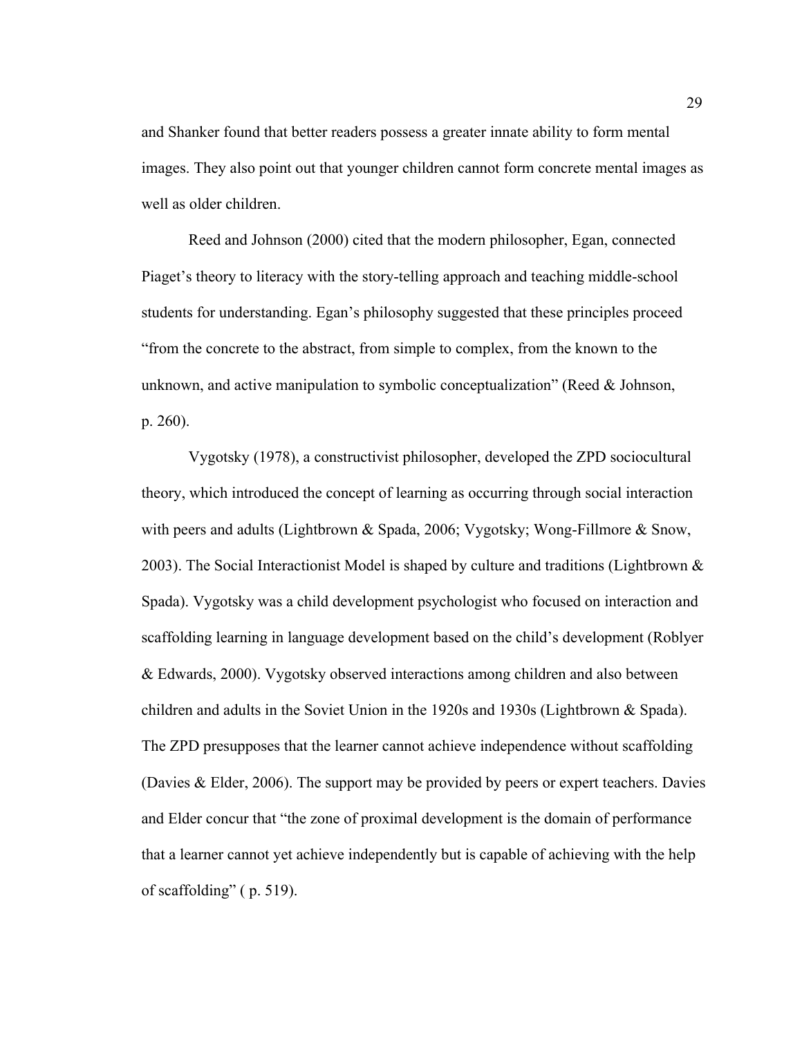and Shanker found that better readers possess a greater innate ability to form mental images. They also point out that younger children cannot form concrete mental images as well as older children.

Reed and Johnson (2000) cited that the modern philosopher, Egan, connected Piaget's theory to literacy with the story-telling approach and teaching middle-school students for understanding. Egan's philosophy suggested that these principles proceed "from the concrete to the abstract, from simple to complex, from the known to the unknown, and active manipulation to symbolic conceptualization" (Reed & Johnson, p. 260).

Vygotsky (1978), a constructivist philosopher, developed the ZPD sociocultural theory, which introduced the concept of learning as occurring through social interaction with peers and adults (Lightbrown & Spada, 2006; Vygotsky; Wong-Fillmore & Snow, 2003). The Social Interactionist Model is shaped by culture and traditions (Lightbrown & Spada). Vygotsky was a child development psychologist who focused on interaction and scaffolding learning in language development based on the child's development (Roblyer & Edwards, 2000). Vygotsky observed interactions among children and also between children and adults in the Soviet Union in the 1920s and 1930s (Lightbrown & Spada). The ZPD presupposes that the learner cannot achieve independence without scaffolding (Davies & Elder, 2006). The support may be provided by peers or expert teachers. Davies and Elder concur that "the zone of proximal development is the domain of performance that a learner cannot yet achieve independently but is capable of achieving with the help of scaffolding" ( p. 519).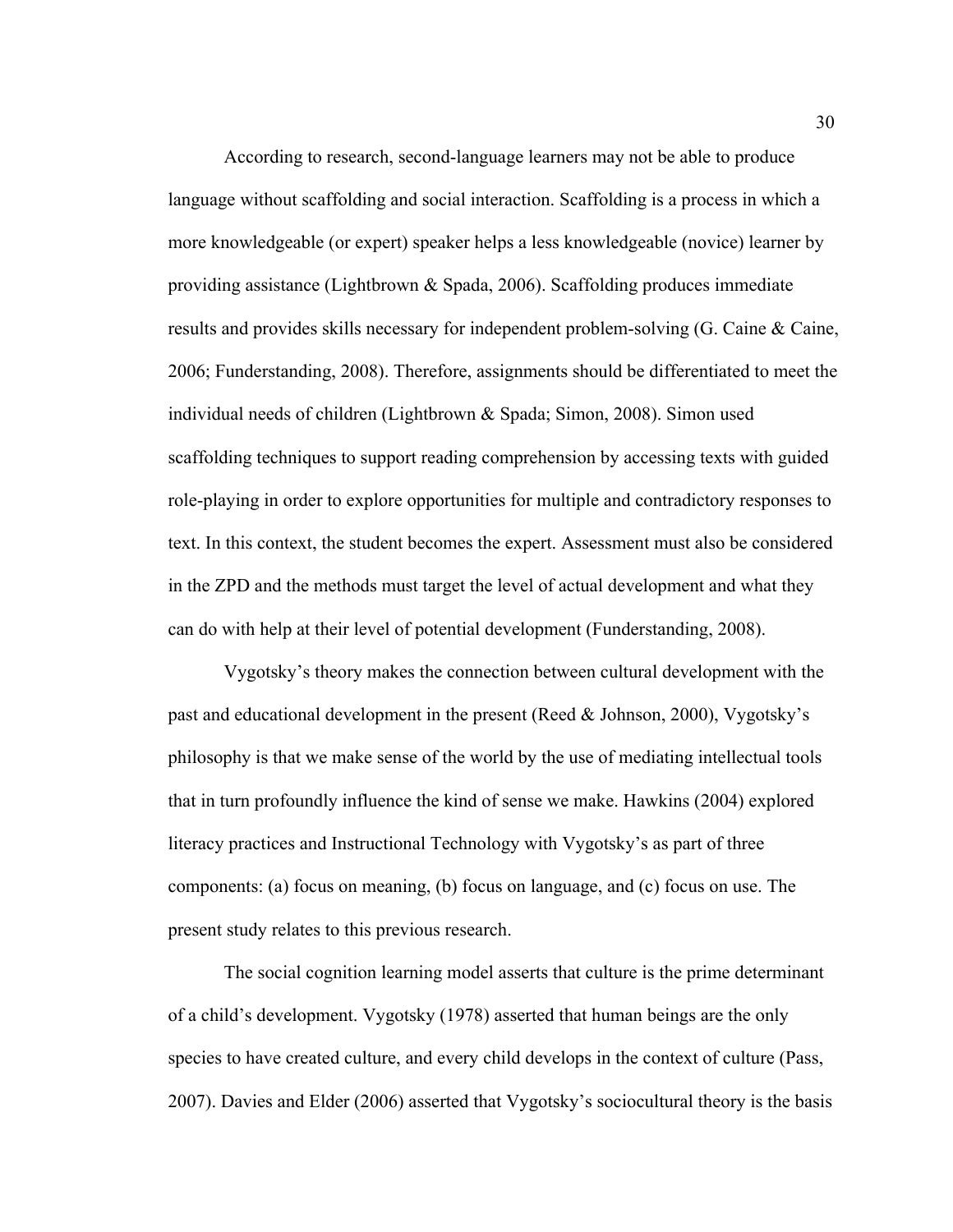According to research, second-language learners may not be able to produce language without scaffolding and social interaction. Scaffolding is a process in which a more knowledgeable (or expert) speaker helps a less knowledgeable (novice) learner by providing assistance (Lightbrown & Spada, 2006). Scaffolding produces immediate results and provides skills necessary for independent problem-solving (G. Caine & Caine, 2006; Funderstanding, 2008). Therefore, assignments should be differentiated to meet the individual needs of children (Lightbrown & Spada; Simon, 2008). Simon used scaffolding techniques to support reading comprehension by accessing texts with guided role-playing in order to explore opportunities for multiple and contradictory responses to text. In this context, the student becomes the expert. Assessment must also be considered in the ZPD and the methods must target the level of actual development and what they can do with help at their level of potential development (Funderstanding, 2008).

Vygotsky's theory makes the connection between cultural development with the past and educational development in the present (Reed & Johnson, 2000), Vygotsky's philosophy is that we make sense of the world by the use of mediating intellectual tools that in turn profoundly influence the kind of sense we make. Hawkins (2004) explored literacy practices and Instructional Technology with Vygotsky's as part of three components: (a) focus on meaning, (b) focus on language, and (c) focus on use. The present study relates to this previous research.

The social cognition learning model asserts that culture is the prime determinant of a child's development. Vygotsky (1978) asserted that human beings are the only species to have created culture, and every child develops in the context of culture (Pass, 2007). Davies and Elder (2006) asserted that Vygotsky's sociocultural theory is the basis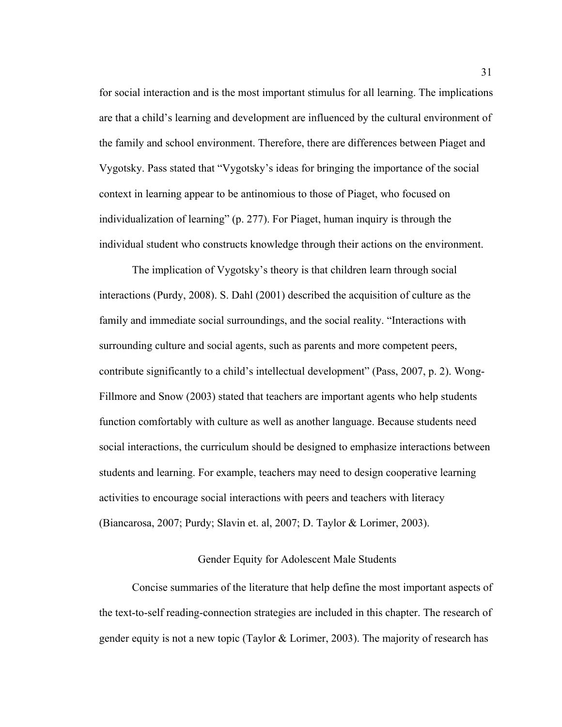for social interaction and is the most important stimulus for all learning. The implications are that a child's learning and development are influenced by the cultural environment of the family and school environment. Therefore, there are differences between Piaget and Vygotsky. Pass stated that "Vygotsky's ideas for bringing the importance of the social context in learning appear to be antinomious to those of Piaget, who focused on individualization of learning" (p. 277). For Piaget, human inquiry is through the individual student who constructs knowledge through their actions on the environment.

The implication of Vygotsky's theory is that children learn through social interactions (Purdy, 2008). S. Dahl (2001) described the acquisition of culture as the family and immediate social surroundings, and the social reality. "Interactions with surrounding culture and social agents, such as parents and more competent peers, contribute significantly to a child's intellectual development" (Pass, 2007, p. 2). Wong-Fillmore and Snow (2003) stated that teachers are important agents who help students function comfortably with culture as well as another language. Because students need social interactions, the curriculum should be designed to emphasize interactions between students and learning. For example, teachers may need to design cooperative learning activities to encourage social interactions with peers and teachers with literacy (Biancarosa, 2007; Purdy; Slavin et. al, 2007; D. Taylor & Lorimer, 2003).

## Gender Equity for Adolescent Male Students

Concise summaries of the literature that help define the most important aspects of the text-to-self reading-connection strategies are included in this chapter. The research of gender equity is not a new topic (Taylor & Lorimer, 2003). The majority of research has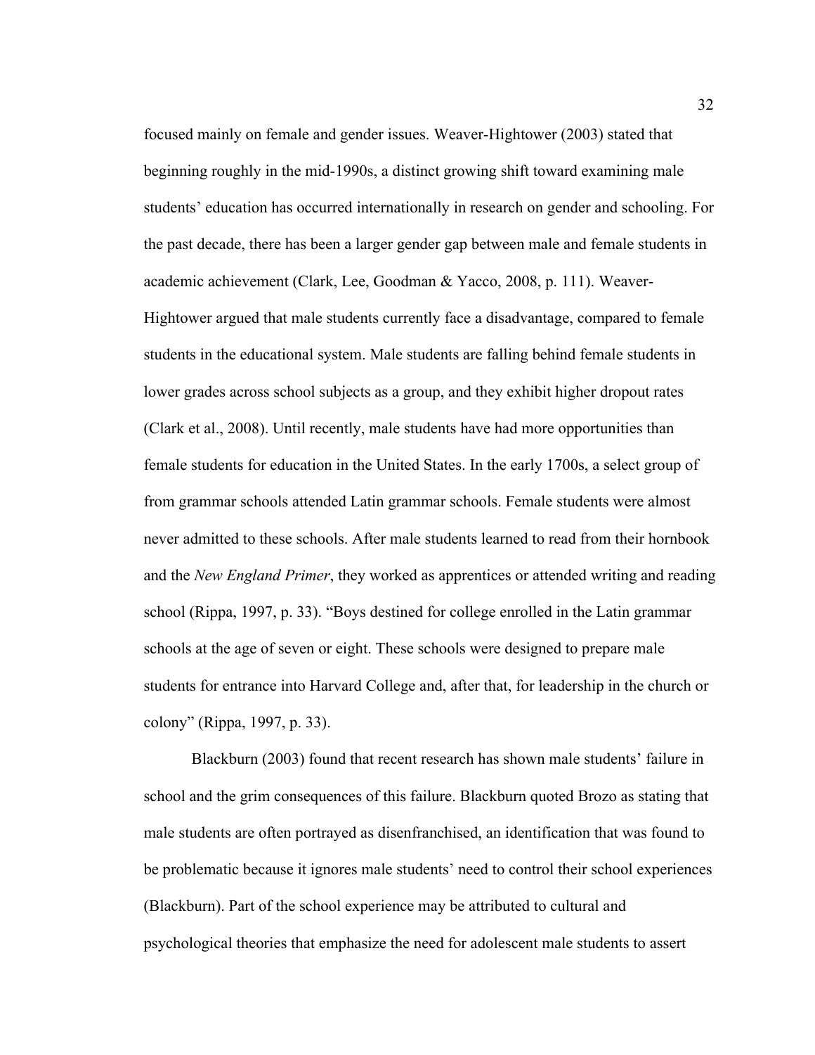focused mainly on female and gender issues. Weaver-Hightower (2003) stated that beginning roughly in the mid-1990s, a distinct growing shift toward examining male students' education has occurred internationally in research on gender and schooling. For the past decade, there has been a larger gender gap between male and female students in academic achievement (Clark, Lee, Goodman & Yacco, 2008, p. 111). Weaver-Hightower argued that male students currently face a disadvantage, compared to female students in the educational system. Male students are falling behind female students in lower grades across school subjects as a group, and they exhibit higher dropout rates (Clark et al., 2008). Until recently, male students have had more opportunities than female students for education in the United States. In the early 1700s, a select group of from grammar schools attended Latin grammar schools. Female students were almost never admitted to these schools. After male students learned to read from their hornbook and the *New England Primer*, they worked as apprentices or attended writing and reading school (Rippa, 1997, p. 33). "Boys destined for college enrolled in the Latin grammar schools at the age of seven or eight. These schools were designed to prepare male students for entrance into Harvard College and, after that, for leadership in the church or colony" (Rippa, 1997, p. 33).

Blackburn (2003) found that recent research has shown male students' failure in school and the grim consequences of this failure. Blackburn quoted Brozo as stating that male students are often portrayed as disenfranchised, an identification that was found to be problematic because it ignores male students' need to control their school experiences (Blackburn). Part of the school experience may be attributed to cultural and psychological theories that emphasize the need for adolescent male students to assert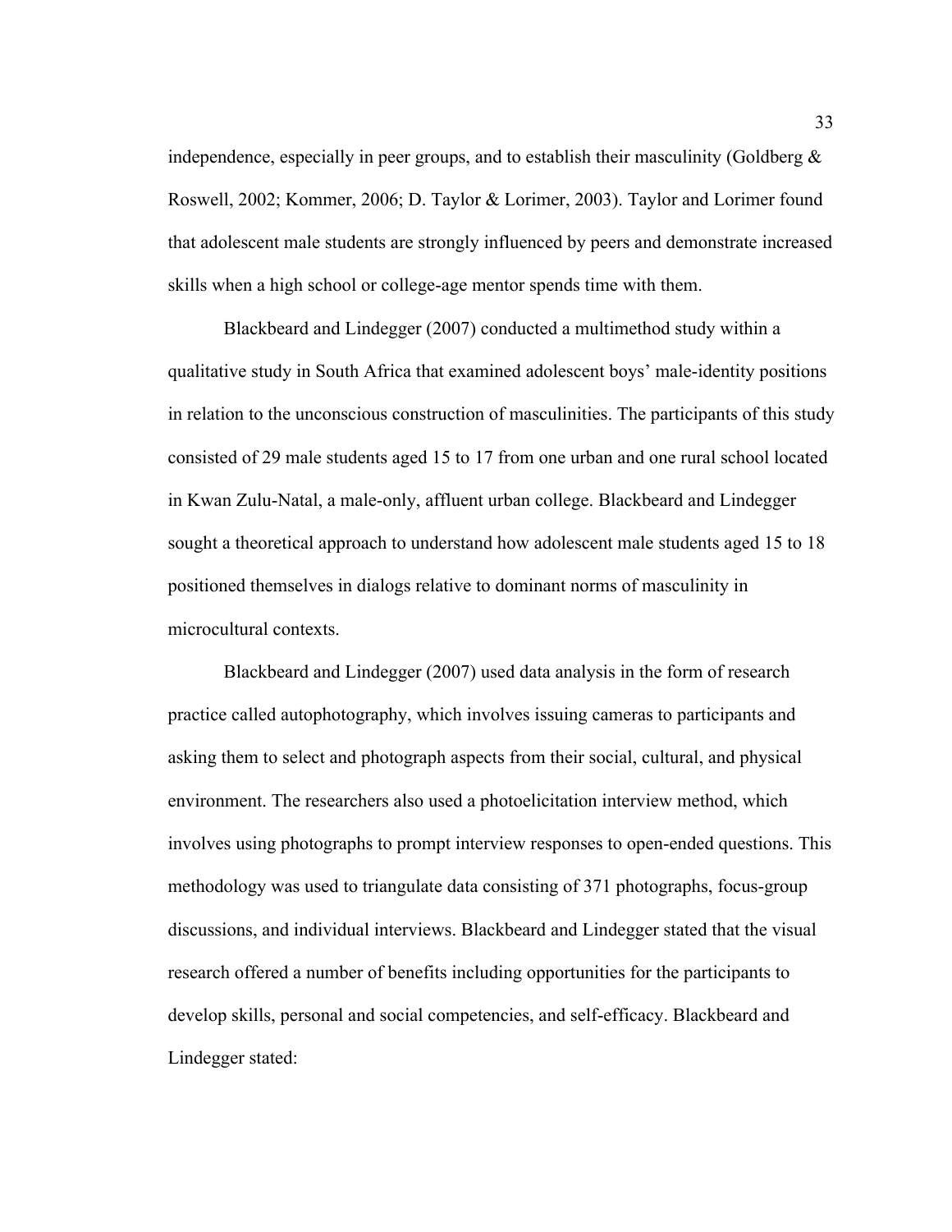independence, especially in peer groups, and to establish their masculinity (Goldberg & Roswell, 2002; Kommer, 2006; D. Taylor & Lorimer, 2003). Taylor and Lorimer found that adolescent male students are strongly influenced by peers and demonstrate increased skills when a high school or college-age mentor spends time with them.

Blackbeard and Lindegger (2007) conducted a multimethod study within a qualitative study in South Africa that examined adolescent boys' male-identity positions in relation to the unconscious construction of masculinities. The participants of this study consisted of 29 male students aged 15 to 17 from one urban and one rural school located in Kwan Zulu-Natal, a male-only, affluent urban college. Blackbeard and Lindegger sought a theoretical approach to understand how adolescent male students aged 15 to 18 positioned themselves in dialogs relative to dominant norms of masculinity in microcultural contexts.

Blackbeard and Lindegger (2007) used data analysis in the form of research practice called autophotography, which involves issuing cameras to participants and asking them to select and photograph aspects from their social, cultural, and physical environment. The researchers also used a photoelicitation interview method, which involves using photographs to prompt interview responses to open-ended questions. This methodology was used to triangulate data consisting of 371 photographs, focus-group discussions, and individual interviews. Blackbeard and Lindegger stated that the visual research offered a number of benefits including opportunities for the participants to develop skills, personal and social competencies, and self-efficacy. Blackbeard and Lindegger stated: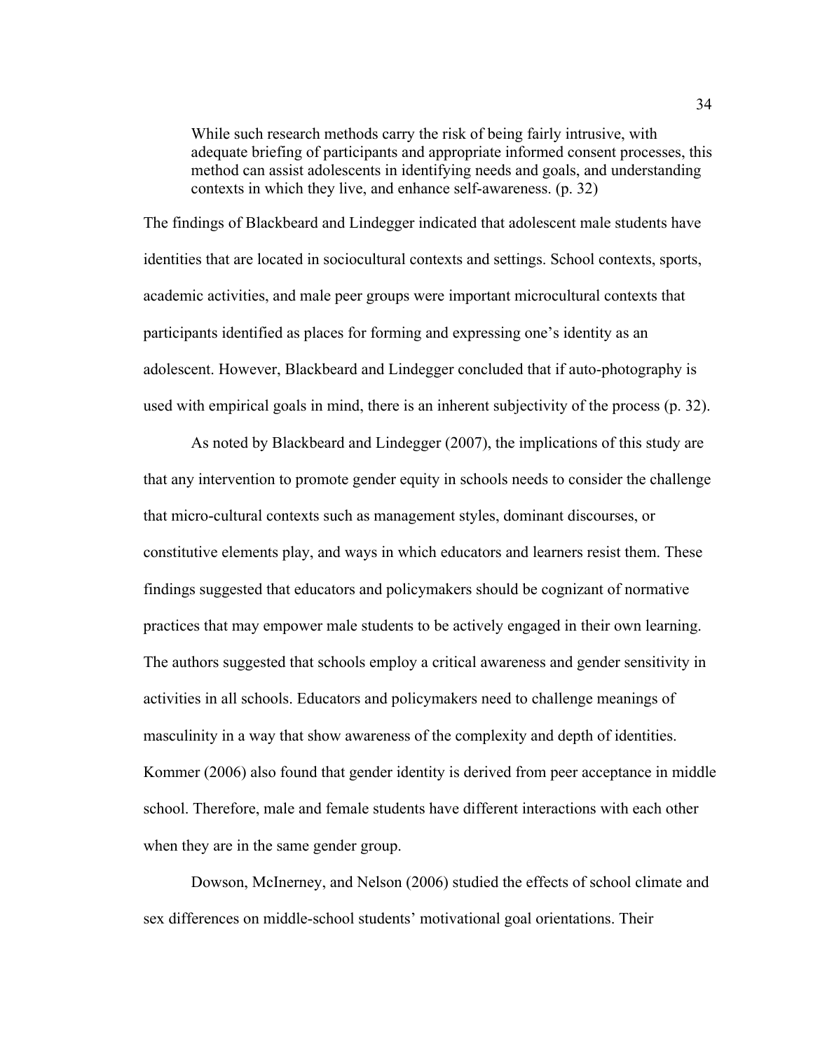> While such research methods carry the risk of being fairly intrusive, with adequate briefing of participants and appropriate informed consent processes, this method can assist adolescents in identifying needs and goals, and understanding contexts in which they live, and enhance self-awareness. (p. 32)

The findings of Blackbeard and Lindegger indicated that adolescent male students have identities that are located in sociocultural contexts and settings. School contexts, sports, academic activities, and male peer groups were important microcultural contexts that participants identified as places for forming and expressing one's identity as an adolescent. However, Blackbeard and Lindegger concluded that if auto-photography is used with empirical goals in mind, there is an inherent subjectivity of the process (p. 32).

As noted by Blackbeard and Lindegger (2007), the implications of this study are that any intervention to promote gender equity in schools needs to consider the challenge that micro-cultural contexts such as management styles, dominant discourses, or constitutive elements play, and ways in which educators and learners resist them. These findings suggested that educators and policymakers should be cognizant of normative practices that may empower male students to be actively engaged in their own learning. The authors suggested that schools employ a critical awareness and gender sensitivity in activities in all schools. Educators and policymakers need to challenge meanings of masculinity in a way that show awareness of the complexity and depth of identities. Kommer (2006) also found that gender identity is derived from peer acceptance in middle school. Therefore, male and female students have different interactions with each other when they are in the same gender group.

Dowson, McInerney, and Nelson (2006) studied the effects of school climate and sex differences on middle-school students' motivational goal orientations. Their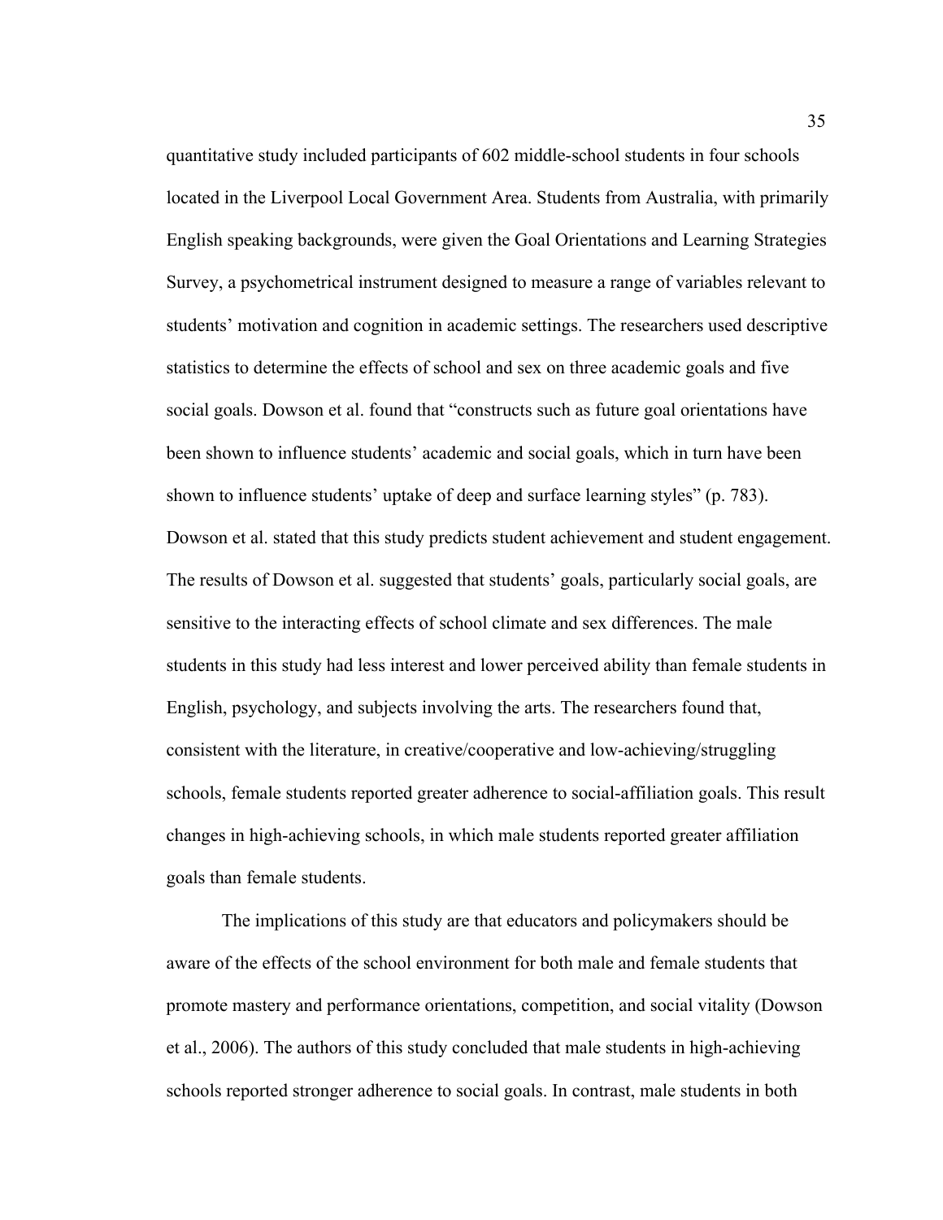quantitative study included participants of 602 middle-school students in four schools located in the Liverpool Local Government Area. Students from Australia, with primarily English speaking backgrounds, were given the Goal Orientations and Learning Strategies Survey, a psychometrical instrument designed to measure a range of variables relevant to students' motivation and cognition in academic settings. The researchers used descriptive statistics to determine the effects of school and sex on three academic goals and five social goals. Dowson et al. found that "constructs such as future goal orientations have been shown to influence students' academic and social goals, which in turn have been shown to influence students' uptake of deep and surface learning styles" (p. 783). Dowson et al. stated that this study predicts student achievement and student engagement. The results of Dowson et al. suggested that students' goals, particularly social goals, are sensitive to the interacting effects of school climate and sex differences. The male students in this study had less interest and lower perceived ability than female students in English, psychology, and subjects involving the arts. The researchers found that, consistent with the literature, in creative/cooperative and low-achieving/struggling schools, female students reported greater adherence to social-affiliation goals. This result changes in high-achieving schools, in which male students reported greater affiliation goals than female students.

The implications of this study are that educators and policymakers should be aware of the effects of the school environment for both male and female students that promote mastery and performance orientations, competition, and social vitality (Dowson et al., 2006). The authors of this study concluded that male students in high-achieving schools reported stronger adherence to social goals. In contrast, male students in both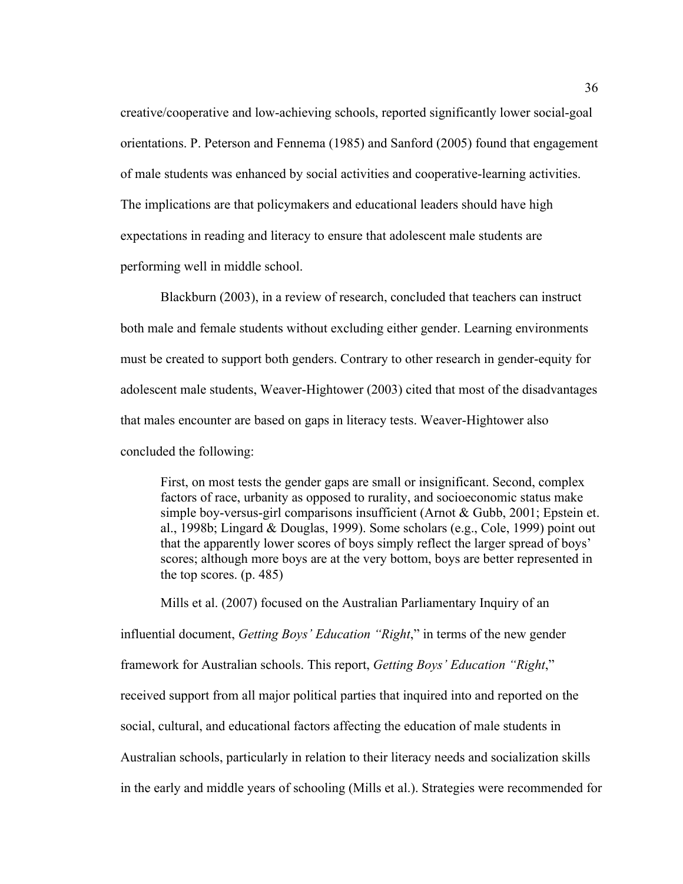creative/cooperative and low-achieving schools, reported significantly lower social-goal orientations. P. Peterson and Fennema (1985) and Sanford (2005) found that engagement of male students was enhanced by social activities and cooperative-learning activities. The implications are that policymakers and educational leaders should have high expectations in reading and literacy to ensure that adolescent male students are performing well in middle school.

Blackburn (2003), in a review of research, concluded that teachers can instruct both male and female students without excluding either gender. Learning environments must be created to support both genders. Contrary to other research in gender-equity for adolescent male students, Weaver-Hightower (2003) cited that most of the disadvantages that males encounter are based on gaps in literacy tests. Weaver-Hightower also concluded the following:

> First, on most tests the gender gaps are small or insignificant. Second, complex factors of race, urbanity as opposed to rurality, and socioeconomic status make simple boy-versus-girl comparisons insufficient (Arnot & Gubb, 2001; Epstein et. al., 1998b; Lingard & Douglas, 1999). Some scholars (e.g., Cole, 1999) point out that the apparently lower scores of boys simply reflect the larger spread of boys' scores; although more boys are at the very bottom, boys are better represented in the top scores. (p. 485)

Mills et al. (2007) focused on the Australian Parliamentary Inquiry of an influential document, *Getting Boys' Education "Right*," in terms of the new gender framework for Australian schools. This report, *Getting Boys' Education "Right*," received support from all major political parties that inquired into and reported on the social, cultural, and educational factors affecting the education of male students in Australian schools, particularly in relation to their literacy needs and socialization skills in the early and middle years of schooling (Mills et al.). Strategies were recommended for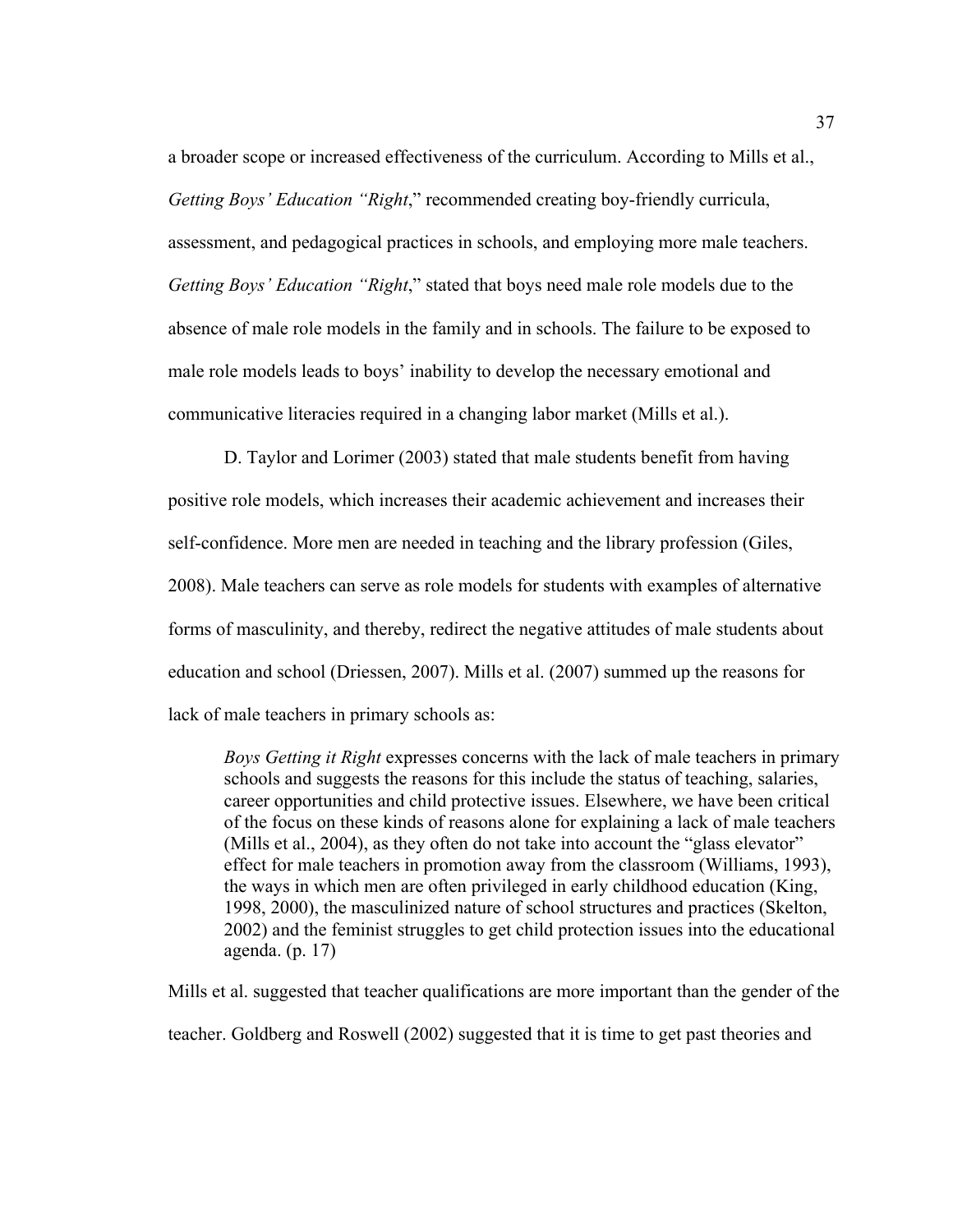a broader scope or increased effectiveness of the curriculum. According to Mills et al., *Getting Boys' Education "Right*," recommended creating boy-friendly curricula, assessment, and pedagogical practices in schools, and employing more male teachers. *Getting Boys' Education "Right*," stated that boys need male role models due to the absence of male role models in the family and in schools. The failure to be exposed to male role models leads to boys' inability to develop the necessary emotional and communicative literacies required in a changing labor market (Mills et al.).

D. Taylor and Lorimer (2003) stated that male students benefit from having positive role models, which increases their academic achievement and increases their self-confidence. More men are needed in teaching and the library profession (Giles, 2008). Male teachers can serve as role models for students with examples of alternative forms of masculinity, and thereby, redirect the negative attitudes of male students about education and school (Driessen, 2007). Mills et al. (2007) summed up the reasons for lack of male teachers in primary schools as:

> *Boys Getting it Right* expresses concerns with the lack of male teachers in primary schools and suggests the reasons for this include the status of teaching, salaries, career opportunities and child protective issues. Elsewhere, we have been critical of the focus on these kinds of reasons alone for explaining a lack of male teachers (Mills et al., 2004), as they often do not take into account the "glass elevator" effect for male teachers in promotion away from the classroom (Williams, 1993), the ways in which men are often privileged in early childhood education (King, 1998, 2000), the masculinized nature of school structures and practices (Skelton, 2002) and the feminist struggles to get child protection issues into the educational agenda. (p. 17)

Mills et al. suggested that teacher qualifications are more important than the gender of the teacher. Goldberg and Roswell (2002) suggested that it is time to get past theories and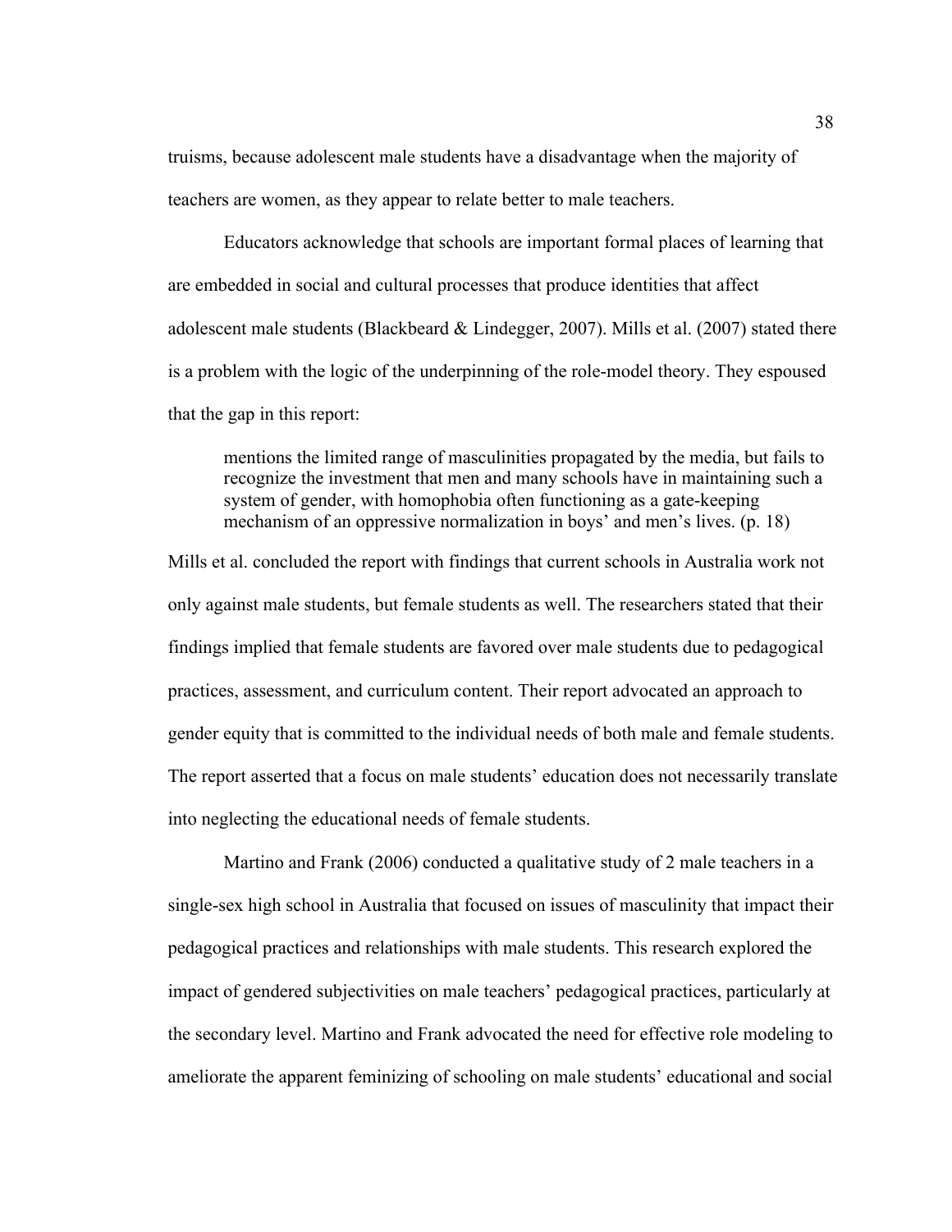truisms, because adolescent male students have a disadvantage when the majority of teachers are women, as they appear to relate better to male teachers.

Educators acknowledge that schools are important formal places of learning that are embedded in social and cultural processes that produce identities that affect adolescent male students (Blackbeard & Lindegger, 2007). Mills et al. (2007) stated there is a problem with the logic of the underpinning of the role-model theory. They espoused that the gap in this report:

> mentions the limited range of masculinities propagated by the media, but fails to recognize the investment that men and many schools have in maintaining such a system of gender, with homophobia often functioning as a gate-keeping mechanism of an oppressive normalization in boys' and men's lives. (p. 18)

Mills et al. concluded the report with findings that current schools in Australia work not only against male students, but female students as well. The researchers stated that their findings implied that female students are favored over male students due to pedagogical practices, assessment, and curriculum content. Their report advocated an approach to gender equity that is committed to the individual needs of both male and female students. The report asserted that a focus on male students' education does not necessarily translate into neglecting the educational needs of female students.

Martino and Frank (2006) conducted a qualitative study of 2 male teachers in a single-sex high school in Australia that focused on issues of masculinity that impact their pedagogical practices and relationships with male students. This research explored the impact of gendered subjectivities on male teachers' pedagogical practices, particularly at the secondary level. Martino and Frank advocated the need for effective role modeling to ameliorate the apparent feminizing of schooling on male students' educational and social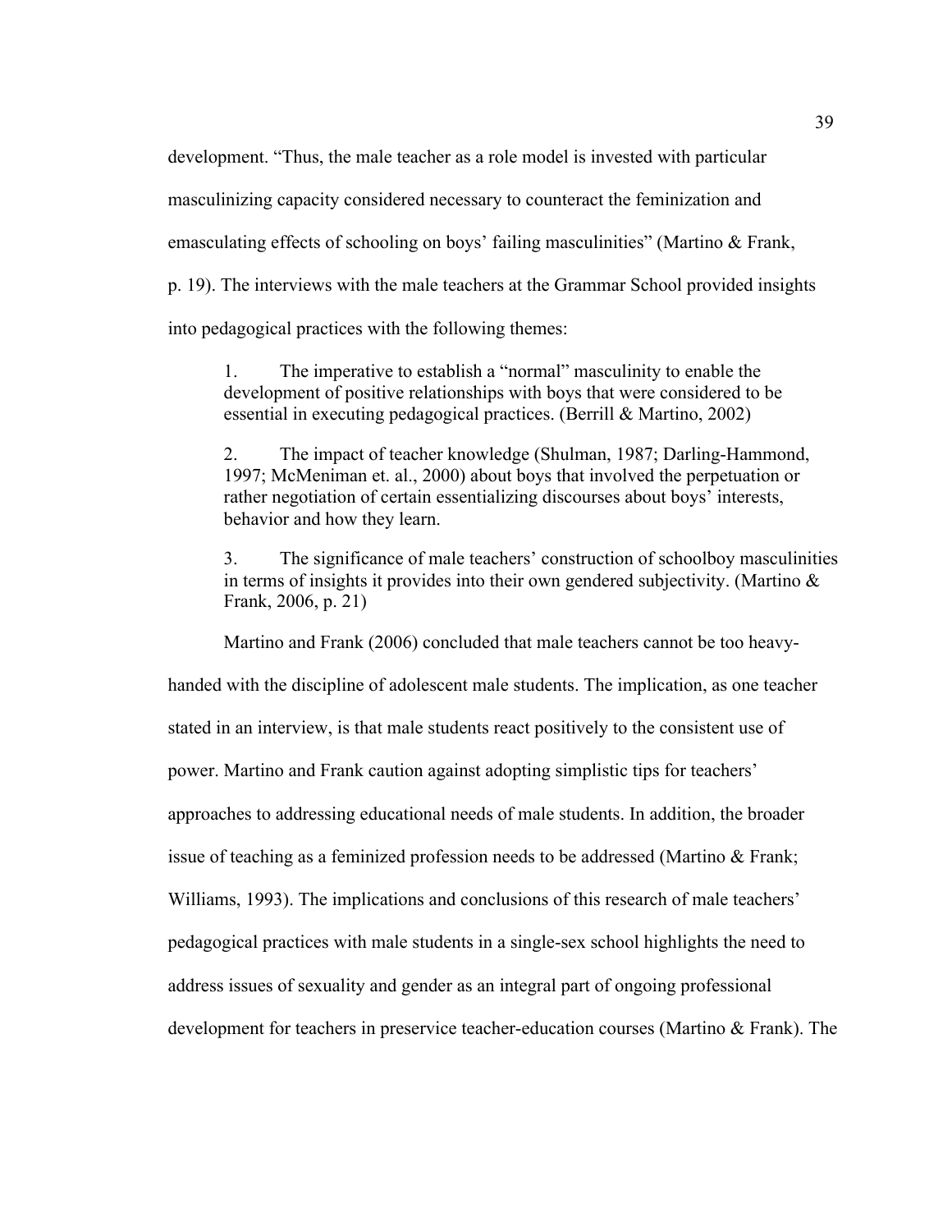development. “Thus, the male teacher as a role model is invested with particular masculinizing capacity considered necessary to counteract the feminization and emasculating effects of schooling on boys’ failing masculinities” (Martino & Frank, p. 19). The interviews with the male teachers at the Grammar School provided insights into pedagogical practices with the following themes:

> 1. The imperative to establish a “normal” masculinity to enable the development of positive relationships with boys that were considered to be essential in executing pedagogical practices. (Berrill & Martino, 2002)
>
> 2. The impact of teacher knowledge (Shulman, 1987; Darling-Hammond, 1997; McMeniman et. al., 2000) about boys that involved the perpetuation or rather negotiation of certain essentializing discourses about boys’ interests, behavior and how they learn.
>
> 3. The significance of male teachers’ construction of schoolboy masculinities in terms of insights it provides into their own gendered subjectivity. (Martino & Frank, 2006, p. 21)

Martino and Frank (2006) concluded that male teachers cannot be too heavy-handed with the discipline of adolescent male students. The implication, as one teacher stated in an interview, is that male students react positively to the consistent use of power. Martino and Frank caution against adopting simplistic tips for teachers’ approaches to addressing educational needs of male students. In addition, the broader issue of teaching as a feminized profession needs to be addressed (Martino & Frank; Williams, 1993). The implications and conclusions of this research of male teachers’ pedagogical practices with male students in a single-sex school highlights the need to address issues of sexuality and gender as an integral part of ongoing professional development for teachers in preservice teacher-education courses (Martino & Frank). The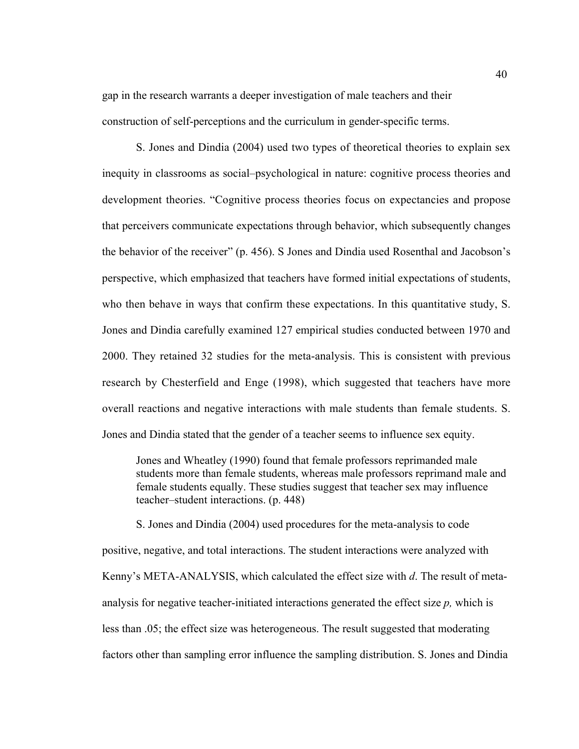gap in the research warrants a deeper investigation of male teachers and their construction of self-perceptions and the curriculum in gender-specific terms.

S. Jones and Dindia (2004) used two types of theoretical theories to explain sex inequity in classrooms as social–psychological in nature: cognitive process theories and development theories. "Cognitive process theories focus on expectancies and propose that perceivers communicate expectations through behavior, which subsequently changes the behavior of the receiver" (p. 456). S Jones and Dindia used Rosenthal and Jacobson's perspective, which emphasized that teachers have formed initial expectations of students, who then behave in ways that confirm these expectations. In this quantitative study, S. Jones and Dindia carefully examined 127 empirical studies conducted between 1970 and 2000. They retained 32 studies for the meta-analysis. This is consistent with previous research by Chesterfield and Enge (1998), which suggested that teachers have more overall reactions and negative interactions with male students than female students. S. Jones and Dindia stated that the gender of a teacher seems to influence sex equity.

> Jones and Wheatley (1990) found that female professors reprimanded male students more than female students, whereas male professors reprimand male and female students equally. These studies suggest that teacher sex may influence teacher–student interactions. (p. 448)

S. Jones and Dindia (2004) used procedures for the meta-analysis to code positive, negative, and total interactions. The student interactions were analyzed with Kenny's META-ANALYSIS, which calculated the effect size with *d*. The result of meta-analysis for negative teacher-initiated interactions generated the effect size *p,* which is less than .05; the effect size was heterogeneous. The result suggested that moderating factors other than sampling error influence the sampling distribution. S. Jones and Dindia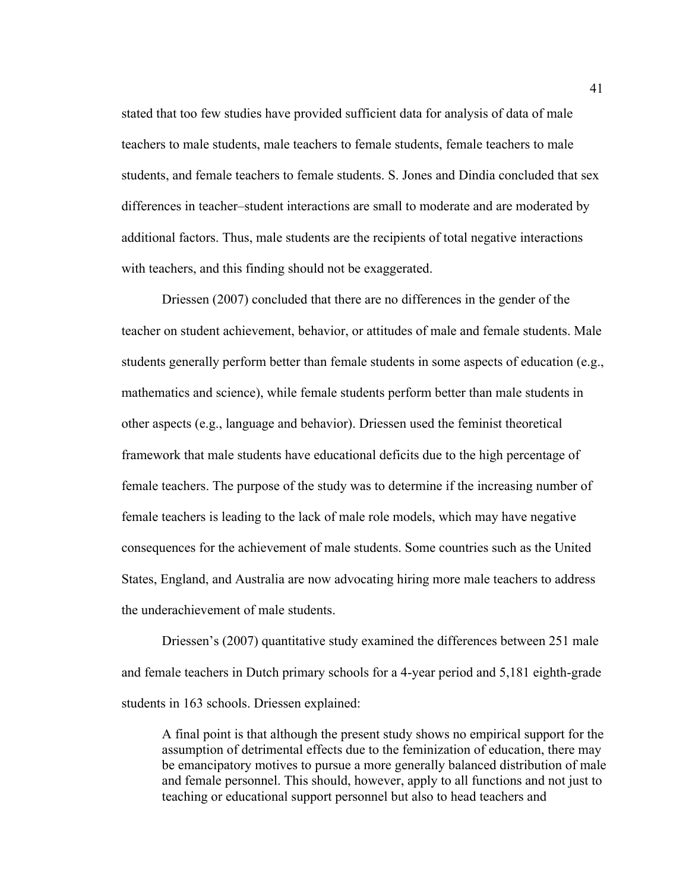stated that too few studies have provided sufficient data for analysis of data of male teachers to male students, male teachers to female students, female teachers to male students, and female teachers to female students. S. Jones and Dindia concluded that sex differences in teacher–student interactions are small to moderate and are moderated by additional factors. Thus, male students are the recipients of total negative interactions with teachers, and this finding should not be exaggerated.

Driessen (2007) concluded that there are no differences in the gender of the teacher on student achievement, behavior, or attitudes of male and female students. Male students generally perform better than female students in some aspects of education (e.g., mathematics and science), while female students perform better than male students in other aspects (e.g., language and behavior). Driessen used the feminist theoretical framework that male students have educational deficits due to the high percentage of female teachers. The purpose of the study was to determine if the increasing number of female teachers is leading to the lack of male role models, which may have negative consequences for the achievement of male students. Some countries such as the United States, England, and Australia are now advocating hiring more male teachers to address the underachievement of male students.

Driessen's (2007) quantitative study examined the differences between 251 male and female teachers in Dutch primary schools for a 4-year period and 5,181 eighth-grade students in 163 schools. Driessen explained:

> A final point is that although the present study shows no empirical support for the assumption of detrimental effects due to the feminization of education, there may be emancipatory motives to pursue a more generally balanced distribution of male and female personnel. This should, however, apply to all functions and not just to teaching or educational support personnel but also to head teachers and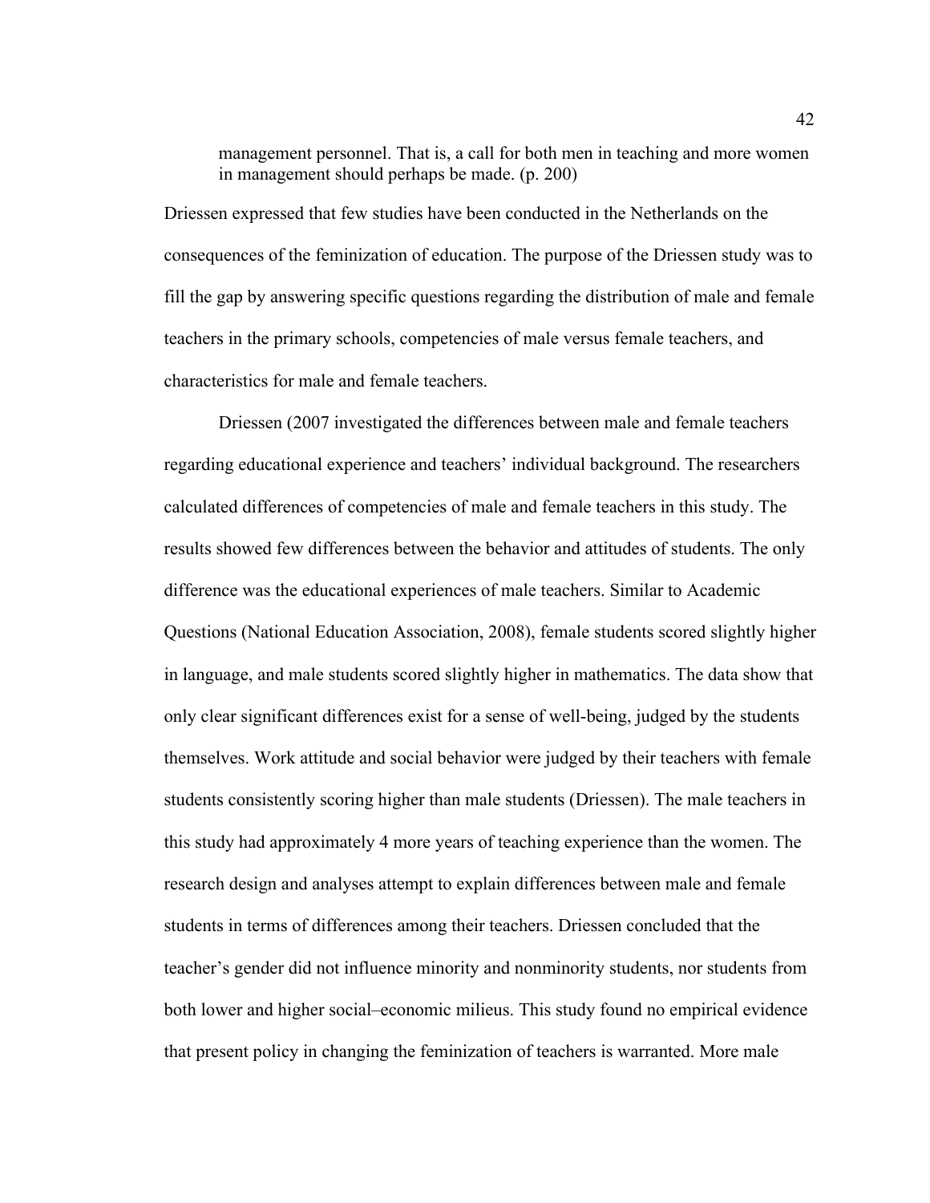> management personnel. That is, a call for both men in teaching and more women in management should perhaps be made. (p. 200)

Driessen expressed that few studies have been conducted in the Netherlands on the consequences of the feminization of education. The purpose of the Driessen study was to fill the gap by answering specific questions regarding the distribution of male and female teachers in the primary schools, competencies of male versus female teachers, and characteristics for male and female teachers.

Driessen (2007 investigated the differences between male and female teachers regarding educational experience and teachers' individual background. The researchers calculated differences of competencies of male and female teachers in this study. The results showed few differences between the behavior and attitudes of students. The only difference was the educational experiences of male teachers. Similar to Academic Questions (National Education Association, 2008), female students scored slightly higher in language, and male students scored slightly higher in mathematics. The data show that only clear significant differences exist for a sense of well-being, judged by the students themselves. Work attitude and social behavior were judged by their teachers with female students consistently scoring higher than male students (Driessen). The male teachers in this study had approximately 4 more years of teaching experience than the women. The research design and analyses attempt to explain differences between male and female students in terms of differences among their teachers. Driessen concluded that the teacher's gender did not influence minority and nonminority students, nor students from both lower and higher social–economic milieus. This study found no empirical evidence that present policy in changing the feminization of teachers is warranted. More male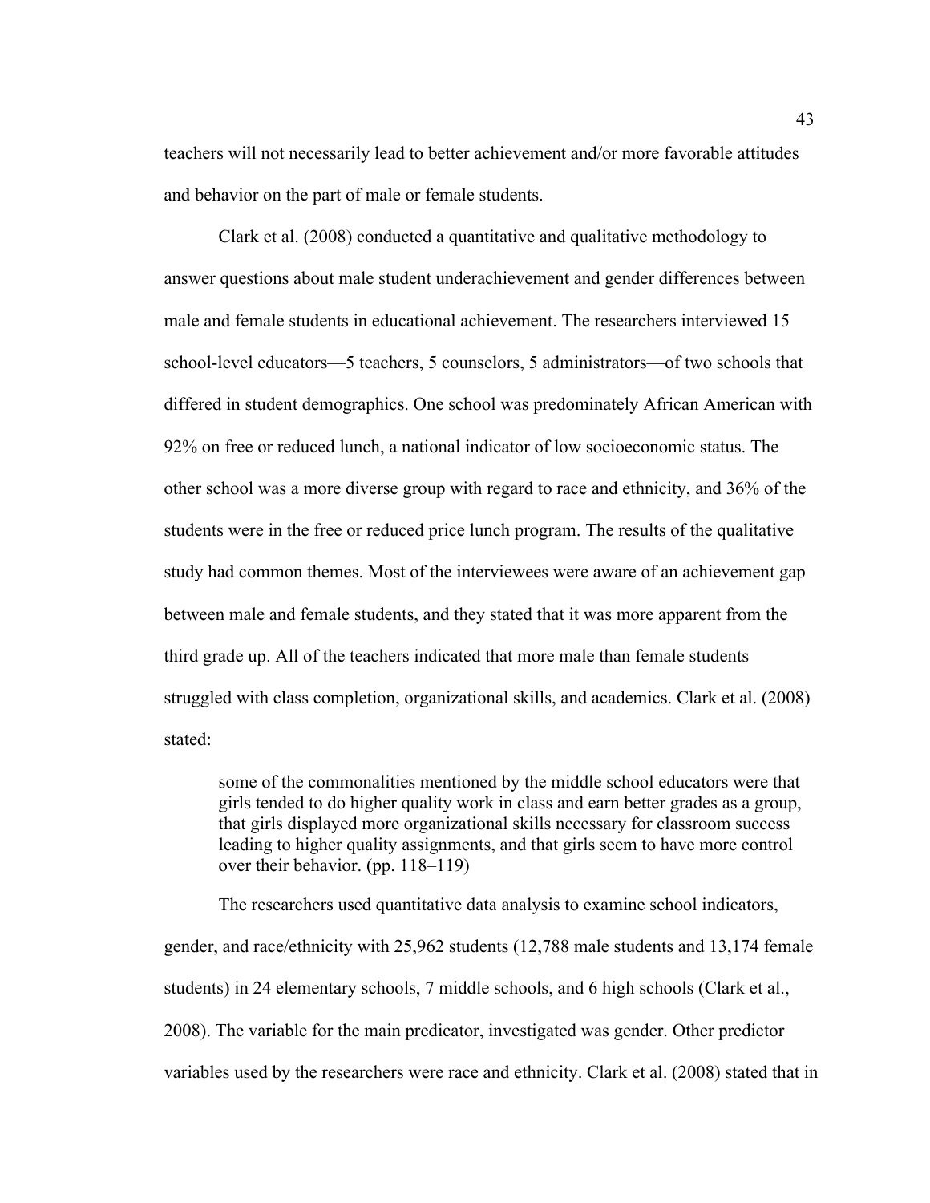teachers will not necessarily lead to better achievement and/or more favorable attitudes and behavior on the part of male or female students.

Clark et al. (2008) conducted a quantitative and qualitative methodology to answer questions about male student underachievement and gender differences between male and female students in educational achievement. The researchers interviewed 15 school-level educators—5 teachers, 5 counselors, 5 administrators—of two schools that differed in student demographics. One school was predominately African American with 92% on free or reduced lunch, a national indicator of low socioeconomic status. The other school was a more diverse group with regard to race and ethnicity, and 36% of the students were in the free or reduced price lunch program. The results of the qualitative study had common themes. Most of the interviewees were aware of an achievement gap between male and female students, and they stated that it was more apparent from the third grade up. All of the teachers indicated that more male than female students struggled with class completion, organizational skills, and academics. Clark et al. (2008) stated:

> some of the commonalities mentioned by the middle school educators were that girls tended to do higher quality work in class and earn better grades as a group, that girls displayed more organizational skills necessary for classroom success leading to higher quality assignments, and that girls seem to have more control over their behavior. (pp. 118–119)

The researchers used quantitative data analysis to examine school indicators, gender, and race/ethnicity with 25,962 students (12,788 male students and 13,174 female students) in 24 elementary schools, 7 middle schools, and 6 high schools (Clark et al., 2008). The variable for the main predicator, investigated was gender. Other predictor variables used by the researchers were race and ethnicity. Clark et al. (2008) stated that in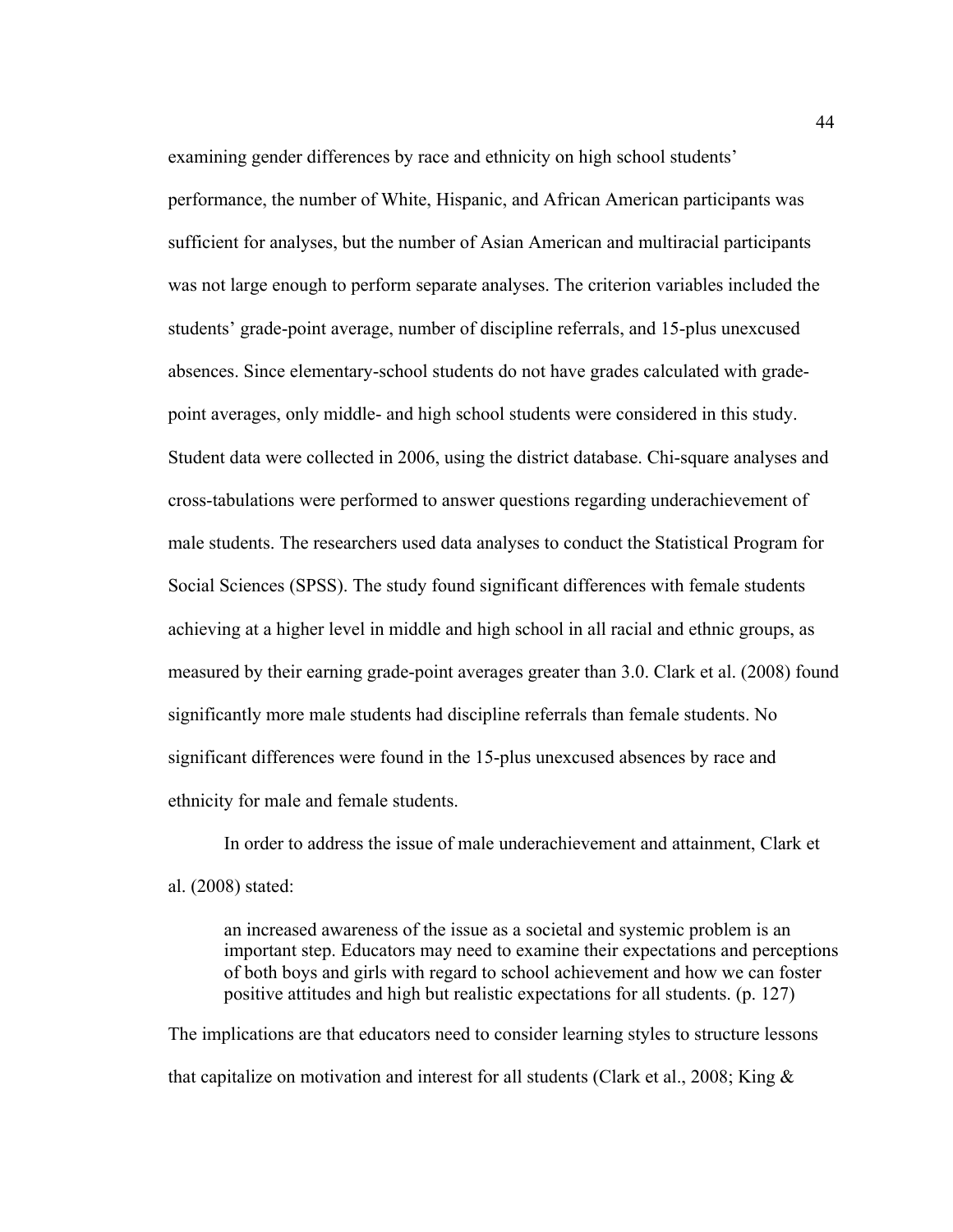examining gender differences by race and ethnicity on high school students' performance, the number of White, Hispanic, and African American participants was sufficient for analyses, but the number of Asian American and multiracial participants was not large enough to perform separate analyses. The criterion variables included the students' grade-point average, number of discipline referrals, and 15-plus unexcused absences. Since elementary-school students do not have grades calculated with grade-point averages, only middle- and high school students were considered in this study. Student data were collected in 2006, using the district database. Chi-square analyses and cross-tabulations were performed to answer questions regarding underachievement of male students. The researchers used data analyses to conduct the Statistical Program for Social Sciences (SPSS). The study found significant differences with female students achieving at a higher level in middle and high school in all racial and ethnic groups, as measured by their earning grade-point averages greater than 3.0. Clark et al. (2008) found significantly more male students had discipline referrals than female students. No significant differences were found in the 15-plus unexcused absences by race and ethnicity for male and female students.

In order to address the issue of male underachievement and attainment, Clark et al. (2008) stated:

> an increased awareness of the issue as a societal and systemic problem is an important step. Educators may need to examine their expectations and perceptions of both boys and girls with regard to school achievement and how we can foster positive attitudes and high but realistic expectations for all students. (p. 127)

The implications are that educators need to consider learning styles to structure lessons that capitalize on motivation and interest for all students (Clark et al., 2008; King &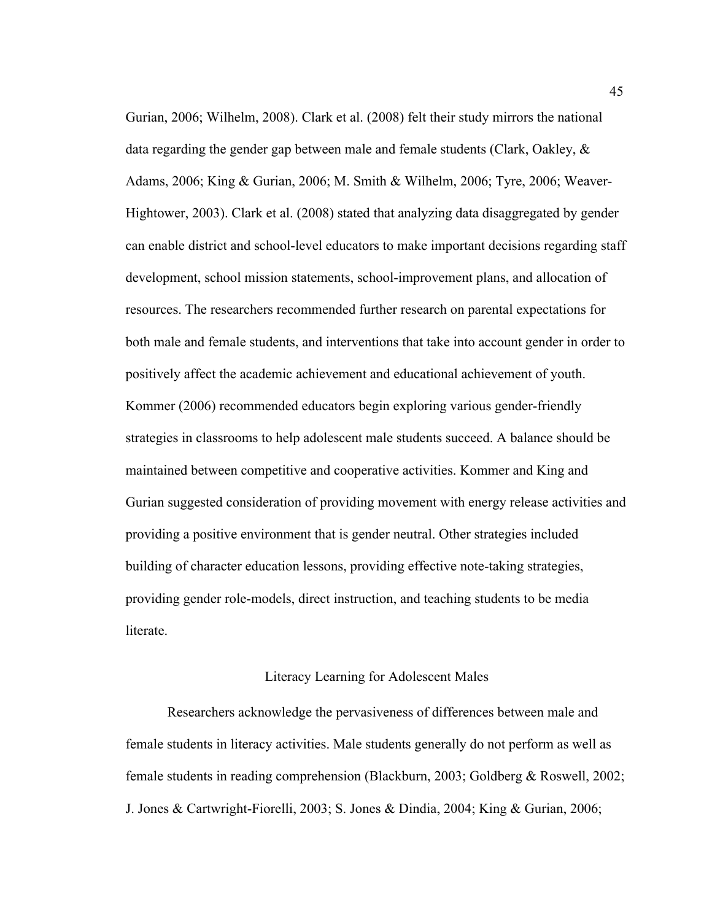Gurian, 2006; Wilhelm, 2008). Clark et al. (2008) felt their study mirrors the national data regarding the gender gap between male and female students (Clark, Oakley, & Adams, 2006; King & Gurian, 2006; M. Smith & Wilhelm, 2006; Tyre, 2006; Weaver-Hightower, 2003). Clark et al. (2008) stated that analyzing data disaggregated by gender can enable district and school-level educators to make important decisions regarding staff development, school mission statements, school-improvement plans, and allocation of resources. The researchers recommended further research on parental expectations for both male and female students, and interventions that take into account gender in order to positively affect the academic achievement and educational achievement of youth. Kommer (2006) recommended educators begin exploring various gender-friendly strategies in classrooms to help adolescent male students succeed. A balance should be maintained between competitive and cooperative activities. Kommer and King and Gurian suggested consideration of providing movement with energy release activities and providing a positive environment that is gender neutral. Other strategies included building of character education lessons, providing effective note-taking strategies, providing gender role-models, direct instruction, and teaching students to be media literate.

## Literacy Learning for Adolescent Males

Researchers acknowledge the pervasiveness of differences between male and female students in literacy activities. Male students generally do not perform as well as female students in reading comprehension (Blackburn, 2003; Goldberg & Roswell, 2002; J. Jones & Cartwright-Fiorelli, 2003; S. Jones & Dindia, 2004; King & Gurian, 2006;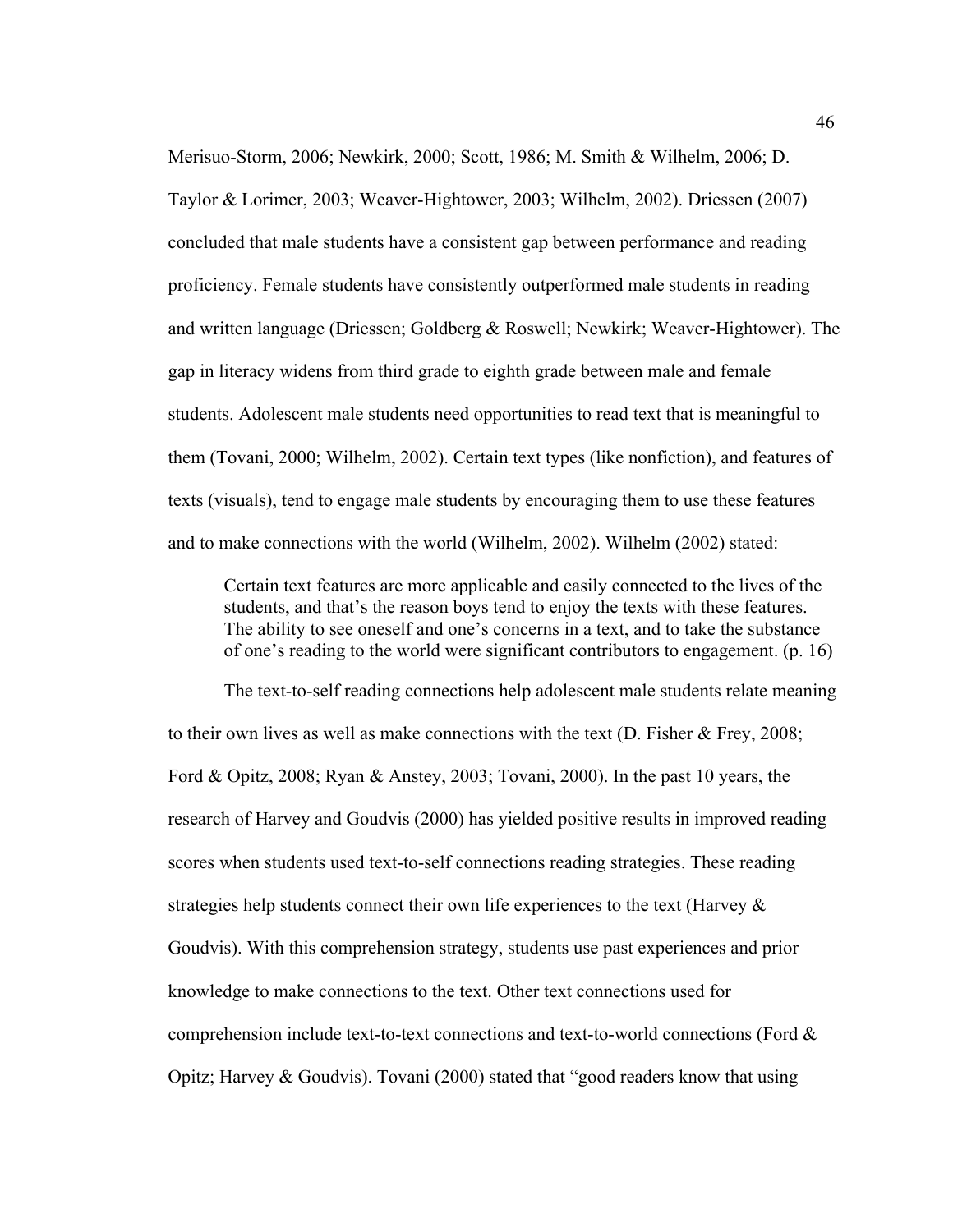Merisuo-Storm, 2006; Newkirk, 2000; Scott, 1986; M. Smith & Wilhelm, 2006; D. Taylor & Lorimer, 2003; Weaver-Hightower, 2003; Wilhelm, 2002). Driessen (2007) concluded that male students have a consistent gap between performance and reading proficiency. Female students have consistently outperformed male students in reading and written language (Driessen; Goldberg & Roswell; Newkirk; Weaver-Hightower). The gap in literacy widens from third grade to eighth grade between male and female students. Adolescent male students need opportunities to read text that is meaningful to them (Tovani, 2000; Wilhelm, 2002). Certain text types (like nonfiction), and features of texts (visuals), tend to engage male students by encouraging them to use these features and to make connections with the world (Wilhelm, 2002). Wilhelm (2002) stated:

> Certain text features are more applicable and easily connected to the lives of the students, and that's the reason boys tend to enjoy the texts with these features. The ability to see oneself and one's concerns in a text, and to take the substance of one's reading to the world were significant contributors to engagement. (p. 16)

The text-to-self reading connections help adolescent male students relate meaning to their own lives as well as make connections with the text (D. Fisher & Frey, 2008; Ford & Opitz, 2008; Ryan & Anstey, 2003; Tovani, 2000). In the past 10 years, the research of Harvey and Goudvis (2000) has yielded positive results in improved reading scores when students used text-to-self connections reading strategies. These reading strategies help students connect their own life experiences to the text (Harvey & Goudvis). With this comprehension strategy, students use past experiences and prior knowledge to make connections to the text. Other text connections used for comprehension include text-to-text connections and text-to-world connections (Ford & Opitz; Harvey & Goudvis). Tovani (2000) stated that "good readers know that using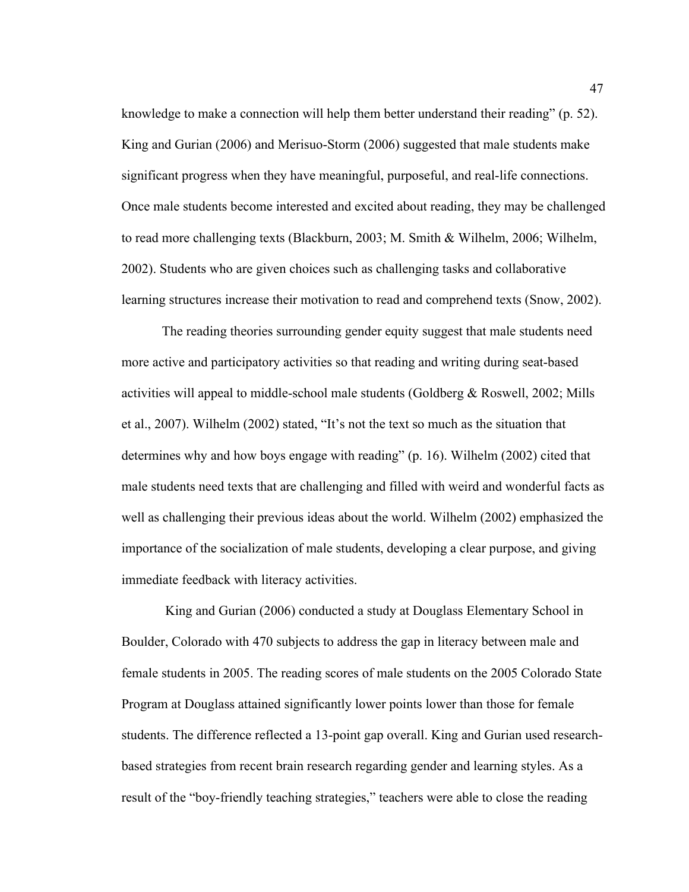knowledge to make a connection will help them better understand their reading" (p. 52). King and Gurian (2006) and Merisuo-Storm (2006) suggested that male students make significant progress when they have meaningful, purposeful, and real-life connections. Once male students become interested and excited about reading, they may be challenged to read more challenging texts (Blackburn, 2003; M. Smith & Wilhelm, 2006; Wilhelm, 2002). Students who are given choices such as challenging tasks and collaborative learning structures increase their motivation to read and comprehend texts (Snow, 2002).

The reading theories surrounding gender equity suggest that male students need more active and participatory activities so that reading and writing during seat-based activities will appeal to middle-school male students (Goldberg & Roswell, 2002; Mills et al., 2007). Wilhelm (2002) stated, "It's not the text so much as the situation that determines why and how boys engage with reading" (p. 16). Wilhelm (2002) cited that male students need texts that are challenging and filled with weird and wonderful facts as well as challenging their previous ideas about the world. Wilhelm (2002) emphasized the importance of the socialization of male students, developing a clear purpose, and giving immediate feedback with literacy activities.

King and Gurian (2006) conducted a study at Douglass Elementary School in Boulder, Colorado with 470 subjects to address the gap in literacy between male and female students in 2005. The reading scores of male students on the 2005 Colorado State Program at Douglass attained significantly lower points lower than those for female students. The difference reflected a 13-point gap overall. King and Gurian used research-based strategies from recent brain research regarding gender and learning styles. As a result of the "boy-friendly teaching strategies," teachers were able to close the reading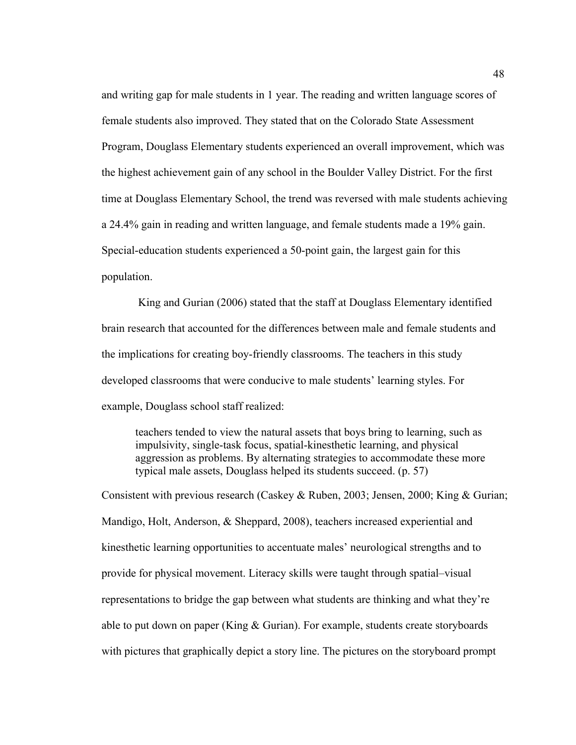and writing gap for male students in 1 year. The reading and written language scores of female students also improved. They stated that on the Colorado State Assessment Program, Douglass Elementary students experienced an overall improvement, which was the highest achievement gain of any school in the Boulder Valley District. For the first time at Douglass Elementary School, the trend was reversed with male students achieving a 24.4% gain in reading and written language, and female students made a 19% gain. Special-education students experienced a 50-point gain, the largest gain for this population.

King and Gurian (2006) stated that the staff at Douglass Elementary identified brain research that accounted for the differences between male and female students and the implications for creating boy-friendly classrooms. The teachers in this study developed classrooms that were conducive to male students' learning styles. For example, Douglass school staff realized:

> teachers tended to view the natural assets that boys bring to learning, such as impulsivity, single-task focus, spatial-kinesthetic learning, and physical aggression as problems. By alternating strategies to accommodate these more typical male assets, Douglass helped its students succeed. (p. 57)

Consistent with previous research (Caskey & Ruben, 2003; Jensen, 2000; King & Gurian; Mandigo, Holt, Anderson, & Sheppard, 2008), teachers increased experiential and kinesthetic learning opportunities to accentuate males' neurological strengths and to provide for physical movement. Literacy skills were taught through spatial–visual representations to bridge the gap between what students are thinking and what they're able to put down on paper (King & Gurian). For example, students create storyboards with pictures that graphically depict a story line. The pictures on the storyboard prompt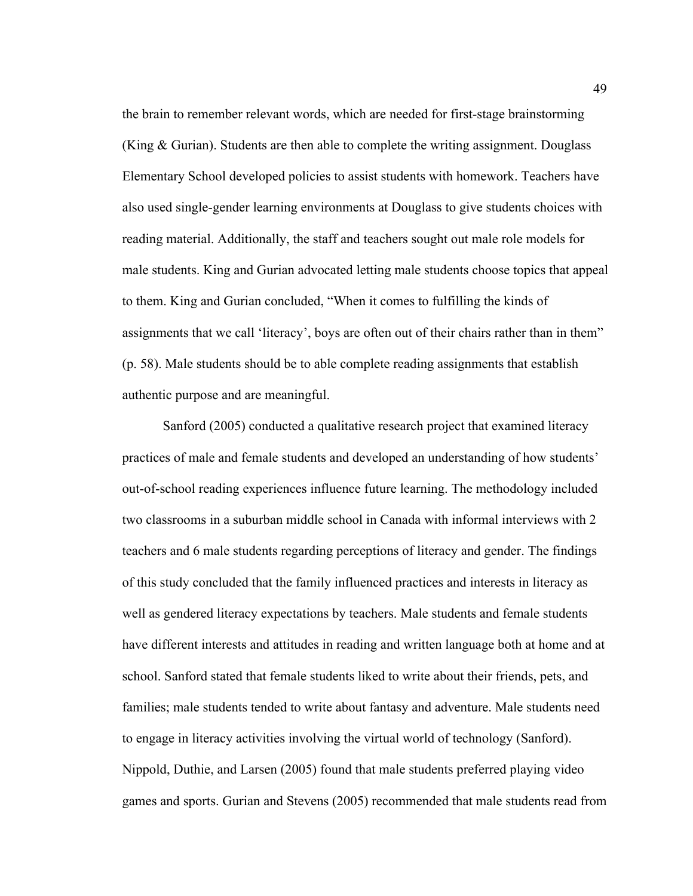the brain to remember relevant words, which are needed for first-stage brainstorming (King & Gurian). Students are then able to complete the writing assignment. Douglass Elementary School developed policies to assist students with homework. Teachers have also used single-gender learning environments at Douglass to give students choices with reading material. Additionally, the staff and teachers sought out male role models for male students. King and Gurian advocated letting male students choose topics that appeal to them. King and Gurian concluded, "When it comes to fulfilling the kinds of assignments that we call 'literacy', boys are often out of their chairs rather than in them" (p. 58). Male students should be to able complete reading assignments that establish authentic purpose and are meaningful.

Sanford (2005) conducted a qualitative research project that examined literacy practices of male and female students and developed an understanding of how students' out-of-school reading experiences influence future learning. The methodology included two classrooms in a suburban middle school in Canada with informal interviews with 2 teachers and 6 male students regarding perceptions of literacy and gender. The findings of this study concluded that the family influenced practices and interests in literacy as well as gendered literacy expectations by teachers. Male students and female students have different interests and attitudes in reading and written language both at home and at school. Sanford stated that female students liked to write about their friends, pets, and families; male students tended to write about fantasy and adventure. Male students need to engage in literacy activities involving the virtual world of technology (Sanford). Nippold, Duthie, and Larsen (2005) found that male students preferred playing video games and sports. Gurian and Stevens (2005) recommended that male students read from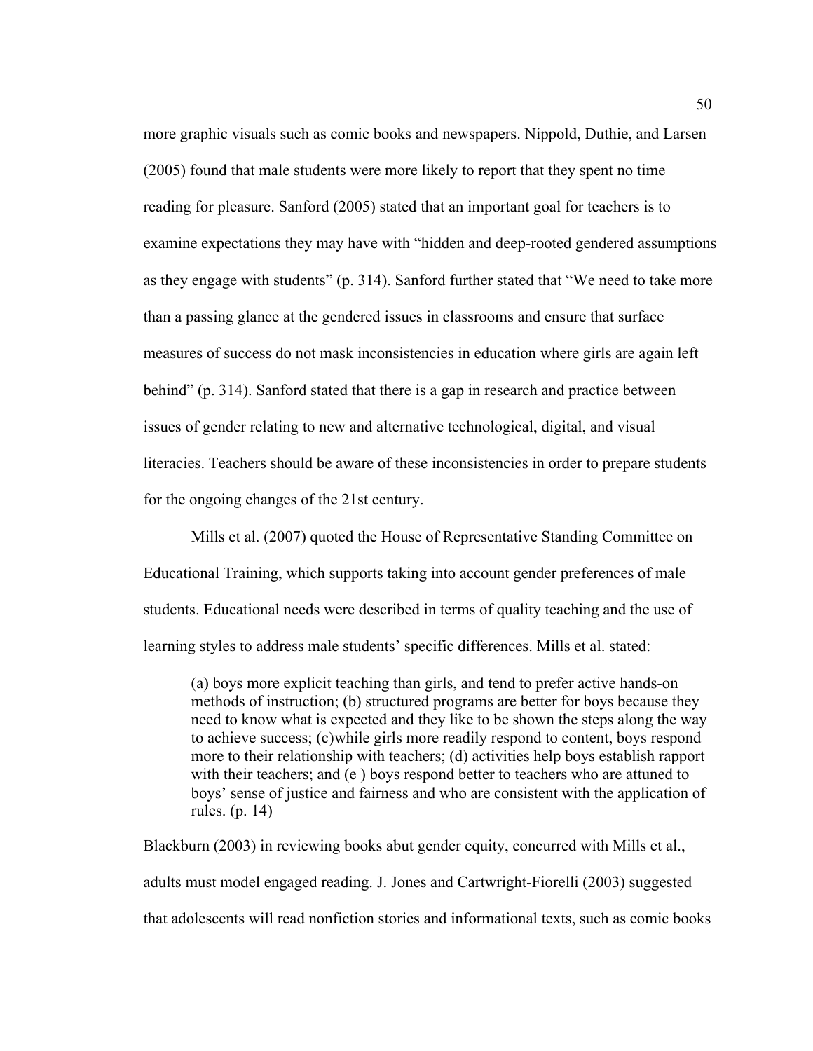more graphic visuals such as comic books and newspapers. Nippold, Duthie, and Larsen (2005) found that male students were more likely to report that they spent no time reading for pleasure. Sanford (2005) stated that an important goal for teachers is to examine expectations they may have with "hidden and deep-rooted gendered assumptions as they engage with students" (p. 314). Sanford further stated that "We need to take more than a passing glance at the gendered issues in classrooms and ensure that surface measures of success do not mask inconsistencies in education where girls are again left behind" (p. 314). Sanford stated that there is a gap in research and practice between issues of gender relating to new and alternative technological, digital, and visual literacies. Teachers should be aware of these inconsistencies in order to prepare students for the ongoing changes of the 21st century.

Mills et al. (2007) quoted the House of Representative Standing Committee on Educational Training, which supports taking into account gender preferences of male students. Educational needs were described in terms of quality teaching and the use of learning styles to address male students' specific differences. Mills et al. stated:

> (a) boys more explicit teaching than girls, and tend to prefer active hands-on methods of instruction; (b) structured programs are better for boys because they need to know what is expected and they like to be shown the steps along the way to achieve success; (c)while girls more readily respond to content, boys respond more to their relationship with teachers; (d) activities help boys establish rapport with their teachers; and (e ) boys respond better to teachers who are attuned to boys' sense of justice and fairness and who are consistent with the application of rules. (p. 14)

Blackburn (2003) in reviewing books abut gender equity, concurred with Mills et al., adults must model engaged reading. J. Jones and Cartwright-Fiorelli (2003) suggested that adolescents will read nonfiction stories and informational texts, such as comic books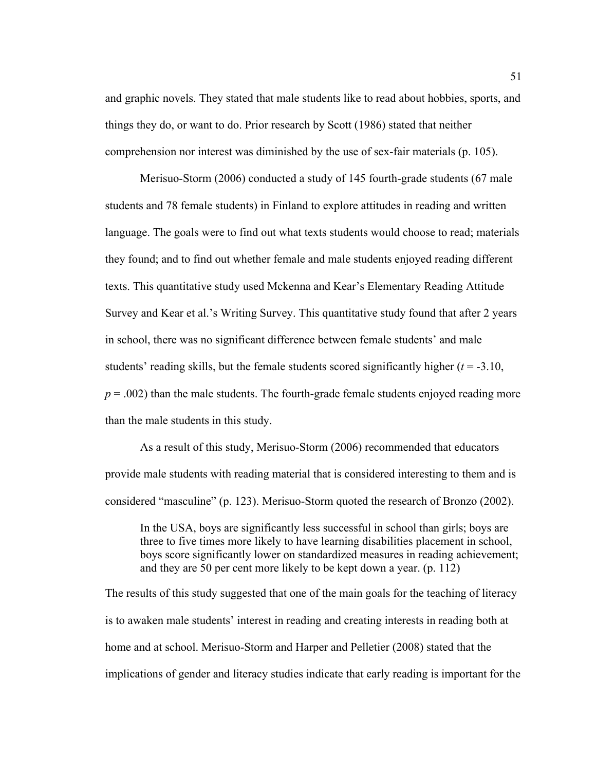and graphic novels. They stated that male students like to read about hobbies, sports, and things they do, or want to do. Prior research by Scott (1986) stated that neither comprehension nor interest was diminished by the use of sex-fair materials (p. 105).

Merisuo-Storm (2006) conducted a study of 145 fourth-grade students (67 male students and 78 female students) in Finland to explore attitudes in reading and written language. The goals were to find out what texts students would choose to read; materials they found; and to find out whether female and male students enjoyed reading different texts. This quantitative study used Mckenna and Kear's Elementary Reading Attitude Survey and Kear et al.'s Writing Survey. This quantitative study found that after 2 years in school, there was no significant difference between female students' and male students' reading skills, but the female students scored significantly higher ($t$ = -3.10, $p$ = .002) than the male students. The fourth-grade female students enjoyed reading more than the male students in this study.

As a result of this study, Merisuo-Storm (2006) recommended that educators provide male students with reading material that is considered interesting to them and is considered "masculine" (p. 123). Merisuo-Storm quoted the research of Bronzo (2002).

> In the USA, boys are significantly less successful in school than girls; boys are three to five times more likely to have learning disabilities placement in school, boys score significantly lower on standardized measures in reading achievement; and they are 50 per cent more likely to be kept down a year. (p. 112)

The results of this study suggested that one of the main goals for the teaching of literacy is to awaken male students' interest in reading and creating interests in reading both at home and at school. Merisuo-Storm and Harper and Pelletier (2008) stated that the implications of gender and literacy studies indicate that early reading is important for the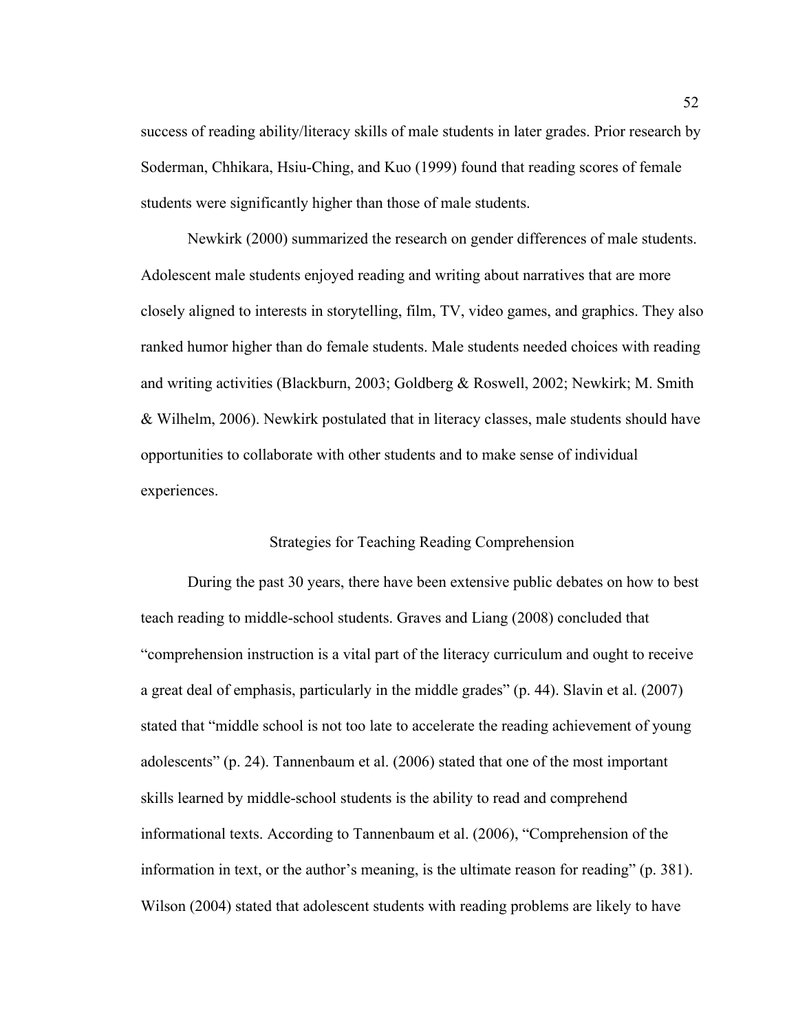success of reading ability/literacy skills of male students in later grades. Prior research by Soderman, Chhikara, Hsiu-Ching, and Kuo (1999) found that reading scores of female students were significantly higher than those of male students.

Newkirk (2000) summarized the research on gender differences of male students. Adolescent male students enjoyed reading and writing about narratives that are more closely aligned to interests in storytelling, film, TV, video games, and graphics. They also ranked humor higher than do female students. Male students needed choices with reading and writing activities (Blackburn, 2003; Goldberg & Roswell, 2002; Newkirk; M. Smith & Wilhelm, 2006). Newkirk postulated that in literacy classes, male students should have opportunities to collaborate with other students and to make sense of individual experiences.

## Strategies for Teaching Reading Comprehension

During the past 30 years, there have been extensive public debates on how to best teach reading to middle-school students. Graves and Liang (2008) concluded that "comprehension instruction is a vital part of the literacy curriculum and ought to receive a great deal of emphasis, particularly in the middle grades" (p. 44). Slavin et al. (2007) stated that "middle school is not too late to accelerate the reading achievement of young adolescents" (p. 24). Tannenbaum et al. (2006) stated that one of the most important skills learned by middle-school students is the ability to read and comprehend informational texts. According to Tannenbaum et al. (2006), "Comprehension of the information in text, or the author's meaning, is the ultimate reason for reading" (p. 381). Wilson (2004) stated that adolescent students with reading problems are likely to have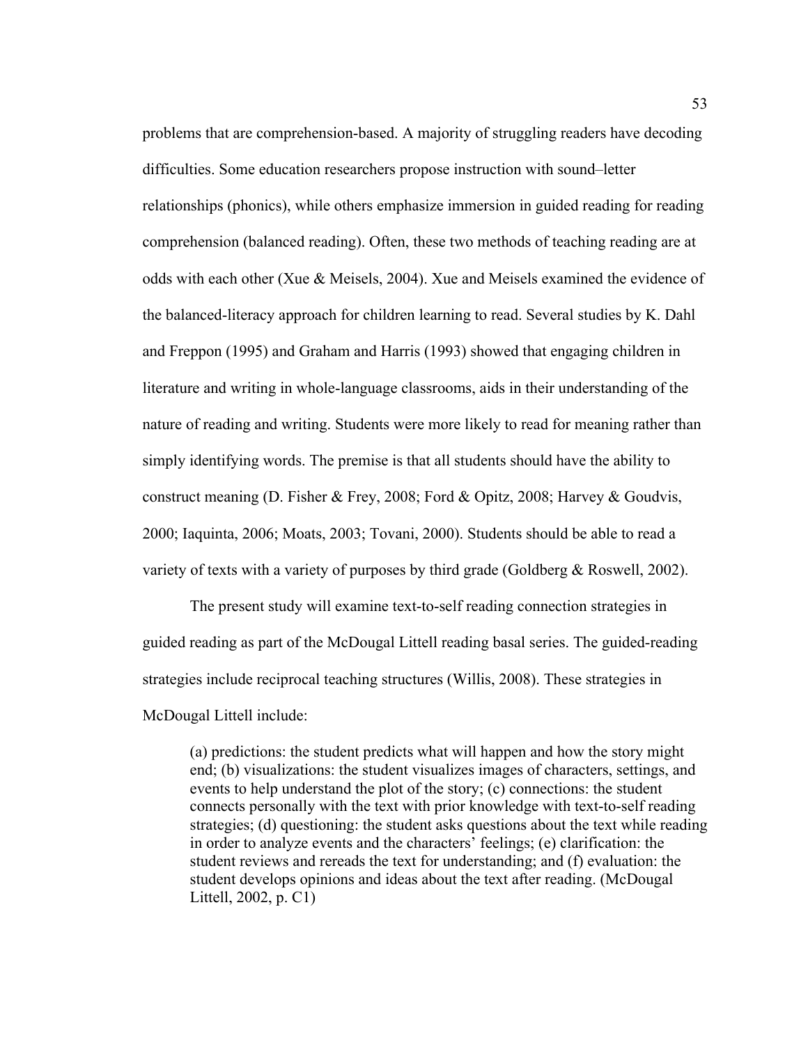problems that are comprehension-based. A majority of struggling readers have decoding difficulties. Some education researchers propose instruction with sound–letter relationships (phonics), while others emphasize immersion in guided reading for reading comprehension (balanced reading). Often, these two methods of teaching reading are at odds with each other (Xue & Meisels, 2004). Xue and Meisels examined the evidence of the balanced-literacy approach for children learning to read. Several studies by K. Dahl and Freppon (1995) and Graham and Harris (1993) showed that engaging children in literature and writing in whole-language classrooms, aids in their understanding of the nature of reading and writing. Students were more likely to read for meaning rather than simply identifying words. The premise is that all students should have the ability to construct meaning (D. Fisher & Frey, 2008; Ford & Opitz, 2008; Harvey & Goudvis, 2000; Iaquinta, 2006; Moats, 2003; Tovani, 2000). Students should be able to read a variety of texts with a variety of purposes by third grade (Goldberg & Roswell, 2002).

The present study will examine text-to-self reading connection strategies in guided reading as part of the McDougal Littell reading basal series. The guided-reading strategies include reciprocal teaching structures (Willis, 2008). These strategies in McDougal Littell include:

> (a) predictions: the student predicts what will happen and how the story might end; (b) visualizations: the student visualizes images of characters, settings, and events to help understand the plot of the story; (c) connections: the student connects personally with the text with prior knowledge with text-to-self reading strategies; (d) questioning: the student asks questions about the text while reading in order to analyze events and the characters' feelings; (e) clarification: the student reviews and rereads the text for understanding; and (f) evaluation: the student develops opinions and ideas about the text after reading. (McDougal Littell, 2002, p. C1)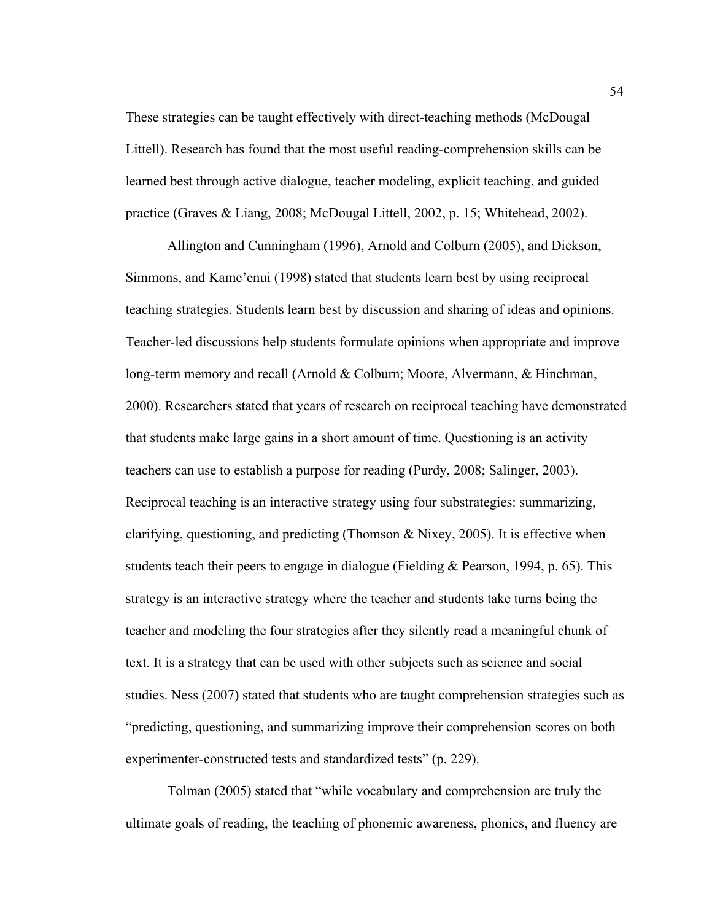These strategies can be taught effectively with direct-teaching methods (McDougal Littell). Research has found that the most useful reading-comprehension skills can be learned best through active dialogue, teacher modeling, explicit teaching, and guided practice (Graves & Liang, 2008; McDougal Littell, 2002, p. 15; Whitehead, 2002).

Allington and Cunningham (1996), Arnold and Colburn (2005), and Dickson, Simmons, and Kame'enui (1998) stated that students learn best by using reciprocal teaching strategies. Students learn best by discussion and sharing of ideas and opinions. Teacher-led discussions help students formulate opinions when appropriate and improve long-term memory and recall (Arnold & Colburn; Moore, Alvermann, & Hinchman, 2000). Researchers stated that years of research on reciprocal teaching have demonstrated that students make large gains in a short amount of time. Questioning is an activity teachers can use to establish a purpose for reading (Purdy, 2008; Salinger, 2003). Reciprocal teaching is an interactive strategy using four substrategies: summarizing, clarifying, questioning, and predicting (Thomson & Nixey, 2005). It is effective when students teach their peers to engage in dialogue (Fielding & Pearson, 1994, p. 65). This strategy is an interactive strategy where the teacher and students take turns being the teacher and modeling the four strategies after they silently read a meaningful chunk of text. It is a strategy that can be used with other subjects such as science and social studies. Ness (2007) stated that students who are taught comprehension strategies such as "predicting, questioning, and summarizing improve their comprehension scores on both experimenter-constructed tests and standardized tests" (p. 229).

Tolman (2005) stated that "while vocabulary and comprehension are truly the ultimate goals of reading, the teaching of phonemic awareness, phonics, and fluency are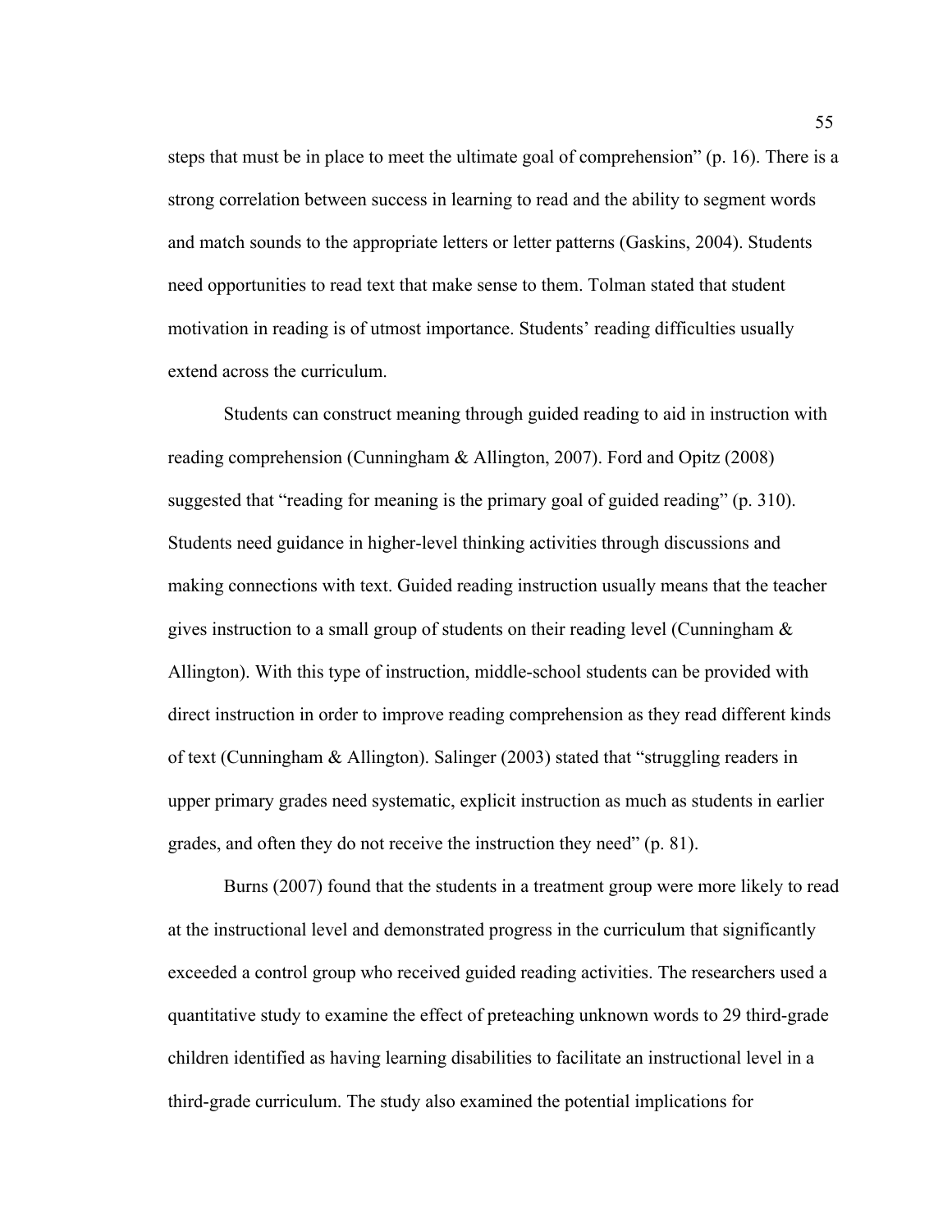steps that must be in place to meet the ultimate goal of comprehension" (p. 16). There is a strong correlation between success in learning to read and the ability to segment words and match sounds to the appropriate letters or letter patterns (Gaskins, 2004). Students need opportunities to read text that make sense to them. Tolman stated that student motivation in reading is of utmost importance. Students' reading difficulties usually extend across the curriculum.

Students can construct meaning through guided reading to aid in instruction with reading comprehension (Cunningham & Allington, 2007). Ford and Opitz (2008) suggested that "reading for meaning is the primary goal of guided reading" (p. 310). Students need guidance in higher-level thinking activities through discussions and making connections with text. Guided reading instruction usually means that the teacher gives instruction to a small group of students on their reading level (Cunningham & Allington). With this type of instruction, middle-school students can be provided with direct instruction in order to improve reading comprehension as they read different kinds of text (Cunningham & Allington). Salinger (2003) stated that "struggling readers in upper primary grades need systematic, explicit instruction as much as students in earlier grades, and often they do not receive the instruction they need" (p. 81).

Burns (2007) found that the students in a treatment group were more likely to read at the instructional level and demonstrated progress in the curriculum that significantly exceeded a control group who received guided reading activities. The researchers used a quantitative study to examine the effect of preteaching unknown words to 29 third-grade children identified as having learning disabilities to facilitate an instructional level in a third-grade curriculum. The study also examined the potential implications for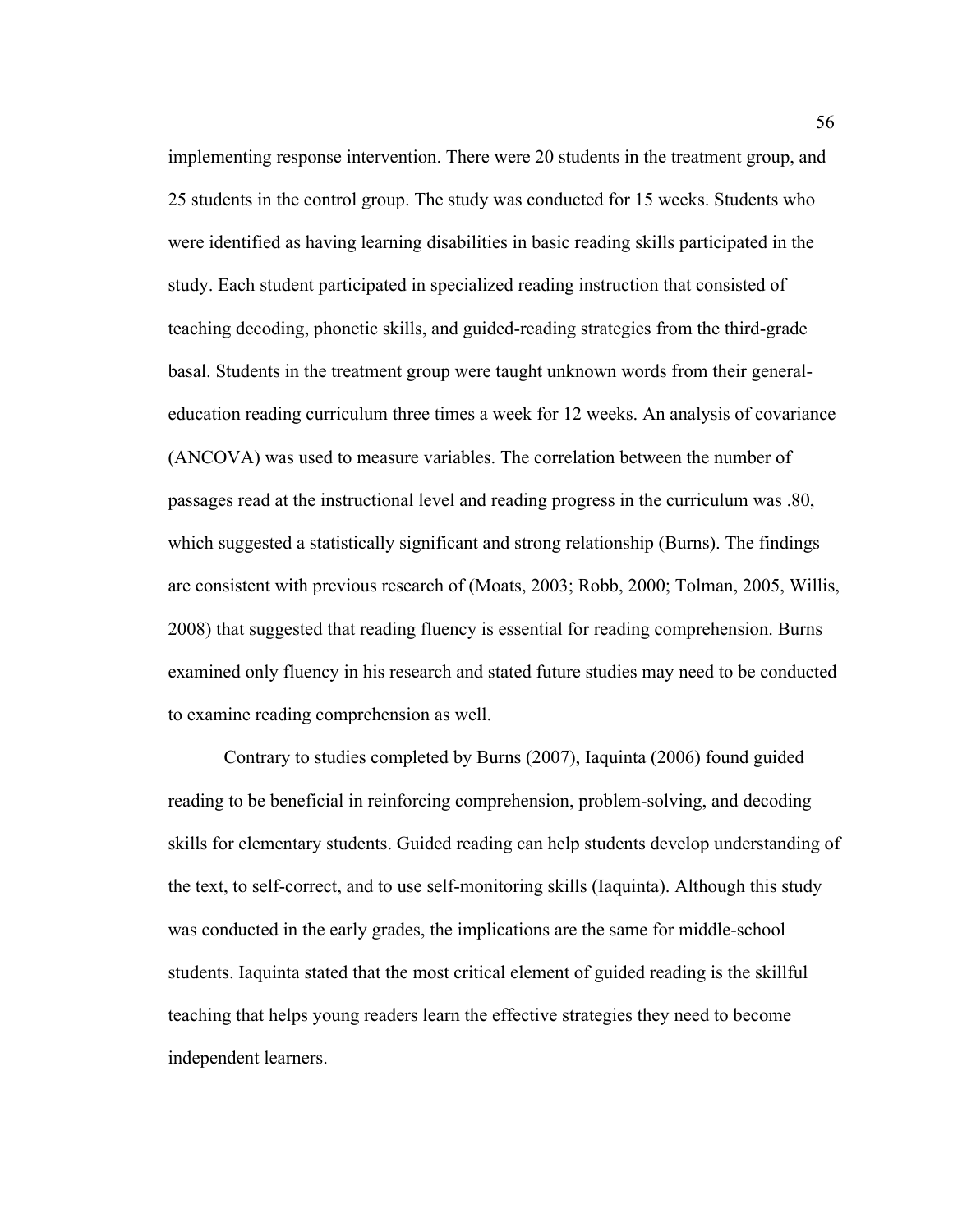implementing response intervention. There were 20 students in the treatment group, and 25 students in the control group. The study was conducted for 15 weeks. Students who were identified as having learning disabilities in basic reading skills participated in the study. Each student participated in specialized reading instruction that consisted of teaching decoding, phonetic skills, and guided-reading strategies from the third-grade basal. Students in the treatment group were taught unknown words from their general-education reading curriculum three times a week for 12 weeks. An analysis of covariance (ANCOVA) was used to measure variables. The correlation between the number of passages read at the instructional level and reading progress in the curriculum was .80, which suggested a statistically significant and strong relationship (Burns). The findings are consistent with previous research of (Moats, 2003; Robb, 2000; Tolman, 2005, Willis, 2008) that suggested that reading fluency is essential for reading comprehension. Burns examined only fluency in his research and stated future studies may need to be conducted to examine reading comprehension as well.

Contrary to studies completed by Burns (2007), Iaquinta (2006) found guided reading to be beneficial in reinforcing comprehension, problem-solving, and decoding skills for elementary students. Guided reading can help students develop understanding of the text, to self-correct, and to use self-monitoring skills (Iaquinta). Although this study was conducted in the early grades, the implications are the same for middle-school students. Iaquinta stated that the most critical element of guided reading is the skillful teaching that helps young readers learn the effective strategies they need to become independent learners.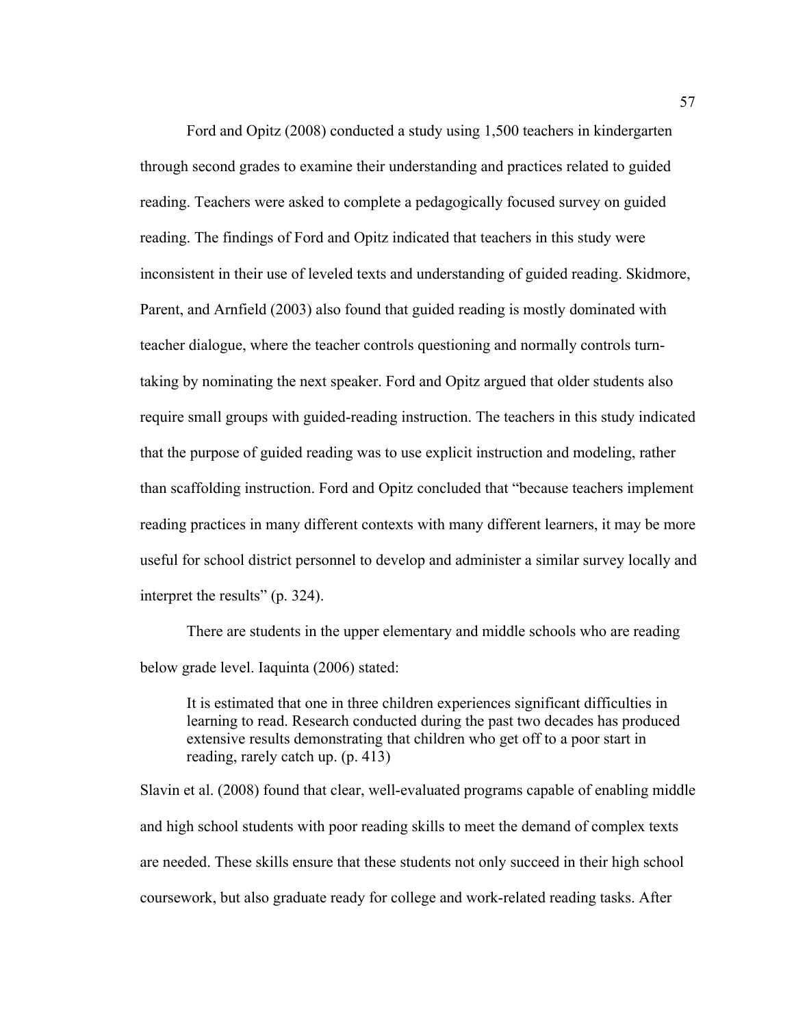Ford and Opitz (2008) conducted a study using 1,500 teachers in kindergarten through second grades to examine their understanding and practices related to guided reading. Teachers were asked to complete a pedagogically focused survey on guided reading. The findings of Ford and Opitz indicated that teachers in this study were inconsistent in their use of leveled texts and understanding of guided reading. Skidmore, Parent, and Arnfield (2003) also found that guided reading is mostly dominated with teacher dialogue, where the teacher controls questioning and normally controls turn-taking by nominating the next speaker. Ford and Opitz argued that older students also require small groups with guided-reading instruction. The teachers in this study indicated that the purpose of guided reading was to use explicit instruction and modeling, rather than scaffolding instruction. Ford and Opitz concluded that "because teachers implement reading practices in many different contexts with many different learners, it may be more useful for school district personnel to develop and administer a similar survey locally and interpret the results" (p. 324).

There are students in the upper elementary and middle schools who are reading below grade level. Iaquinta (2006) stated:

> It is estimated that one in three children experiences significant difficulties in learning to read. Research conducted during the past two decades has produced extensive results demonstrating that children who get off to a poor start in reading, rarely catch up. (p. 413)

Slavin et al. (2008) found that clear, well-evaluated programs capable of enabling middle and high school students with poor reading skills to meet the demand of complex texts are needed. These skills ensure that these students not only succeed in their high school coursework, but also graduate ready for college and work-related reading tasks. After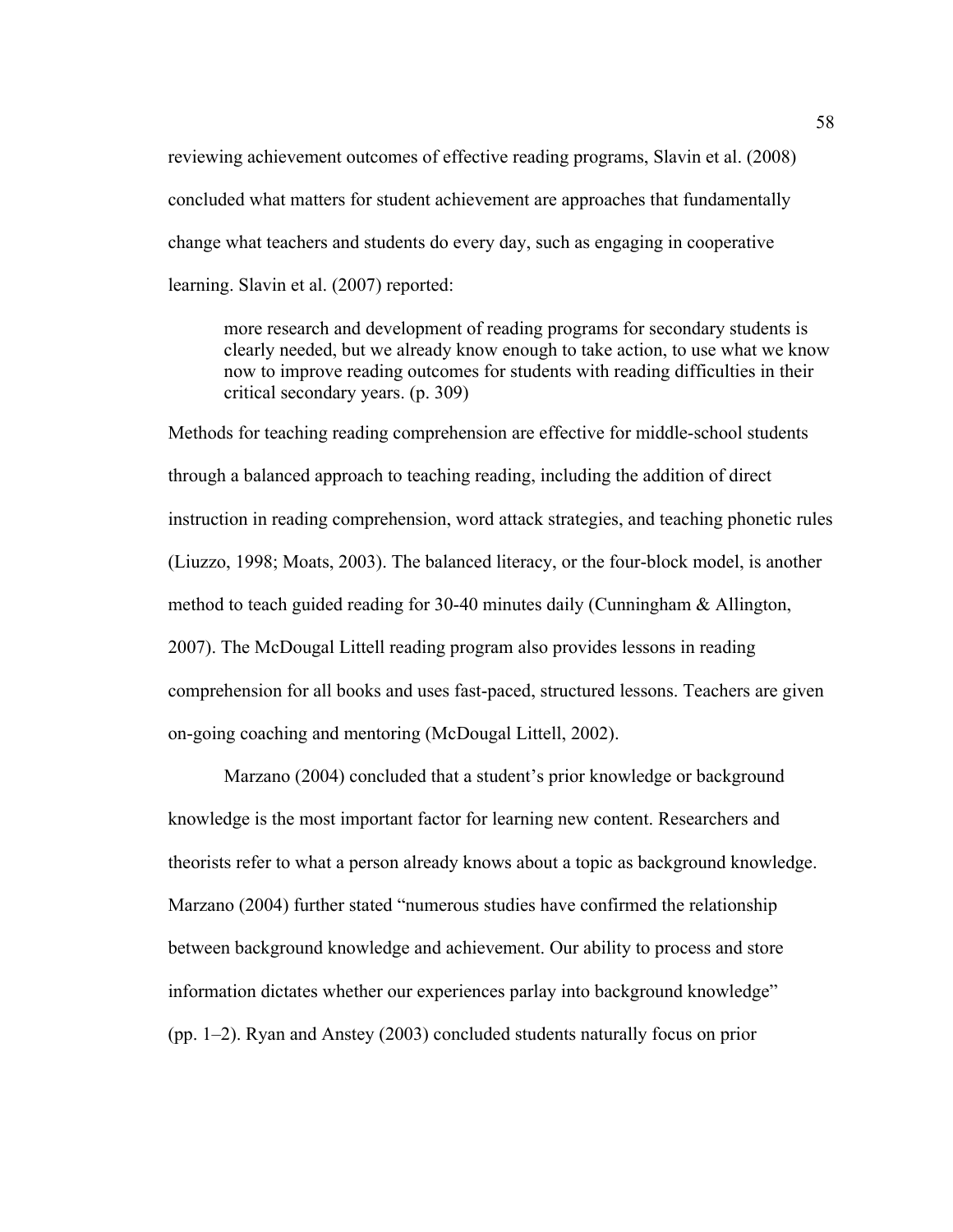reviewing achievement outcomes of effective reading programs, Slavin et al. (2008) concluded what matters for student achievement are approaches that fundamentally change what teachers and students do every day, such as engaging in cooperative learning. Slavin et al. (2007) reported:

> more research and development of reading programs for secondary students is clearly needed, but we already know enough to take action, to use what we know now to improve reading outcomes for students with reading difficulties in their critical secondary years. (p. 309)

Methods for teaching reading comprehension are effective for middle-school students through a balanced approach to teaching reading, including the addition of direct instruction in reading comprehension, word attack strategies, and teaching phonetic rules (Liuzzo, 1998; Moats, 2003). The balanced literacy, or the four-block model, is another method to teach guided reading for 30-40 minutes daily (Cunningham & Allington, 2007). The McDougal Littell reading program also provides lessons in reading comprehension for all books and uses fast-paced, structured lessons. Teachers are given on-going coaching and mentoring (McDougal Littell, 2002).

Marzano (2004) concluded that a student's prior knowledge or background knowledge is the most important factor for learning new content. Researchers and theorists refer to what a person already knows about a topic as background knowledge. Marzano (2004) further stated "numerous studies have confirmed the relationship between background knowledge and achievement. Our ability to process and store information dictates whether our experiences parlay into background knowledge" (pp. 1–2). Ryan and Anstey (2003) concluded students naturally focus on prior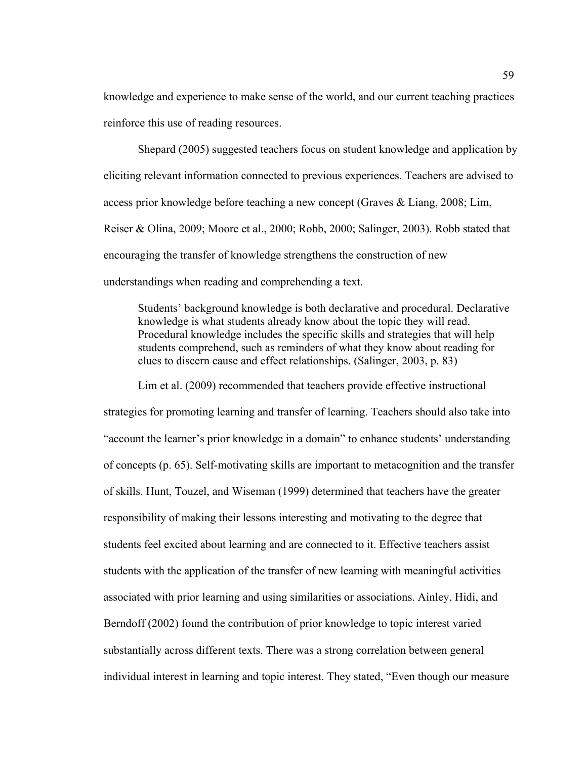knowledge and experience to make sense of the world, and our current teaching practices reinforce this use of reading resources.

Shepard (2005) suggested teachers focus on student knowledge and application by eliciting relevant information connected to previous experiences. Teachers are advised to access prior knowledge before teaching a new concept (Graves & Liang, 2008; Lim, Reiser & Olina, 2009; Moore et al., 2000; Robb, 2000; Salinger, 2003). Robb stated that encouraging the transfer of knowledge strengthens the construction of new understandings when reading and comprehending a text.

> Students' background knowledge is both declarative and procedural. Declarative knowledge is what students already know about the topic they will read. Procedural knowledge includes the specific skills and strategies that will help students comprehend, such as reminders of what they know about reading for clues to discern cause and effect relationships. (Salinger, 2003, p. 83)

Lim et al. (2009) recommended that teachers provide effective instructional strategies for promoting learning and transfer of learning. Teachers should also take into "account the learner's prior knowledge in a domain" to enhance students' understanding of concepts (p. 65). Self-motivating skills are important to metacognition and the transfer of skills. Hunt, Touzel, and Wiseman (1999) determined that teachers have the greater responsibility of making their lessons interesting and motivating to the degree that students feel excited about learning and are connected to it. Effective teachers assist students with the application of the transfer of new learning with meaningful activities associated with prior learning and using similarities or associations. Ainley, Hidi, and Berndoff (2002) found the contribution of prior knowledge to topic interest varied substantially across different texts. There was a strong correlation between general individual interest in learning and topic interest. They stated, "Even though our measure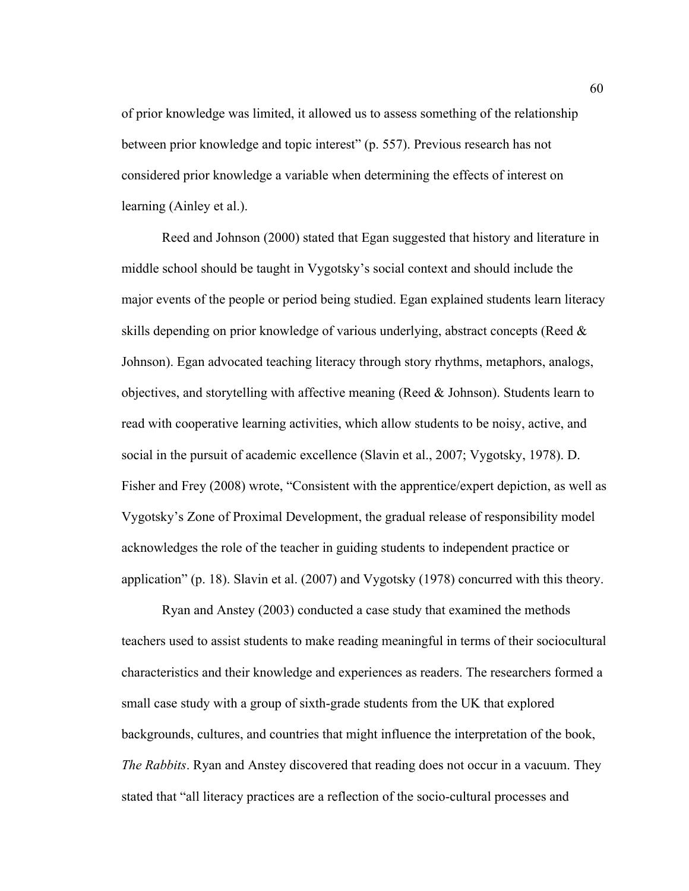of prior knowledge was limited, it allowed us to assess something of the relationship between prior knowledge and topic interest" (p. 557). Previous research has not considered prior knowledge a variable when determining the effects of interest on learning (Ainley et al.).

Reed and Johnson (2000) stated that Egan suggested that history and literature in middle school should be taught in Vygotsky's social context and should include the major events of the people or period being studied. Egan explained students learn literacy skills depending on prior knowledge of various underlying, abstract concepts (Reed & Johnson). Egan advocated teaching literacy through story rhythms, metaphors, analogs, objectives, and storytelling with affective meaning (Reed & Johnson). Students learn to read with cooperative learning activities, which allow students to be noisy, active, and social in the pursuit of academic excellence (Slavin et al., 2007; Vygotsky, 1978). D. Fisher and Frey (2008) wrote, "Consistent with the apprentice/expert depiction, as well as Vygotsky's Zone of Proximal Development, the gradual release of responsibility model acknowledges the role of the teacher in guiding students to independent practice or application" (p. 18). Slavin et al. (2007) and Vygotsky (1978) concurred with this theory.

Ryan and Anstey (2003) conducted a case study that examined the methods teachers used to assist students to make reading meaningful in terms of their sociocultural characteristics and their knowledge and experiences as readers. The researchers formed a small case study with a group of sixth-grade students from the UK that explored backgrounds, cultures, and countries that might influence the interpretation of the book, *The Rabbits*. Ryan and Anstey discovered that reading does not occur in a vacuum. They stated that "all literacy practices are a reflection of the socio-cultural processes and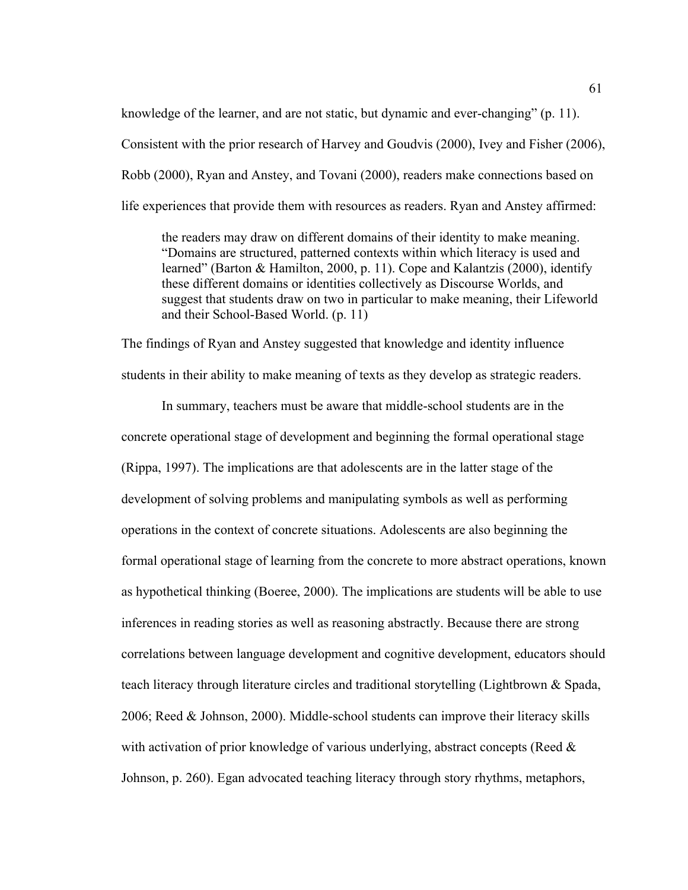knowledge of the learner, and are not static, but dynamic and ever-changing" (p. 11). Consistent with the prior research of Harvey and Goudvis (2000), Ivey and Fisher (2006), Robb (2000), Ryan and Anstey, and Tovani (2000), readers make connections based on life experiences that provide them with resources as readers. Ryan and Anstey affirmed:

> the readers may draw on different domains of their identity to make meaning. "Domains are structured, patterned contexts within which literacy is used and learned" (Barton & Hamilton, 2000, p. 11). Cope and Kalantzis (2000), identify these different domains or identities collectively as Discourse Worlds, and suggest that students draw on two in particular to make meaning, their Lifeworld and their School-Based World. (p. 11)

The findings of Ryan and Anstey suggested that knowledge and identity influence students in their ability to make meaning of texts as they develop as strategic readers.

In summary, teachers must be aware that middle-school students are in the concrete operational stage of development and beginning the formal operational stage (Rippa, 1997). The implications are that adolescents are in the latter stage of the development of solving problems and manipulating symbols as well as performing operations in the context of concrete situations. Adolescents are also beginning the formal operational stage of learning from the concrete to more abstract operations, known as hypothetical thinking (Boeree, 2000). The implications are students will be able to use inferences in reading stories as well as reasoning abstractly. Because there are strong correlations between language development and cognitive development, educators should teach literacy through literature circles and traditional storytelling (Lightbrown & Spada, 2006; Reed & Johnson, 2000). Middle-school students can improve their literacy skills with activation of prior knowledge of various underlying, abstract concepts (Reed & Johnson, p. 260). Egan advocated teaching literacy through story rhythms, metaphors,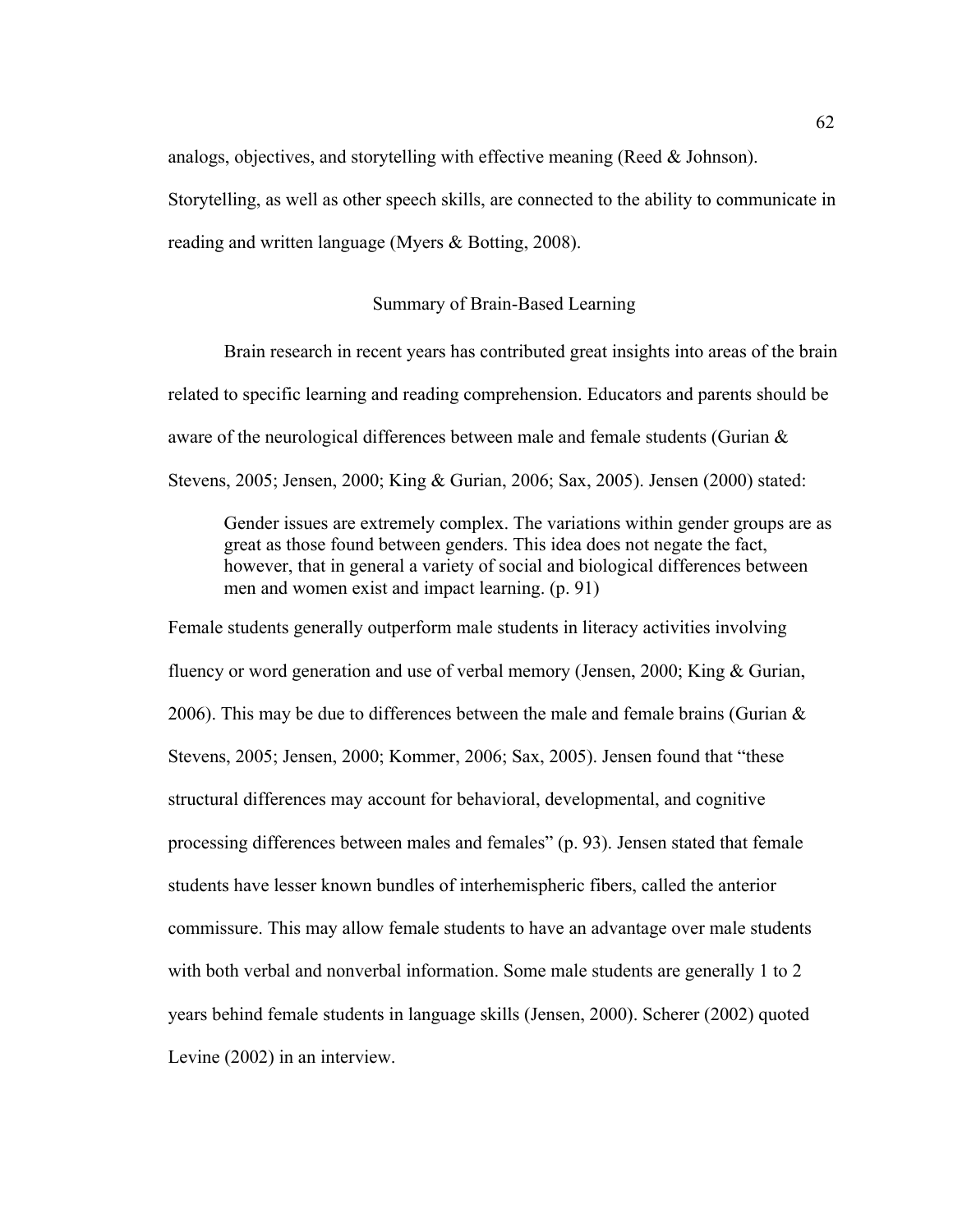analogs, objectives, and storytelling with effective meaning (Reed & Johnson). Storytelling, as well as other speech skills, are connected to the ability to communicate in reading and written language (Myers & Botting, 2008).

## Summary of Brain-Based Learning

Brain research in recent years has contributed great insights into areas of the brain related to specific learning and reading comprehension. Educators and parents should be aware of the neurological differences between male and female students (Gurian & Stevens, 2005; Jensen, 2000; King & Gurian, 2006; Sax, 2005). Jensen (2000) stated:

> Gender issues are extremely complex. The variations within gender groups are as great as those found between genders. This idea does not negate the fact, however, that in general a variety of social and biological differences between men and women exist and impact learning. (p. 91)

Female students generally outperform male students in literacy activities involving fluency or word generation and use of verbal memory (Jensen, 2000; King & Gurian, 2006). This may be due to differences between the male and female brains (Gurian & Stevens, 2005; Jensen, 2000; Kommer, 2006; Sax, 2005). Jensen found that "these structural differences may account for behavioral, developmental, and cognitive processing differences between males and females" (p. 93). Jensen stated that female students have lesser known bundles of interhemispheric fibers, called the anterior commissure. This may allow female students to have an advantage over male students with both verbal and nonverbal information. Some male students are generally 1 to 2 years behind female students in language skills (Jensen, 2000). Scherer (2002) quoted Levine (2002) in an interview.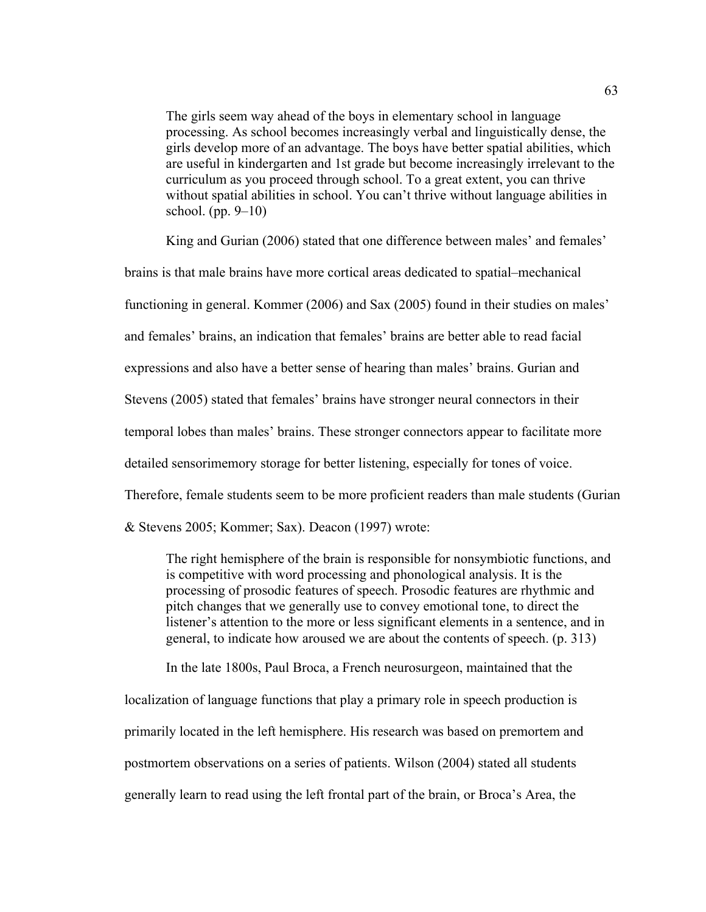> The girls seem way ahead of the boys in elementary school in language processing. As school becomes increasingly verbal and linguistically dense, the girls develop more of an advantage. The boys have better spatial abilities, which are useful in kindergarten and 1st grade but become increasingly irrelevant to the curriculum as you proceed through school. To a great extent, you can thrive without spatial abilities in school. You can't thrive without language abilities in school. (pp. 9–10)

King and Gurian (2006) stated that one difference between males' and females' brains is that male brains have more cortical areas dedicated to spatial–mechanical functioning in general. Kommer (2006) and Sax (2005) found in their studies on males' and females' brains, an indication that females' brains are better able to read facial expressions and also have a better sense of hearing than males' brains. Gurian and Stevens (2005) stated that females' brains have stronger neural connectors in their temporal lobes than males' brains. These stronger connectors appear to facilitate more detailed sensorimemory storage for better listening, especially for tones of voice. Therefore, female students seem to be more proficient readers than male students (Gurian & Stevens 2005; Kommer; Sax). Deacon (1997) wrote:

> The right hemisphere of the brain is responsible for nonsymbiotic functions, and is competitive with word processing and phonological analysis. It is the processing of prosodic features of speech. Prosodic features are rhythmic and pitch changes that we generally use to convey emotional tone, to direct the listener's attention to the more or less significant elements in a sentence, and in general, to indicate how aroused we are about the contents of speech. (p. 313)

In the late 1800s, Paul Broca, a French neurosurgeon, maintained that the localization of language functions that play a primary role in speech production is primarily located in the left hemisphere. His research was based on premortem and postmortem observations on a series of patients. Wilson (2004) stated all students generally learn to read using the left frontal part of the brain, or Broca's Area, the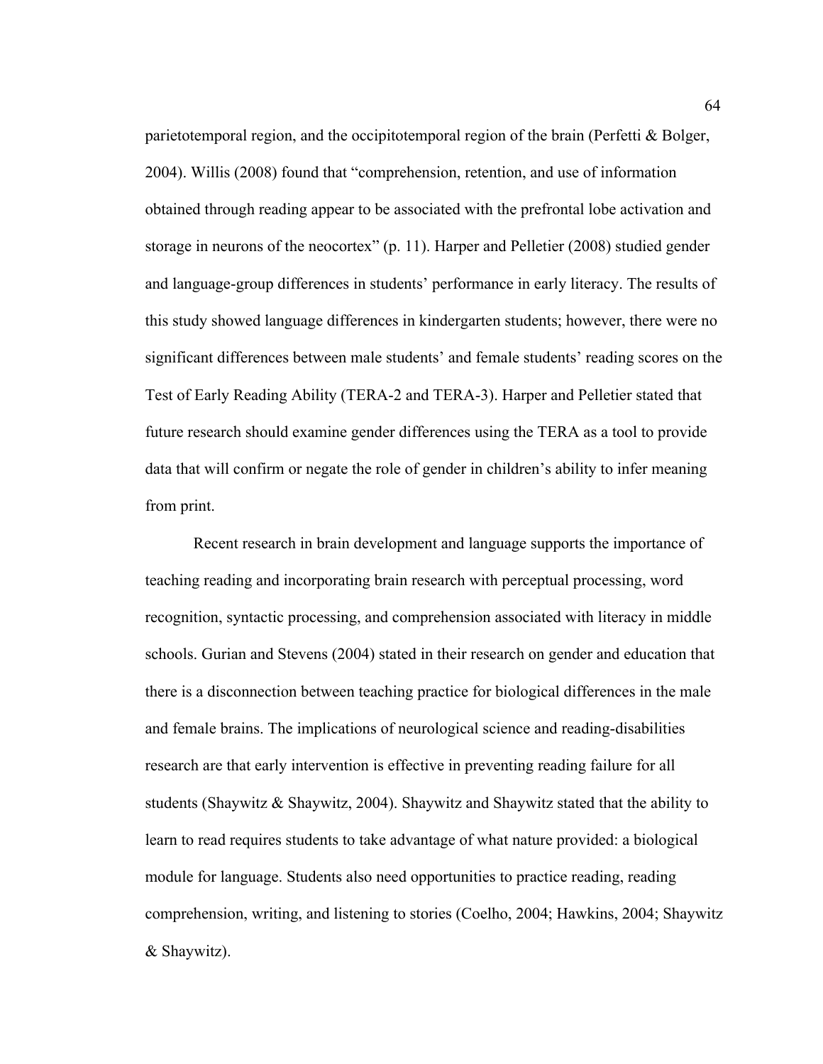parietotemporal region, and the occipitotemporal region of the brain (Perfetti & Bolger, 2004). Willis (2008) found that "comprehension, retention, and use of information obtained through reading appear to be associated with the prefrontal lobe activation and storage in neurons of the neocortex" (p. 11). Harper and Pelletier (2008) studied gender and language-group differences in students' performance in early literacy. The results of this study showed language differences in kindergarten students; however, there were no significant differences between male students' and female students' reading scores on the Test of Early Reading Ability (TERA-2 and TERA-3). Harper and Pelletier stated that future research should examine gender differences using the TERA as a tool to provide data that will confirm or negate the role of gender in children's ability to infer meaning from print.

Recent research in brain development and language supports the importance of teaching reading and incorporating brain research with perceptual processing, word recognition, syntactic processing, and comprehension associated with literacy in middle schools. Gurian and Stevens (2004) stated in their research on gender and education that there is a disconnection between teaching practice for biological differences in the male and female brains. The implications of neurological science and reading-disabilities research are that early intervention is effective in preventing reading failure for all students (Shaywitz & Shaywitz, 2004). Shaywitz and Shaywitz stated that the ability to learn to read requires students to take advantage of what nature provided: a biological module for language. Students also need opportunities to practice reading, reading comprehension, writing, and listening to stories (Coelho, 2004; Hawkins, 2004; Shaywitz & Shaywitz).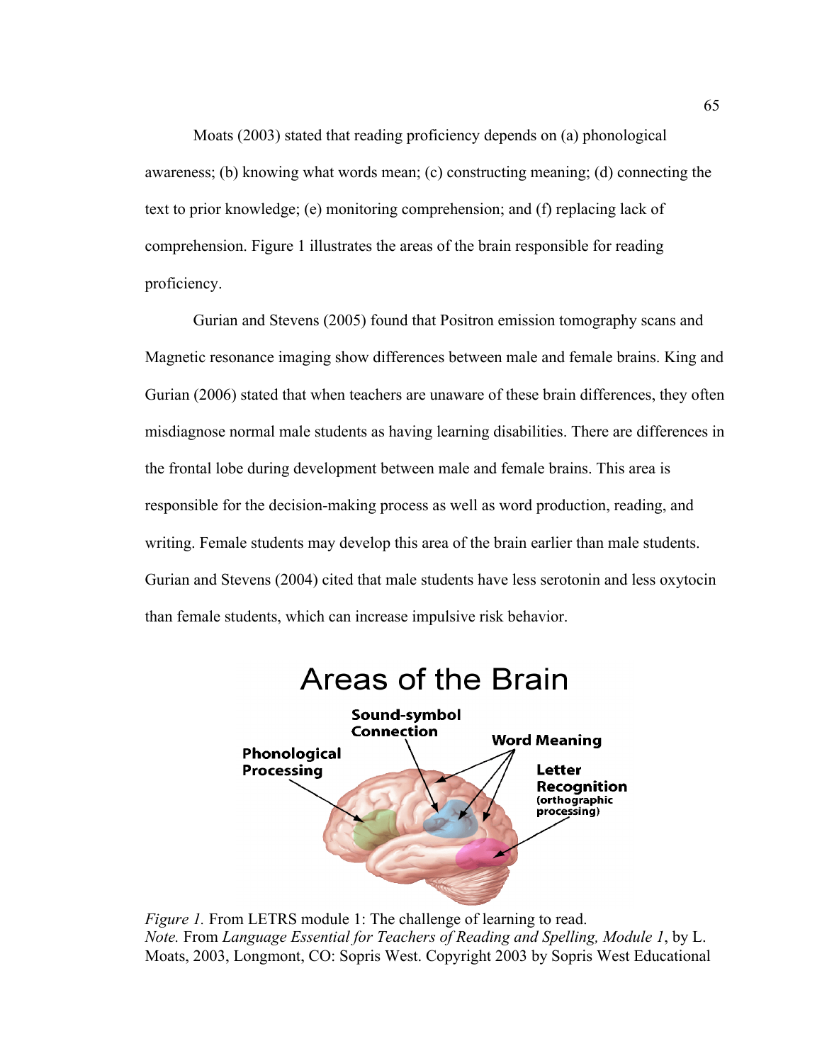Moats (2003) stated that reading proficiency depends on (a) phonological awareness; (b) knowing what words mean; (c) constructing meaning; (d) connecting the text to prior knowledge; (e) monitoring comprehension; and (f) replacing lack of comprehension. Figure 1 illustrates the areas of the brain responsible for reading proficiency.

Gurian and Stevens (2005) found that Positron emission tomography scans and Magnetic resonance imaging show differences between male and female brains. King and Gurian (2006) stated that when teachers are unaware of these brain differences, they often misdiagnose normal male students as having learning disabilities. There are differences in the frontal lobe during development between male and female brains. This area is responsible for the decision-making process as well as word production, reading, and writing. Female students may develop this area of the brain earlier than male students. Gurian and Stevens (2004) cited that male students have less serotonin and less oxytocin than female students, which can increase impulsive risk behavior.

Areas of the Brain

Sound-symbol Connection

Phonological Processing

Word Meaning

Letter Recognition (orthographic processing)

*Figure 1.* From LETRS module 1: The challenge of learning to read.
*Note.* From *Language Essential for Teachers of Reading and Spelling, Module 1*, by L. Moats, 2003, Longmont, CO: Sopris West. Copyright 2003 by Sopris West Educational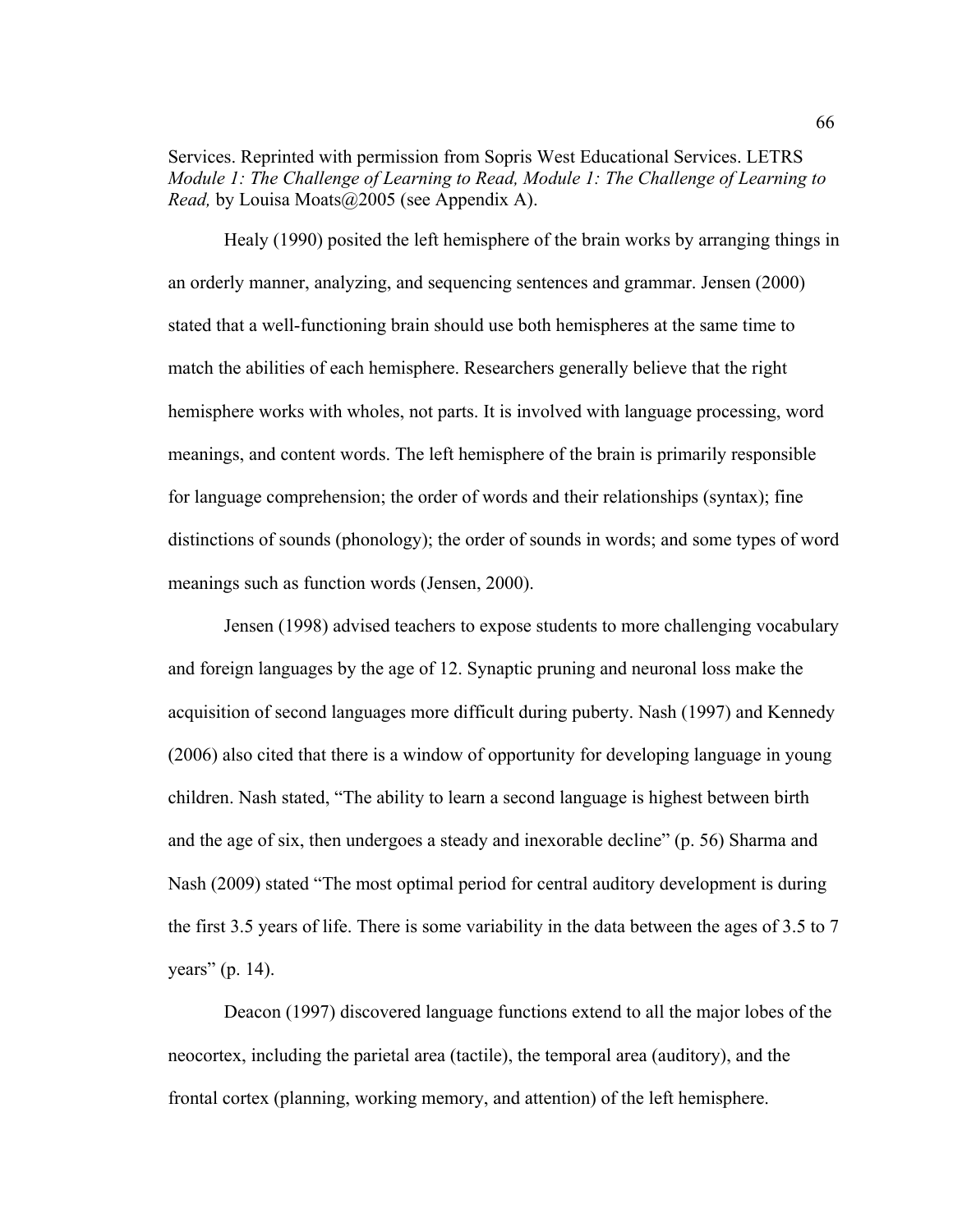Services. Reprinted with permission from Sopris West Educational Services. LETRS *Module 1: The Challenge of Learning to Read, Module 1: The Challenge of Learning to Read,* by Louisa Moats@2005 (see Appendix A).

Healy (1990) posited the left hemisphere of the brain works by arranging things in an orderly manner, analyzing, and sequencing sentences and grammar. Jensen (2000) stated that a well-functioning brain should use both hemispheres at the same time to match the abilities of each hemisphere. Researchers generally believe that the right hemisphere works with wholes, not parts. It is involved with language processing, word meanings, and content words. The left hemisphere of the brain is primarily responsible for language comprehension; the order of words and their relationships (syntax); fine distinctions of sounds (phonology); the order of sounds in words; and some types of word meanings such as function words (Jensen, 2000).

Jensen (1998) advised teachers to expose students to more challenging vocabulary and foreign languages by the age of 12. Synaptic pruning and neuronal loss make the acquisition of second languages more difficult during puberty. Nash (1997) and Kennedy (2006) also cited that there is a window of opportunity for developing language in young children. Nash stated, "The ability to learn a second language is highest between birth and the age of six, then undergoes a steady and inexorable decline" (p. 56) Sharma and Nash (2009) stated "The most optimal period for central auditory development is during the first 3.5 years of life. There is some variability in the data between the ages of 3.5 to 7 years" (p. 14).

Deacon (1997) discovered language functions extend to all the major lobes of the neocortex, including the parietal area (tactile), the temporal area (auditory), and the frontal cortex (planning, working memory, and attention) of the left hemisphere.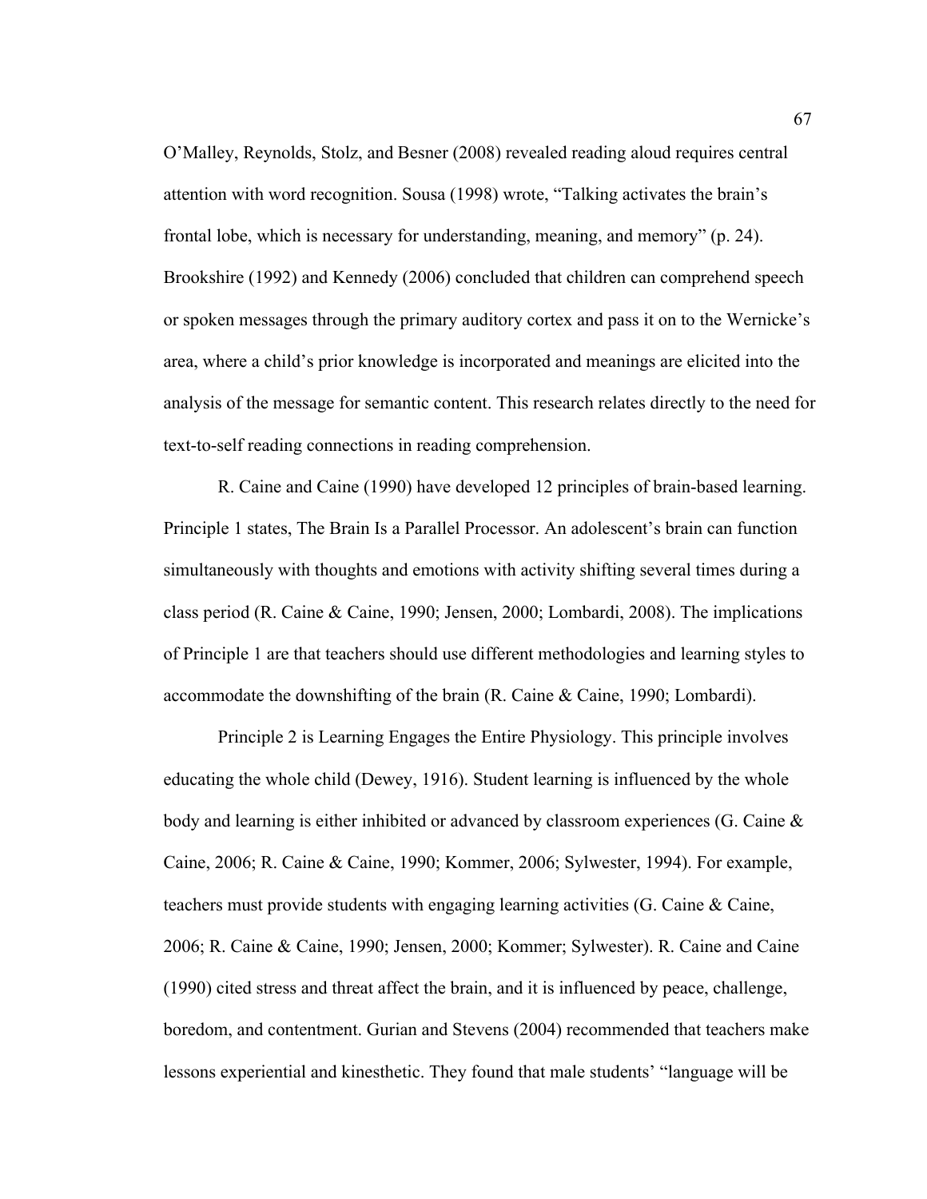O'Malley, Reynolds, Stolz, and Besner (2008) revealed reading aloud requires central attention with word recognition. Sousa (1998) wrote, "Talking activates the brain's frontal lobe, which is necessary for understanding, meaning, and memory" (p. 24). Brookshire (1992) and Kennedy (2006) concluded that children can comprehend speech or spoken messages through the primary auditory cortex and pass it on to the Wernicke's area, where a child's prior knowledge is incorporated and meanings are elicited into the analysis of the message for semantic content. This research relates directly to the need for text-to-self reading connections in reading comprehension.

R. Caine and Caine (1990) have developed 12 principles of brain-based learning. Principle 1 states, The Brain Is a Parallel Processor. An adolescent's brain can function simultaneously with thoughts and emotions with activity shifting several times during a class period (R. Caine & Caine, 1990; Jensen, 2000; Lombardi, 2008). The implications of Principle 1 are that teachers should use different methodologies and learning styles to accommodate the downshifting of the brain (R. Caine & Caine, 1990; Lombardi).

Principle 2 is Learning Engages the Entire Physiology. This principle involves educating the whole child (Dewey, 1916). Student learning is influenced by the whole body and learning is either inhibited or advanced by classroom experiences (G. Caine & Caine, 2006; R. Caine & Caine, 1990; Kommer, 2006; Sylwester, 1994). For example, teachers must provide students with engaging learning activities (G. Caine & Caine, 2006; R. Caine & Caine, 1990; Jensen, 2000; Kommer; Sylwester). R. Caine and Caine (1990) cited stress and threat affect the brain, and it is influenced by peace, challenge, boredom, and contentment. Gurian and Stevens (2004) recommended that teachers make lessons experiential and kinesthetic. They found that male students' "language will be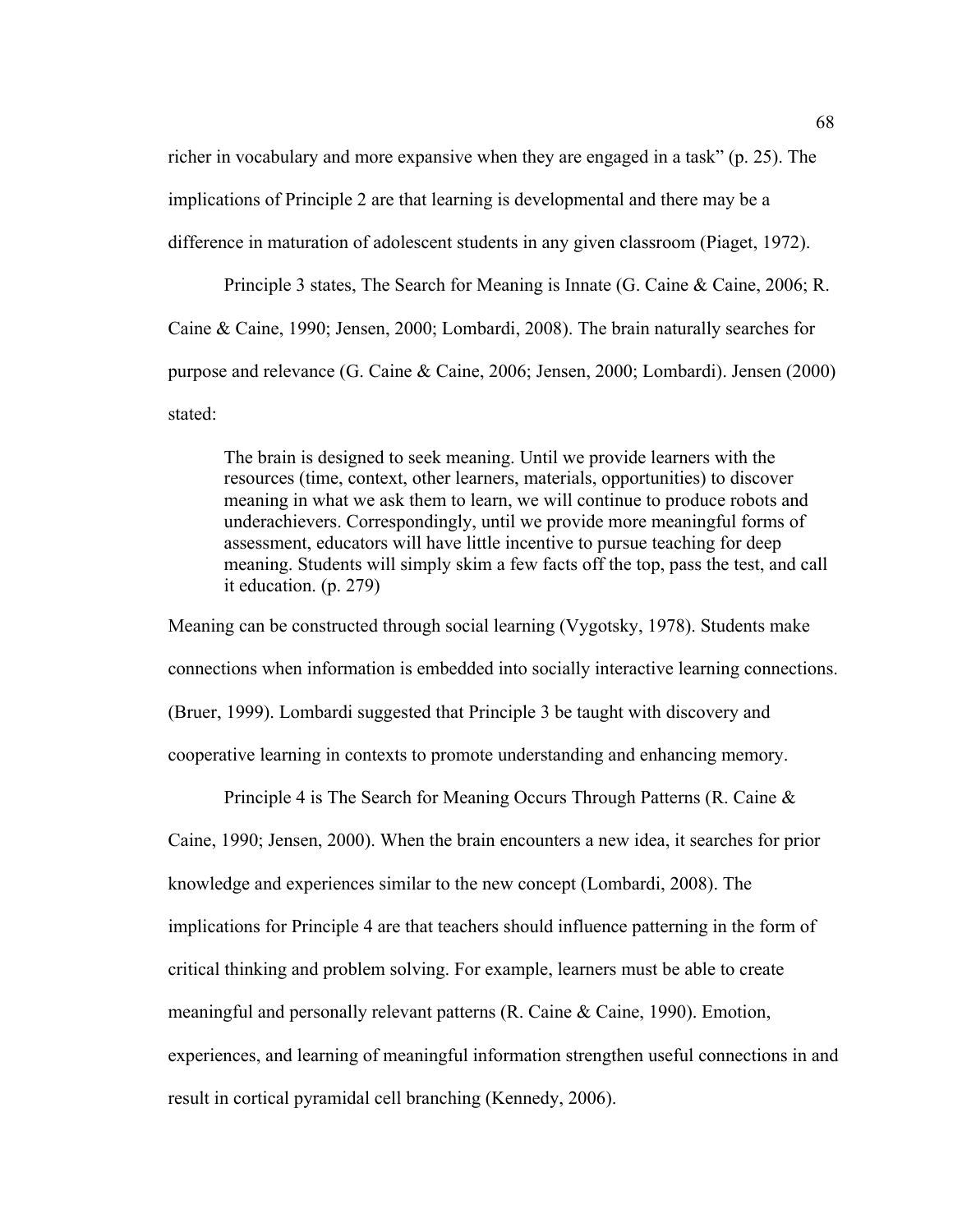richer in vocabulary and more expansive when they are engaged in a task" (p. 25). The implications of Principle 2 are that learning is developmental and there may be a difference in maturation of adolescent students in any given classroom (Piaget, 1972).

Principle 3 states, The Search for Meaning is Innate (G. Caine & Caine, 2006; R. Caine & Caine, 1990; Jensen, 2000; Lombardi, 2008). The brain naturally searches for purpose and relevance (G. Caine & Caine, 2006; Jensen, 2000; Lombardi). Jensen (2000) stated:

> The brain is designed to seek meaning. Until we provide learners with the resources (time, context, other learners, materials, opportunities) to discover meaning in what we ask them to learn, we will continue to produce robots and underachievers. Correspondingly, until we provide more meaningful forms of assessment, educators will have little incentive to pursue teaching for deep meaning. Students will simply skim a few facts off the top, pass the test, and call it education. (p. 279)

Meaning can be constructed through social learning (Vygotsky, 1978). Students make connections when information is embedded into socially interactive learning connections. (Bruer, 1999). Lombardi suggested that Principle 3 be taught with discovery and cooperative learning in contexts to promote understanding and enhancing memory.

Principle 4 is The Search for Meaning Occurs Through Patterns (R. Caine & Caine, 1990; Jensen, 2000). When the brain encounters a new idea, it searches for prior knowledge and experiences similar to the new concept (Lombardi, 2008). The implications for Principle 4 are that teachers should influence patterning in the form of critical thinking and problem solving. For example, learners must be able to create meaningful and personally relevant patterns (R. Caine & Caine, 1990). Emotion, experiences, and learning of meaningful information strengthen useful connections in and result in cortical pyramidal cell branching (Kennedy, 2006).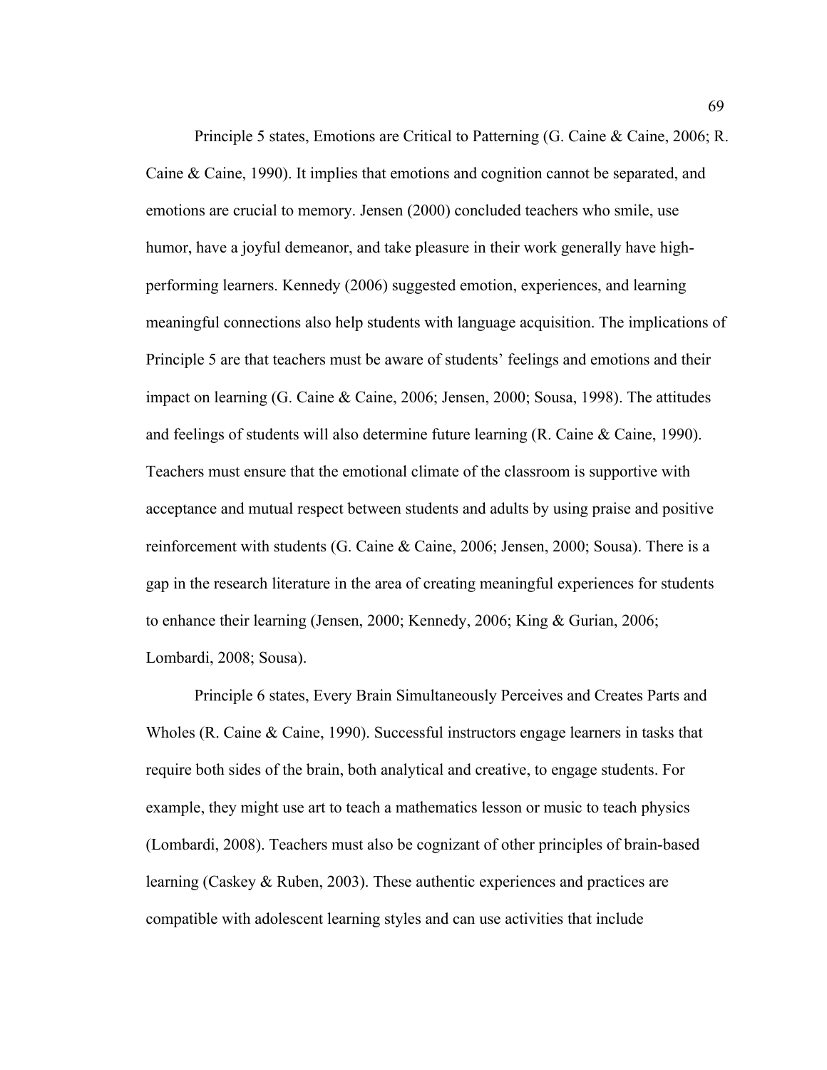Principle 5 states, Emotions are Critical to Patterning (G. Caine & Caine, 2006; R. Caine & Caine, 1990). It implies that emotions and cognition cannot be separated, and emotions are crucial to memory. Jensen (2000) concluded teachers who smile, use humor, have a joyful demeanor, and take pleasure in their work generally have high-performing learners. Kennedy (2006) suggested emotion, experiences, and learning meaningful connections also help students with language acquisition. The implications of Principle 5 are that teachers must be aware of students' feelings and emotions and their impact on learning (G. Caine & Caine, 2006; Jensen, 2000; Sousa, 1998). The attitudes and feelings of students will also determine future learning (R. Caine & Caine, 1990). Teachers must ensure that the emotional climate of the classroom is supportive with acceptance and mutual respect between students and adults by using praise and positive reinforcement with students (G. Caine & Caine, 2006; Jensen, 2000; Sousa). There is a gap in the research literature in the area of creating meaningful experiences for students to enhance their learning (Jensen, 2000; Kennedy, 2006; King & Gurian, 2006; Lombardi, 2008; Sousa).

Principle 6 states, Every Brain Simultaneously Perceives and Creates Parts and Wholes (R. Caine & Caine, 1990). Successful instructors engage learners in tasks that require both sides of the brain, both analytical and creative, to engage students. For example, they might use art to teach a mathematics lesson or music to teach physics (Lombardi, 2008). Teachers must also be cognizant of other principles of brain-based learning (Caskey & Ruben, 2003). These authentic experiences and practices are compatible with adolescent learning styles and can use activities that include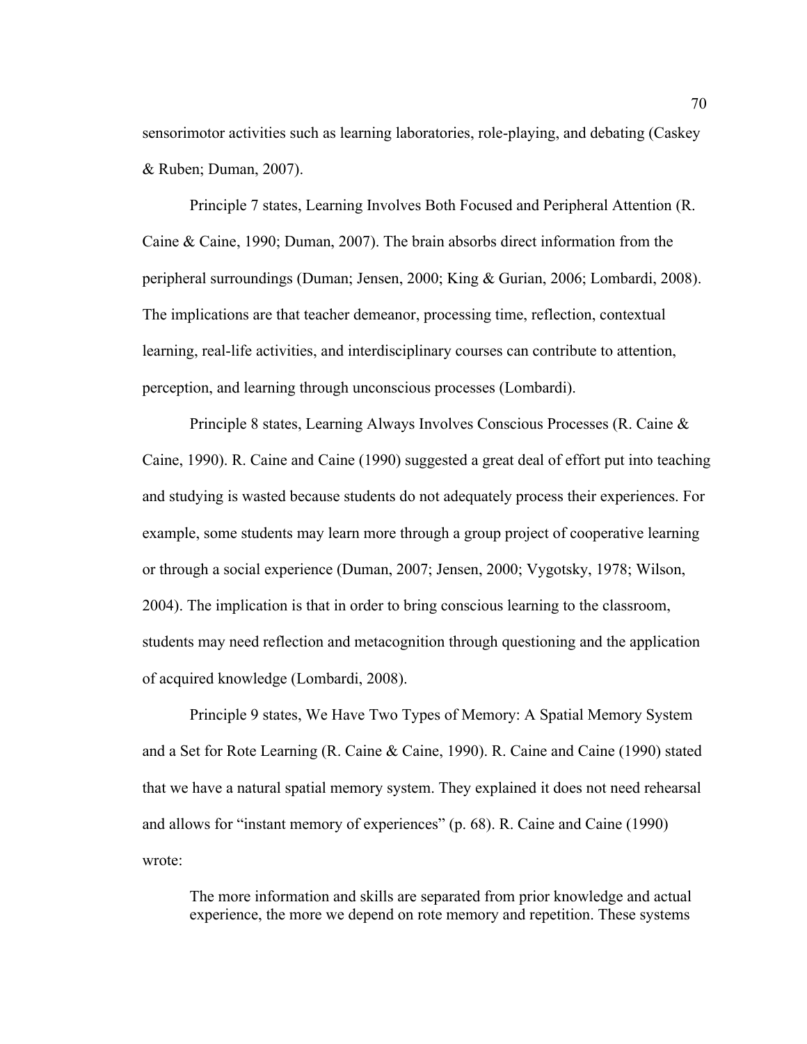sensorimotor activities such as learning laboratories, role-playing, and debating (Caskey & Ruben; Duman, 2007).

Principle 7 states, Learning Involves Both Focused and Peripheral Attention (R. Caine & Caine, 1990; Duman, 2007). The brain absorbs direct information from the peripheral surroundings (Duman; Jensen, 2000; King & Gurian, 2006; Lombardi, 2008). The implications are that teacher demeanor, processing time, reflection, contextual learning, real-life activities, and interdisciplinary courses can contribute to attention, perception, and learning through unconscious processes (Lombardi).

Principle 8 states, Learning Always Involves Conscious Processes (R. Caine & Caine, 1990). R. Caine and Caine (1990) suggested a great deal of effort put into teaching and studying is wasted because students do not adequately process their experiences. For example, some students may learn more through a group project of cooperative learning or through a social experience (Duman, 2007; Jensen, 2000; Vygotsky, 1978; Wilson, 2004). The implication is that in order to bring conscious learning to the classroom, students may need reflection and metacognition through questioning and the application of acquired knowledge (Lombardi, 2008).

Principle 9 states, We Have Two Types of Memory: A Spatial Memory System and a Set for Rote Learning (R. Caine & Caine, 1990). R. Caine and Caine (1990) stated that we have a natural spatial memory system. They explained it does not need rehearsal and allows for "instant memory of experiences" (p. 68). R. Caine and Caine (1990) wrote:

> The more information and skills are separated from prior knowledge and actual experience, the more we depend on rote memory and repetition. These systems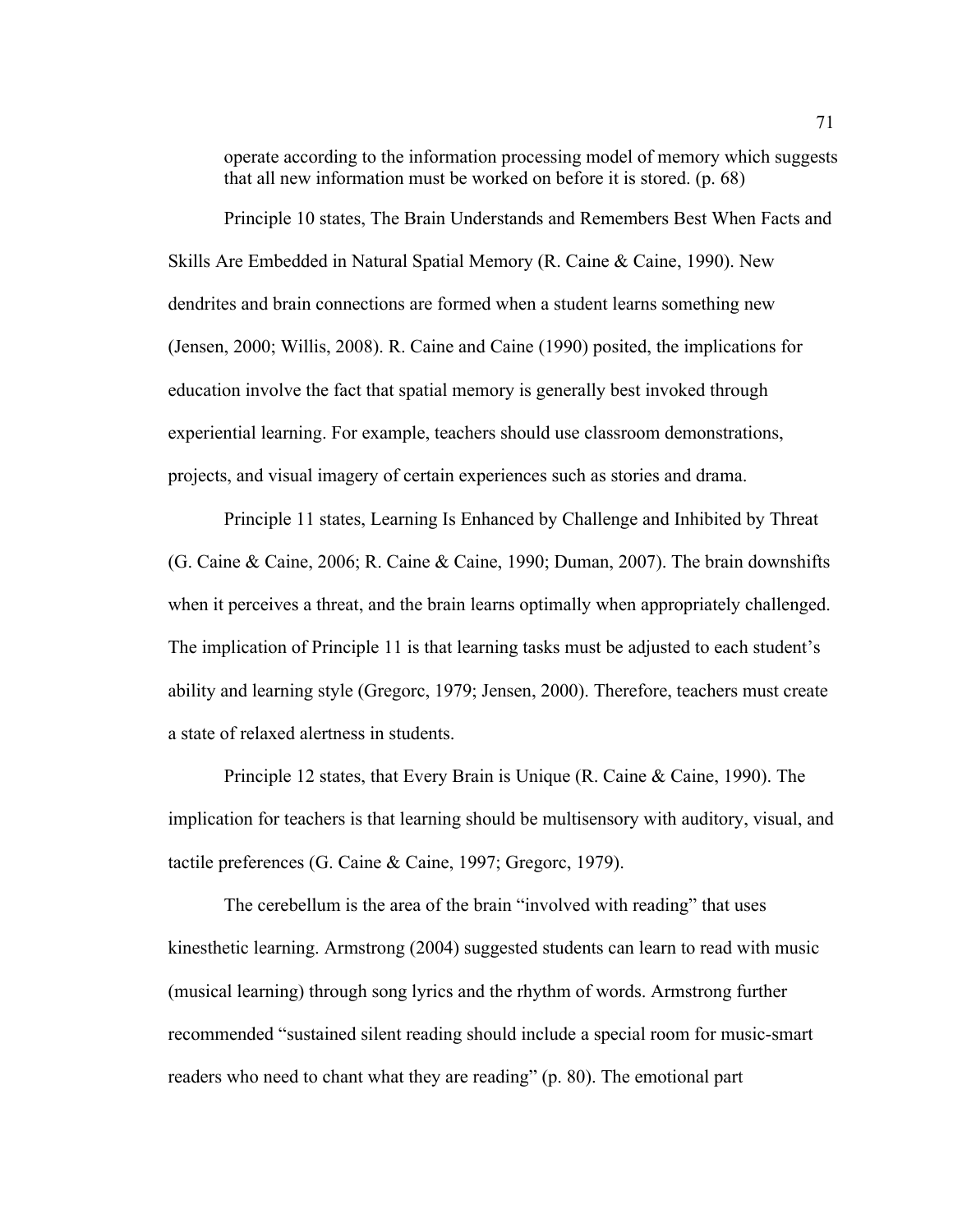> operate according to the information processing model of memory which suggests that all new information must be worked on before it is stored. (p. 68)

Principle 10 states, The Brain Understands and Remembers Best When Facts and Skills Are Embedded in Natural Spatial Memory (R. Caine & Caine, 1990). New dendrites and brain connections are formed when a student learns something new (Jensen, 2000; Willis, 2008). R. Caine and Caine (1990) posited, the implications for education involve the fact that spatial memory is generally best invoked through experiential learning. For example, teachers should use classroom demonstrations, projects, and visual imagery of certain experiences such as stories and drama.

Principle 11 states, Learning Is Enhanced by Challenge and Inhibited by Threat (G. Caine & Caine, 2006; R. Caine & Caine, 1990; Duman, 2007). The brain downshifts when it perceives a threat, and the brain learns optimally when appropriately challenged. The implication of Principle 11 is that learning tasks must be adjusted to each student's ability and learning style (Gregorc, 1979; Jensen, 2000). Therefore, teachers must create a state of relaxed alertness in students.

Principle 12 states, that Every Brain is Unique (R. Caine & Caine, 1990). The implication for teachers is that learning should be multisensory with auditory, visual, and tactile preferences (G. Caine & Caine, 1997; Gregorc, 1979).

The cerebellum is the area of the brain "involved with reading" that uses kinesthetic learning. Armstrong (2004) suggested students can learn to read with music (musical learning) through song lyrics and the rhythm of words. Armstrong further recommended "sustained silent reading should include a special room for music-smart readers who need to chant what they are reading" (p. 80). The emotional part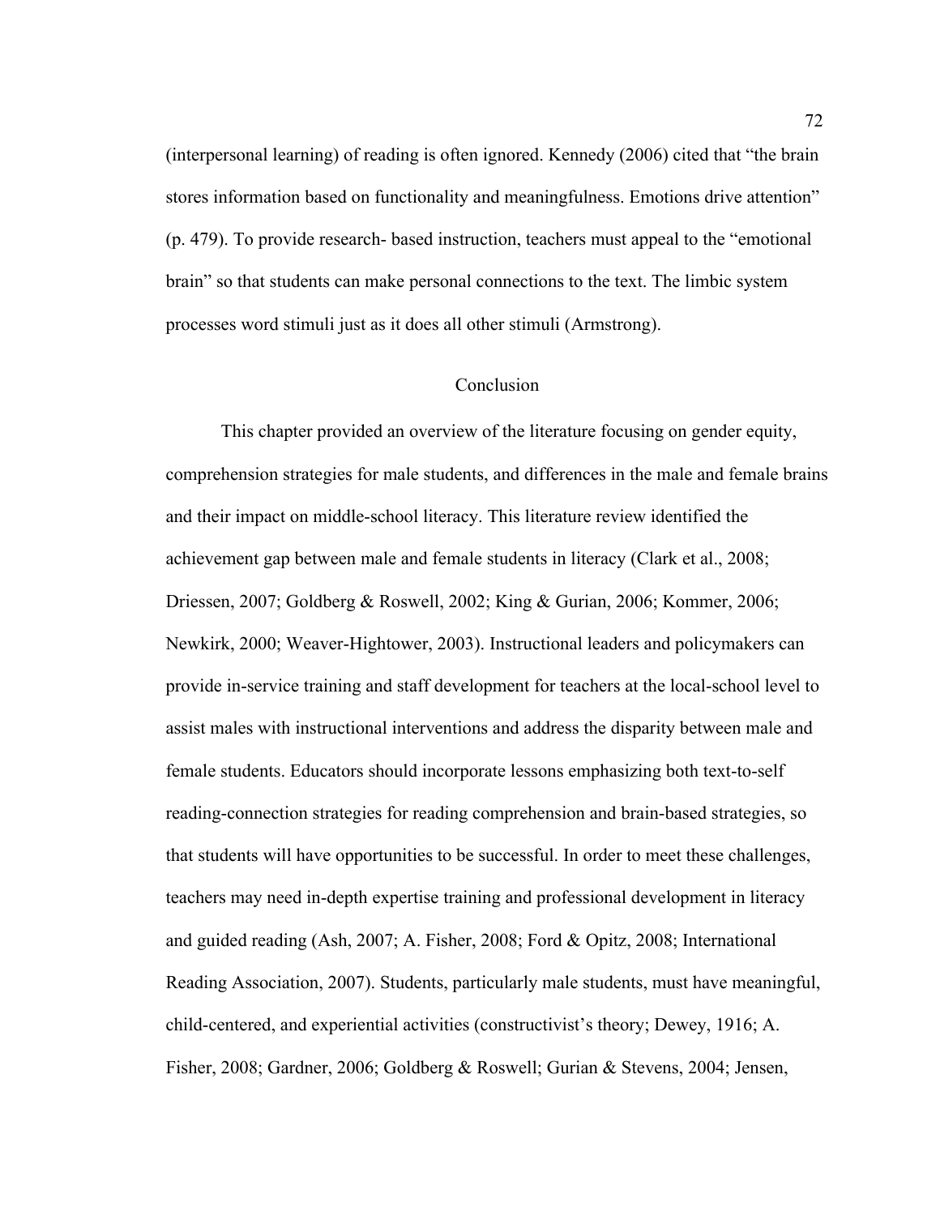(interpersonal learning) of reading is often ignored. Kennedy (2006) cited that "the brain stores information based on functionality and meaningfulness. Emotions drive attention" (p. 479). To provide research- based instruction, teachers must appeal to the "emotional brain" so that students can make personal connections to the text. The limbic system processes word stimuli just as it does all other stimuli (Armstrong).

## Conclusion

This chapter provided an overview of the literature focusing on gender equity, comprehension strategies for male students, and differences in the male and female brains and their impact on middle-school literacy. This literature review identified the achievement gap between male and female students in literacy (Clark et al., 2008; Driessen, 2007; Goldberg & Roswell, 2002; King & Gurian, 2006; Kommer, 2006; Newkirk, 2000; Weaver-Hightower, 2003). Instructional leaders and policymakers can provide in-service training and staff development for teachers at the local-school level to assist males with instructional interventions and address the disparity between male and female students. Educators should incorporate lessons emphasizing both text-to-self reading-connection strategies for reading comprehension and brain-based strategies, so that students will have opportunities to be successful. In order to meet these challenges, teachers may need in-depth expertise training and professional development in literacy and guided reading (Ash, 2007; A. Fisher, 2008; Ford & Opitz, 2008; International Reading Association, 2007). Students, particularly male students, must have meaningful, child-centered, and experiential activities (constructivist's theory; Dewey, 1916; A. Fisher, 2008; Gardner, 2006; Goldberg & Roswell; Gurian & Stevens, 2004; Jensen,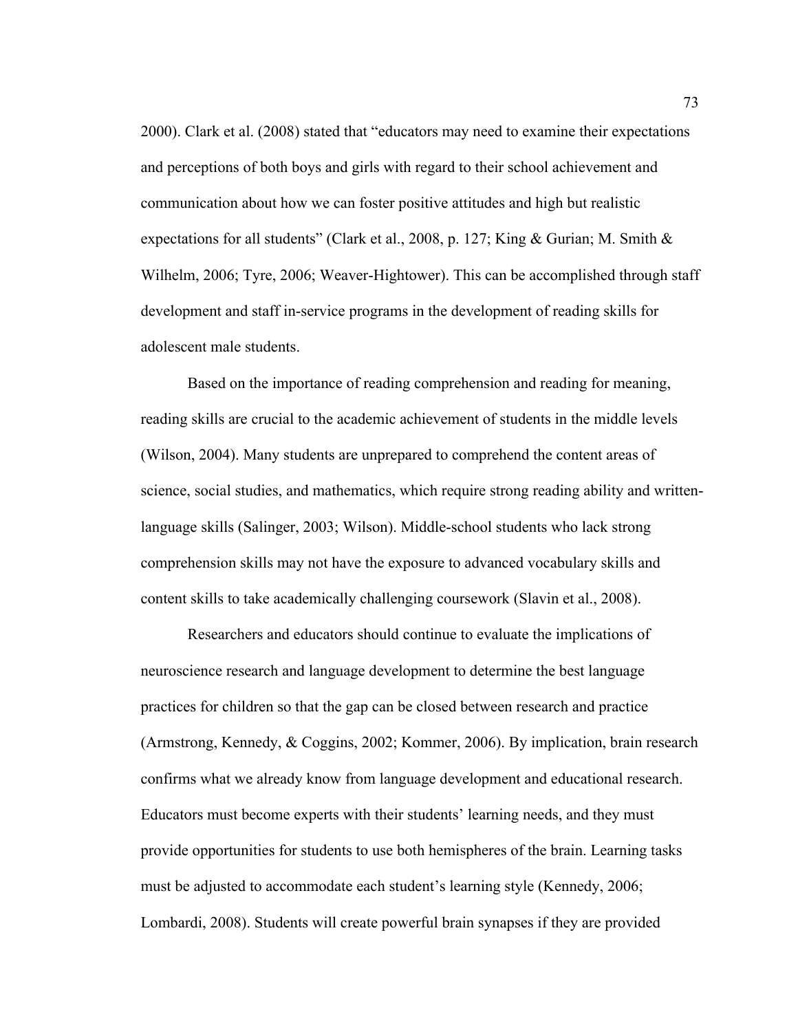2000). Clark et al. (2008) stated that “educators may need to examine their expectations and perceptions of both boys and girls with regard to their school achievement and communication about how we can foster positive attitudes and high but realistic expectations for all students” (Clark et al., 2008, p. 127; King & Gurian; M. Smith & Wilhelm, 2006; Tyre, 2006; Weaver-Hightower). This can be accomplished through staff development and staff in-service programs in the development of reading skills for adolescent male students.

Based on the importance of reading comprehension and reading for meaning, reading skills are crucial to the academic achievement of students in the middle levels (Wilson, 2004). Many students are unprepared to comprehend the content areas of science, social studies, and mathematics, which require strong reading ability and written-language skills (Salinger, 2003; Wilson). Middle-school students who lack strong comprehension skills may not have the exposure to advanced vocabulary skills and content skills to take academically challenging coursework (Slavin et al., 2008).

Researchers and educators should continue to evaluate the implications of neuroscience research and language development to determine the best language practices for children so that the gap can be closed between research and practice (Armstrong, Kennedy, & Coggins, 2002; Kommer, 2006). By implication, brain research confirms what we already know from language development and educational research. Educators must become experts with their students’ learning needs, and they must provide opportunities for students to use both hemispheres of the brain. Learning tasks must be adjusted to accommodate each student’s learning style (Kennedy, 2006; Lombardi, 2008). Students will create powerful brain synapses if they are provided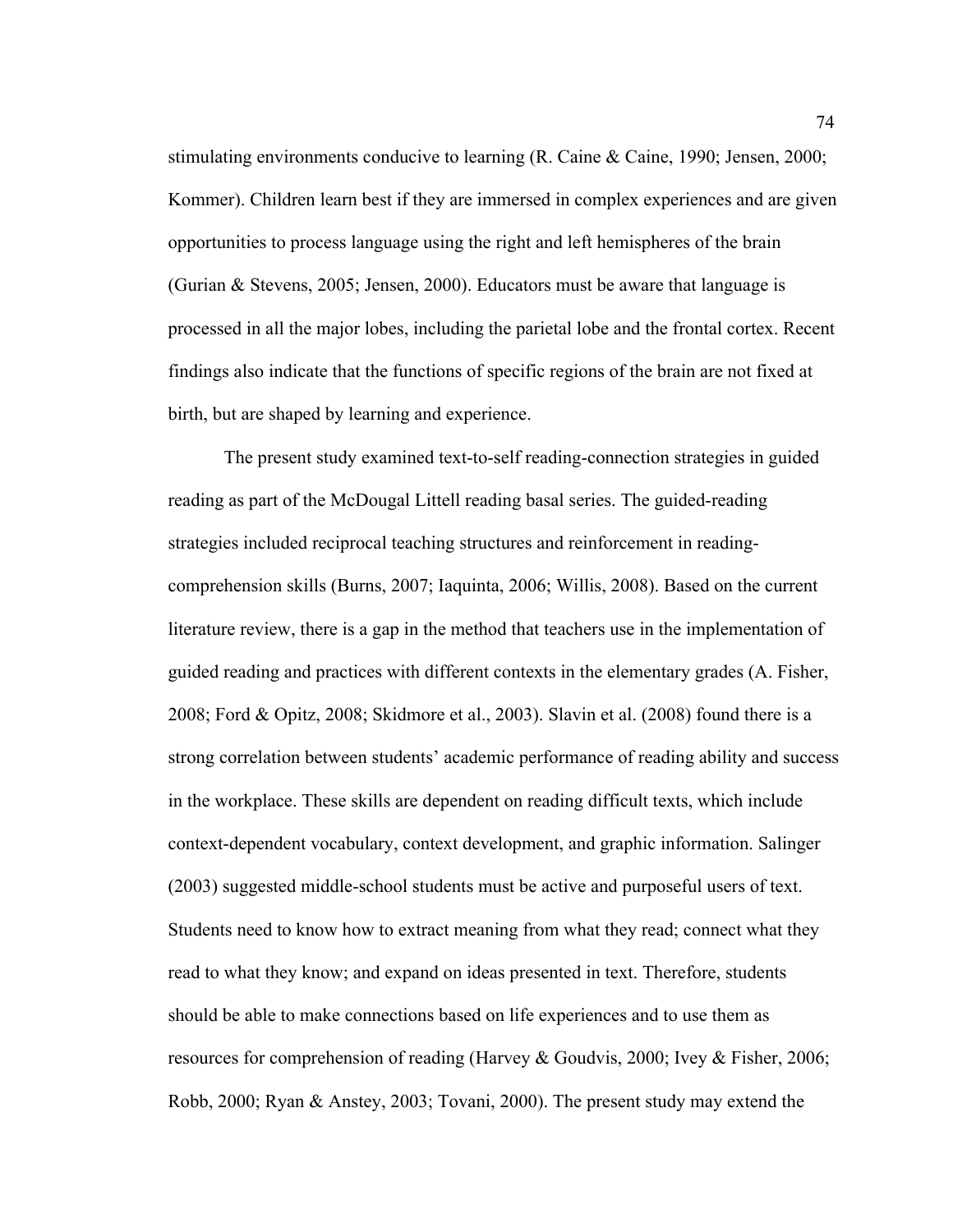stimulating environments conducive to learning (R. Caine & Caine, 1990; Jensen, 2000; Kommer). Children learn best if they are immersed in complex experiences and are given opportunities to process language using the right and left hemispheres of the brain (Gurian & Stevens, 2005; Jensen, 2000). Educators must be aware that language is processed in all the major lobes, including the parietal lobe and the frontal cortex. Recent findings also indicate that the functions of specific regions of the brain are not fixed at birth, but are shaped by learning and experience.

The present study examined text-to-self reading-connection strategies in guided reading as part of the McDougal Littell reading basal series. The guided-reading strategies included reciprocal teaching structures and reinforcement in reading-comprehension skills (Burns, 2007; Iaquinta, 2006; Willis, 2008). Based on the current literature review, there is a gap in the method that teachers use in the implementation of guided reading and practices with different contexts in the elementary grades (A. Fisher, 2008; Ford & Opitz, 2008; Skidmore et al., 2003). Slavin et al. (2008) found there is a strong correlation between students' academic performance of reading ability and success in the workplace. These skills are dependent on reading difficult texts, which include context-dependent vocabulary, context development, and graphic information. Salinger (2003) suggested middle-school students must be active and purposeful users of text. Students need to know how to extract meaning from what they read; connect what they read to what they know; and expand on ideas presented in text. Therefore, students should be able to make connections based on life experiences and to use them as resources for comprehension of reading (Harvey & Goudvis, 2000; Ivey & Fisher, 2006; Robb, 2000; Ryan & Anstey, 2003; Tovani, 2000). The present study may extend the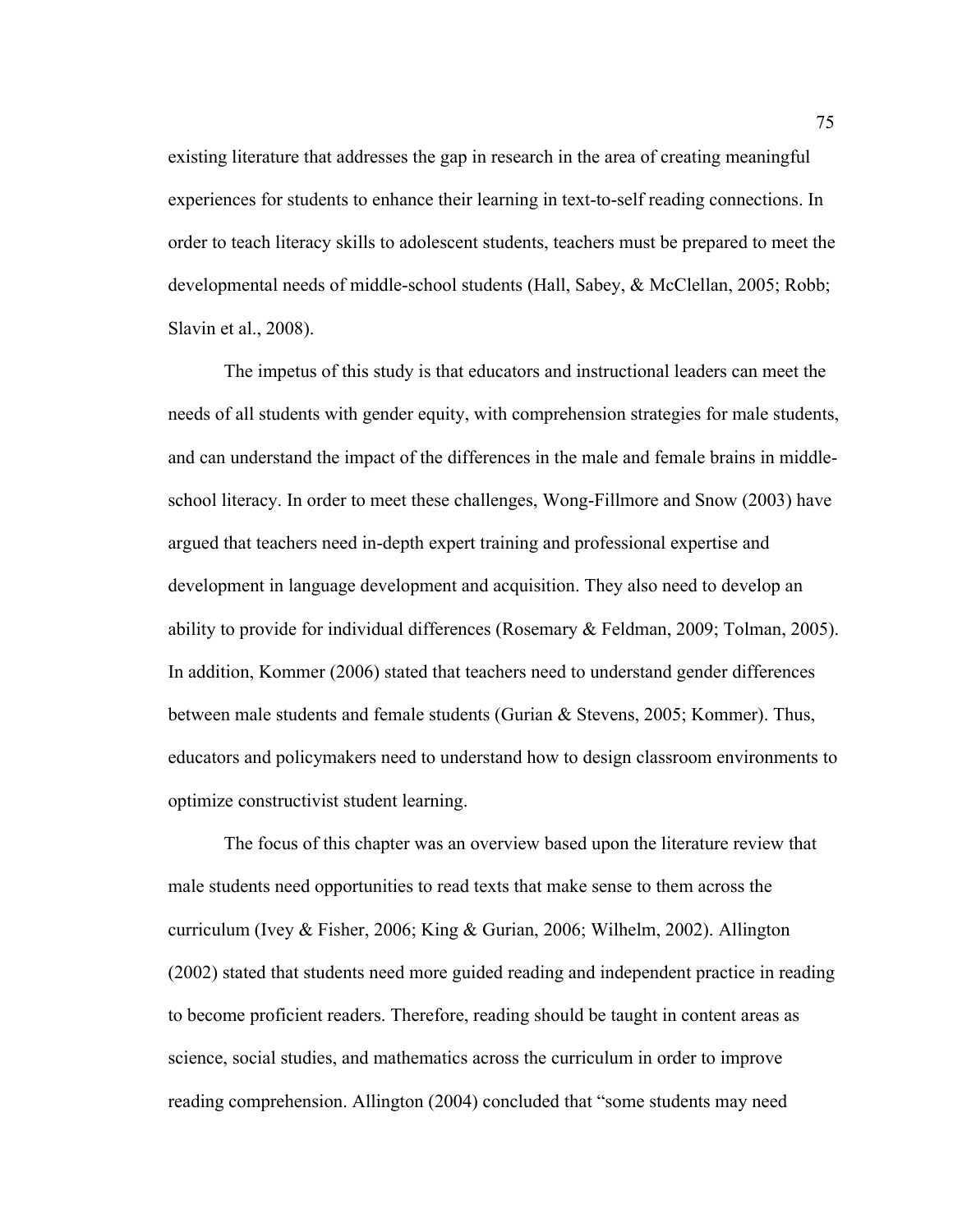existing literature that addresses the gap in research in the area of creating meaningful experiences for students to enhance their learning in text-to-self reading connections. In order to teach literacy skills to adolescent students, teachers must be prepared to meet the developmental needs of middle-school students (Hall, Sabey, & McClellan, 2005; Robb; Slavin et al., 2008).

The impetus of this study is that educators and instructional leaders can meet the needs of all students with gender equity, with comprehension strategies for male students, and can understand the impact of the differences in the male and female brains in middle-school literacy. In order to meet these challenges, Wong-Fillmore and Snow (2003) have argued that teachers need in-depth expert training and professional expertise and development in language development and acquisition. They also need to develop an ability to provide for individual differences (Rosemary & Feldman, 2009; Tolman, 2005). In addition, Kommer (2006) stated that teachers need to understand gender differences between male students and female students (Gurian & Stevens, 2005; Kommer). Thus, educators and policymakers need to understand how to design classroom environments to optimize constructivist student learning.

The focus of this chapter was an overview based upon the literature review that male students need opportunities to read texts that make sense to them across the curriculum (Ivey & Fisher, 2006; King & Gurian, 2006; Wilhelm, 2002). Allington (2002) stated that students need more guided reading and independent practice in reading to become proficient readers. Therefore, reading should be taught in content areas as science, social studies, and mathematics across the curriculum in order to improve reading comprehension. Allington (2004) concluded that "some students may need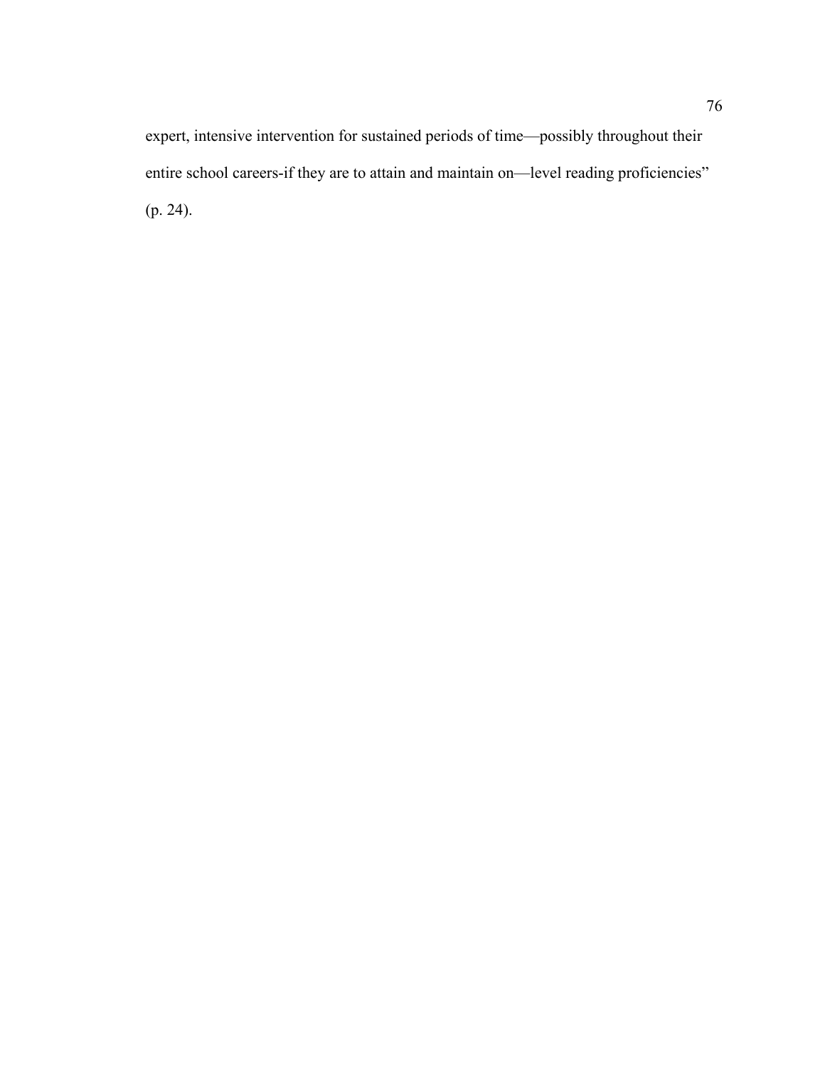expert, intensive intervention for sustained periods of time—possibly throughout their entire school careers-if they are to attain and maintain on—level reading proficiencies" (p. 24).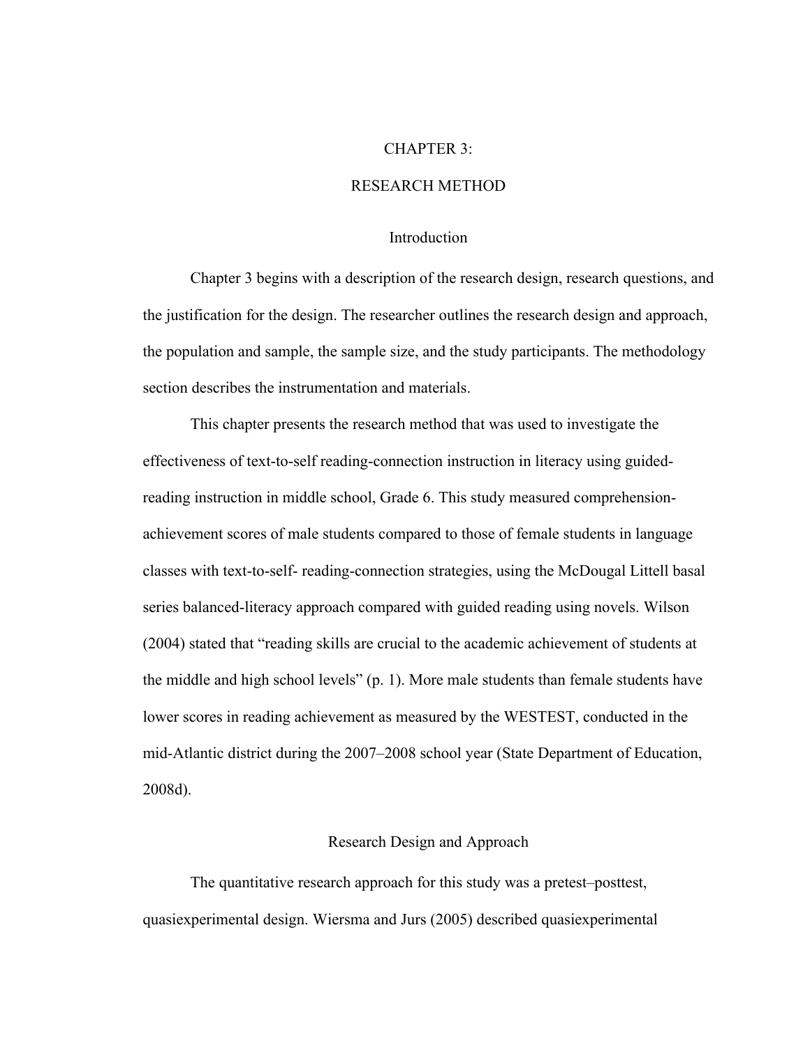# CHAPTER 3:

# RESEARCH METHOD

## Introduction

Chapter 3 begins with a description of the research design, research questions, and the justification for the design. The researcher outlines the research design and approach, the population and sample, the sample size, and the study participants. The methodology section describes the instrumentation and materials.

This chapter presents the research method that was used to investigate the effectiveness of text-to-self reading-connection instruction in literacy using guided-reading instruction in middle school, Grade 6. This study measured comprehension-achievement scores of male students compared to those of female students in language classes with text-to-self- reading-connection strategies, using the McDougal Littell basal series balanced-literacy approach compared with guided reading using novels. Wilson (2004) stated that "reading skills are crucial to the academic achievement of students at the middle and high school levels" (p. 1). More male students than female students have lower scores in reading achievement as measured by the WESTEST, conducted in the mid-Atlantic district during the 2007–2008 school year (State Department of Education, 2008d).

## Research Design and Approach

The quantitative research approach for this study was a pretest–posttest, quasiexperimental design. Wiersma and Jurs (2005) described quasiexperimental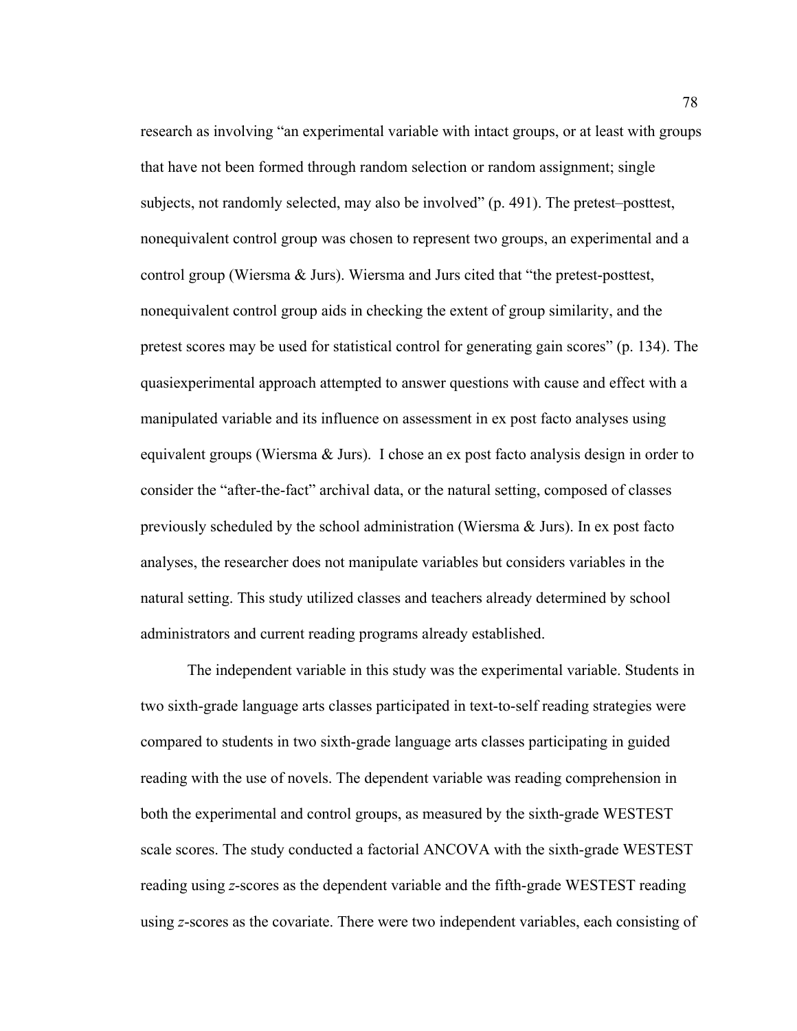research as involving "an experimental variable with intact groups, or at least with groups that have not been formed through random selection or random assignment; single subjects, not randomly selected, may also be involved" (p. 491). The pretest–posttest, nonequivalent control group was chosen to represent two groups, an experimental and a control group (Wiersma & Jurs). Wiersma and Jurs cited that "the pretest-posttest, nonequivalent control group aids in checking the extent of group similarity, and the pretest scores may be used for statistical control for generating gain scores" (p. 134). The quasiexperimental approach attempted to answer questions with cause and effect with a manipulated variable and its influence on assessment in ex post facto analyses using equivalent groups (Wiersma & Jurs).  I chose an ex post facto analysis design in order to consider the "after-the-fact" archival data, or the natural setting, composed of classes previously scheduled by the school administration (Wiersma & Jurs). In ex post facto analyses, the researcher does not manipulate variables but considers variables in the natural setting. This study utilized classes and teachers already determined by school administrators and current reading programs already established.

The independent variable in this study was the experimental variable. Students in two sixth-grade language arts classes participated in text-to-self reading strategies were compared to students in two sixth-grade language arts classes participating in guided reading with the use of novels. The dependent variable was reading comprehension in both the experimental and control groups, as measured by the sixth-grade WESTEST scale scores. The study conducted a factorial ANCOVA with the sixth-grade WESTEST reading using *z*-scores as the dependent variable and the fifth-grade WESTEST reading using *z*-scores as the covariate. There were two independent variables, each consisting of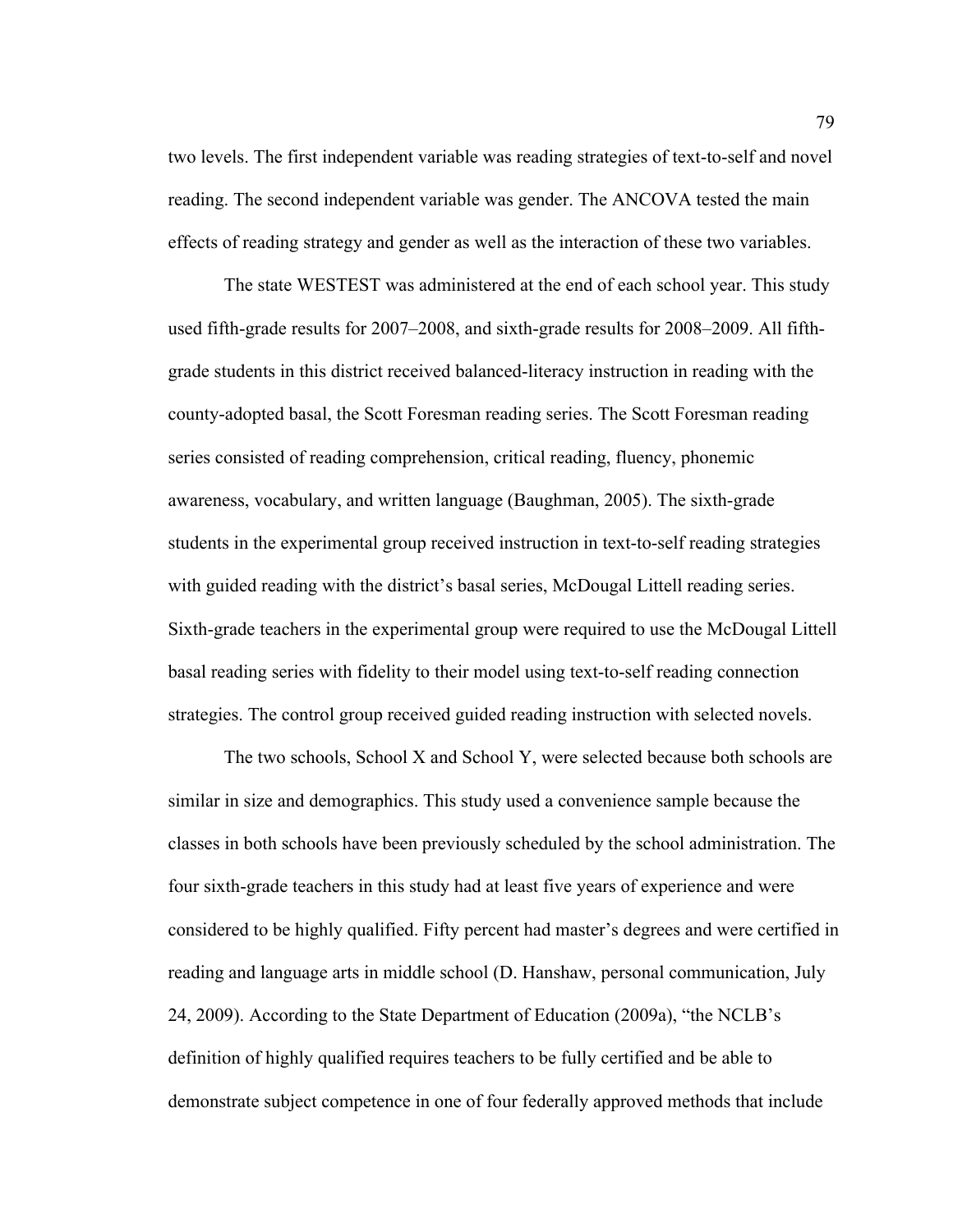two levels. The first independent variable was reading strategies of text-to-self and novel reading. The second independent variable was gender. The ANCOVA tested the main effects of reading strategy and gender as well as the interaction of these two variables.

The state WESTEST was administered at the end of each school year. This study used fifth-grade results for 2007–2008, and sixth-grade results for 2008–2009. All fifth-grade students in this district received balanced-literacy instruction in reading with the county-adopted basal, the Scott Foresman reading series. The Scott Foresman reading series consisted of reading comprehension, critical reading, fluency, phonemic awareness, vocabulary, and written language (Baughman, 2005). The sixth-grade students in the experimental group received instruction in text-to-self reading strategies with guided reading with the district's basal series, McDougal Littell reading series. Sixth-grade teachers in the experimental group were required to use the McDougal Littell basal reading series with fidelity to their model using text-to-self reading connection strategies. The control group received guided reading instruction with selected novels.

The two schools, School X and School Y, were selected because both schools are similar in size and demographics. This study used a convenience sample because the classes in both schools have been previously scheduled by the school administration. The four sixth-grade teachers in this study had at least five years of experience and were considered to be highly qualified. Fifty percent had master's degrees and were certified in reading and language arts in middle school (D. Hanshaw, personal communication, July 24, 2009). According to the State Department of Education (2009a), "the NCLB's definition of highly qualified requires teachers to be fully certified and be able to demonstrate subject competence in one of four federally approved methods that include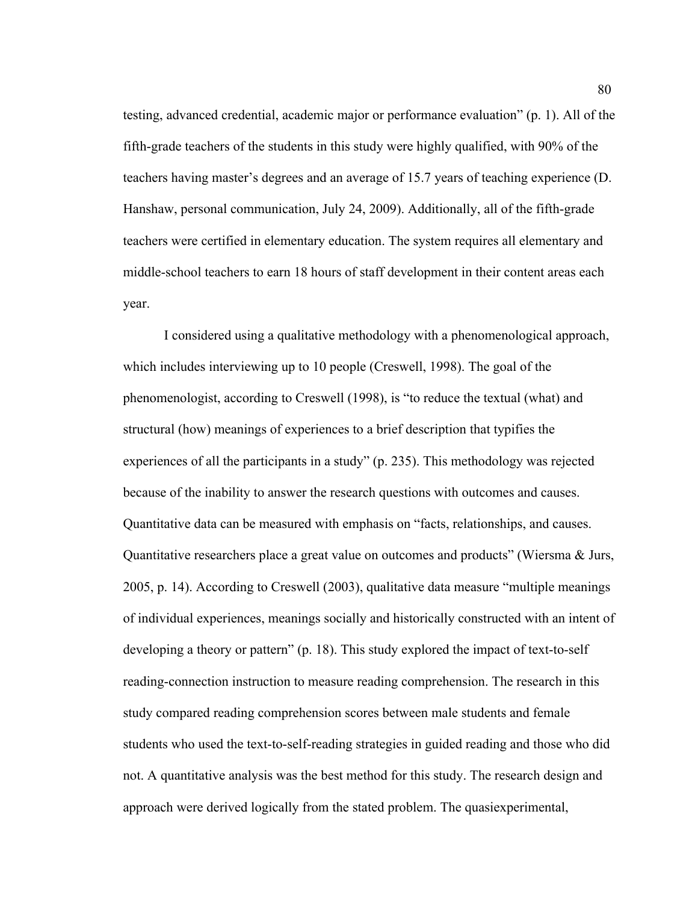testing, advanced credential, academic major or performance evaluation" (p. 1). All of the fifth-grade teachers of the students in this study were highly qualified, with 90% of the teachers having master's degrees and an average of 15.7 years of teaching experience (D. Hanshaw, personal communication, July 24, 2009). Additionally, all of the fifth-grade teachers were certified in elementary education. The system requires all elementary and middle-school teachers to earn 18 hours of staff development in their content areas each year.

I considered using a qualitative methodology with a phenomenological approach, which includes interviewing up to 10 people (Creswell, 1998). The goal of the phenomenologist, according to Creswell (1998), is "to reduce the textual (what) and structural (how) meanings of experiences to a brief description that typifies the experiences of all the participants in a study" (p. 235). This methodology was rejected because of the inability to answer the research questions with outcomes and causes. Quantitative data can be measured with emphasis on "facts, relationships, and causes. Quantitative researchers place a great value on outcomes and products" (Wiersma & Jurs, 2005, p. 14). According to Creswell (2003), qualitative data measure "multiple meanings of individual experiences, meanings socially and historically constructed with an intent of developing a theory or pattern" (p. 18). This study explored the impact of text-to-self reading-connection instruction to measure reading comprehension. The research in this study compared reading comprehension scores between male students and female students who used the text-to-self-reading strategies in guided reading and those who did not. A quantitative analysis was the best method for this study. The research design and approach were derived logically from the stated problem. The quasiexperimental,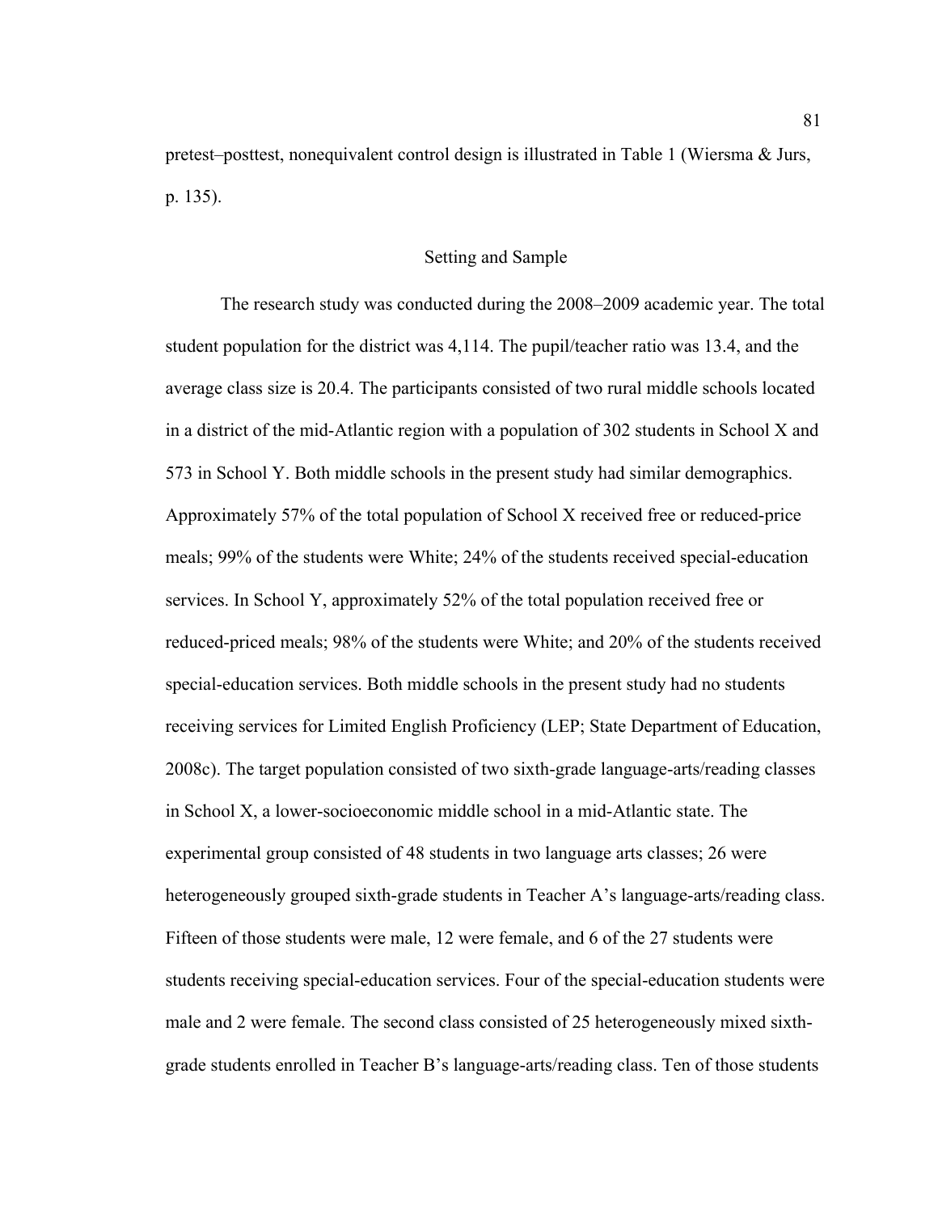pretest–posttest, nonequivalent control design is illustrated in Table 1 (Wiersma & Jurs, p. 135).

## Setting and Sample

The research study was conducted during the 2008–2009 academic year. The total student population for the district was 4,114. The pupil/teacher ratio was 13.4, and the average class size is 20.4. The participants consisted of two rural middle schools located in a district of the mid-Atlantic region with a population of 302 students in School X and 573 in School Y. Both middle schools in the present study had similar demographics. Approximately 57% of the total population of School X received free or reduced-price meals; 99% of the students were White; 24% of the students received special-education services. In School Y, approximately 52% of the total population received free or reduced-priced meals; 98% of the students were White; and 20% of the students received special-education services. Both middle schools in the present study had no students receiving services for Limited English Proficiency (LEP; State Department of Education, 2008c). The target population consisted of two sixth-grade language-arts/reading classes in School X, a lower-socioeconomic middle school in a mid-Atlantic state. The experimental group consisted of 48 students in two language arts classes; 26 were heterogeneously grouped sixth-grade students in Teacher A's language-arts/reading class. Fifteen of those students were male, 12 were female, and 6 of the 27 students were students receiving special-education services. Four of the special-education students were male and 2 were female. The second class consisted of 25 heterogeneously mixed sixth-grade students enrolled in Teacher B's language-arts/reading class. Ten of those students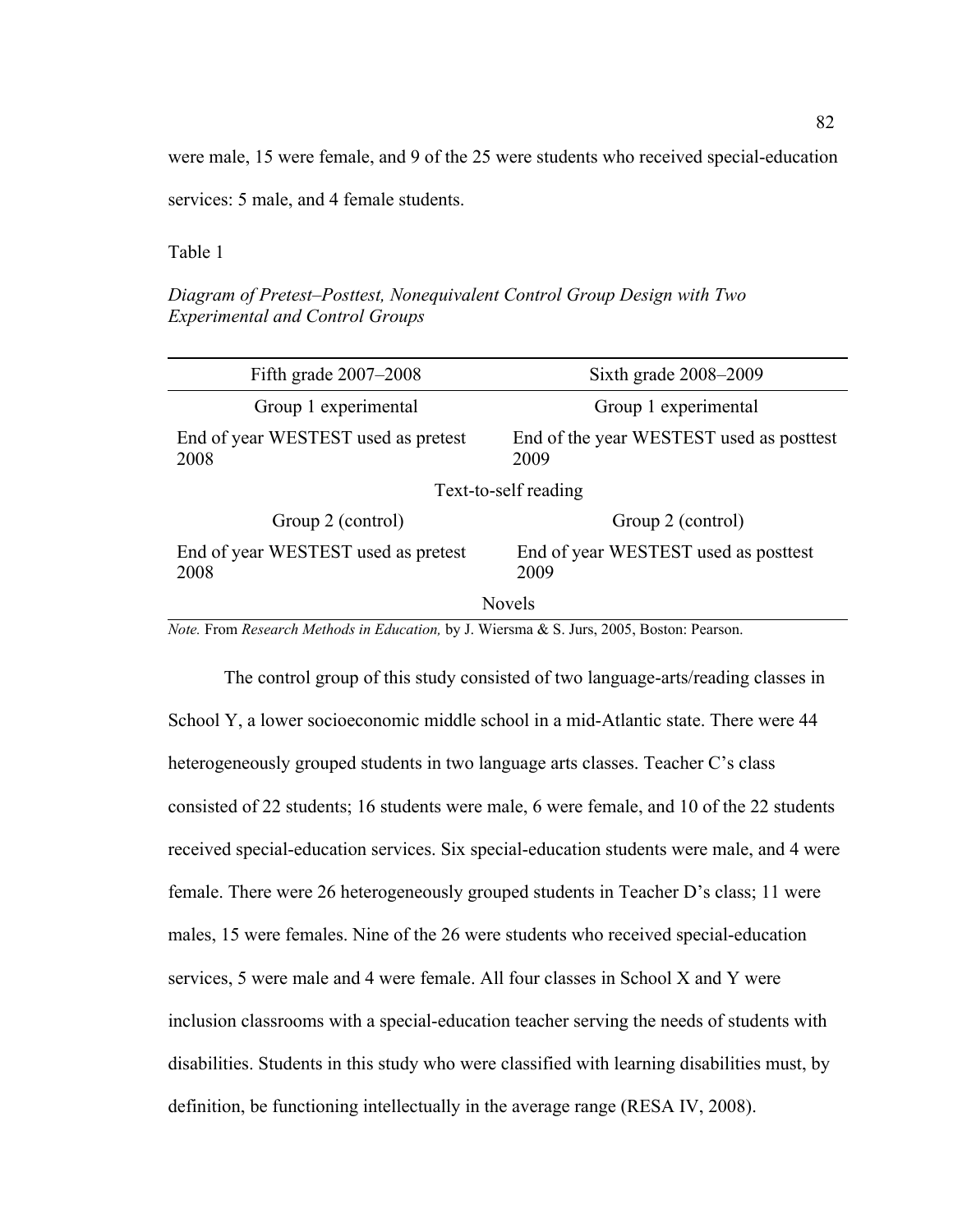were male, 15 were female, and 9 of the 25 were students who received special-education services: 5 male, and 4 female students.

Table 1

*Diagram of Pretest–Posttest, Nonequivalent Control Group Design with Two Experimental and Control Groups*

| Fifth grade 2007–2008 | Sixth grade 2008–2009 |
|---|---|
| Group 1 experimental | Group 1 experimental |
| End of year WESTEST used as pretest 2008 | End of the year WESTEST used as posttest 2009 |
| Text-to-self reading | |
| Group 2 (control) | Group 2 (control) |
| End of year WESTEST used as pretest 2008 | End of year WESTEST used as posttest 2009 |
| Novels | |

*Note.* From *Research Methods in Education,* by J. Wiersma & S. Jurs, 2005, Boston: Pearson.

The control group of this study consisted of two language-arts/reading classes in School Y, a lower socioeconomic middle school in a mid-Atlantic state. There were 44 heterogeneously grouped students in two language arts classes. Teacher C's class consisted of 22 students; 16 students were male, 6 were female, and 10 of the 22 students received special-education services. Six special-education students were male, and 4 were female. There were 26 heterogeneously grouped students in Teacher D's class; 11 were males, 15 were females. Nine of the 26 were students who received special-education services, 5 were male and 4 were female. All four classes in School X and Y were inclusion classrooms with a special-education teacher serving the needs of students with disabilities. Students in this study who were classified with learning disabilities must, by definition, be functioning intellectually in the average range (RESA IV, 2008).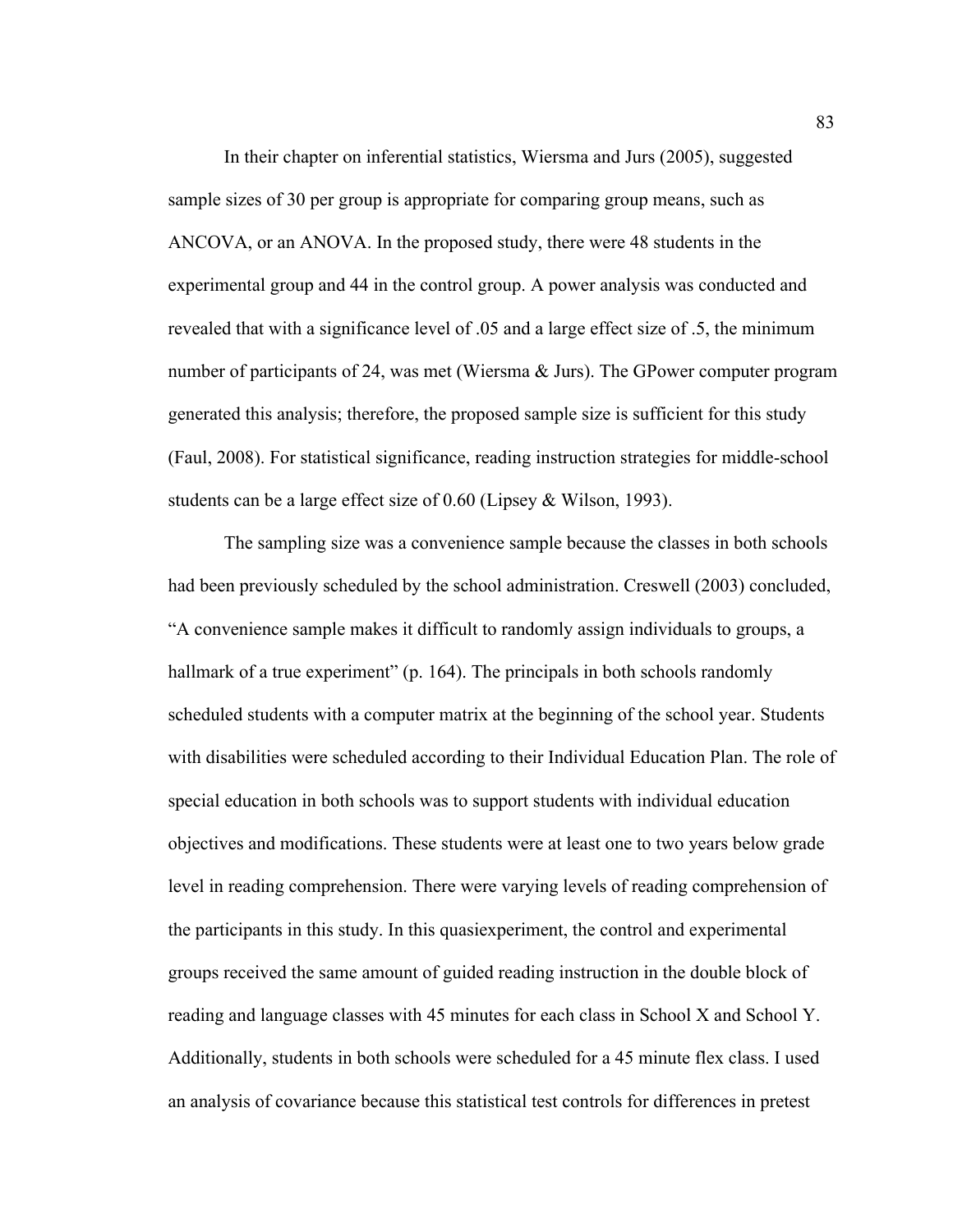In their chapter on inferential statistics, Wiersma and Jurs (2005), suggested sample sizes of 30 per group is appropriate for comparing group means, such as ANCOVA, or an ANOVA. In the proposed study, there were 48 students in the experimental group and 44 in the control group. A power analysis was conducted and revealed that with a significance level of .05 and a large effect size of .5, the minimum number of participants of 24, was met (Wiersma & Jurs). The GPower computer program generated this analysis; therefore, the proposed sample size is sufficient for this study (Faul, 2008). For statistical significance, reading instruction strategies for middle-school students can be a large effect size of 0.60 (Lipsey & Wilson, 1993).

The sampling size was a convenience sample because the classes in both schools had been previously scheduled by the school administration. Creswell (2003) concluded, "A convenience sample makes it difficult to randomly assign individuals to groups, a hallmark of a true experiment" (p. 164). The principals in both schools randomly scheduled students with a computer matrix at the beginning of the school year. Students with disabilities were scheduled according to their Individual Education Plan. The role of special education in both schools was to support students with individual education objectives and modifications. These students were at least one to two years below grade level in reading comprehension. There were varying levels of reading comprehension of the participants in this study. In this quasiexperiment, the control and experimental groups received the same amount of guided reading instruction in the double block of reading and language classes with 45 minutes for each class in School X and School Y. Additionally, students in both schools were scheduled for a 45 minute flex class. I used an analysis of covariance because this statistical test controls for differences in pretest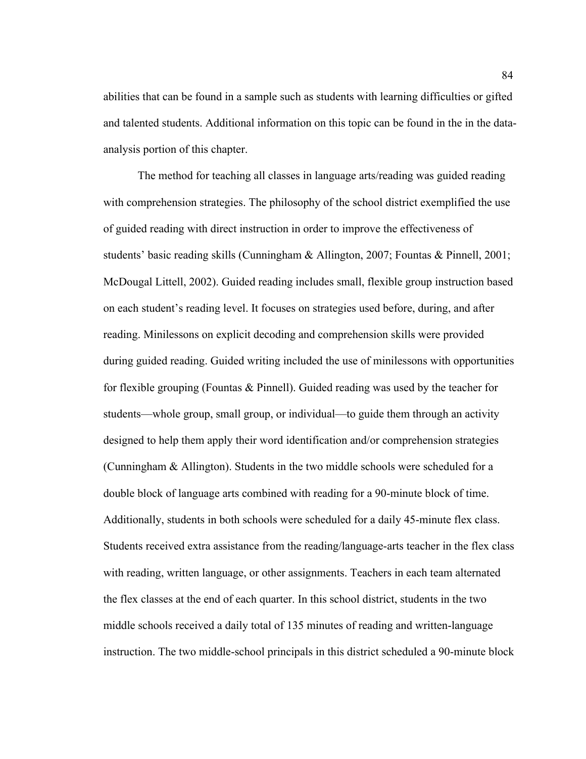abilities that can be found in a sample such as students with learning difficulties or gifted and talented students. Additional information on this topic can be found in the in the data-analysis portion of this chapter.

The method for teaching all classes in language arts/reading was guided reading with comprehension strategies. The philosophy of the school district exemplified the use of guided reading with direct instruction in order to improve the effectiveness of students' basic reading skills (Cunningham & Allington, 2007; Fountas & Pinnell, 2001; McDougal Littell, 2002). Guided reading includes small, flexible group instruction based on each student's reading level. It focuses on strategies used before, during, and after reading. Minilessons on explicit decoding and comprehension skills were provided during guided reading. Guided writing included the use of minilessons with opportunities for flexible grouping (Fountas & Pinnell). Guided reading was used by the teacher for students—whole group, small group, or individual—to guide them through an activity designed to help them apply their word identification and/or comprehension strategies (Cunningham & Allington). Students in the two middle schools were scheduled for a double block of language arts combined with reading for a 90-minute block of time. Additionally, students in both schools were scheduled for a daily 45-minute flex class. Students received extra assistance from the reading/language-arts teacher in the flex class with reading, written language, or other assignments. Teachers in each team alternated the flex classes at the end of each quarter. In this school district, students in the two middle schools received a daily total of 135 minutes of reading and written-language instruction. The two middle-school principals in this district scheduled a 90-minute block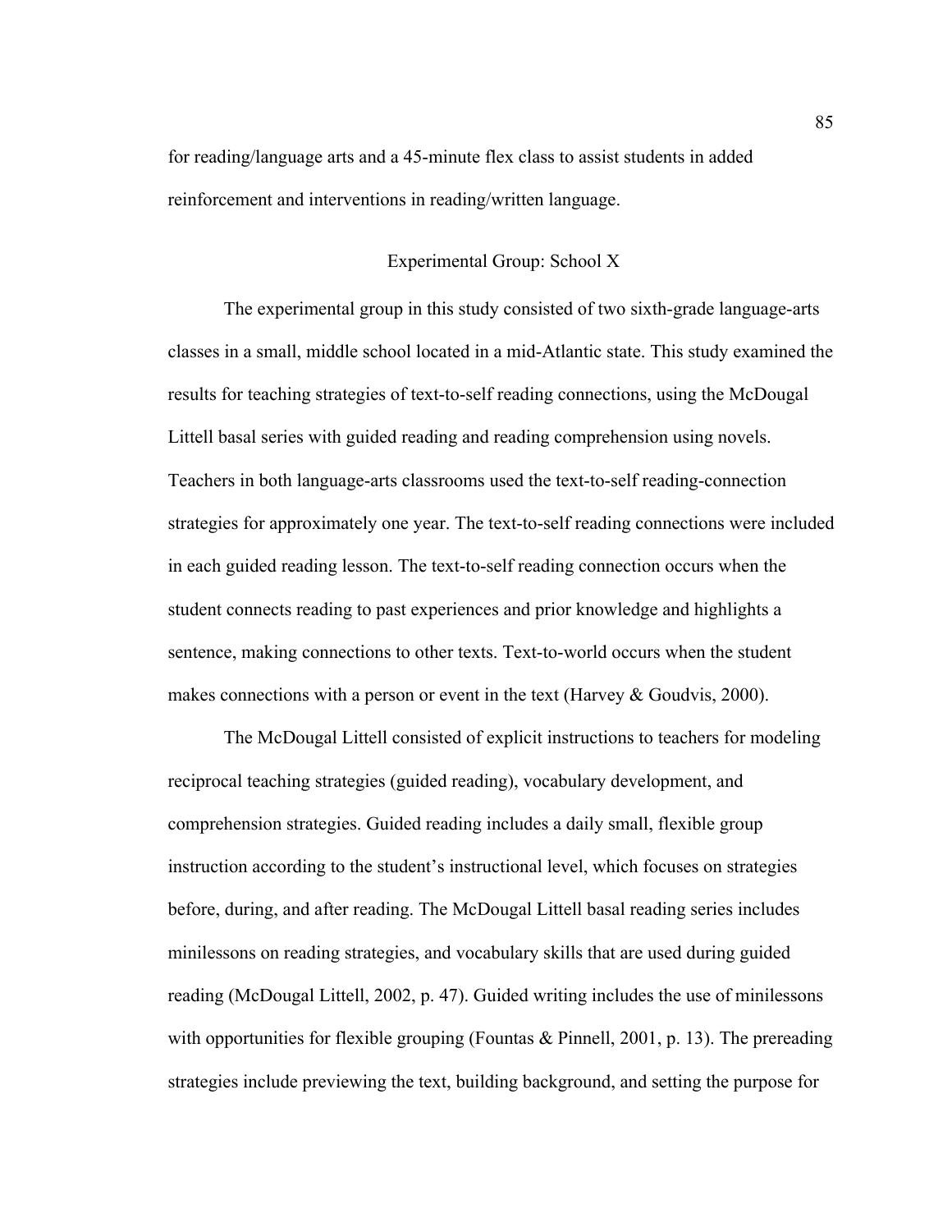for reading/language arts and a 45-minute flex class to assist students in added reinforcement and interventions in reading/written language.

## Experimental Group: School X

The experimental group in this study consisted of two sixth-grade language-arts classes in a small, middle school located in a mid-Atlantic state. This study examined the results for teaching strategies of text-to-self reading connections, using the McDougal Littell basal series with guided reading and reading comprehension using novels. Teachers in both language-arts classrooms used the text-to-self reading-connection strategies for approximately one year. The text-to-self reading connections were included in each guided reading lesson. The text-to-self reading connection occurs when the student connects reading to past experiences and prior knowledge and highlights a sentence, making connections to other texts. Text-to-world occurs when the student makes connections with a person or event in the text (Harvey & Goudvis, 2000).

The McDougal Littell consisted of explicit instructions to teachers for modeling reciprocal teaching strategies (guided reading), vocabulary development, and comprehension strategies. Guided reading includes a daily small, flexible group instruction according to the student's instructional level, which focuses on strategies before, during, and after reading. The McDougal Littell basal reading series includes minilessons on reading strategies, and vocabulary skills that are used during guided reading (McDougal Littell, 2002, p. 47). Guided writing includes the use of minilessons with opportunities for flexible grouping (Fountas & Pinnell, 2001, p. 13). The prereading strategies include previewing the text, building background, and setting the purpose for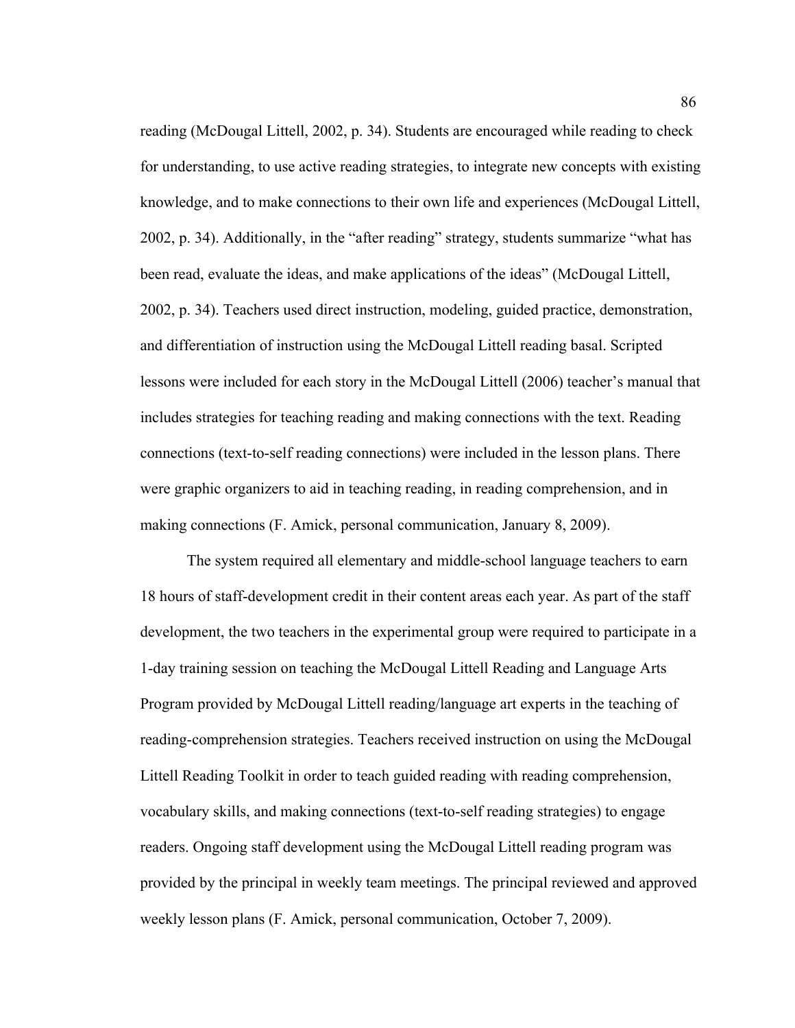reading (McDougal Littell, 2002, p. 34). Students are encouraged while reading to check for understanding, to use active reading strategies, to integrate new concepts with existing knowledge, and to make connections to their own life and experiences (McDougal Littell, 2002, p. 34). Additionally, in the "after reading" strategy, students summarize "what has been read, evaluate the ideas, and make applications of the ideas" (McDougal Littell, 2002, p. 34). Teachers used direct instruction, modeling, guided practice, demonstration, and differentiation of instruction using the McDougal Littell reading basal. Scripted lessons were included for each story in the McDougal Littell (2006) teacher's manual that includes strategies for teaching reading and making connections with the text. Reading connections (text-to-self reading connections) were included in the lesson plans. There were graphic organizers to aid in teaching reading, in reading comprehension, and in making connections (F. Amick, personal communication, January 8, 2009).

The system required all elementary and middle-school language teachers to earn 18 hours of staff-development credit in their content areas each year. As part of the staff development, the two teachers in the experimental group were required to participate in a 1-day training session on teaching the McDougal Littell Reading and Language Arts Program provided by McDougal Littell reading/language art experts in the teaching of reading-comprehension strategies. Teachers received instruction on using the McDougal Littell Reading Toolkit in order to teach guided reading with reading comprehension, vocabulary skills, and making connections (text-to-self reading strategies) to engage readers. Ongoing staff development using the McDougal Littell reading program was provided by the principal in weekly team meetings. The principal reviewed and approved weekly lesson plans (F. Amick, personal communication, October 7, 2009).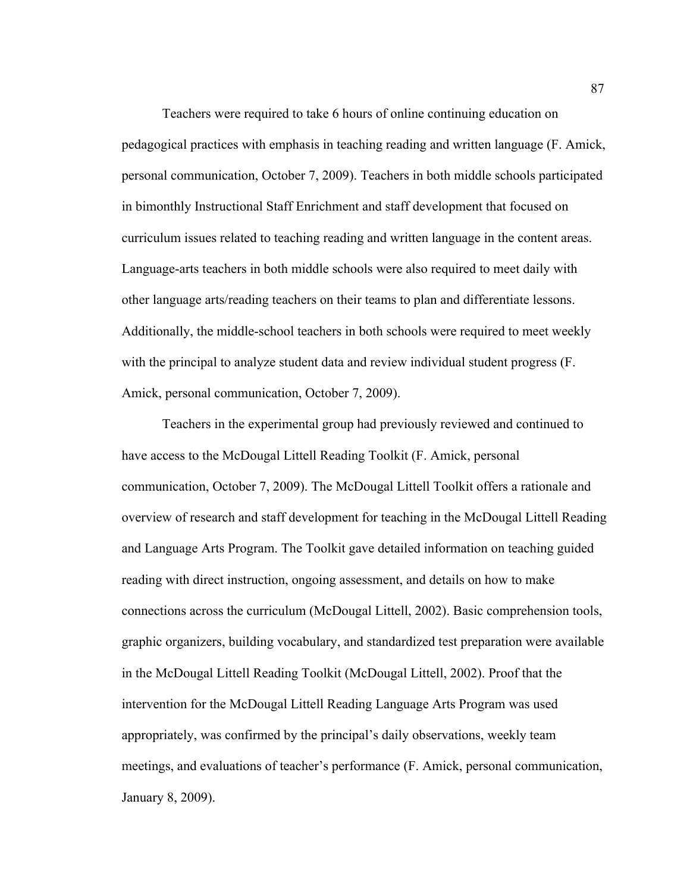Teachers were required to take 6 hours of online continuing education on pedagogical practices with emphasis in teaching reading and written language (F. Amick, personal communication, October 7, 2009). Teachers in both middle schools participated in bimonthly Instructional Staff Enrichment and staff development that focused on curriculum issues related to teaching reading and written language in the content areas. Language-arts teachers in both middle schools were also required to meet daily with other language arts/reading teachers on their teams to plan and differentiate lessons. Additionally, the middle-school teachers in both schools were required to meet weekly with the principal to analyze student data and review individual student progress (F. Amick, personal communication, October 7, 2009).

Teachers in the experimental group had previously reviewed and continued to have access to the McDougal Littell Reading Toolkit (F. Amick, personal communication, October 7, 2009). The McDougal Littell Toolkit offers a rationale and overview of research and staff development for teaching in the McDougal Littell Reading and Language Arts Program. The Toolkit gave detailed information on teaching guided reading with direct instruction, ongoing assessment, and details on how to make connections across the curriculum (McDougal Littell, 2002). Basic comprehension tools, graphic organizers, building vocabulary, and standardized test preparation were available in the McDougal Littell Reading Toolkit (McDougal Littell, 2002). Proof that the intervention for the McDougal Littell Reading Language Arts Program was used appropriately, was confirmed by the principal's daily observations, weekly team meetings, and evaluations of teacher's performance (F. Amick, personal communication, January 8, 2009).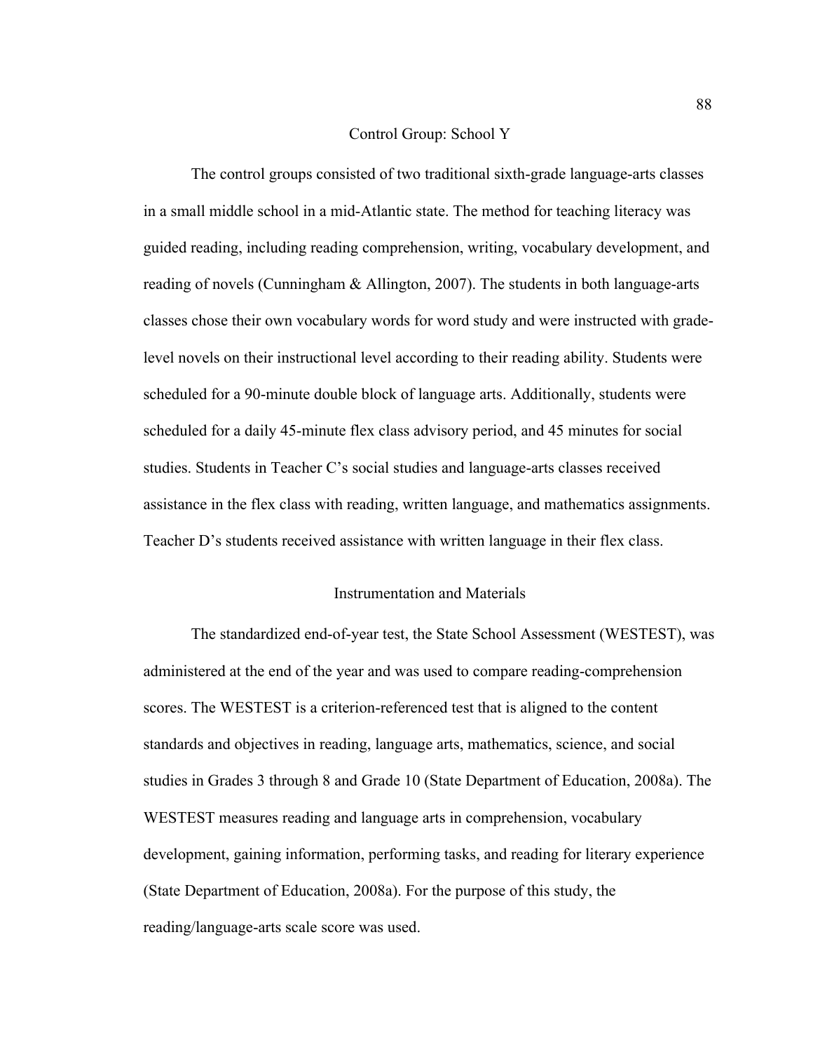## Control Group: School Y

The control groups consisted of two traditional sixth-grade language-arts classes in a small middle school in a mid-Atlantic state. The method for teaching literacy was guided reading, including reading comprehension, writing, vocabulary development, and reading of novels (Cunningham & Allington, 2007). The students in both language-arts classes chose their own vocabulary words for word study and were instructed with grade-level novels on their instructional level according to their reading ability. Students were scheduled for a 90-minute double block of language arts. Additionally, students were scheduled for a daily 45-minute flex class advisory period, and 45 minutes for social studies. Students in Teacher C's social studies and language-arts classes received assistance in the flex class with reading, written language, and mathematics assignments. Teacher D's students received assistance with written language in their flex class.

## Instrumentation and Materials

The standardized end-of-year test, the State School Assessment (WESTEST), was administered at the end of the year and was used to compare reading-comprehension scores. The WESTEST is a criterion-referenced test that is aligned to the content standards and objectives in reading, language arts, mathematics, science, and social studies in Grades 3 through 8 and Grade 10 (State Department of Education, 2008a). The WESTEST measures reading and language arts in comprehension, vocabulary development, gaining information, performing tasks, and reading for literary experience (State Department of Education, 2008a). For the purpose of this study, the reading/language-arts scale score was used.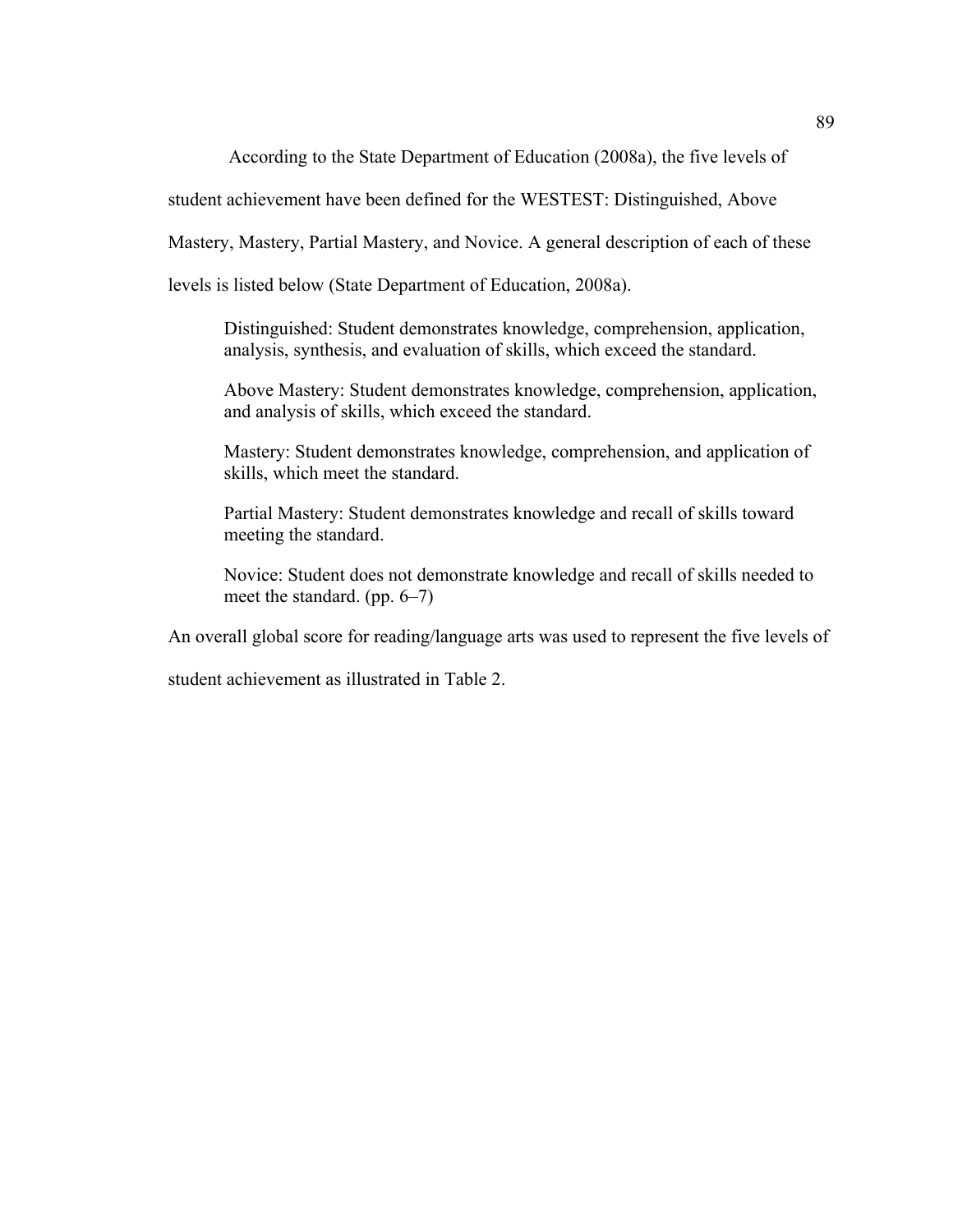According to the State Department of Education (2008a), the five levels of student achievement have been defined for the WESTEST: Distinguished, Above Mastery, Mastery, Partial Mastery, and Novice. A general description of each of these levels is listed below (State Department of Education, 2008a).

> Distinguished: Student demonstrates knowledge, comprehension, application, analysis, synthesis, and evaluation of skills, which exceed the standard.
>
> Above Mastery: Student demonstrates knowledge, comprehension, application, and analysis of skills, which exceed the standard.
>
> Mastery: Student demonstrates knowledge, comprehension, and application of skills, which meet the standard.
>
> Partial Mastery: Student demonstrates knowledge and recall of skills toward meeting the standard.
>
> Novice: Student does not demonstrate knowledge and recall of skills needed to meet the standard. (pp. 6–7)

An overall global score for reading/language arts was used to represent the five levels of student achievement as illustrated in Table 2.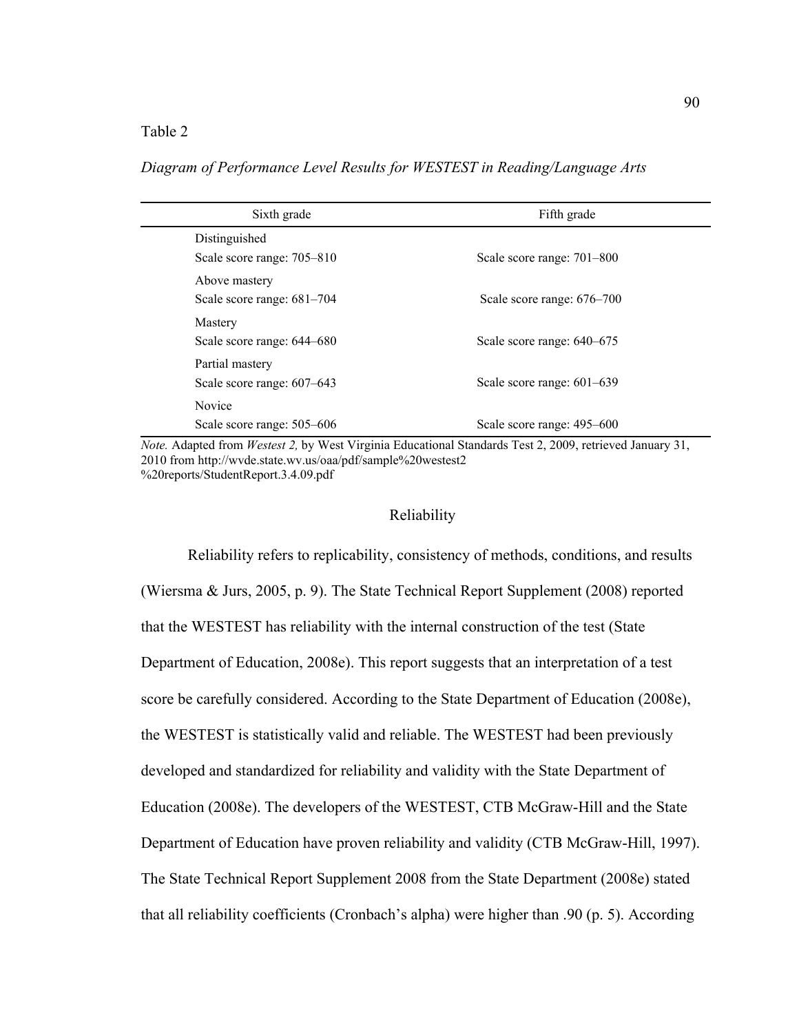Table 2

*Diagram of Performance Level Results for WESTEST in Reading/Language Arts*

| Sixth grade | Fifth grade |
|---|---|
| Distinguished | |
| Scale score range: 705–810 | Scale score range: 701–800 |
| Above mastery | |
| Scale score range: 681–704 | Scale score range: 676–700 |
| Mastery | |
| Scale score range: 644–680 | Scale score range: 640–675 |
| Partial mastery | |
| Scale score range: 607–643 | Scale score range: 601–639 |
| Novice | |
| Scale score range: 505–606 | Scale score range: 495–600 |

*Note.* Adapted from *Westest 2,* by West Virginia Educational Standards Test 2, 2009, retrieved January 31, 2010 from http://wvde.state.wv.us/oaa/pdf/sample%20westest2%20reports/StudentReport.3.4.09.pdf

## Reliability

Reliability refers to replicability, consistency of methods, conditions, and results (Wiersma & Jurs, 2005, p. 9). The State Technical Report Supplement (2008) reported that the WESTEST has reliability with the internal construction of the test (State Department of Education, 2008e). This report suggests that an interpretation of a test score be carefully considered. According to the State Department of Education (2008e), the WESTEST is statistically valid and reliable. The WESTEST had been previously developed and standardized for reliability and validity with the State Department of Education (2008e). The developers of the WESTEST, CTB McGraw-Hill and the State Department of Education have proven reliability and validity (CTB McGraw-Hill, 1997). The State Technical Report Supplement 2008 from the State Department (2008e) stated that all reliability coefficients (Cronbach's alpha) were higher than .90 (p. 5). According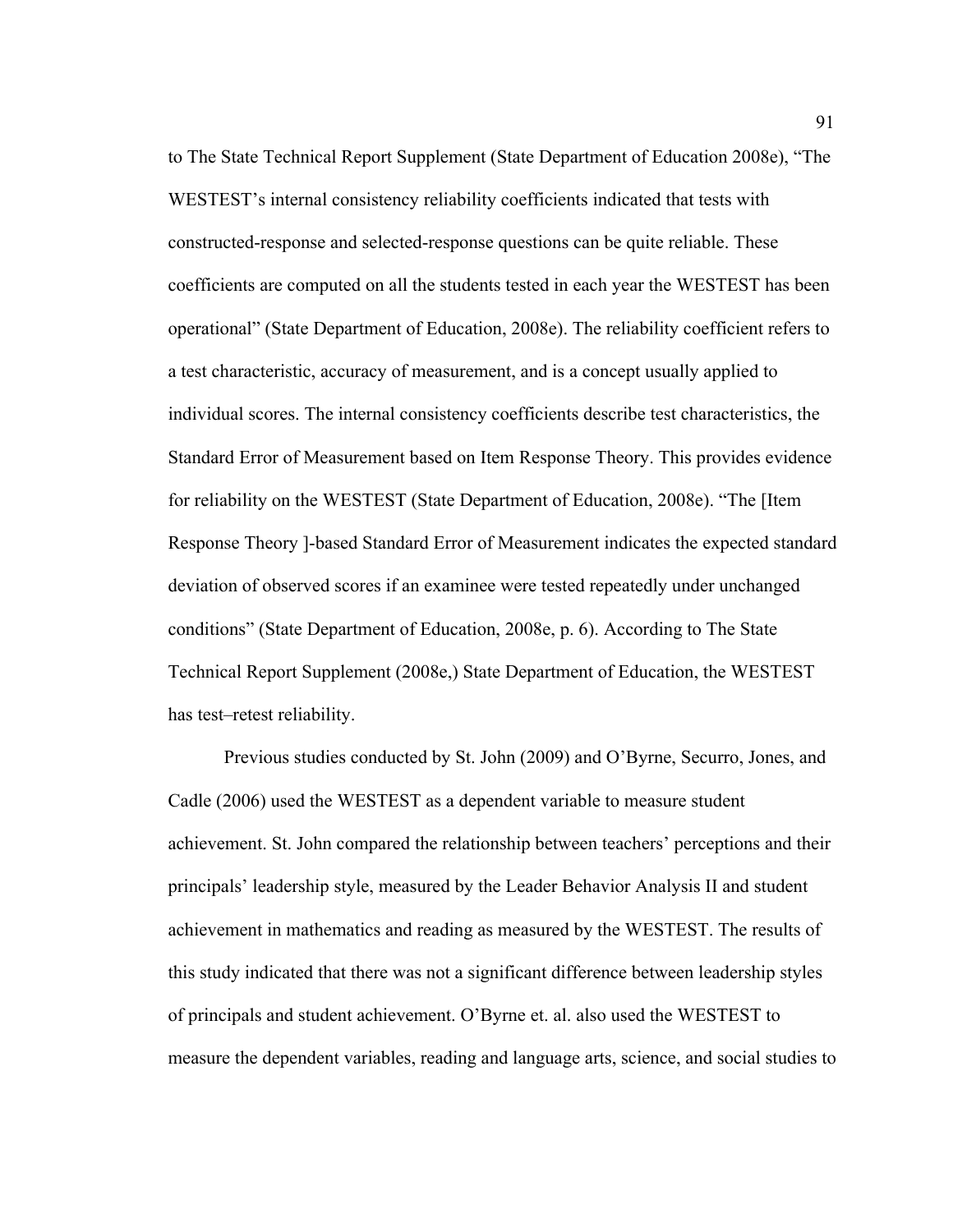to The State Technical Report Supplement (State Department of Education 2008e), "The WESTEST's internal consistency reliability coefficients indicated that tests with constructed-response and selected-response questions can be quite reliable. These coefficients are computed on all the students tested in each year the WESTEST has been operational" (State Department of Education, 2008e). The reliability coefficient refers to a test characteristic, accuracy of measurement, and is a concept usually applied to individual scores. The internal consistency coefficients describe test characteristics, the Standard Error of Measurement based on Item Response Theory. This provides evidence for reliability on the WESTEST (State Department of Education, 2008e). "The [Item Response Theory ]-based Standard Error of Measurement indicates the expected standard deviation of observed scores if an examinee were tested repeatedly under unchanged conditions" (State Department of Education, 2008e, p. 6). According to The State Technical Report Supplement (2008e,) State Department of Education, the WESTEST has test–retest reliability.

Previous studies conducted by St. John (2009) and O'Byrne, Securro, Jones, and Cadle (2006) used the WESTEST as a dependent variable to measure student achievement. St. John compared the relationship between teachers' perceptions and their principals' leadership style, measured by the Leader Behavior Analysis II and student achievement in mathematics and reading as measured by the WESTEST. The results of this study indicated that there was not a significant difference between leadership styles of principals and student achievement. O'Byrne et. al. also used the WESTEST to measure the dependent variables, reading and language arts, science, and social studies to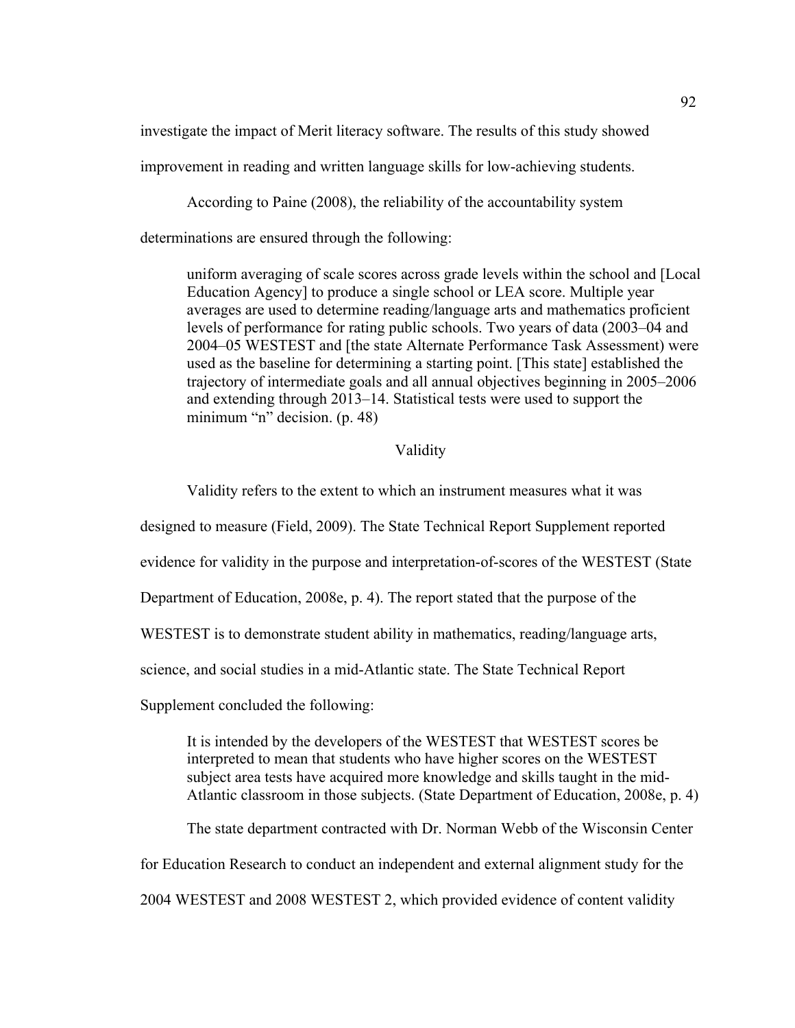investigate the impact of Merit literacy software. The results of this study showed improvement in reading and written language skills for low-achieving students.

According to Paine (2008), the reliability of the accountability system determinations are ensured through the following:

> uniform averaging of scale scores across grade levels within the school and [Local Education Agency] to produce a single school or LEA score. Multiple year averages are used to determine reading/language arts and mathematics proficient levels of performance for rating public schools. Two years of data (2003–04 and 2004–05 WESTEST and [the state Alternate Performance Task Assessment) were used as the baseline for determining a starting point. [This state] established the trajectory of intermediate goals and all annual objectives beginning in 2005–2006 and extending through 2013–14. Statistical tests were used to support the minimum "n" decision. (p. 48)

## Validity

Validity refers to the extent to which an instrument measures what it was designed to measure (Field, 2009). The State Technical Report Supplement reported evidence for validity in the purpose and interpretation-of-scores of the WESTEST (State Department of Education, 2008e, p. 4). The report stated that the purpose of the WESTEST is to demonstrate student ability in mathematics, reading/language arts, science, and social studies in a mid-Atlantic state. The State Technical Report Supplement concluded the following:

> It is intended by the developers of the WESTEST that WESTEST scores be interpreted to mean that students who have higher scores on the WESTEST subject area tests have acquired more knowledge and skills taught in the mid-Atlantic classroom in those subjects. (State Department of Education, 2008e, p. 4)

The state department contracted with Dr. Norman Webb of the Wisconsin Center for Education Research to conduct an independent and external alignment study for the 2004 WESTEST and 2008 WESTEST 2, which provided evidence of content validity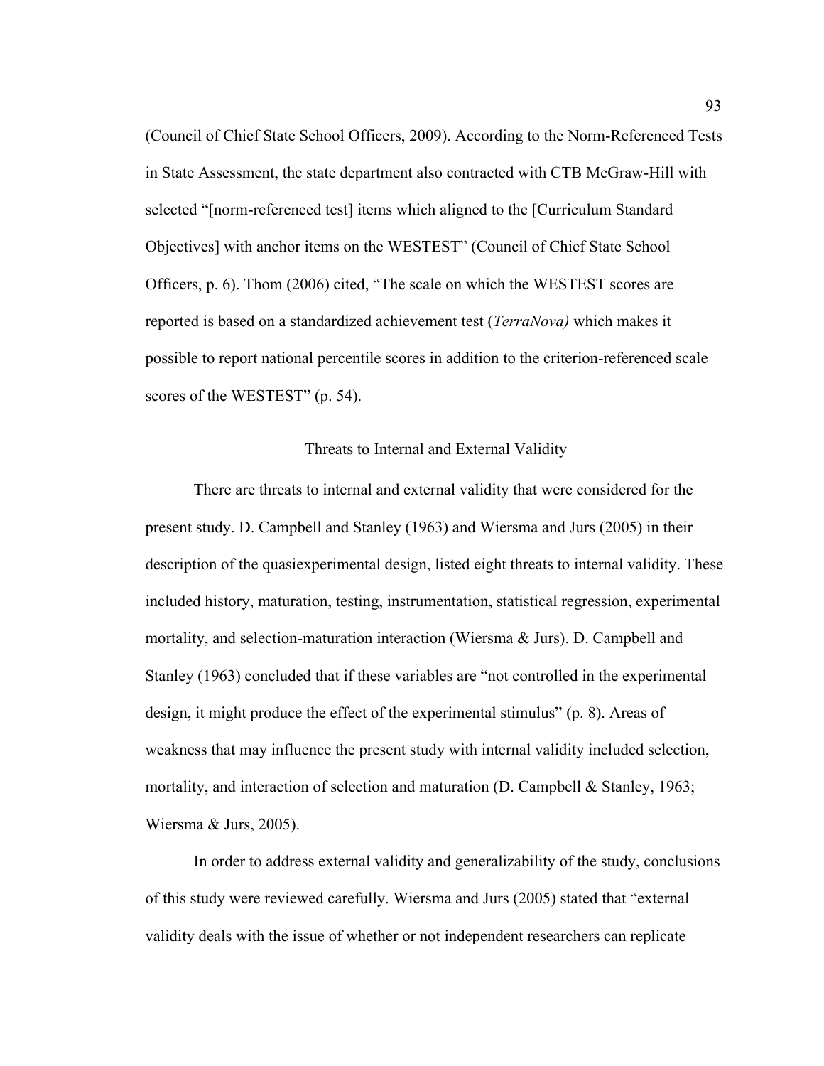(Council of Chief State School Officers, 2009). According to the Norm-Referenced Tests in State Assessment, the state department also contracted with CTB McGraw-Hill with selected "[norm-referenced test] items which aligned to the [Curriculum Standard Objectives] with anchor items on the WESTEST" (Council of Chief State School Officers, p. 6). Thom (2006) cited, "The scale on which the WESTEST scores are reported is based on a standardized achievement test (*TerraNova)* which makes it possible to report national percentile scores in addition to the criterion-referenced scale scores of the WESTEST" (p. 54).

## Threats to Internal and External Validity

There are threats to internal and external validity that were considered for the present study. D. Campbell and Stanley (1963) and Wiersma and Jurs (2005) in their description of the quasiexperimental design, listed eight threats to internal validity. These included history, maturation, testing, instrumentation, statistical regression, experimental mortality, and selection-maturation interaction (Wiersma & Jurs). D. Campbell and Stanley (1963) concluded that if these variables are "not controlled in the experimental design, it might produce the effect of the experimental stimulus" (p. 8). Areas of weakness that may influence the present study with internal validity included selection, mortality, and interaction of selection and maturation (D. Campbell & Stanley, 1963; Wiersma & Jurs, 2005).

In order to address external validity and generalizability of the study, conclusions of this study were reviewed carefully. Wiersma and Jurs (2005) stated that "external validity deals with the issue of whether or not independent researchers can replicate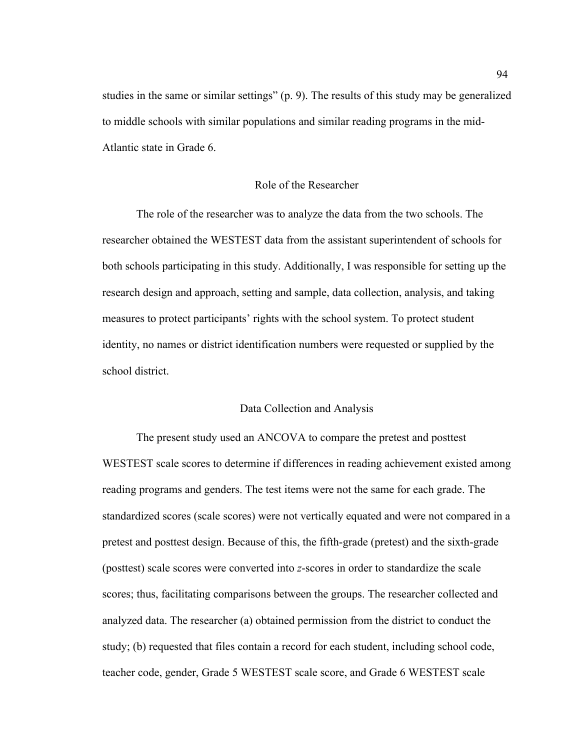studies in the same or similar settings" (p. 9). The results of this study may be generalized to middle schools with similar populations and similar reading programs in the mid-Atlantic state in Grade 6.

## Role of the Researcher

The role of the researcher was to analyze the data from the two schools. The researcher obtained the WESTEST data from the assistant superintendent of schools for both schools participating in this study. Additionally, I was responsible for setting up the research design and approach, setting and sample, data collection, analysis, and taking measures to protect participants' rights with the school system. To protect student identity, no names or district identification numbers were requested or supplied by the school district.

## Data Collection and Analysis

The present study used an ANCOVA to compare the pretest and posttest WESTEST scale scores to determine if differences in reading achievement existed among reading programs and genders. The test items were not the same for each grade. The standardized scores (scale scores) were not vertically equated and were not compared in a pretest and posttest design. Because of this, the fifth-grade (pretest) and the sixth-grade (posttest) scale scores were converted into *z*-scores in order to standardize the scale scores; thus, facilitating comparisons between the groups. The researcher collected and analyzed data. The researcher (a) obtained permission from the district to conduct the study; (b) requested that files contain a record for each student, including school code, teacher code, gender, Grade 5 WESTEST scale score, and Grade 6 WESTEST scale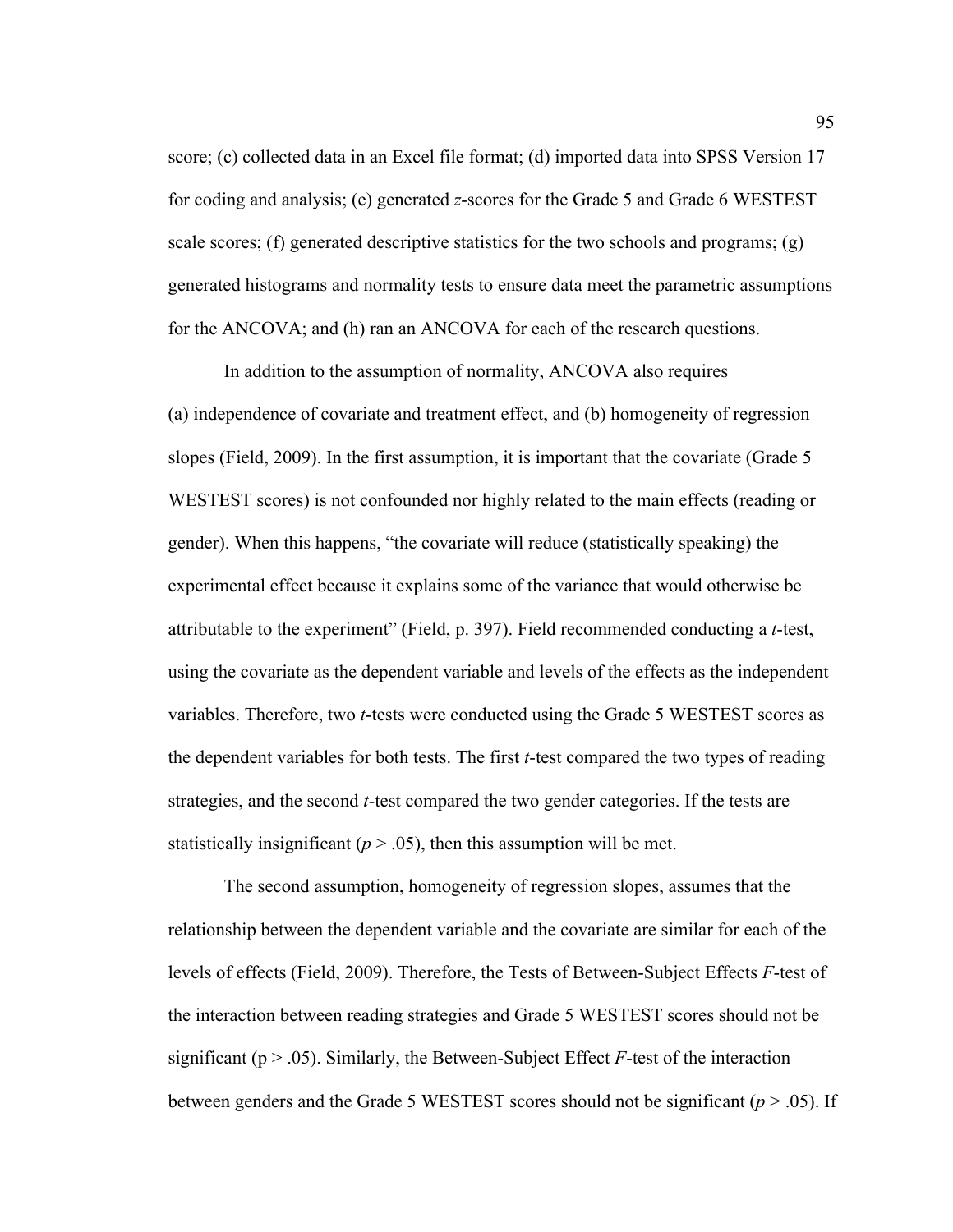score; (c) collected data in an Excel file format; (d) imported data into SPSS Version 17 for coding and analysis; (e) generated *z*-scores for the Grade 5 and Grade 6 WESTEST scale scores; (f) generated descriptive statistics for the two schools and programs; (g) generated histograms and normality tests to ensure data meet the parametric assumptions for the ANCOVA; and (h) ran an ANCOVA for each of the research questions.

In addition to the assumption of normality, ANCOVA also requires (a) independence of covariate and treatment effect, and (b) homogeneity of regression slopes (Field, 2009). In the first assumption, it is important that the covariate (Grade 5 WESTEST scores) is not confounded nor highly related to the main effects (reading or gender). When this happens, "the covariate will reduce (statistically speaking) the experimental effect because it explains some of the variance that would otherwise be attributable to the experiment" (Field, p. 397). Field recommended conducting a *t*-test, using the covariate as the dependent variable and levels of the effects as the independent variables. Therefore, two *t*-tests were conducted using the Grade 5 WESTEST scores as the dependent variables for both tests. The first *t*-test compared the two types of reading strategies, and the second *t*-test compared the two gender categories. If the tests are statistically insignificant ($p > .05$), then this assumption will be met.

The second assumption, homogeneity of regression slopes, assumes that the relationship between the dependent variable and the covariate are similar for each of the levels of effects (Field, 2009). Therefore, the Tests of Between-Subject Effects *F*-test of the interaction between reading strategies and Grade 5 WESTEST scores should not be significant ($p > .05$). Similarly, the Between-Subject Effect *F*-test of the interaction between genders and the Grade 5 WESTEST scores should not be significant ($p > .05$). If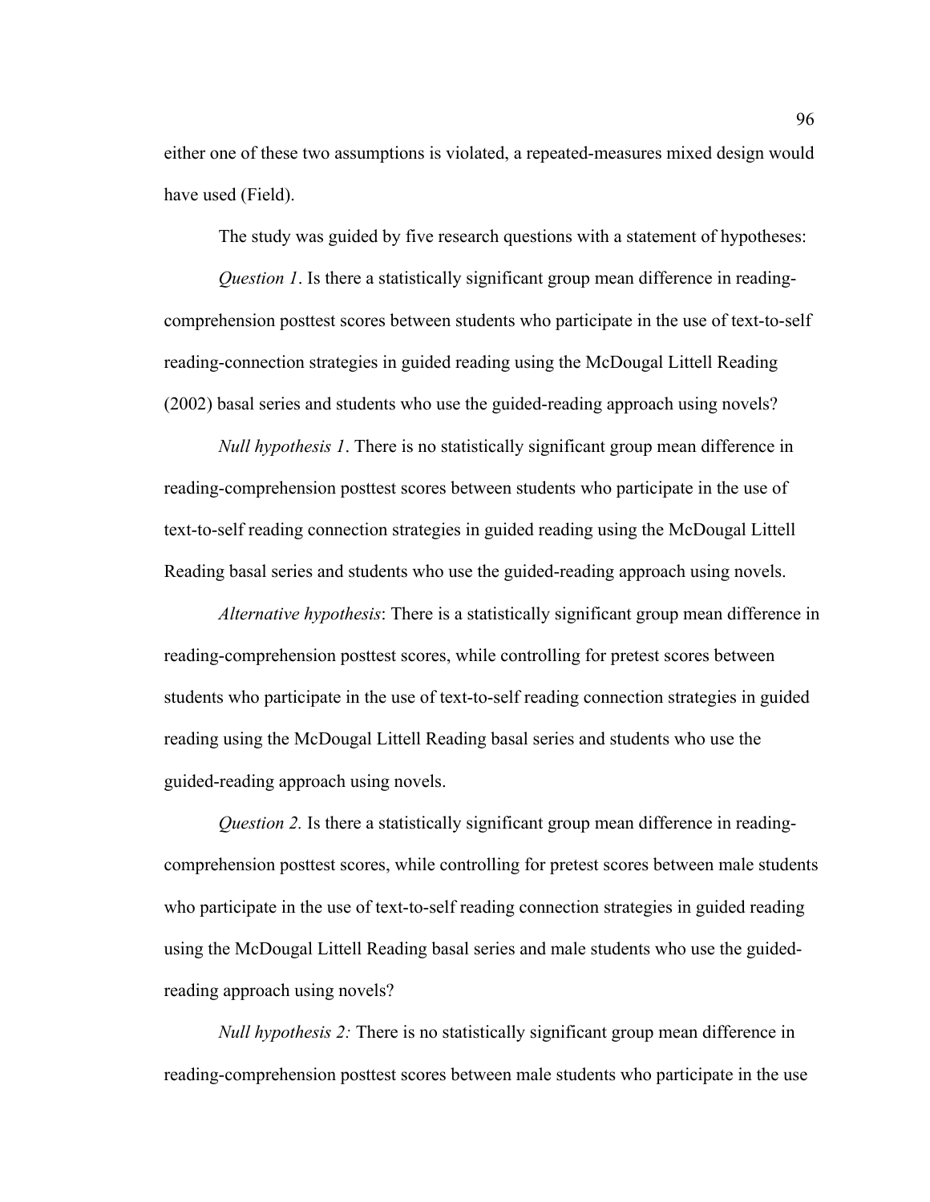either one of these two assumptions is violated, a repeated-measures mixed design would have used (Field).

The study was guided by five research questions with a statement of hypotheses:

*Question 1*. Is there a statistically significant group mean difference in reading-comprehension posttest scores between students who participate in the use of text-to-self reading-connection strategies in guided reading using the McDougal Littell Reading (2002) basal series and students who use the guided-reading approach using novels?

*Null hypothesis 1*. There is no statistically significant group mean difference in reading-comprehension posttest scores between students who participate in the use of text-to-self reading connection strategies in guided reading using the McDougal Littell Reading basal series and students who use the guided-reading approach using novels.

*Alternative hypothesis*: There is a statistically significant group mean difference in reading-comprehension posttest scores, while controlling for pretest scores between students who participate in the use of text-to-self reading connection strategies in guided reading using the McDougal Littell Reading basal series and students who use the guided-reading approach using novels.

*Question 2.* Is there a statistically significant group mean difference in reading-comprehension posttest scores, while controlling for pretest scores between male students who participate in the use of text-to-self reading connection strategies in guided reading using the McDougal Littell Reading basal series and male students who use the guided-reading approach using novels?

*Null hypothesis 2:* There is no statistically significant group mean difference in reading-comprehension posttest scores between male students who participate in the use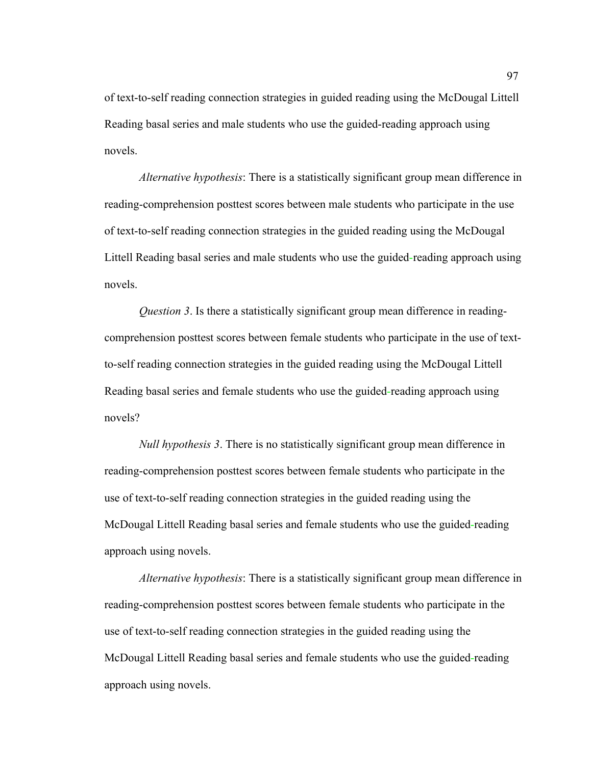of text-to-self reading connection strategies in guided reading using the McDougal Littell Reading basal series and male students who use the guided-reading approach using novels.

*Alternative hypothesis*: There is a statistically significant group mean difference in reading-comprehension posttest scores between male students who participate in the use of text-to-self reading connection strategies in the guided reading using the McDougal Littell Reading basal series and male students who use the guided-reading approach using novels.

*Question 3*. Is there a statistically significant group mean difference in reading-comprehension posttest scores between female students who participate in the use of text-to-self reading connection strategies in the guided reading using the McDougal Littell Reading basal series and female students who use the guided-reading approach using novels?

*Null hypothesis 3*. There is no statistically significant group mean difference in reading-comprehension posttest scores between female students who participate in the use of text-to-self reading connection strategies in the guided reading using the McDougal Littell Reading basal series and female students who use the guided-reading approach using novels.

*Alternative hypothesis*: There is a statistically significant group mean difference in reading-comprehension posttest scores between female students who participate in the use of text-to-self reading connection strategies in the guided reading using the McDougal Littell Reading basal series and female students who use the guided-reading approach using novels.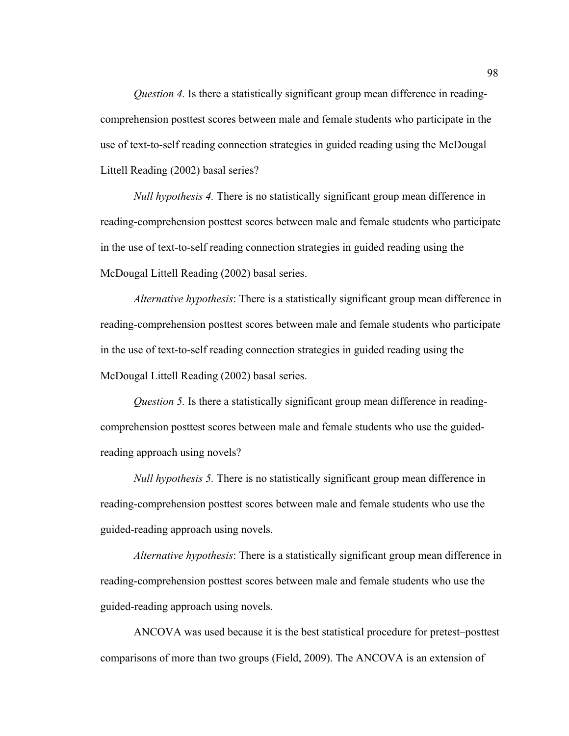*Question 4.* Is there a statistically significant group mean difference in reading-comprehension posttest scores between male and female students who participate in the use of text-to-self reading connection strategies in guided reading using the McDougal Littell Reading (2002) basal series?

*Null hypothesis 4.* There is no statistically significant group mean difference in reading-comprehension posttest scores between male and female students who participate in the use of text-to-self reading connection strategies in guided reading using the McDougal Littell Reading (2002) basal series.

*Alternative hypothesis*: There is a statistically significant group mean difference in reading-comprehension posttest scores between male and female students who participate in the use of text-to-self reading connection strategies in guided reading using the McDougal Littell Reading (2002) basal series.

*Question 5.* Is there a statistically significant group mean difference in reading-comprehension posttest scores between male and female students who use the guided-reading approach using novels?

*Null hypothesis 5.* There is no statistically significant group mean difference in reading-comprehension posttest scores between male and female students who use the guided-reading approach using novels.

*Alternative hypothesis*: There is a statistically significant group mean difference in reading-comprehension posttest scores between male and female students who use the guided-reading approach using novels.

ANCOVA was used because it is the best statistical procedure for pretest–posttest comparisons of more than two groups (Field, 2009). The ANCOVA is an extension of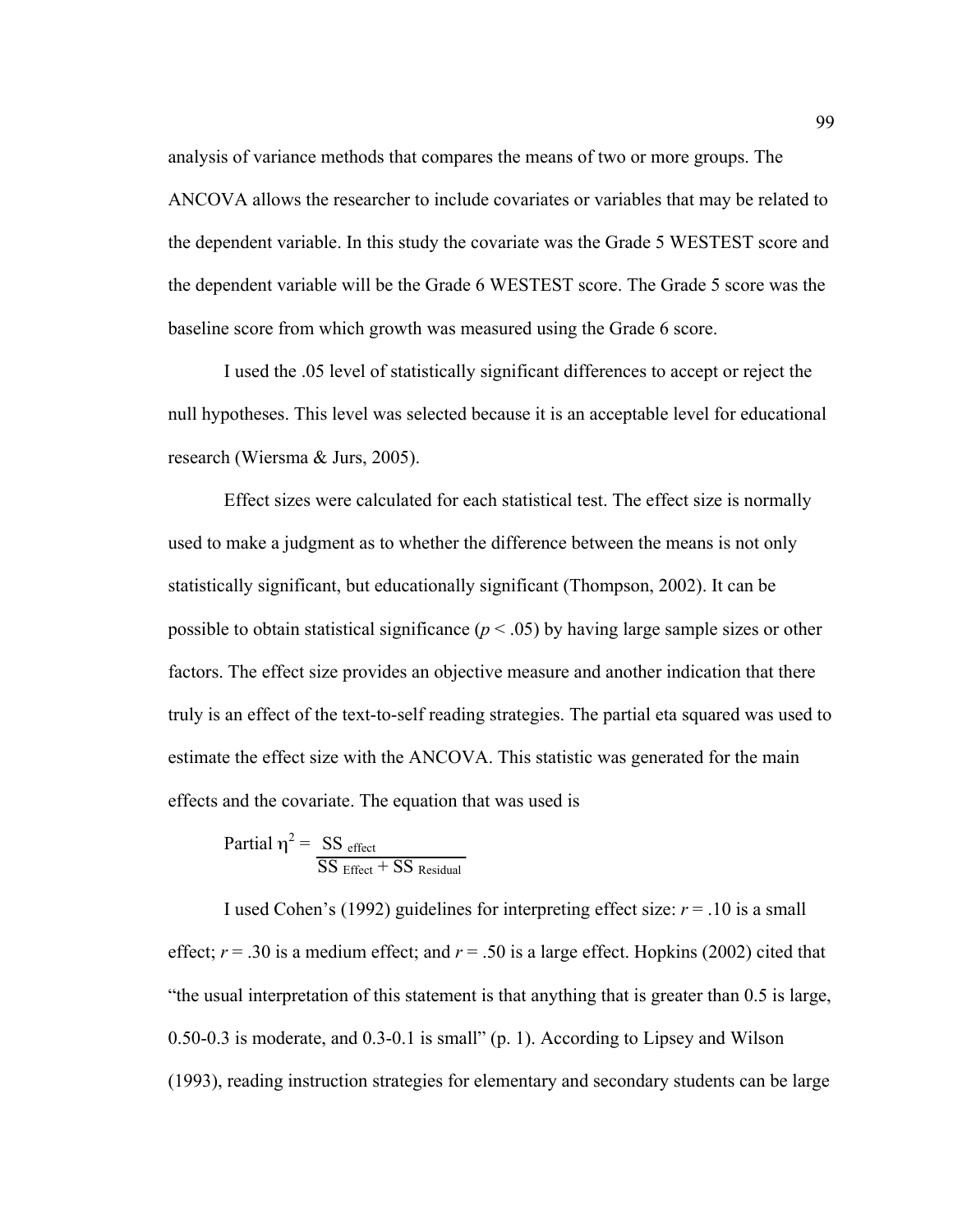analysis of variance methods that compares the means of two or more groups. The ANCOVA allows the researcher to include covariates or variables that may be related to the dependent variable. In this study the covariate was the Grade 5 WESTEST score and the dependent variable will be the Grade 6 WESTEST score. The Grade 5 score was the baseline score from which growth was measured using the Grade 6 score.

I used the .05 level of statistically significant differences to accept or reject the null hypotheses. This level was selected because it is an acceptable level for educational research (Wiersma & Jurs, 2005).

Effect sizes were calculated for each statistical test. The effect size is normally used to make a judgment as to whether the difference between the means is not only statistically significant, but educationally significant (Thompson, 2002). It can be possible to obtain statistical significance ($p < .05$) by having large sample sizes or other factors. The effect size provides an objective measure and another indication that there truly is an effect of the text-to-self reading strategies. The partial eta squared was used to estimate the effect size with the ANCOVA. This statistic was generated for the main effects and the covariate. The equation that was used is

$$\text{Partial } \eta^2 = \frac{SS_{effect}}{SS_{Effect} + SS_{Residual}}$$

I used Cohen's (1992) guidelines for interpreting effect size: $r = .10$ is a small effect; $r = .30$ is a medium effect; and $r = .50$ is a large effect. Hopkins (2002) cited that "the usual interpretation of this statement is that anything that is greater than 0.5 is large, 0.50-0.3 is moderate, and 0.3-0.1 is small" (p. 1). According to Lipsey and Wilson (1993), reading instruction strategies for elementary and secondary students can be large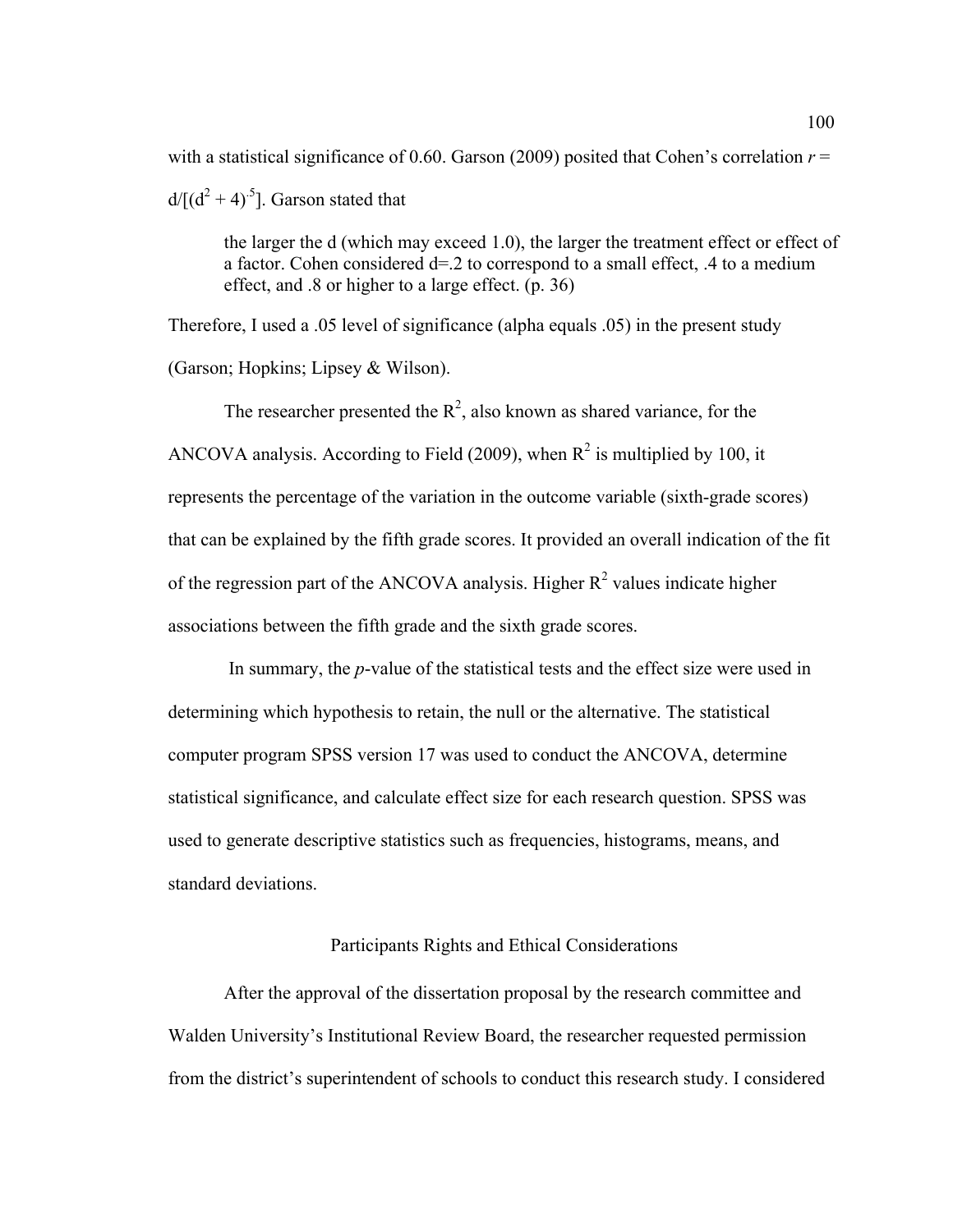with a statistical significance of 0.60. Garson (2009) posited that Cohen's correlation $r = d/[(d^2 + 4)^{.5}]$. Garson stated that

> the larger the d (which may exceed 1.0), the larger the treatment effect or effect of a factor. Cohen considered d=.2 to correspond to a small effect, .4 to a medium effect, and .8 or higher to a large effect. (p. 36)

Therefore, I used a .05 level of significance (alpha equals .05) in the present study (Garson; Hopkins; Lipsey & Wilson).

The researcher presented the $R^2$, also known as shared variance, for the ANCOVA analysis. According to Field (2009), when $R^2$ is multiplied by 100, it represents the percentage of the variation in the outcome variable (sixth-grade scores) that can be explained by the fifth grade scores. It provided an overall indication of the fit of the regression part of the ANCOVA analysis. Higher $R^2$ values indicate higher associations between the fifth grade and the sixth grade scores.

In summary, the *p*-value of the statistical tests and the effect size were used in determining which hypothesis to retain, the null or the alternative. The statistical computer program SPSS version 17 was used to conduct the ANCOVA, determine statistical significance, and calculate effect size for each research question. SPSS was used to generate descriptive statistics such as frequencies, histograms, means, and standard deviations.

## Participants Rights and Ethical Considerations

After the approval of the dissertation proposal by the research committee and Walden University's Institutional Review Board, the researcher requested permission from the district's superintendent of schools to conduct this research study. I considered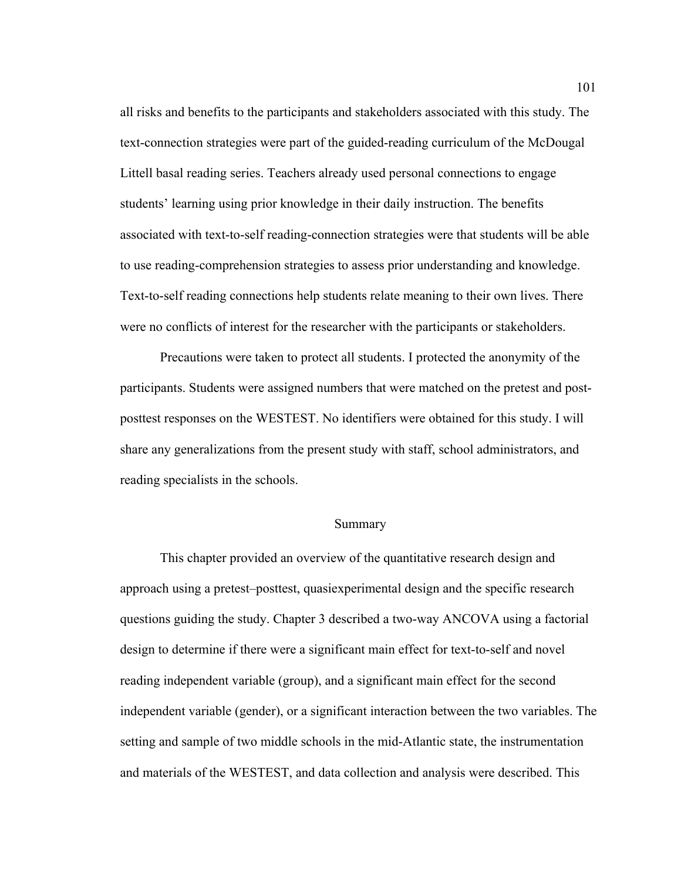all risks and benefits to the participants and stakeholders associated with this study. The text-connection strategies were part of the guided-reading curriculum of the McDougal Littell basal reading series. Teachers already used personal connections to engage students' learning using prior knowledge in their daily instruction. The benefits associated with text-to-self reading-connection strategies were that students will be able to use reading-comprehension strategies to assess prior understanding and knowledge. Text-to-self reading connections help students relate meaning to their own lives. There were no conflicts of interest for the researcher with the participants or stakeholders.

Precautions were taken to protect all students. I protected the anonymity of the participants. Students were assigned numbers that were matched on the pretest and post-posttest responses on the WESTEST. No identifiers were obtained for this study. I will share any generalizations from the present study with staff, school administrators, and reading specialists in the schools.

## Summary

This chapter provided an overview of the quantitative research design and approach using a pretest–posttest, quasiexperimental design and the specific research questions guiding the study. Chapter 3 described a two-way ANCOVA using a factorial design to determine if there were a significant main effect for text-to-self and novel reading independent variable (group), and a significant main effect for the second independent variable (gender), or a significant interaction between the two variables. The setting and sample of two middle schools in the mid-Atlantic state, the instrumentation and materials of the WESTEST, and data collection and analysis were described. This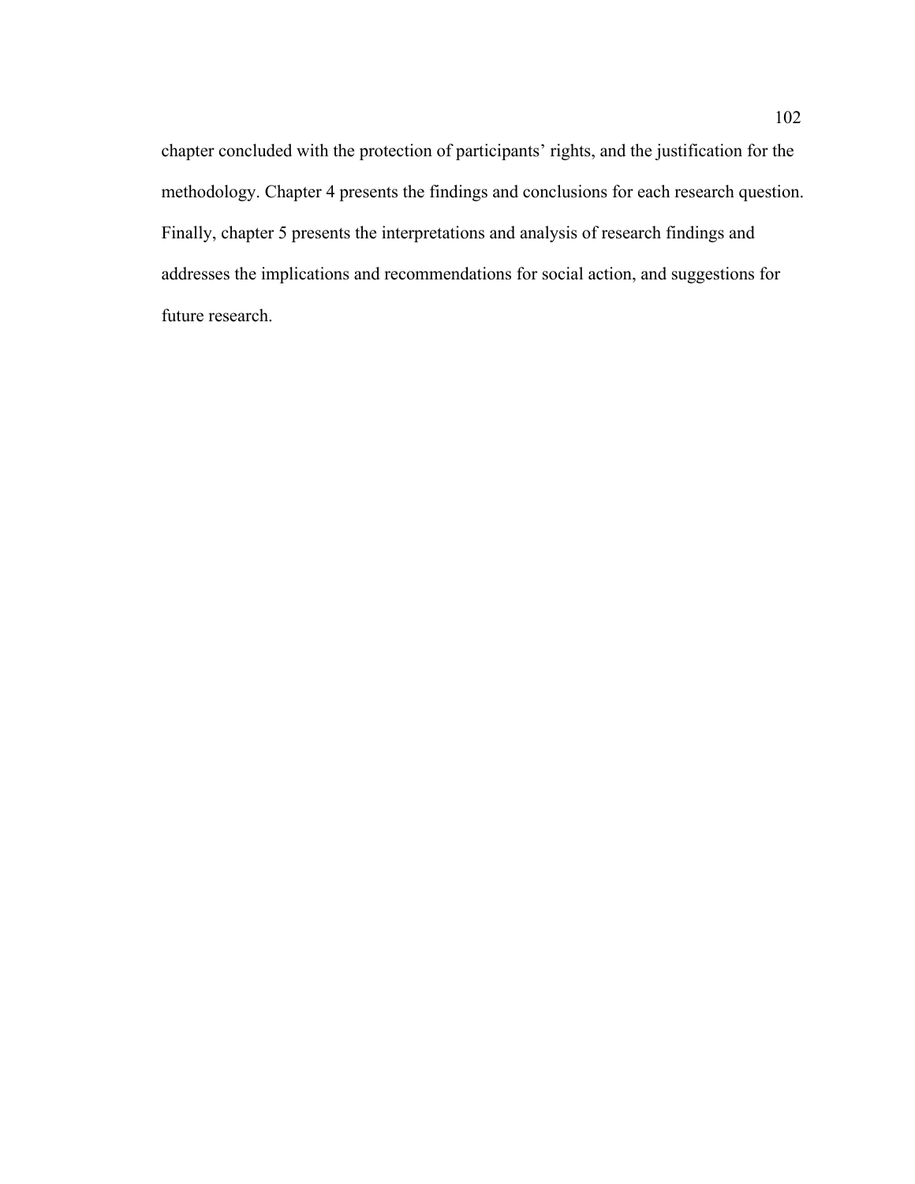chapter concluded with the protection of participants' rights, and the justification for the methodology. Chapter 4 presents the findings and conclusions for each research question. Finally, chapter 5 presents the interpretations and analysis of research findings and addresses the implications and recommendations for social action, and suggestions for future research.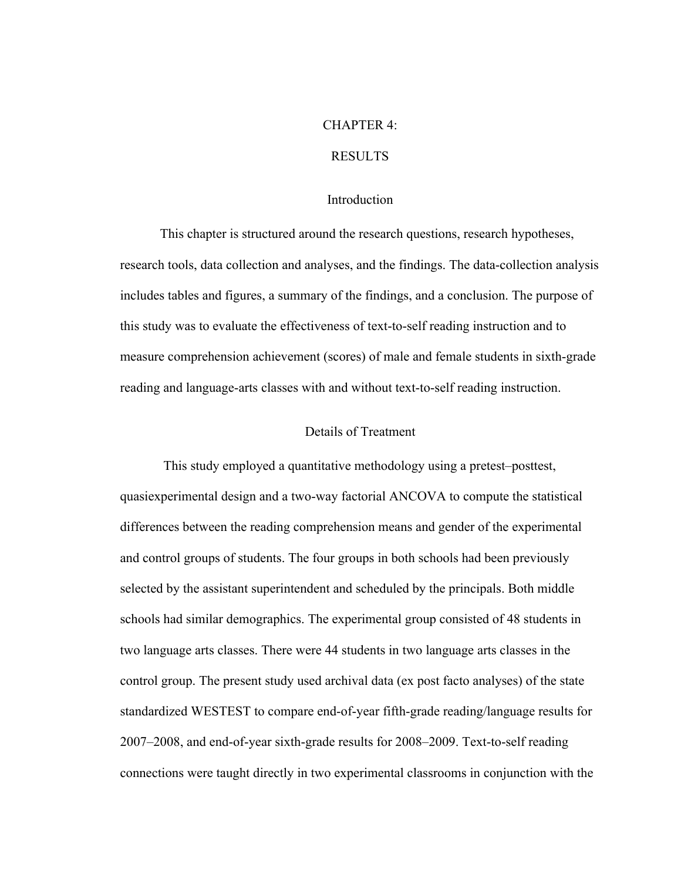# CHAPTER 4:

# RESULTS

## Introduction

This chapter is structured around the research questions, research hypotheses, research tools, data collection and analyses, and the findings. The data-collection analysis includes tables and figures, a summary of the findings, and a conclusion. The purpose of this study was to evaluate the effectiveness of text-to-self reading instruction and to measure comprehension achievement (scores) of male and female students in sixth-grade reading and language-arts classes with and without text-to-self reading instruction.

## Details of Treatment

This study employed a quantitative methodology using a pretest–posttest, quasiexperimental design and a two-way factorial ANCOVA to compute the statistical differences between the reading comprehension means and gender of the experimental and control groups of students. The four groups in both schools had been previously selected by the assistant superintendent and scheduled by the principals. Both middle schools had similar demographics. The experimental group consisted of 48 students in two language arts classes. There were 44 students in two language arts classes in the control group. The present study used archival data (ex post facto analyses) of the state standardized WESTEST to compare end-of-year fifth-grade reading/language results for 2007–2008, and end-of-year sixth-grade results for 2008–2009. Text-to-self reading connections were taught directly in two experimental classrooms in conjunction with the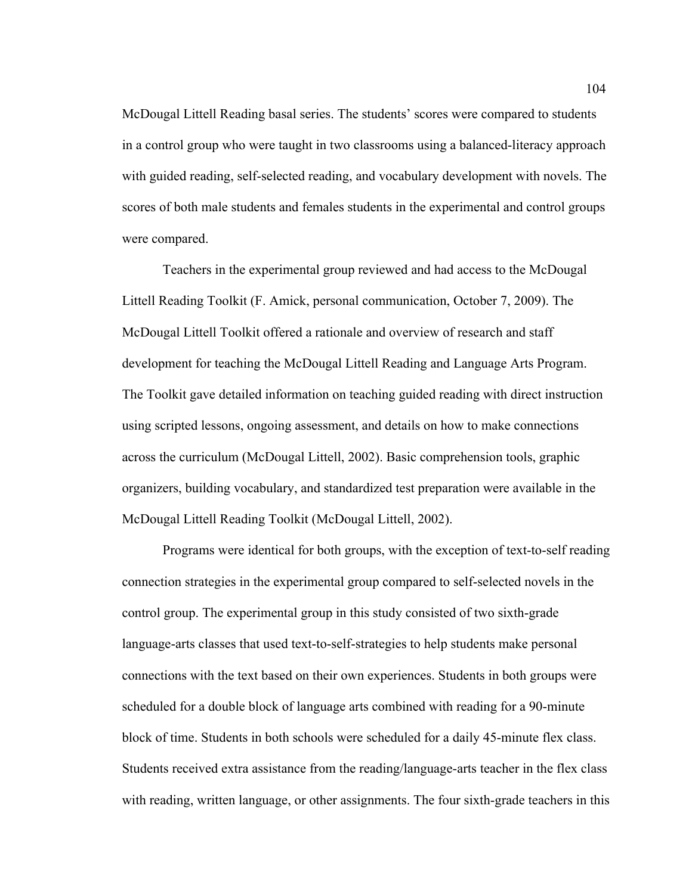McDougal Littell Reading basal series. The students' scores were compared to students in a control group who were taught in two classrooms using a balanced-literacy approach with guided reading, self-selected reading, and vocabulary development with novels. The scores of both male students and females students in the experimental and control groups were compared.

Teachers in the experimental group reviewed and had access to the McDougal Littell Reading Toolkit (F. Amick, personal communication, October 7, 2009). The McDougal Littell Toolkit offered a rationale and overview of research and staff development for teaching the McDougal Littell Reading and Language Arts Program. The Toolkit gave detailed information on teaching guided reading with direct instruction using scripted lessons, ongoing assessment, and details on how to make connections across the curriculum (McDougal Littell, 2002). Basic comprehension tools, graphic organizers, building vocabulary, and standardized test preparation were available in the McDougal Littell Reading Toolkit (McDougal Littell, 2002).

Programs were identical for both groups, with the exception of text-to-self reading connection strategies in the experimental group compared to self-selected novels in the control group. The experimental group in this study consisted of two sixth-grade language-arts classes that used text-to-self-strategies to help students make personal connections with the text based on their own experiences. Students in both groups were scheduled for a double block of language arts combined with reading for a 90-minute block of time. Students in both schools were scheduled for a daily 45-minute flex class. Students received extra assistance from the reading/language-arts teacher in the flex class with reading, written language, or other assignments. The four sixth-grade teachers in this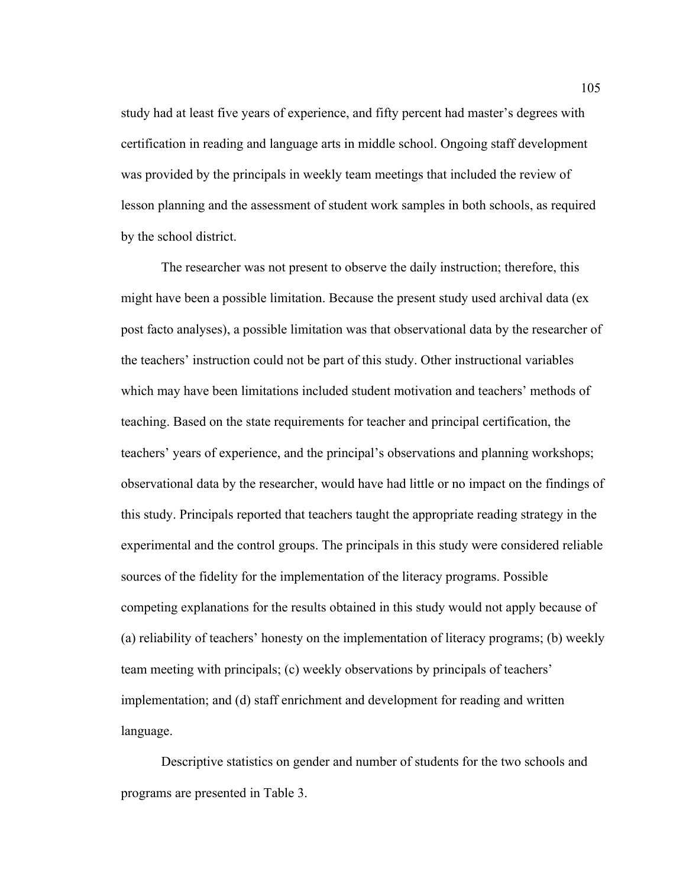study had at least five years of experience, and fifty percent had master's degrees with certification in reading and language arts in middle school. Ongoing staff development was provided by the principals in weekly team meetings that included the review of lesson planning and the assessment of student work samples in both schools, as required by the school district.

The researcher was not present to observe the daily instruction; therefore, this might have been a possible limitation. Because the present study used archival data (ex post facto analyses), a possible limitation was that observational data by the researcher of the teachers' instruction could not be part of this study. Other instructional variables which may have been limitations included student motivation and teachers' methods of teaching. Based on the state requirements for teacher and principal certification, the teachers' years of experience, and the principal's observations and planning workshops; observational data by the researcher, would have had little or no impact on the findings of this study. Principals reported that teachers taught the appropriate reading strategy in the experimental and the control groups. The principals in this study were considered reliable sources of the fidelity for the implementation of the literacy programs. Possible competing explanations for the results obtained in this study would not apply because of (a) reliability of teachers' honesty on the implementation of literacy programs; (b) weekly team meeting with principals; (c) weekly observations by principals of teachers' implementation; and (d) staff enrichment and development for reading and written language.

Descriptive statistics on gender and number of students for the two schools and programs are presented in Table 3.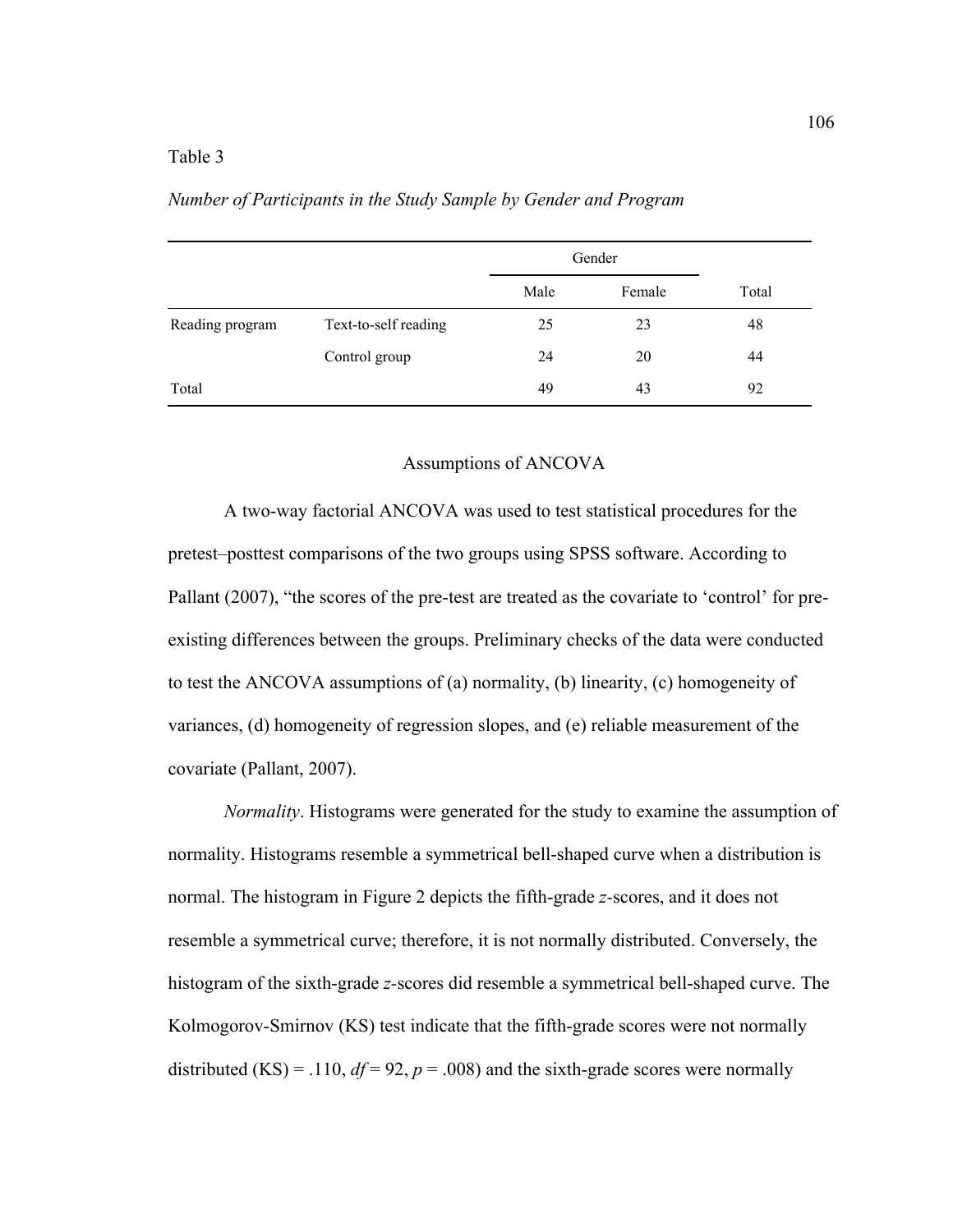Table 3

*Number of Participants in the Study Sample by Gender and Program*

| | | Gender | | |
|---|---|---|---|---|
| | | Male | Female | Total |
| Reading program | Text-to-self reading | 25 | 23 | 48 |
| | Control group | 24 | 20 | 44 |
| Total | | 49 | 43 | 92 |

## Assumptions of ANCOVA

A two-way factorial ANCOVA was used to test statistical procedures for the pretest–posttest comparisons of the two groups using SPSS software. According to Pallant (2007), "the scores of the pre-test are treated as the covariate to 'control' for pre-existing differences between the groups. Preliminary checks of the data were conducted to test the ANCOVA assumptions of (a) normality, (b) linearity, (c) homogeneity of variances, (d) homogeneity of regression slopes, and (e) reliable measurement of the covariate (Pallant, 2007).

*Normality*. Histograms were generated for the study to examine the assumption of normality. Histograms resemble a symmetrical bell-shaped curve when a distribution is normal. The histogram in Figure 2 depicts the fifth-grade *z*-scores, and it does not resemble a symmetrical curve; therefore, it is not normally distributed. Conversely, the histogram of the sixth-grade *z*-scores did resemble a symmetrical bell-shaped curve. The Kolmogorov-Smirnov (KS) test indicate that the fifth-grade scores were not normally distributed (KS) = .110, $df = 92$, $p = .008$) and the sixth-grade scores were normally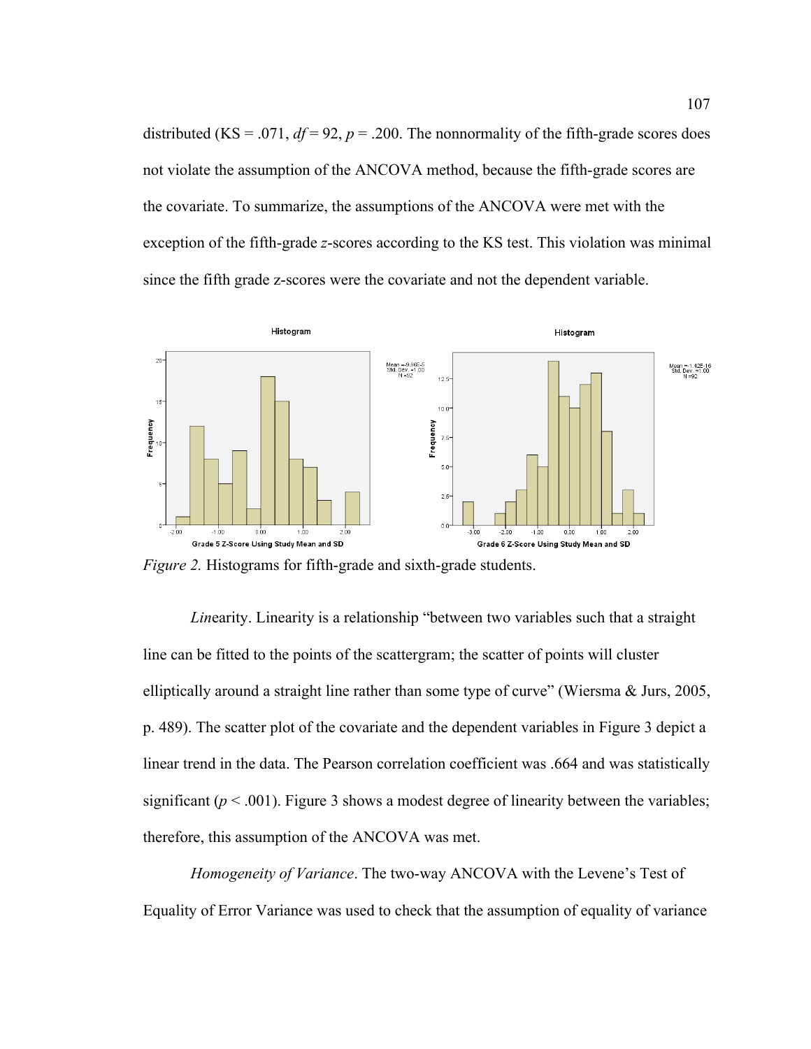distributed (KS = .071, $df$ = 92, $p$ = .200. The nonnormality of the fifth-grade scores does not violate the assumption of the ANCOVA method, because the fifth-grade scores are the covariate. To summarize, the assumptions of the ANCOVA were met with the exception of the fifth-grade $z$-scores according to the KS test. This violation was minimal since the fifth grade z-scores were the covariate and not the dependent variable.

*Figure 2.* Histograms for fifth-grade and sixth-grade students.

*Lin*earity. Linearity is a relationship "between two variables such that a straight line can be fitted to the points of the scattergram; the scatter of points will cluster elliptically around a straight line rather than some type of curve" (Wiersma & Jurs, 2005, p. 489). The scatter plot of the covariate and the dependent variables in Figure 3 depict a linear trend in the data. The Pearson correlation coefficient was .664 and was statistically significant ($p$ < .001). Figure 3 shows a modest degree of linearity between the variables; therefore, this assumption of the ANCOVA was met.

*Homogeneity of Variance*. The two-way ANCOVA with the Levene's Test of Equality of Error Variance was used to check that the assumption of equality of variance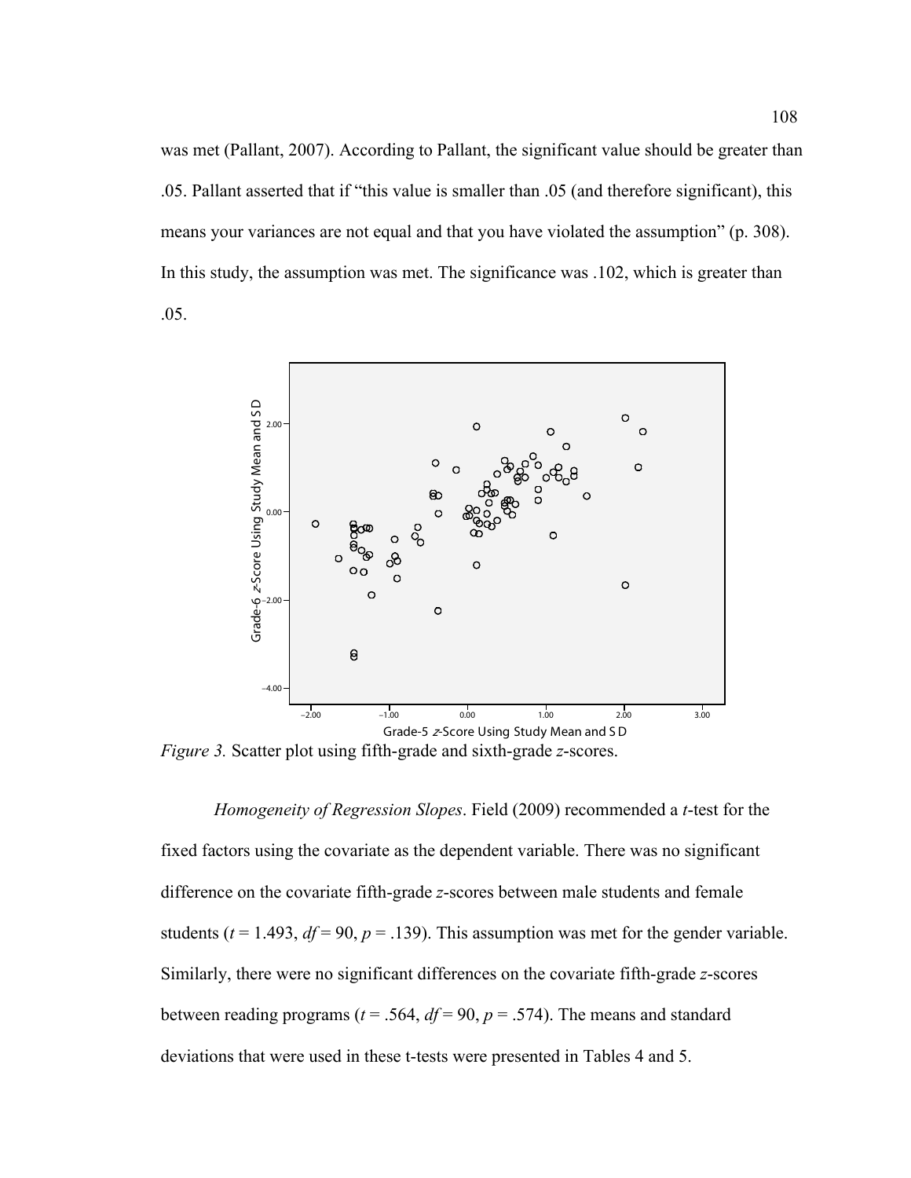was met (Pallant, 2007). According to Pallant, the significant value should be greater than .05. Pallant asserted that if "this value is smaller than .05 (and therefore significant), this means your variances are not equal and that you have violated the assumption" (p. 308). In this study, the assumption was met. The significance was .102, which is greater than .05.

*Figure 3.* Scatter plot using fifth-grade and sixth-grade *z*-scores.

*Homogeneity of Regression Slopes*. Field (2009) recommended a *t*-test for the fixed factors using the covariate as the dependent variable. There was no significant difference on the covariate fifth-grade *z*-scores between male students and female students ($t = 1.493$, $df = 90$, $p = .139$). This assumption was met for the gender variable. Similarly, there were no significant differences on the covariate fifth-grade *z*-scores between reading programs ($t = .564$, $df = 90$, $p = .574$). The means and standard deviations that were used in these t-tests were presented in Tables 4 and 5.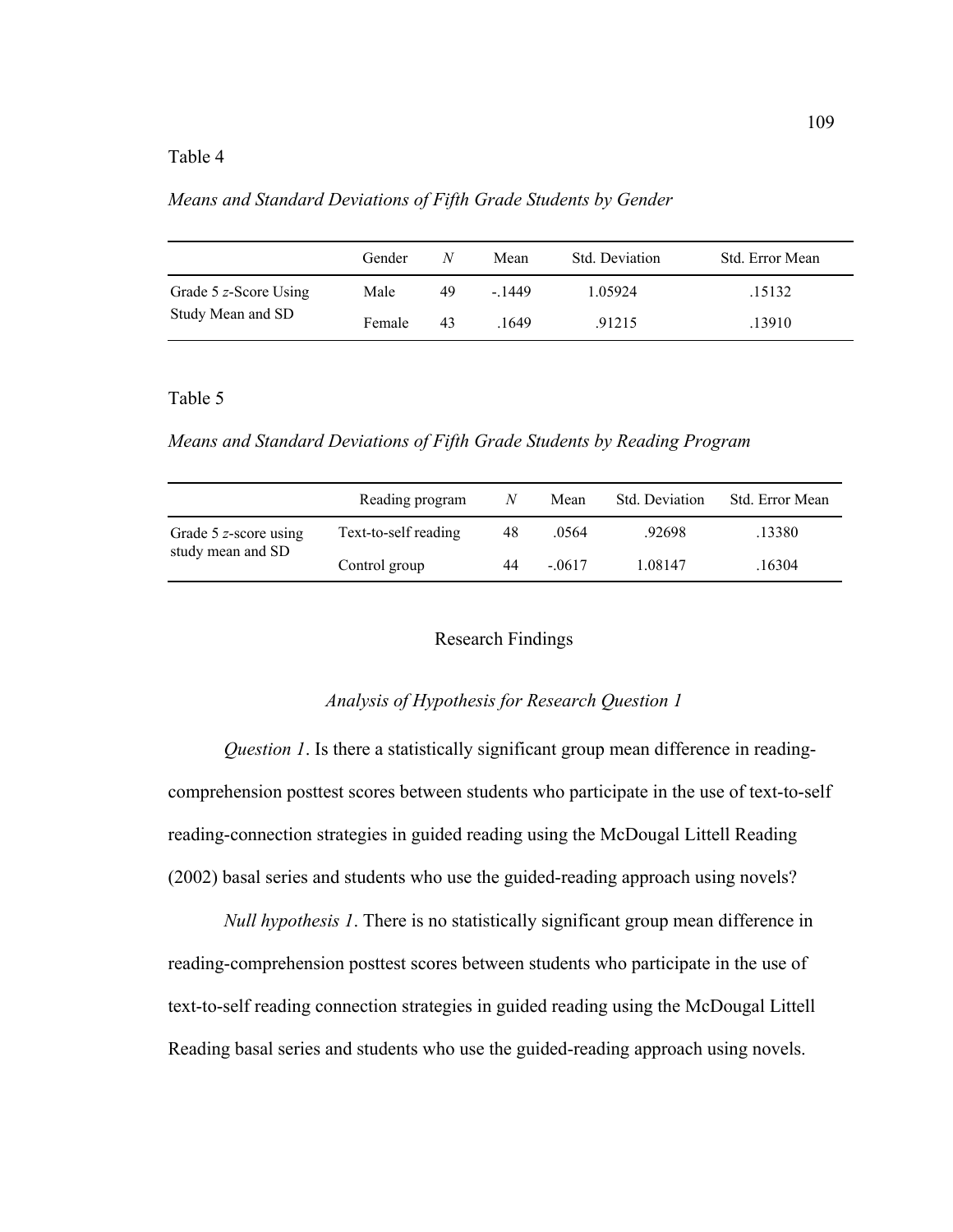Table 4

*Means and Standard Deviations of Fifth Grade Students by Gender*

| | Gender | *N* | Mean | Std. Deviation | Std. Error Mean |
|---|---|---|---|---|---|
| Grade 5 *z*-Score Using Study Mean and SD | Male | 49 | -.1449 | 1.05924 | .15132 |
| | Female | 43 | .1649 | .91215 | .13910 |

Table 5

*Means and Standard Deviations of Fifth Grade Students by Reading Program*

| | Reading program | *N* | Mean | Std. Deviation | Std. Error Mean |
|---|---|---|---|---|---|
| Grade 5 *z*-score using study mean and SD | Text-to-self reading | 48 | .0564 | .92698 | .13380 |
| | Control group | 44 | -.0617 | 1.08147 | .16304 |

## Research Findings

### *Analysis of Hypothesis for Research Question 1*

*Question 1*. Is there a statistically significant group mean difference in reading-comprehension posttest scores between students who participate in the use of text-to-self reading-connection strategies in guided reading using the McDougal Littell Reading (2002) basal series and students who use the guided-reading approach using novels?

*Null hypothesis 1*. There is no statistically significant group mean difference in reading-comprehension posttest scores between students who participate in the use of text-to-self reading connection strategies in guided reading using the McDougal Littell Reading basal series and students who use the guided-reading approach using novels.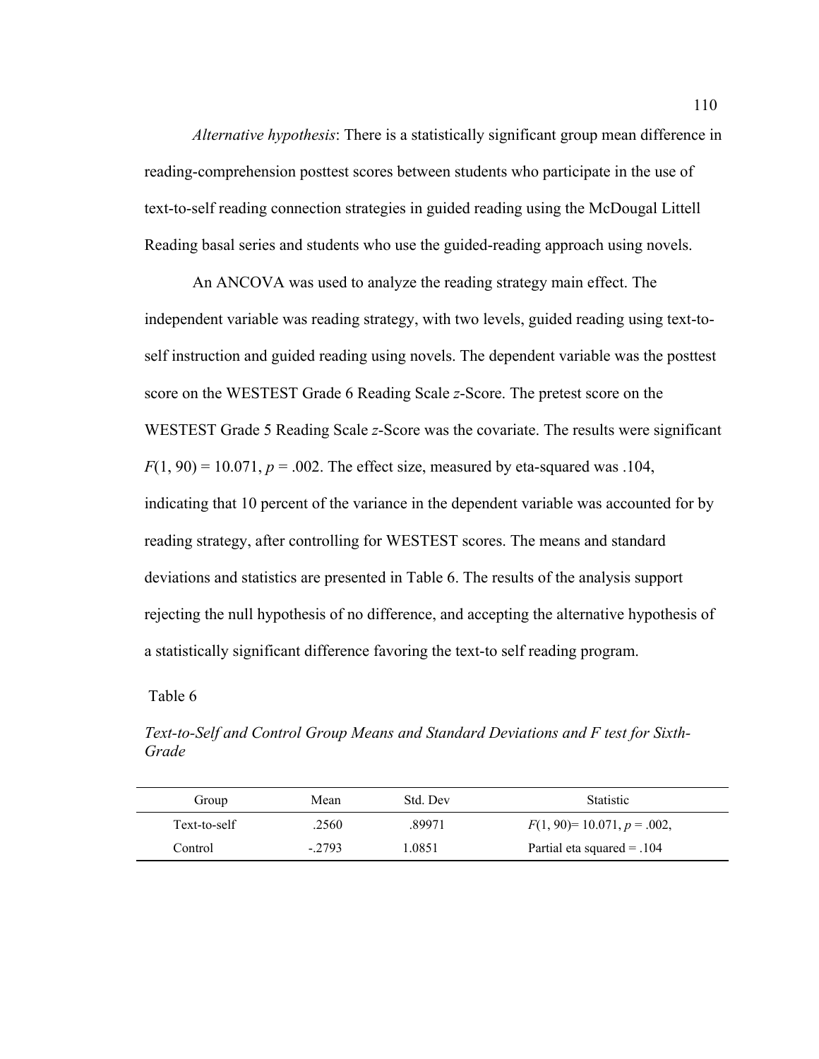*Alternative hypothesis*: There is a statistically significant group mean difference in reading-comprehension posttest scores between students who participate in the use of text-to-self reading connection strategies in guided reading using the McDougal Littell Reading basal series and students who use the guided-reading approach using novels.

An ANCOVA was used to analyze the reading strategy main effect. The independent variable was reading strategy, with two levels, guided reading using text-to-self instruction and guided reading using novels. The dependent variable was the posttest score on the WESTEST Grade 6 Reading Scale *z*-Score. The pretest score on the WESTEST Grade 5 Reading Scale *z*-Score was the covariate. The results were significant $F(1, 90) = 10.071$, $p = .002$. The effect size, measured by eta-squared was .104, indicating that 10 percent of the variance in the dependent variable was accounted for by reading strategy, after controlling for WESTEST scores. The means and standard deviations and statistics are presented in Table 6. The results of the analysis support rejecting the null hypothesis of no difference, and accepting the alternative hypothesis of a statistically significant difference favoring the text-to self reading program.

Table 6

*Text-to-Self and Control Group Means and Standard Deviations and F test for Sixth-Grade*

| Group | Mean | Std. Dev | Statistic |
|---|---|---|---|
| Text-to-self | .2560 | .89971 | $F(1, 90)= 10.071$, $p = .002$, |
| Control | -.2793 | 1.0851 | Partial eta squared = .104 |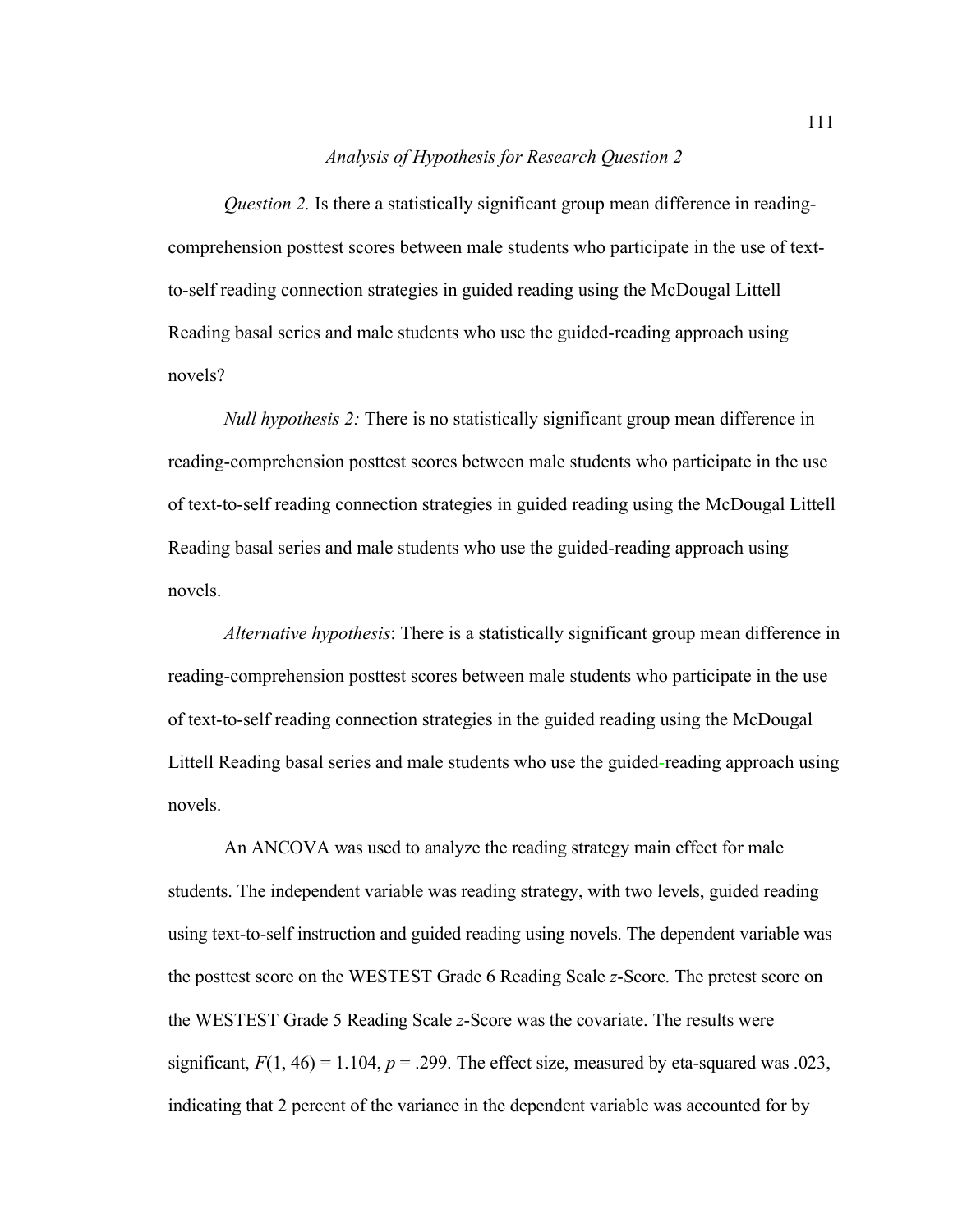*Analysis of Hypothesis for Research Question 2*

*Question 2.* Is there a statistically significant group mean difference in reading-comprehension posttest scores between male students who participate in the use of text-to-self reading connection strategies in guided reading using the McDougal Littell Reading basal series and male students who use the guided-reading approach using novels?

*Null hypothesis 2:* There is no statistically significant group mean difference in reading-comprehension posttest scores between male students who participate in the use of text-to-self reading connection strategies in guided reading using the McDougal Littell Reading basal series and male students who use the guided-reading approach using novels.

*Alternative hypothesis*: There is a statistically significant group mean difference in reading-comprehension posttest scores between male students who participate in the use of text-to-self reading connection strategies in the guided reading using the McDougal Littell Reading basal series and male students who use the guided-reading approach using novels.

An ANCOVA was used to analyze the reading strategy main effect for male students. The independent variable was reading strategy, with two levels, guided reading using text-to-self instruction and guided reading using novels. The dependent variable was the posttest score on the WESTEST Grade 6 Reading Scale *z*-Score. The pretest score on the WESTEST Grade 5 Reading Scale *z*-Score was the covariate. The results were significant, $F(1, 46) = 1.104$, $p = .299$. The effect size, measured by eta-squared was .023, indicating that 2 percent of the variance in the dependent variable was accounted for by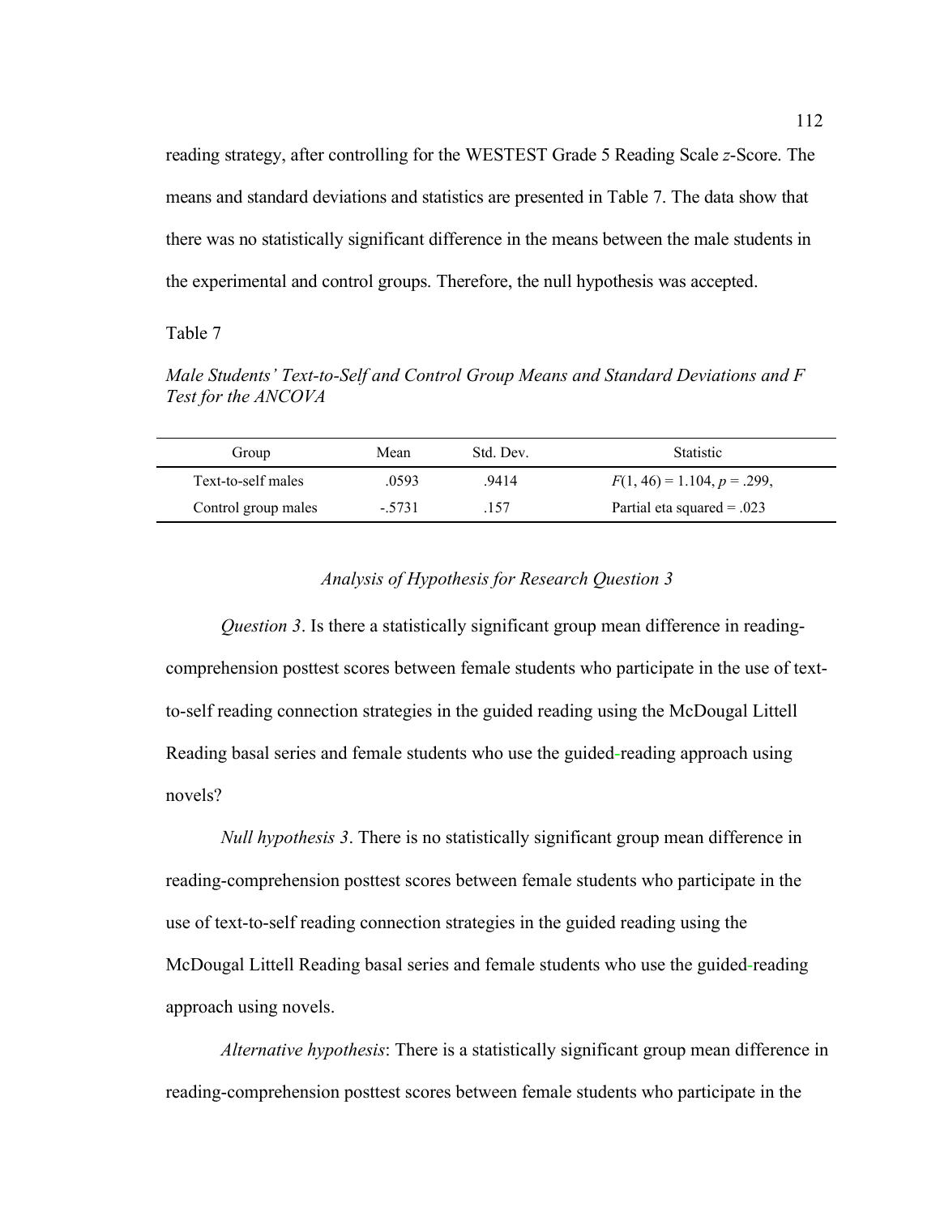reading strategy, after controlling for the WESTEST Grade 5 Reading Scale *z*-Score. The means and standard deviations and statistics are presented in Table 7. The data show that there was no statistically significant difference in the means between the male students in the experimental and control groups. Therefore, the null hypothesis was accepted.

Table 7

*Male Students' Text-to-Self and Control Group Means and Standard Deviations and F Test for the ANCOVA*

| Group | Mean | Std. Dev. | Statistic |
|---|---|---|---|
| Text-to-self males | .0593 | .9414 | $F(1, 46) = 1.104$, $p = .299$, |
| Control group males | -.5731 | .157 | Partial eta squared = .023 |

### *Analysis of Hypothesis for Research Question 3*

*Question 3*. Is there a statistically significant group mean difference in reading-comprehension posttest scores between female students who participate in the use of text-to-self reading connection strategies in the guided reading using the McDougal Littell Reading basal series and female students who use the guided-reading approach using novels?

*Null hypothesis 3*. There is no statistically significant group mean difference in reading-comprehension posttest scores between female students who participate in the use of text-to-self reading connection strategies in the guided reading using the McDougal Littell Reading basal series and female students who use the guided-reading approach using novels.

*Alternative hypothesis*: There is a statistically significant group mean difference in reading-comprehension posttest scores between female students who participate in the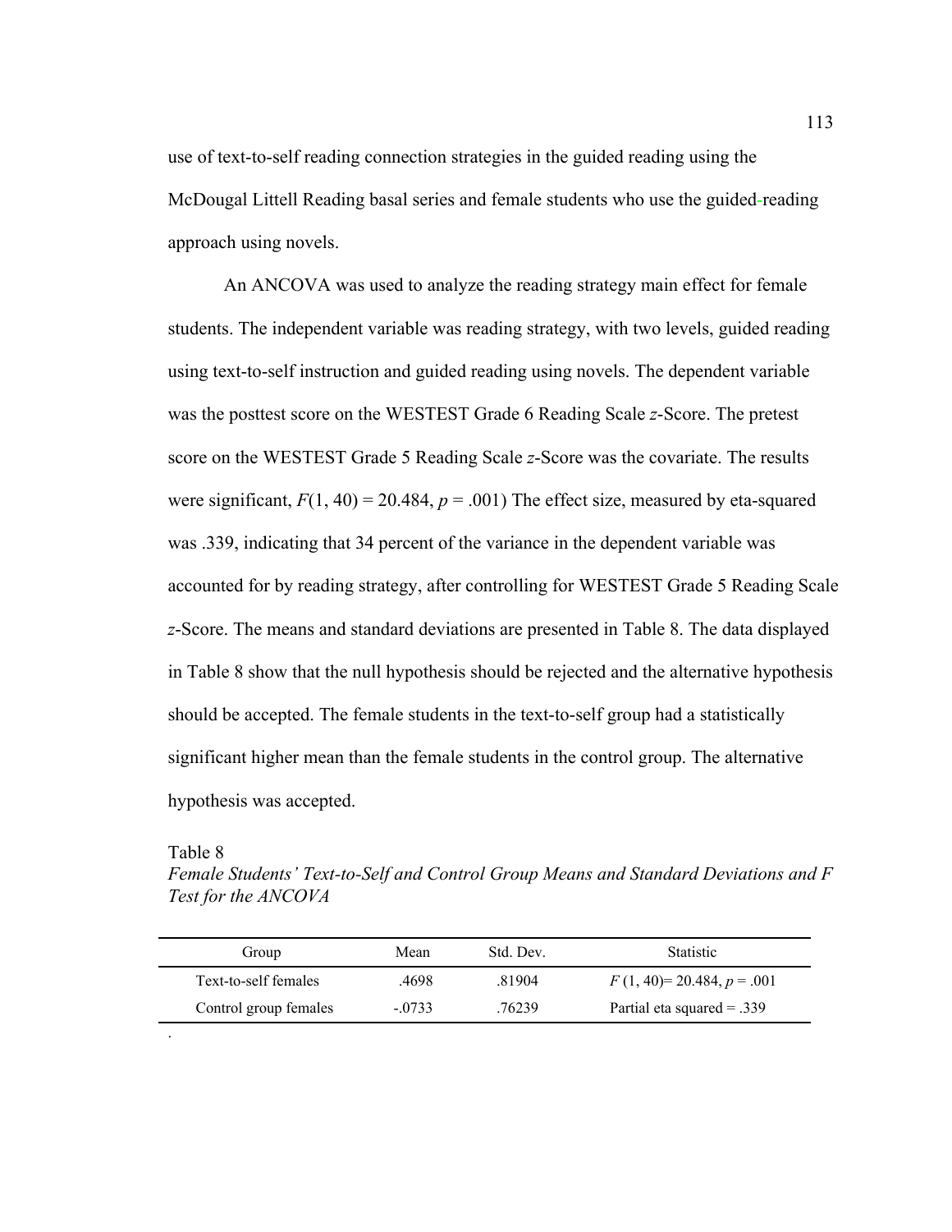use of text-to-self reading connection strategies in the guided reading using the McDougal Littell Reading basal series and female students who use the guided-reading approach using novels.

An ANCOVA was used to analyze the reading strategy main effect for female students. The independent variable was reading strategy, with two levels, guided reading using text-to-self instruction and guided reading using novels. The dependent variable was the posttest score on the WESTEST Grade 6 Reading Scale *z*-Score. The pretest score on the WESTEST Grade 5 Reading Scale *z*-Score was the covariate. The results were significant, $F(1, 40) = 20.484$, $p = .001$) The effect size, measured by eta-squared was .339, indicating that 34 percent of the variance in the dependent variable was accounted for by reading strategy, after controlling for WESTEST Grade 5 Reading Scale *z*-Score. The means and standard deviations are presented in Table 8. The data displayed in Table 8 show that the null hypothesis should be rejected and the alternative hypothesis should be accepted. The female students in the text-to-self group had a statistically significant higher mean than the female students in the control group. The alternative hypothesis was accepted.

Table 8

*Female Students' Text-to-Self and Control Group Means and Standard Deviations and F Test for the ANCOVA*

| Group | Mean | Std. Dev. | Statistic |
|---|---|---|---|
| Text-to-self females | .4698 | .81904 | $F(1, 40) = 20.484$, $p = .001$ |
| Control group females | -.0733 | .76239 | Partial eta squared = .339 |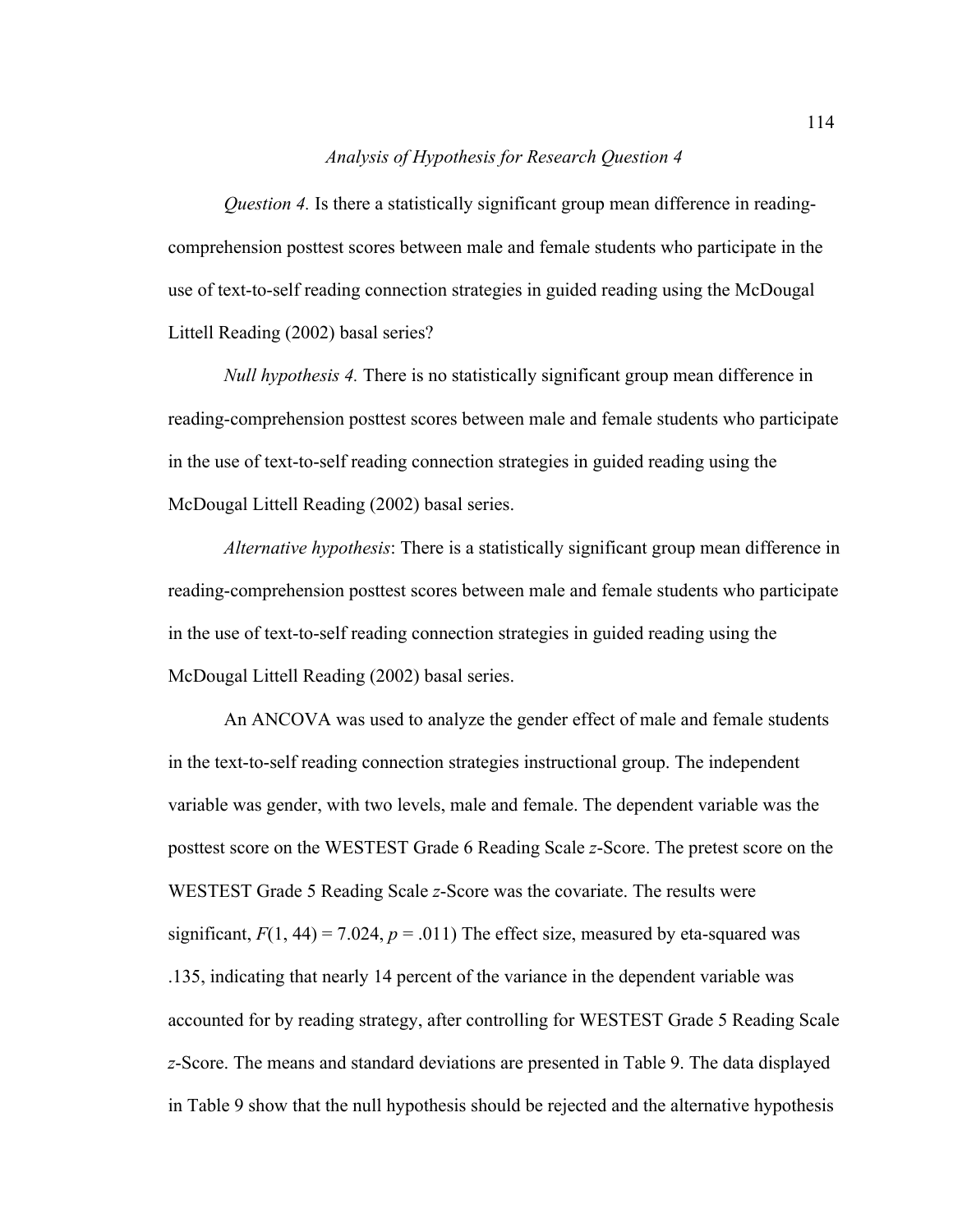*Analysis of Hypothesis for Research Question 4*

*Question 4.* Is there a statistically significant group mean difference in reading-comprehension posttest scores between male and female students who participate in the use of text-to-self reading connection strategies in guided reading using the McDougal Littell Reading (2002) basal series?

*Null hypothesis 4.* There is no statistically significant group mean difference in reading-comprehension posttest scores between male and female students who participate in the use of text-to-self reading connection strategies in guided reading using the McDougal Littell Reading (2002) basal series.

*Alternative hypothesis*: There is a statistically significant group mean difference in reading-comprehension posttest scores between male and female students who participate in the use of text-to-self reading connection strategies in guided reading using the McDougal Littell Reading (2002) basal series.

An ANCOVA was used to analyze the gender effect of male and female students in the text-to-self reading connection strategies instructional group. The independent variable was gender, with two levels, male and female. The dependent variable was the posttest score on the WESTEST Grade 6 Reading Scale *z*-Score. The pretest score on the WESTEST Grade 5 Reading Scale *z*-Score was the covariate. The results were significant, $F(1, 44) = 7.024$, $p = .011$) The effect size, measured by eta-squared was .135, indicating that nearly 14 percent of the variance in the dependent variable was accounted for by reading strategy, after controlling for WESTEST Grade 5 Reading Scale *z*-Score. The means and standard deviations are presented in Table 9. The data displayed in Table 9 show that the null hypothesis should be rejected and the alternative hypothesis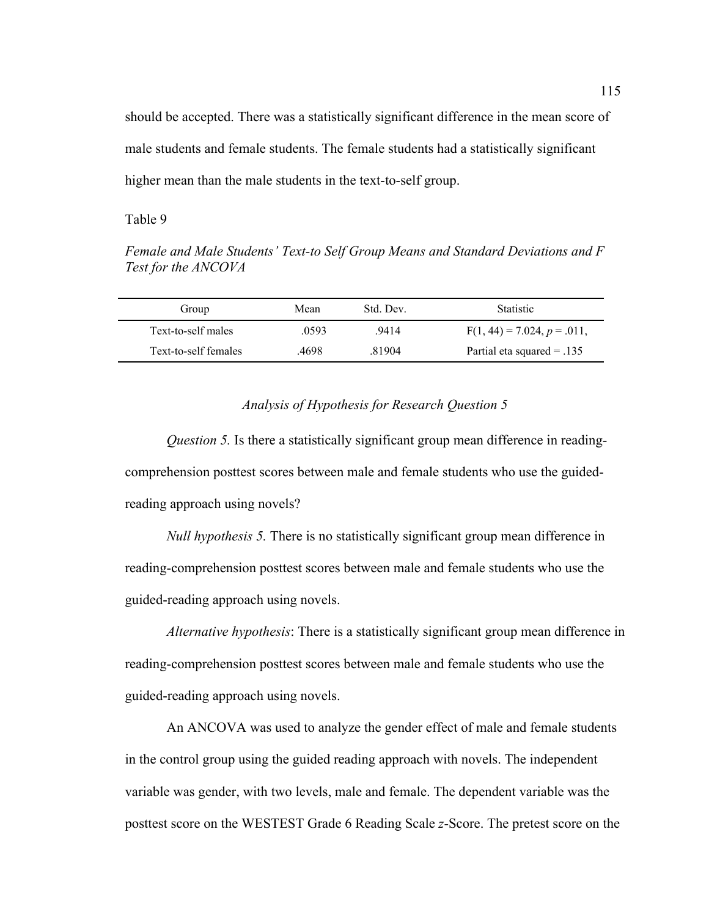should be accepted. There was a statistically significant difference in the mean score of male students and female students. The female students had a statistically significant higher mean than the male students in the text-to-self group.

Table 9

*Female and Male Students' Text-to Self Group Means and Standard Deviations and F Test for the ANCOVA*

| Group | Mean | Std. Dev. | Statistic |
|---|---|---|---|
| Text-to-self males | .0593 | .9414 | $F(1, 44) = 7.024$, $p = .011$, |
| Text-to-self females | .4698 | .81904 | Partial eta squared = .135 |

### *Analysis of Hypothesis for Research Question 5*

*Question 5.* Is there a statistically significant group mean difference in reading-comprehension posttest scores between male and female students who use the guided-reading approach using novels?

*Null hypothesis 5.* There is no statistically significant group mean difference in reading-comprehension posttest scores between male and female students who use the guided-reading approach using novels.

*Alternative hypothesis*: There is a statistically significant group mean difference in reading-comprehension posttest scores between male and female students who use the guided-reading approach using novels.

An ANCOVA was used to analyze the gender effect of male and female students in the control group using the guided reading approach with novels. The independent variable was gender, with two levels, male and female. The dependent variable was the posttest score on the WESTEST Grade 6 Reading Scale *z*-Score. The pretest score on the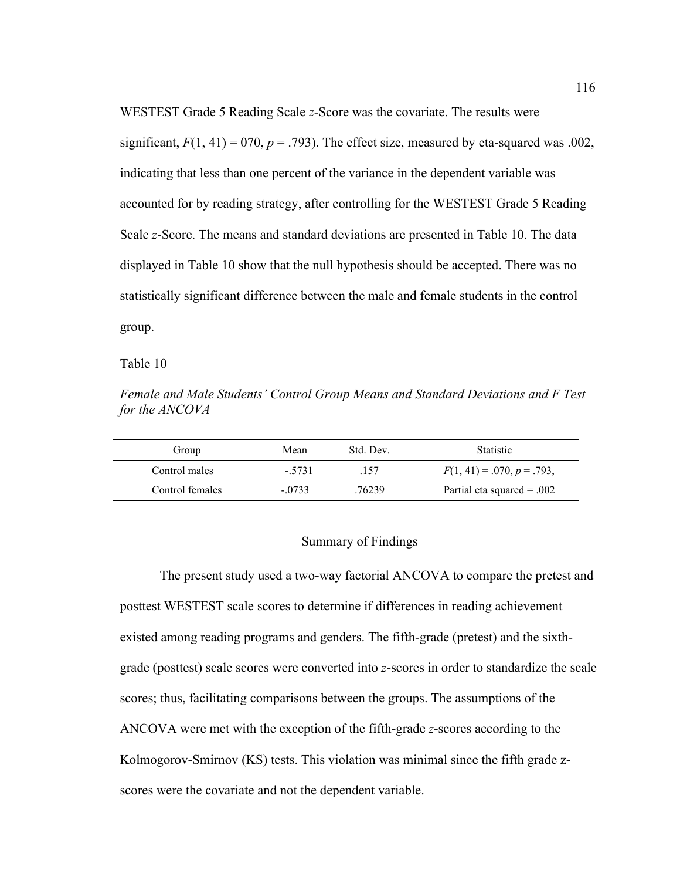WESTEST Grade 5 Reading Scale *z*-Score was the covariate. The results were significant, $F(1, 41) = 070$, $p = .793$). The effect size, measured by eta-squared was .002, indicating that less than one percent of the variance in the dependent variable was accounted for by reading strategy, after controlling for the WESTEST Grade 5 Reading Scale *z*-Score. The means and standard deviations are presented in Table 10. The data displayed in Table 10 show that the null hypothesis should be accepted. There was no statistically significant difference between the male and female students in the control group.

Table 10

*Female and Male Students' Control Group Means and Standard Deviations and F Test for the ANCOVA*

| Group | Mean | Std. Dev. | Statistic |
|---|---|---|---|
| Control males | -.5731 | .157 | $F(1, 41) = .070$, $p = .793$, |
| Control females | -.0733 | .76239 | Partial eta squared = .002 |

## Summary of Findings

The present study used a two-way factorial ANCOVA to compare the pretest and posttest WESTEST scale scores to determine if differences in reading achievement existed among reading programs and genders. The fifth-grade (pretest) and the sixth-grade (posttest) scale scores were converted into *z*-scores in order to standardize the scale scores; thus, facilitating comparisons between the groups. The assumptions of the ANCOVA were met with the exception of the fifth-grade *z*-scores according to the Kolmogorov-Smirnov (KS) tests. This violation was minimal since the fifth grade z-scores were the covariate and not the dependent variable.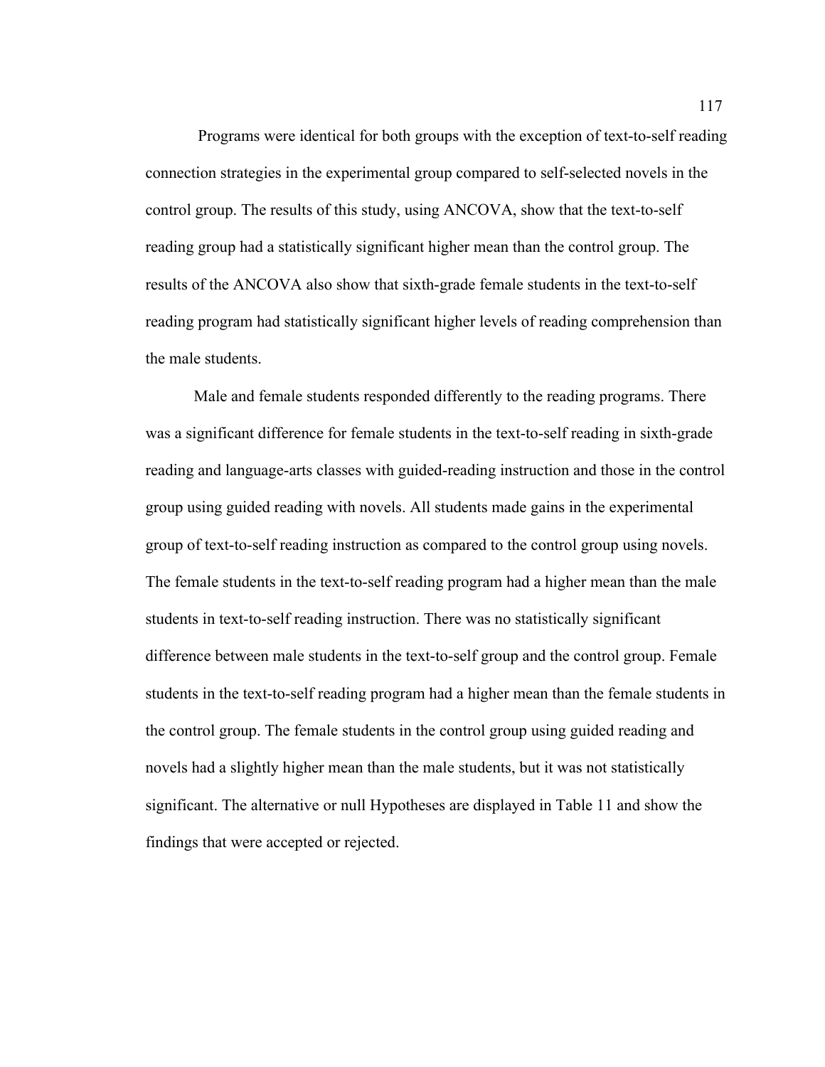Programs were identical for both groups with the exception of text-to-self reading connection strategies in the experimental group compared to self-selected novels in the control group. The results of this study, using ANCOVA, show that the text-to-self reading group had a statistically significant higher mean than the control group. The results of the ANCOVA also show that sixth-grade female students in the text-to-self reading program had statistically significant higher levels of reading comprehension than the male students.

Male and female students responded differently to the reading programs. There was a significant difference for female students in the text-to-self reading in sixth-grade reading and language-arts classes with guided-reading instruction and those in the control group using guided reading with novels. All students made gains in the experimental group of text-to-self reading instruction as compared to the control group using novels. The female students in the text-to-self reading program had a higher mean than the male students in text-to-self reading instruction. There was no statistically significant difference between male students in the text-to-self group and the control group. Female students in the text-to-self reading program had a higher mean than the female students in the control group. The female students in the control group using guided reading and novels had a slightly higher mean than the male students, but it was not statistically significant. The alternative or null Hypotheses are displayed in Table 11 and show the findings that were accepted or rejected.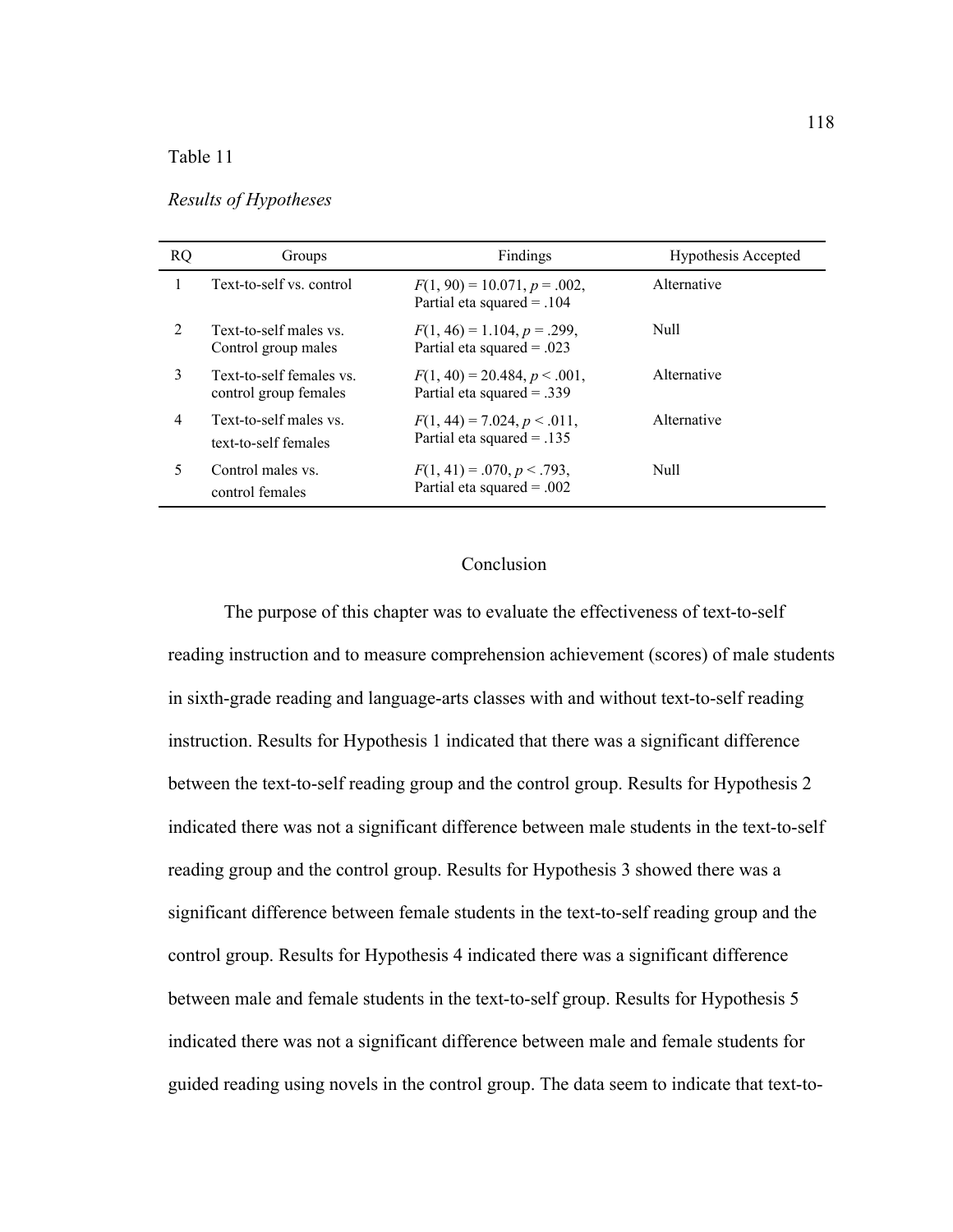Table 11

*Results of Hypotheses*

| RQ | Groups | Findings | Hypothesis Accepted |
|---|---|---|---|
| 1 | Text-to-self vs. control | $F(1, 90) = 10.071$, $p = .002$, Partial eta squared = .104 | Alternative |
| 2 | Text-to-self males vs. Control group males | $F(1, 46) = 1.104$, $p = .299$, Partial eta squared = .023 | Null |
| 3 | Text-to-self females vs. control group females | $F(1, 40) = 20.484$, $p < .001$, Partial eta squared = .339 | Alternative |
| 4 | Text-to-self males vs. text-to-self females | $F(1, 44) = 7.024$, $p < .011$, Partial eta squared = .135 | Alternative |
| 5 | Control males vs. control females | $F(1, 41) = .070$, $p < .793$, Partial eta squared = .002 | Null |

## Conclusion

The purpose of this chapter was to evaluate the effectiveness of text-to-self reading instruction and to measure comprehension achievement (scores) of male students in sixth-grade reading and language-arts classes with and without text-to-self reading instruction. Results for Hypothesis 1 indicated that there was a significant difference between the text-to-self reading group and the control group. Results for Hypothesis 2 indicated there was not a significant difference between male students in the text-to-self reading group and the control group. Results for Hypothesis 3 showed there was a significant difference between female students in the text-to-self reading group and the control group. Results for Hypothesis 4 indicated there was a significant difference between male and female students in the text-to-self group. Results for Hypothesis 5 indicated there was not a significant difference between male and female students for guided reading using novels in the control group. The data seem to indicate that text-to-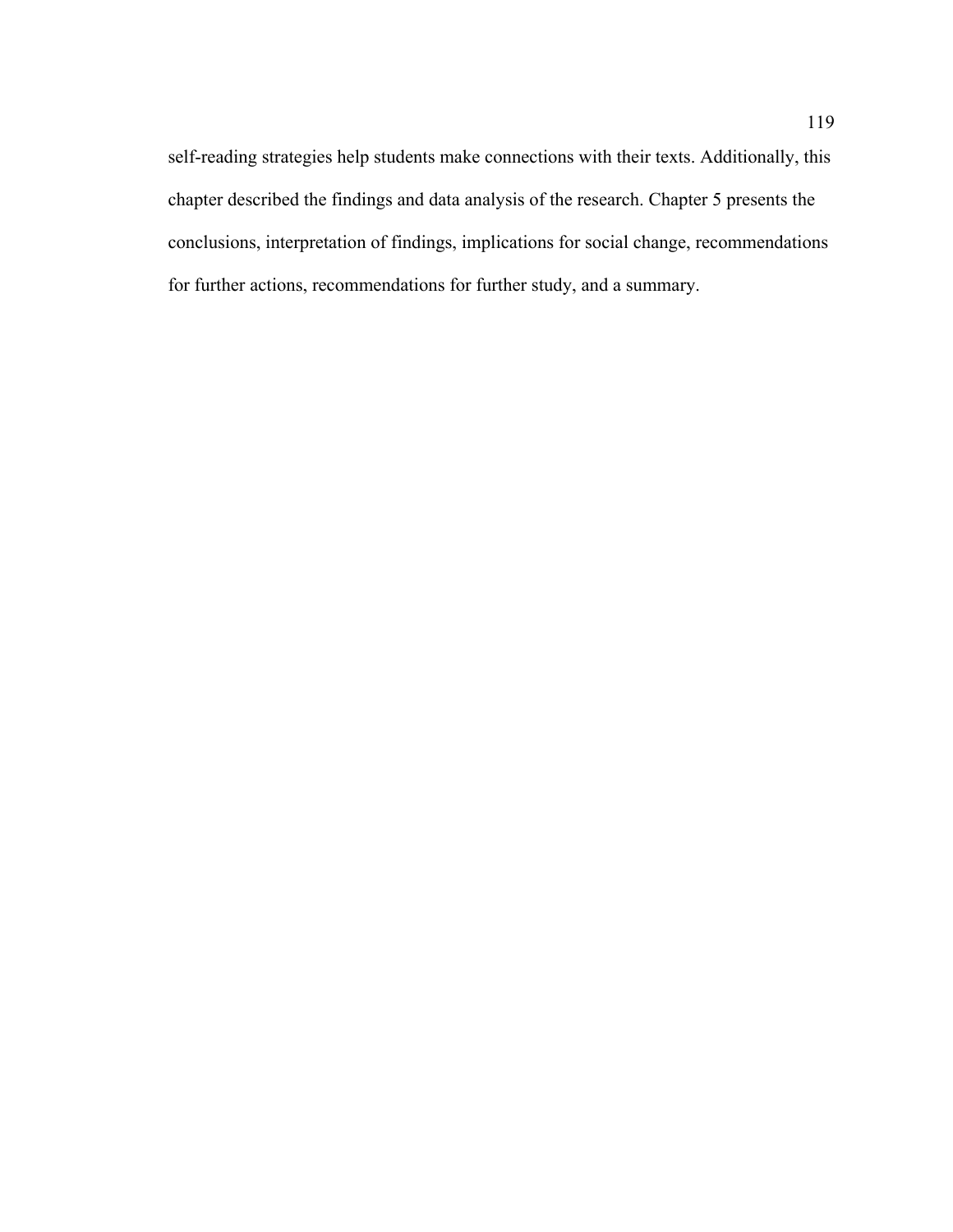self-reading strategies help students make connections with their texts. Additionally, this chapter described the findings and data analysis of the research. Chapter 5 presents the conclusions, interpretation of findings, implications for social change, recommendations for further actions, recommendations for further study, and a summary.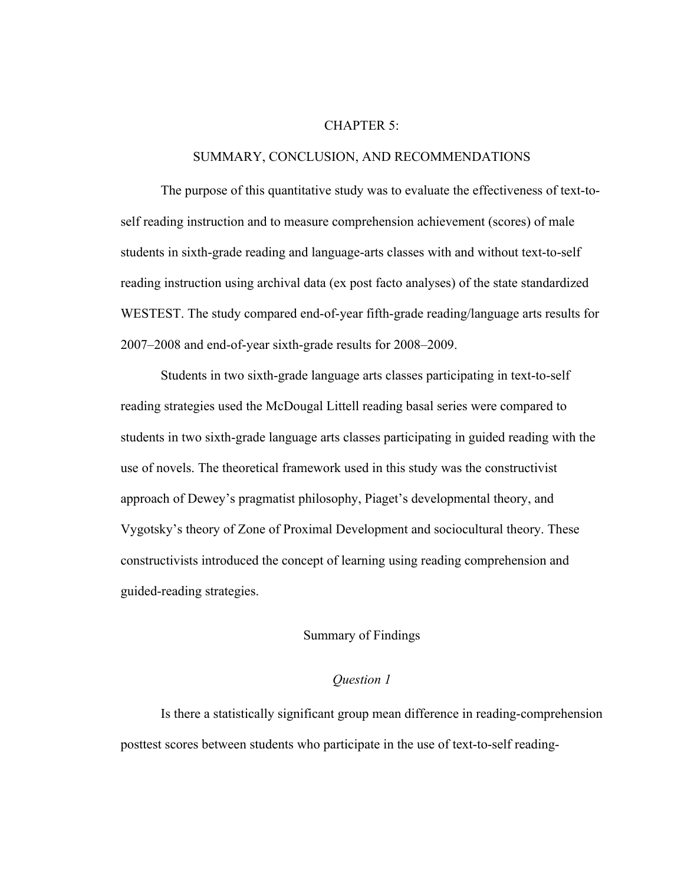# CHAPTER 5:

# SUMMARY, CONCLUSION, AND RECOMMENDATIONS

The purpose of this quantitative study was to evaluate the effectiveness of text-to-self reading instruction and to measure comprehension achievement (scores) of male students in sixth-grade reading and language-arts classes with and without text-to-self reading instruction using archival data (ex post facto analyses) of the state standardized WESTEST. The study compared end-of-year fifth-grade reading/language arts results for 2007–2008 and end-of-year sixth-grade results for 2008–2009.

Students in two sixth-grade language arts classes participating in text-to-self reading strategies used the McDougal Littell reading basal series were compared to students in two sixth-grade language arts classes participating in guided reading with the use of novels. The theoretical framework used in this study was the constructivist approach of Dewey's pragmatist philosophy, Piaget's developmental theory, and Vygotsky's theory of Zone of Proximal Development and sociocultural theory. These constructivists introduced the concept of learning using reading comprehension and guided-reading strategies.

## Summary of Findings

### *Question 1*

Is there a statistically significant group mean difference in reading-comprehension posttest scores between students who participate in the use of text-to-self reading-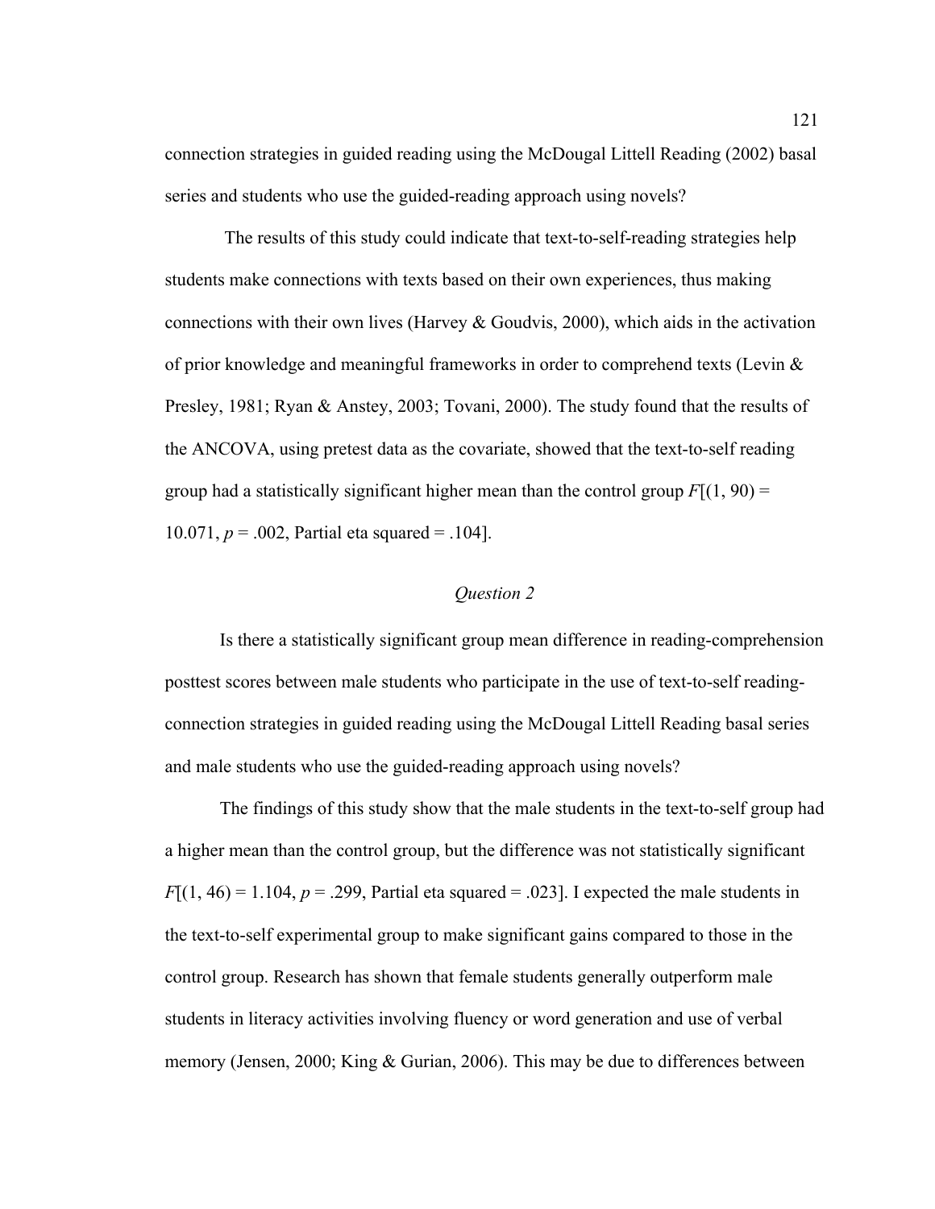connection strategies in guided reading using the McDougal Littell Reading (2002) basal series and students who use the guided-reading approach using novels?

The results of this study could indicate that text-to-self-reading strategies help students make connections with texts based on their own experiences, thus making connections with their own lives (Harvey & Goudvis, 2000), which aids in the activation of prior knowledge and meaningful frameworks in order to comprehend texts (Levin & Presley, 1981; Ryan & Anstey, 2003; Tovani, 2000). The study found that the results of the ANCOVA, using pretest data as the covariate, showed that the text-to-self reading group had a statistically significant higher mean than the control group $F[(1, 90) = 10.071$, $p = .002$, Partial eta squared = .104].

*Question 2*

Is there a statistically significant group mean difference in reading-comprehension posttest scores between male students who participate in the use of text-to-self reading-connection strategies in guided reading using the McDougal Littell Reading basal series and male students who use the guided-reading approach using novels?

The findings of this study show that the male students in the text-to-self group had a higher mean than the control group, but the difference was not statistically significant $F[(1, 46) = 1.104$, $p = .299$, Partial eta squared = .023]. I expected the male students in the text-to-self experimental group to make significant gains compared to those in the control group. Research has shown that female students generally outperform male students in literacy activities involving fluency or word generation and use of verbal memory (Jensen, 2000; King & Gurian, 2006). This may be due to differences between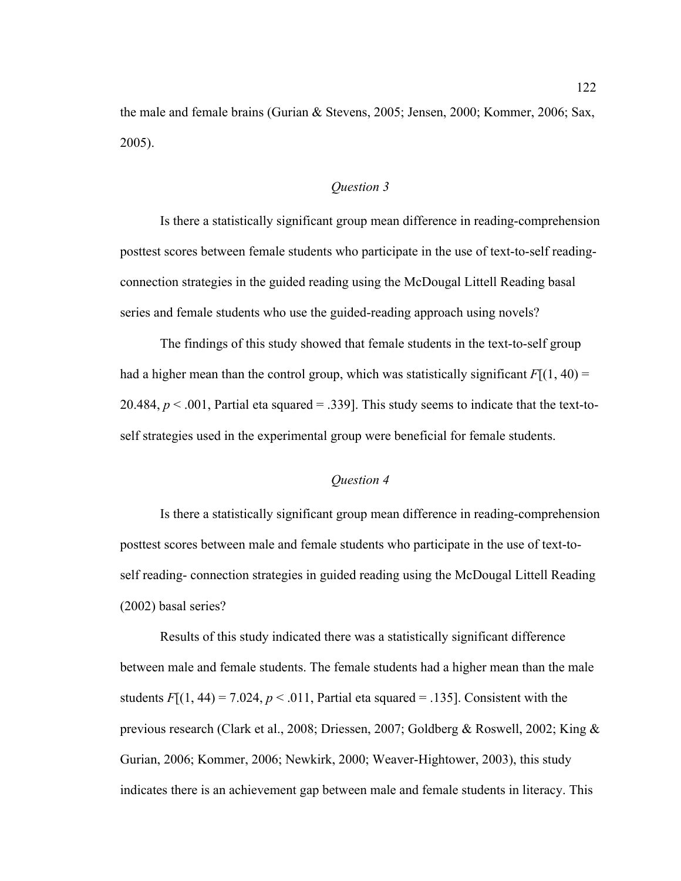the male and female brains (Gurian & Stevens, 2005; Jensen, 2000; Kommer, 2006; Sax, 2005).

### *Question 3*

Is there a statistically significant group mean difference in reading-comprehension posttest scores between female students who participate in the use of text-to-self reading-connection strategies in the guided reading using the McDougal Littell Reading basal series and female students who use the guided-reading approach using novels?

The findings of this study showed that female students in the text-to-self group had a higher mean than the control group, which was statistically significant $F[(1, 40) = 20.484, p < .001$, Partial eta squared = .339]. This study seems to indicate that the text-to-self strategies used in the experimental group were beneficial for female students.

### *Question 4*

Is there a statistically significant group mean difference in reading-comprehension posttest scores between male and female students who participate in the use of text-to-self reading- connection strategies in guided reading using the McDougal Littell Reading (2002) basal series?

Results of this study indicated there was a statistically significant difference between male and female students. The female students had a higher mean than the male students $F[(1, 44) = 7.024, p < .011$, Partial eta squared = .135]. Consistent with the previous research (Clark et al., 2008; Driessen, 2007; Goldberg & Roswell, 2002; King & Gurian, 2006; Kommer, 2006; Newkirk, 2000; Weaver-Hightower, 2003), this study indicates there is an achievement gap between male and female students in literacy. This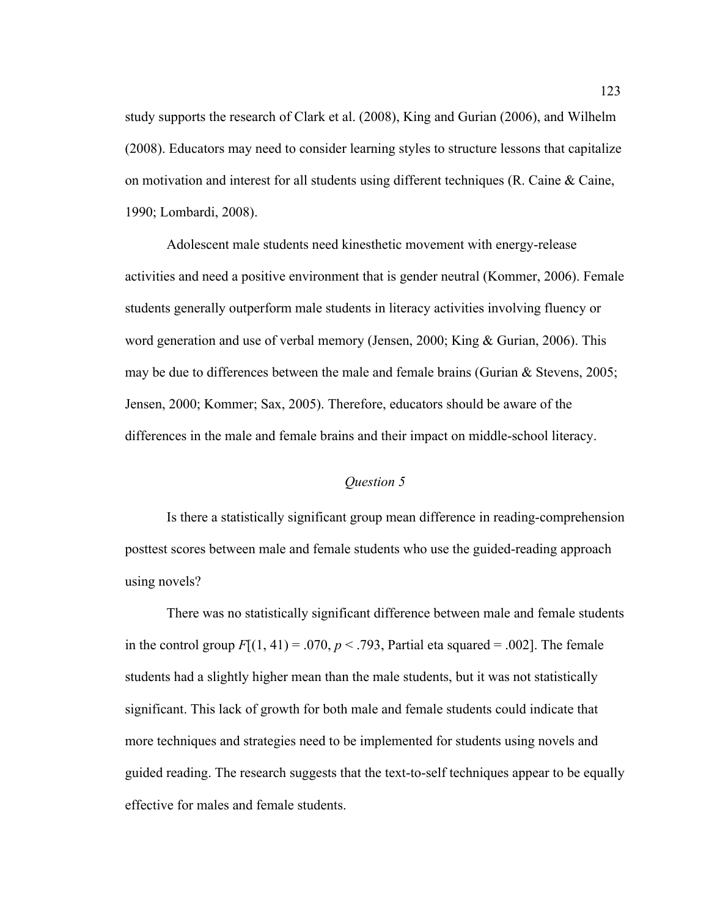study supports the research of Clark et al. (2008), King and Gurian (2006), and Wilhelm (2008). Educators may need to consider learning styles to structure lessons that capitalize on motivation and interest for all students using different techniques (R. Caine & Caine, 1990; Lombardi, 2008).

Adolescent male students need kinesthetic movement with energy-release activities and need a positive environment that is gender neutral (Kommer, 2006). Female students generally outperform male students in literacy activities involving fluency or word generation and use of verbal memory (Jensen, 2000; King & Gurian, 2006). This may be due to differences between the male and female brains (Gurian & Stevens, 2005; Jensen, 2000; Kommer; Sax, 2005). Therefore, educators should be aware of the differences in the male and female brains and their impact on middle-school literacy.

### *Question 5*

Is there a statistically significant group mean difference in reading-comprehension posttest scores between male and female students who use the guided-reading approach using novels?

There was no statistically significant difference between male and female students in the control group $F[(1, 41) = .070, p < .793$, Partial eta squared = .002]. The female students had a slightly higher mean than the male students, but it was not statistically significant. This lack of growth for both male and female students could indicate that more techniques and strategies need to be implemented for students using novels and guided reading. The research suggests that the text-to-self techniques appear to be equally effective for males and female students.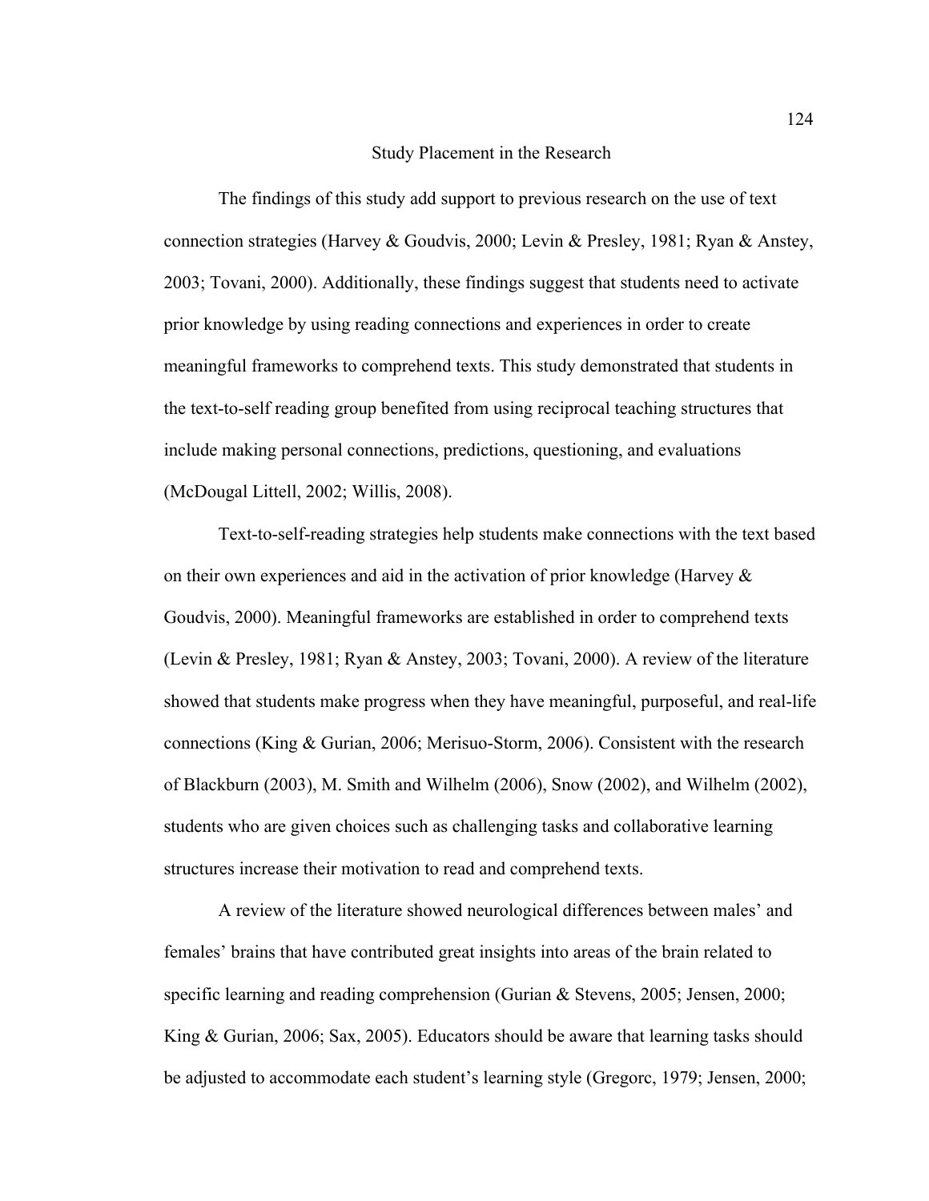## Study Placement in the Research

The findings of this study add support to previous research on the use of text connection strategies (Harvey & Goudvis, 2000; Levin & Presley, 1981; Ryan & Anstey, 2003; Tovani, 2000). Additionally, these findings suggest that students need to activate prior knowledge by using reading connections and experiences in order to create meaningful frameworks to comprehend texts. This study demonstrated that students in the text-to-self reading group benefited from using reciprocal teaching structures that include making personal connections, predictions, questioning, and evaluations (McDougal Littell, 2002; Willis, 2008).

Text-to-self-reading strategies help students make connections with the text based on their own experiences and aid in the activation of prior knowledge (Harvey & Goudvis, 2000). Meaningful frameworks are established in order to comprehend texts (Levin & Presley, 1981; Ryan & Anstey, 2003; Tovani, 2000). A review of the literature showed that students make progress when they have meaningful, purposeful, and real-life connections (King & Gurian, 2006; Merisuo-Storm, 2006). Consistent with the research of Blackburn (2003), M. Smith and Wilhelm (2006), Snow (2002), and Wilhelm (2002), students who are given choices such as challenging tasks and collaborative learning structures increase their motivation to read and comprehend texts.

A review of the literature showed neurological differences between males' and females' brains that have contributed great insights into areas of the brain related to specific learning and reading comprehension (Gurian & Stevens, 2005; Jensen, 2000; King & Gurian, 2006; Sax, 2005). Educators should be aware that learning tasks should be adjusted to accommodate each student's learning style (Gregorc, 1979; Jensen, 2000;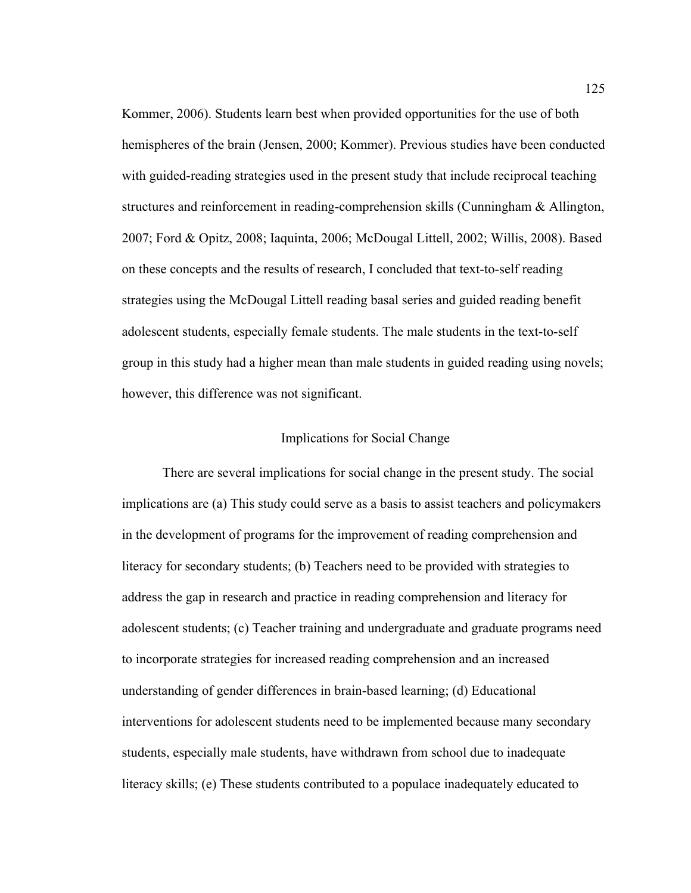Kommer, 2006). Students learn best when provided opportunities for the use of both hemispheres of the brain (Jensen, 2000; Kommer). Previous studies have been conducted with guided-reading strategies used in the present study that include reciprocal teaching structures and reinforcement in reading-comprehension skills (Cunningham & Allington, 2007; Ford & Opitz, 2008; Iaquinta, 2006; McDougal Littell, 2002; Willis, 2008). Based on these concepts and the results of research, I concluded that text-to-self reading strategies using the McDougal Littell reading basal series and guided reading benefit adolescent students, especially female students. The male students in the text-to-self group in this study had a higher mean than male students in guided reading using novels; however, this difference was not significant.

## Implications for Social Change

There are several implications for social change in the present study. The social implications are (a) This study could serve as a basis to assist teachers and policymakers in the development of programs for the improvement of reading comprehension and literacy for secondary students; (b) Teachers need to be provided with strategies to address the gap in research and practice in reading comprehension and literacy for adolescent students; (c) Teacher training and undergraduate and graduate programs need to incorporate strategies for increased reading comprehension and an increased understanding of gender differences in brain-based learning; (d) Educational interventions for adolescent students need to be implemented because many secondary students, especially male students, have withdrawn from school due to inadequate literacy skills; (e) These students contributed to a populace inadequately educated to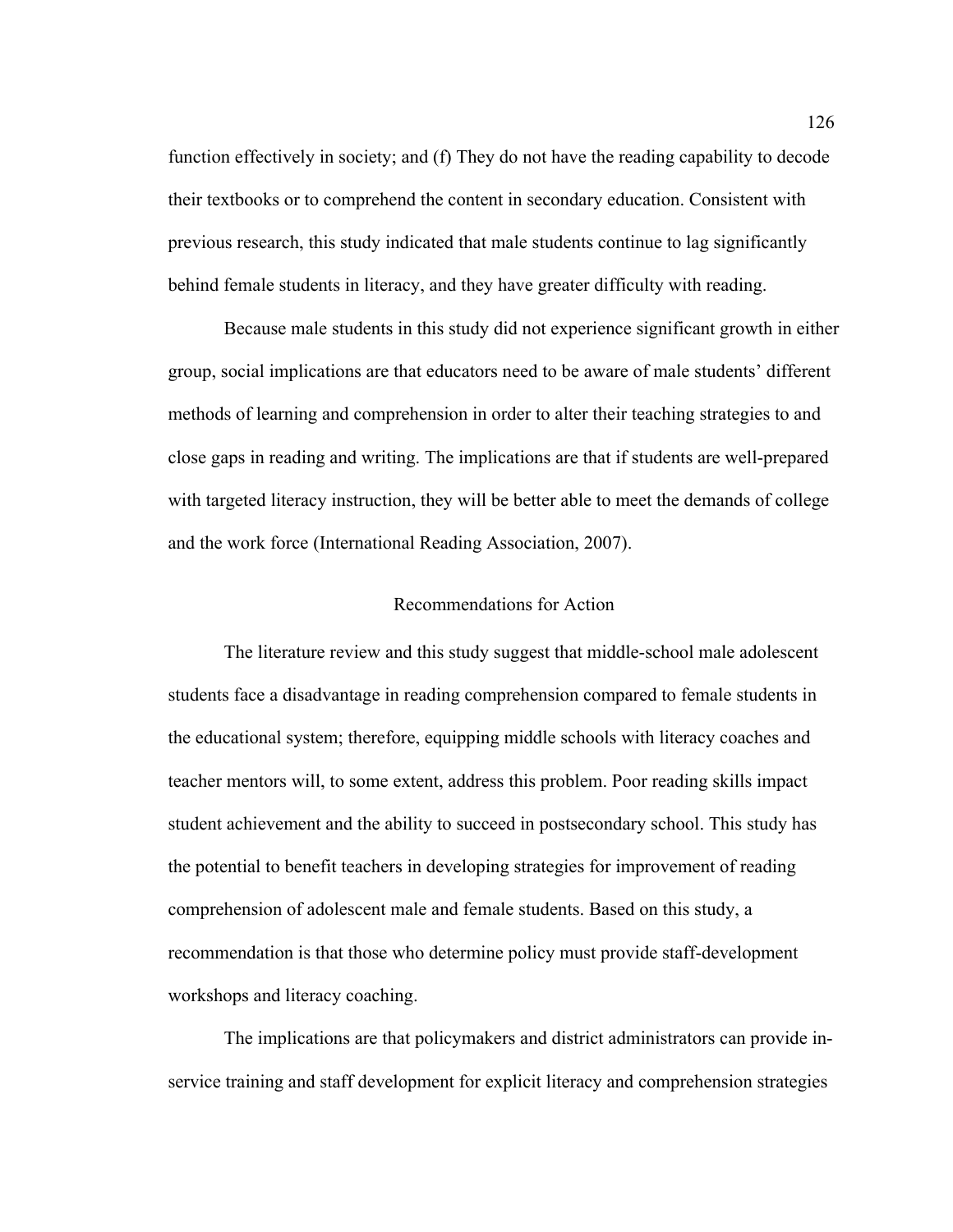function effectively in society; and (f) They do not have the reading capability to decode their textbooks or to comprehend the content in secondary education. Consistent with previous research, this study indicated that male students continue to lag significantly behind female students in literacy, and they have greater difficulty with reading.

Because male students in this study did not experience significant growth in either group, social implications are that educators need to be aware of male students' different methods of learning and comprehension in order to alter their teaching strategies to and close gaps in reading and writing. The implications are that if students are well-prepared with targeted literacy instruction, they will be better able to meet the demands of college and the work force (International Reading Association, 2007).

## Recommendations for Action

The literature review and this study suggest that middle-school male adolescent students face a disadvantage in reading comprehension compared to female students in the educational system; therefore, equipping middle schools with literacy coaches and teacher mentors will, to some extent, address this problem. Poor reading skills impact student achievement and the ability to succeed in postsecondary school. This study has the potential to benefit teachers in developing strategies for improvement of reading comprehension of adolescent male and female students. Based on this study, a recommendation is that those who determine policy must provide staff-development workshops and literacy coaching.

The implications are that policymakers and district administrators can provide in-service training and staff development for explicit literacy and comprehension strategies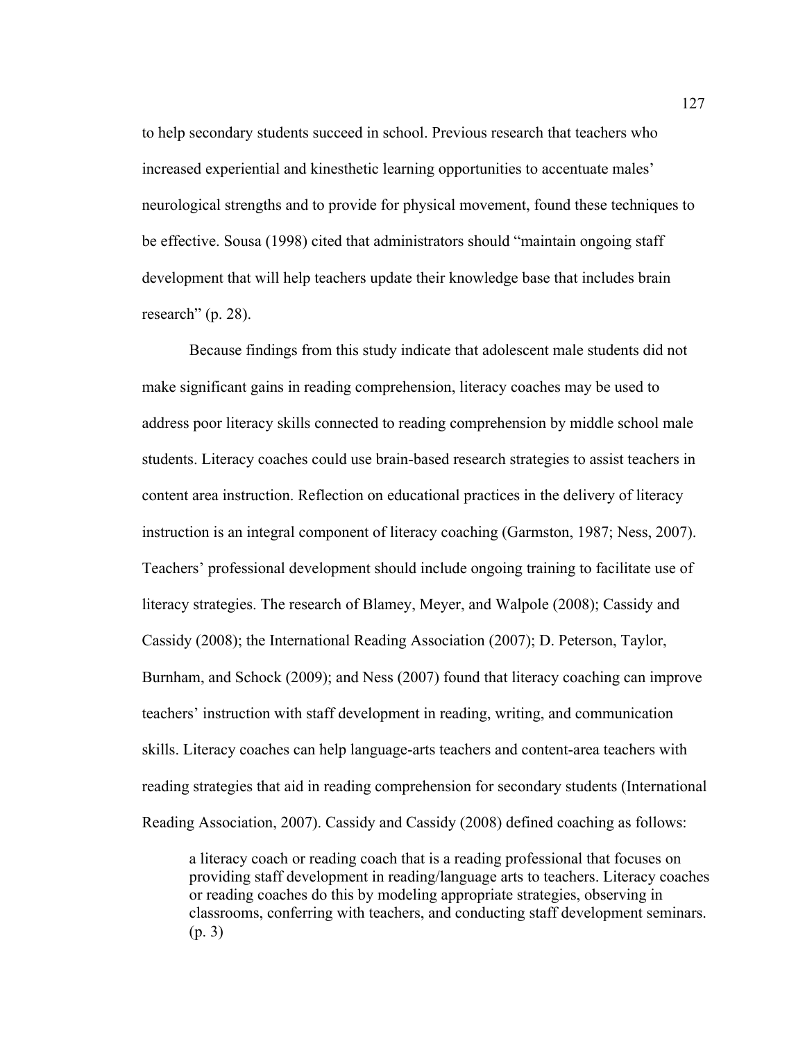to help secondary students succeed in school. Previous research that teachers who increased experiential and kinesthetic learning opportunities to accentuate males' neurological strengths and to provide for physical movement, found these techniques to be effective. Sousa (1998) cited that administrators should "maintain ongoing staff development that will help teachers update their knowledge base that includes brain research" (p. 28).

Because findings from this study indicate that adolescent male students did not make significant gains in reading comprehension, literacy coaches may be used to address poor literacy skills connected to reading comprehension by middle school male students. Literacy coaches could use brain-based research strategies to assist teachers in content area instruction. Reflection on educational practices in the delivery of literacy instruction is an integral component of literacy coaching (Garmston, 1987; Ness, 2007). Teachers' professional development should include ongoing training to facilitate use of literacy strategies. The research of Blamey, Meyer, and Walpole (2008); Cassidy and Cassidy (2008); the International Reading Association (2007); D. Peterson, Taylor, Burnham, and Schock (2009); and Ness (2007) found that literacy coaching can improve teachers' instruction with staff development in reading, writing, and communication skills. Literacy coaches can help language-arts teachers and content-area teachers with reading strategies that aid in reading comprehension for secondary students (International Reading Association, 2007). Cassidy and Cassidy (2008) defined coaching as follows:

> a literacy coach or reading coach that is a reading professional that focuses on providing staff development in reading/language arts to teachers. Literacy coaches or reading coaches do this by modeling appropriate strategies, observing in classrooms, conferring with teachers, and conducting staff development seminars. (p. 3)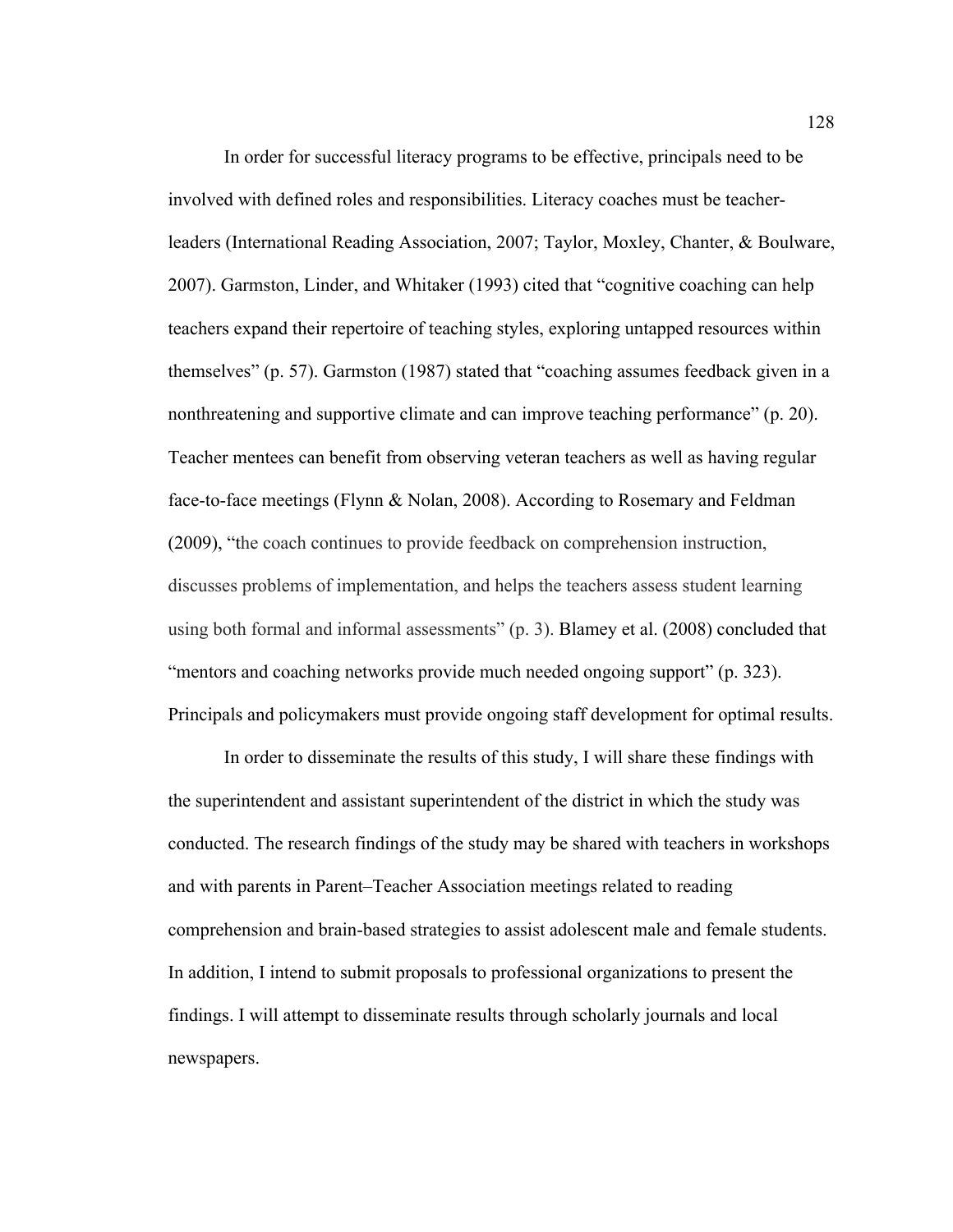In order for successful literacy programs to be effective, principals need to be involved with defined roles and responsibilities. Literacy coaches must be teacher-leaders (International Reading Association, 2007; Taylor, Moxley, Chanter, & Boulware, 2007). Garmston, Linder, and Whitaker (1993) cited that "cognitive coaching can help teachers expand their repertoire of teaching styles, exploring untapped resources within themselves" (p. 57). Garmston (1987) stated that "coaching assumes feedback given in a nonthreatening and supportive climate and can improve teaching performance" (p. 20). Teacher mentees can benefit from observing veteran teachers as well as having regular face-to-face meetings (Flynn & Nolan, 2008). According to Rosemary and Feldman (2009), "the coach continues to provide feedback on comprehension instruction, discusses problems of implementation, and helps the teachers assess student learning using both formal and informal assessments" (p. 3). Blamey et al. (2008) concluded that "mentors and coaching networks provide much needed ongoing support" (p. 323). Principals and policymakers must provide ongoing staff development for optimal results.

In order to disseminate the results of this study, I will share these findings with the superintendent and assistant superintendent of the district in which the study was conducted. The research findings of the study may be shared with teachers in workshops and with parents in Parent–Teacher Association meetings related to reading comprehension and brain-based strategies to assist adolescent male and female students. In addition, I intend to submit proposals to professional organizations to present the findings. I will attempt to disseminate results through scholarly journals and local newspapers.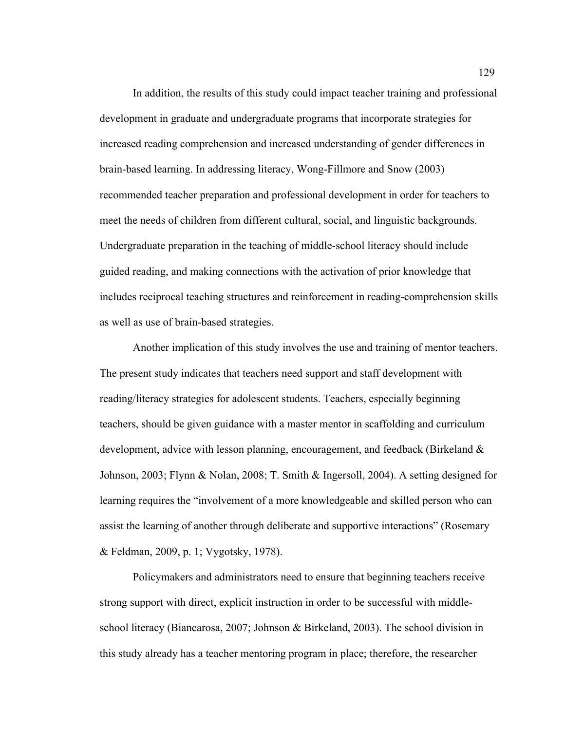In addition, the results of this study could impact teacher training and professional development in graduate and undergraduate programs that incorporate strategies for increased reading comprehension and increased understanding of gender differences in brain-based learning. In addressing literacy, Wong-Fillmore and Snow (2003) recommended teacher preparation and professional development in order for teachers to meet the needs of children from different cultural, social, and linguistic backgrounds. Undergraduate preparation in the teaching of middle-school literacy should include guided reading, and making connections with the activation of prior knowledge that includes reciprocal teaching structures and reinforcement in reading-comprehension skills as well as use of brain-based strategies.

Another implication of this study involves the use and training of mentor teachers. The present study indicates that teachers need support and staff development with reading/literacy strategies for adolescent students. Teachers, especially beginning teachers, should be given guidance with a master mentor in scaffolding and curriculum development, advice with lesson planning, encouragement, and feedback (Birkeland & Johnson, 2003; Flynn & Nolan, 2008; T. Smith & Ingersoll, 2004). A setting designed for learning requires the "involvement of a more knowledgeable and skilled person who can assist the learning of another through deliberate and supportive interactions" (Rosemary & Feldman, 2009, p. 1; Vygotsky, 1978).

Policymakers and administrators need to ensure that beginning teachers receive strong support with direct, explicit instruction in order to be successful with middle-school literacy (Biancarosa, 2007; Johnson & Birkeland, 2003). The school division in this study already has a teacher mentoring program in place; therefore, the researcher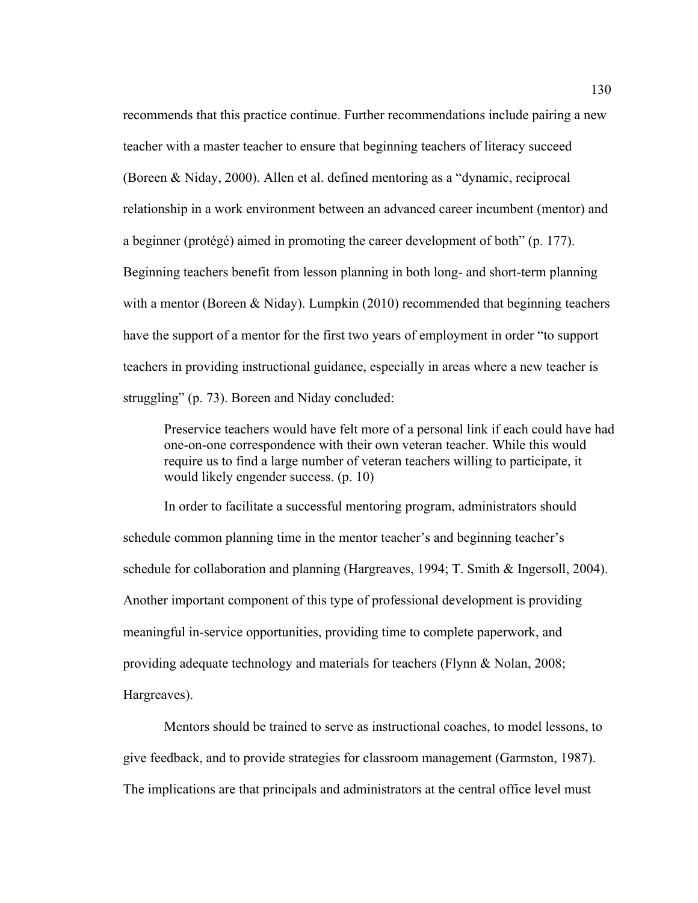recommends that this practice continue. Further recommendations include pairing a new teacher with a master teacher to ensure that beginning teachers of literacy succeed (Boreen & Niday, 2000). Allen et al. defined mentoring as a "dynamic, reciprocal relationship in a work environment between an advanced career incumbent (mentor) and a beginner (protégé) aimed in promoting the career development of both" (p. 177). Beginning teachers benefit from lesson planning in both long- and short-term planning with a mentor (Boreen & Niday). Lumpkin (2010) recommended that beginning teachers have the support of a mentor for the first two years of employment in order "to support teachers in providing instructional guidance, especially in areas where a new teacher is struggling" (p. 73). Boreen and Niday concluded:

> Preservice teachers would have felt more of a personal link if each could have had one-on-one correspondence with their own veteran teacher. While this would require us to find a large number of veteran teachers willing to participate, it would likely engender success. (p. 10)

In order to facilitate a successful mentoring program, administrators should schedule common planning time in the mentor teacher's and beginning teacher's schedule for collaboration and planning (Hargreaves, 1994; T. Smith & Ingersoll, 2004). Another important component of this type of professional development is providing meaningful in-service opportunities, providing time to complete paperwork, and providing adequate technology and materials for teachers (Flynn & Nolan, 2008; Hargreaves).

Mentors should be trained to serve as instructional coaches, to model lessons, to give feedback, and to provide strategies for classroom management (Garmston, 1987). The implications are that principals and administrators at the central office level must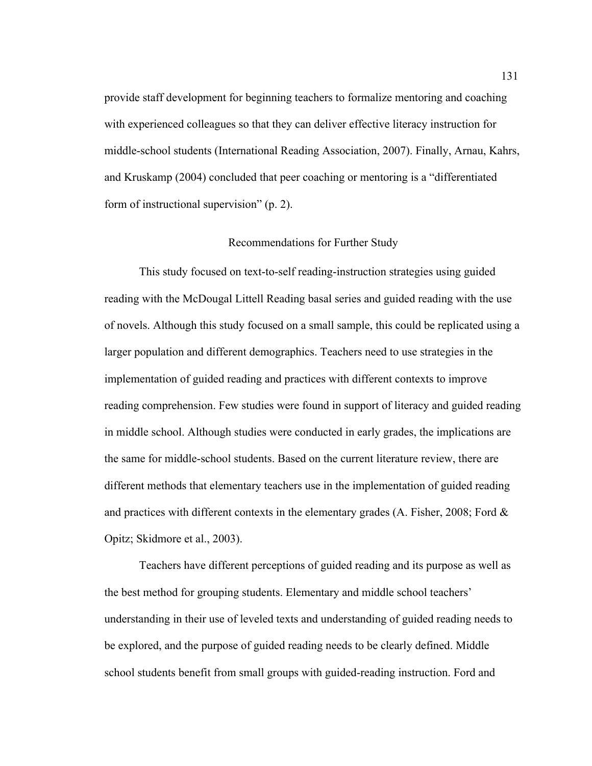provide staff development for beginning teachers to formalize mentoring and coaching with experienced colleagues so that they can deliver effective literacy instruction for middle-school students (International Reading Association, 2007). Finally, Arnau, Kahrs, and Kruskamp (2004) concluded that peer coaching or mentoring is a "differentiated form of instructional supervision" (p. 2).

## Recommendations for Further Study

This study focused on text-to-self reading-instruction strategies using guided reading with the McDougal Littell Reading basal series and guided reading with the use of novels. Although this study focused on a small sample, this could be replicated using a larger population and different demographics. Teachers need to use strategies in the implementation of guided reading and practices with different contexts to improve reading comprehension. Few studies were found in support of literacy and guided reading in middle school. Although studies were conducted in early grades, the implications are the same for middle-school students. Based on the current literature review, there are different methods that elementary teachers use in the implementation of guided reading and practices with different contexts in the elementary grades (A. Fisher, 2008; Ford & Opitz; Skidmore et al., 2003).

Teachers have different perceptions of guided reading and its purpose as well as the best method for grouping students. Elementary and middle school teachers' understanding in their use of leveled texts and understanding of guided reading needs to be explored, and the purpose of guided reading needs to be clearly defined. Middle school students benefit from small groups with guided-reading instruction. Ford and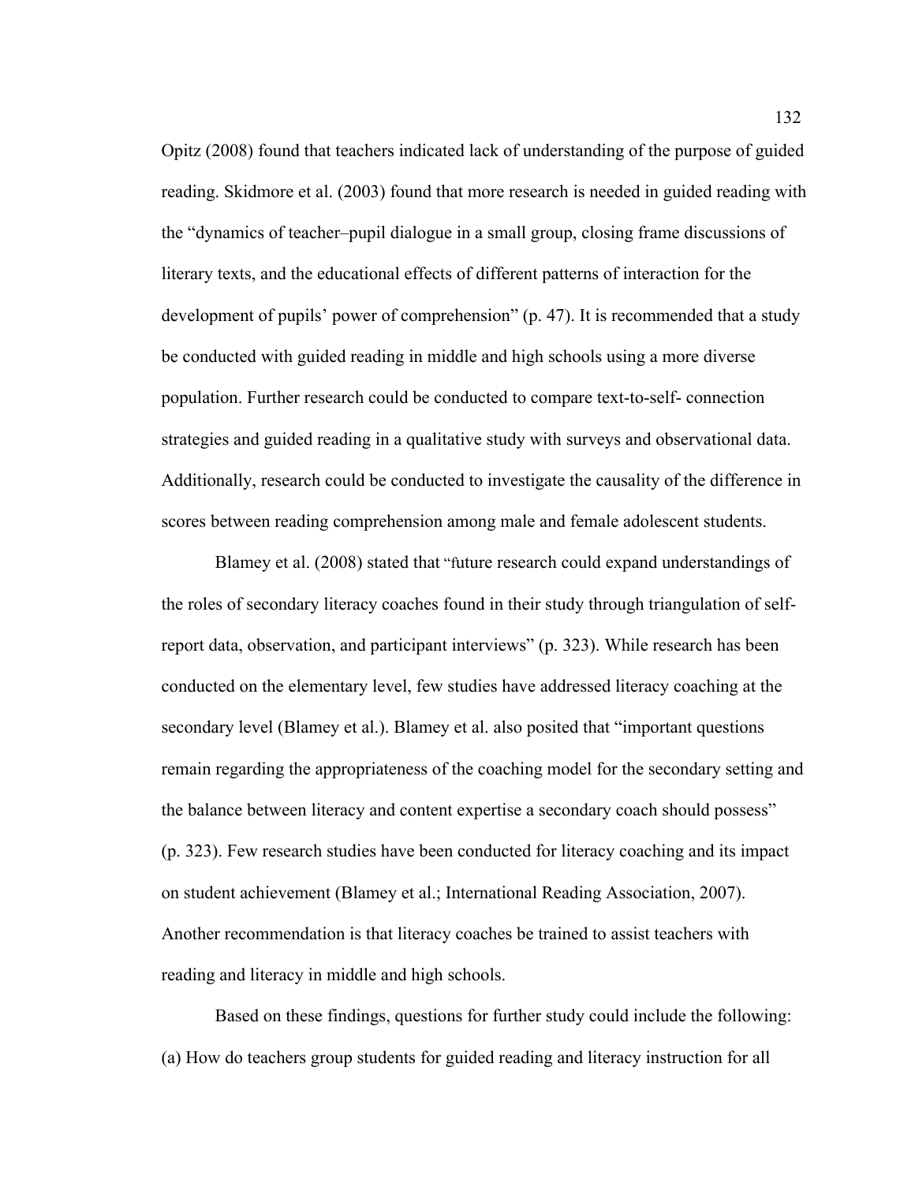Opitz (2008) found that teachers indicated lack of understanding of the purpose of guided reading. Skidmore et al. (2003) found that more research is needed in guided reading with the "dynamics of teacher–pupil dialogue in a small group, closing frame discussions of literary texts, and the educational effects of different patterns of interaction for the development of pupils' power of comprehension" (p. 47). It is recommended that a study be conducted with guided reading in middle and high schools using a more diverse population. Further research could be conducted to compare text-to-self- connection strategies and guided reading in a qualitative study with surveys and observational data. Additionally, research could be conducted to investigate the causality of the difference in scores between reading comprehension among male and female adolescent students.

Blamey et al. (2008) stated that "future research could expand understandings of the roles of secondary literacy coaches found in their study through triangulation of self-report data, observation, and participant interviews" (p. 323). While research has been conducted on the elementary level, few studies have addressed literacy coaching at the secondary level (Blamey et al.). Blamey et al. also posited that "important questions remain regarding the appropriateness of the coaching model for the secondary setting and the balance between literacy and content expertise a secondary coach should possess" (p. 323). Few research studies have been conducted for literacy coaching and its impact on student achievement (Blamey et al.; International Reading Association, 2007). Another recommendation is that literacy coaches be trained to assist teachers with reading and literacy in middle and high schools.

Based on these findings, questions for further study could include the following: (a) How do teachers group students for guided reading and literacy instruction for all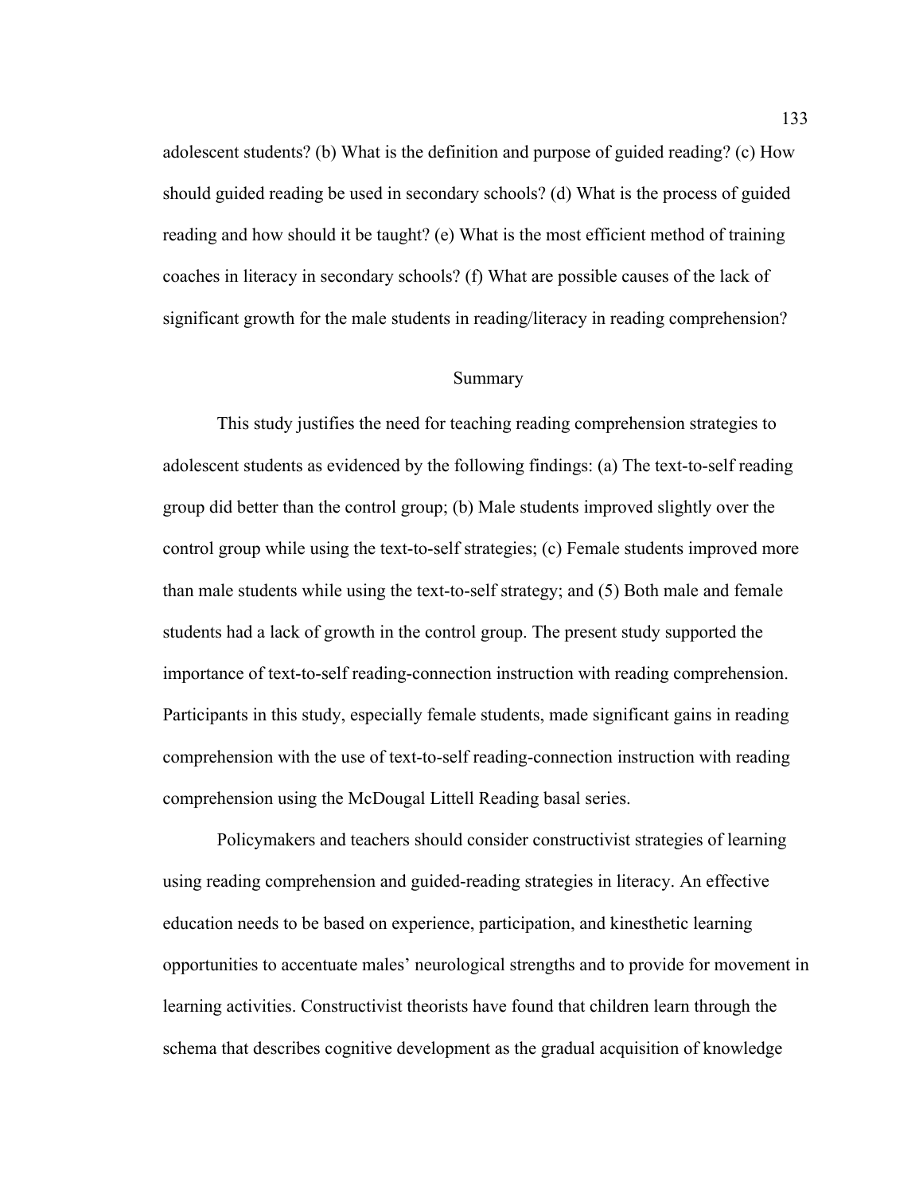adolescent students? (b) What is the definition and purpose of guided reading? (c) How should guided reading be used in secondary schools? (d) What is the process of guided reading and how should it be taught? (e) What is the most efficient method of training coaches in literacy in secondary schools? (f) What are possible causes of the lack of significant growth for the male students in reading/literacy in reading comprehension?

## Summary

This study justifies the need for teaching reading comprehension strategies to adolescent students as evidenced by the following findings: (a) The text-to-self reading group did better than the control group; (b) Male students improved slightly over the control group while using the text-to-self strategies; (c) Female students improved more than male students while using the text-to-self strategy; and (5) Both male and female students had a lack of growth in the control group. The present study supported the importance of text-to-self reading-connection instruction with reading comprehension. Participants in this study, especially female students, made significant gains in reading comprehension with the use of text-to-self reading-connection instruction with reading comprehension using the McDougal Littell Reading basal series.

Policymakers and teachers should consider constructivist strategies of learning using reading comprehension and guided-reading strategies in literacy. An effective education needs to be based on experience, participation, and kinesthetic learning opportunities to accentuate males' neurological strengths and to provide for movement in learning activities. Constructivist theorists have found that children learn through the schema that describes cognitive development as the gradual acquisition of knowledge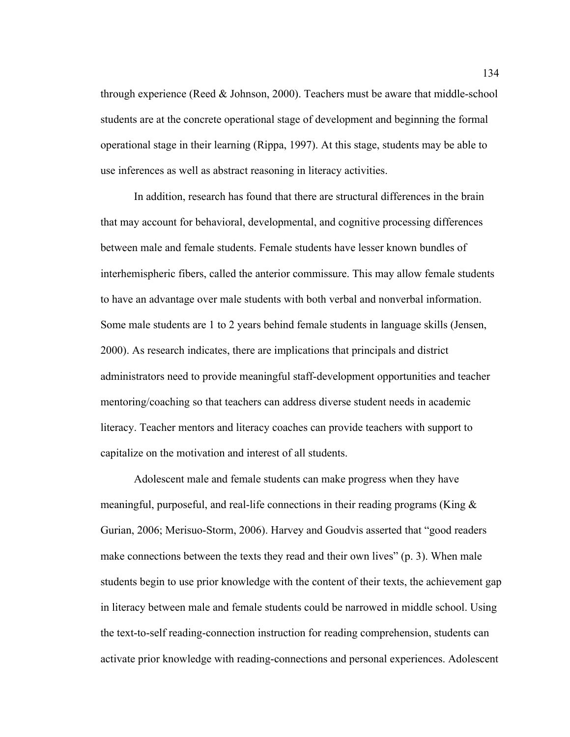through experience (Reed & Johnson, 2000). Teachers must be aware that middle-school students are at the concrete operational stage of development and beginning the formal operational stage in their learning (Rippa, 1997). At this stage, students may be able to use inferences as well as abstract reasoning in literacy activities.

In addition, research has found that there are structural differences in the brain that may account for behavioral, developmental, and cognitive processing differences between male and female students. Female students have lesser known bundles of interhemispheric fibers, called the anterior commissure. This may allow female students to have an advantage over male students with both verbal and nonverbal information. Some male students are 1 to 2 years behind female students in language skills (Jensen, 2000). As research indicates, there are implications that principals and district administrators need to provide meaningful staff-development opportunities and teacher mentoring/coaching so that teachers can address diverse student needs in academic literacy. Teacher mentors and literacy coaches can provide teachers with support to capitalize on the motivation and interest of all students.

Adolescent male and female students can make progress when they have meaningful, purposeful, and real-life connections in their reading programs (King & Gurian, 2006; Merisuo-Storm, 2006). Harvey and Goudvis asserted that "good readers make connections between the texts they read and their own lives" (p. 3). When male students begin to use prior knowledge with the content of their texts, the achievement gap in literacy between male and female students could be narrowed in middle school. Using the text-to-self reading-connection instruction for reading comprehension, students can activate prior knowledge with reading-connections and personal experiences. Adolescent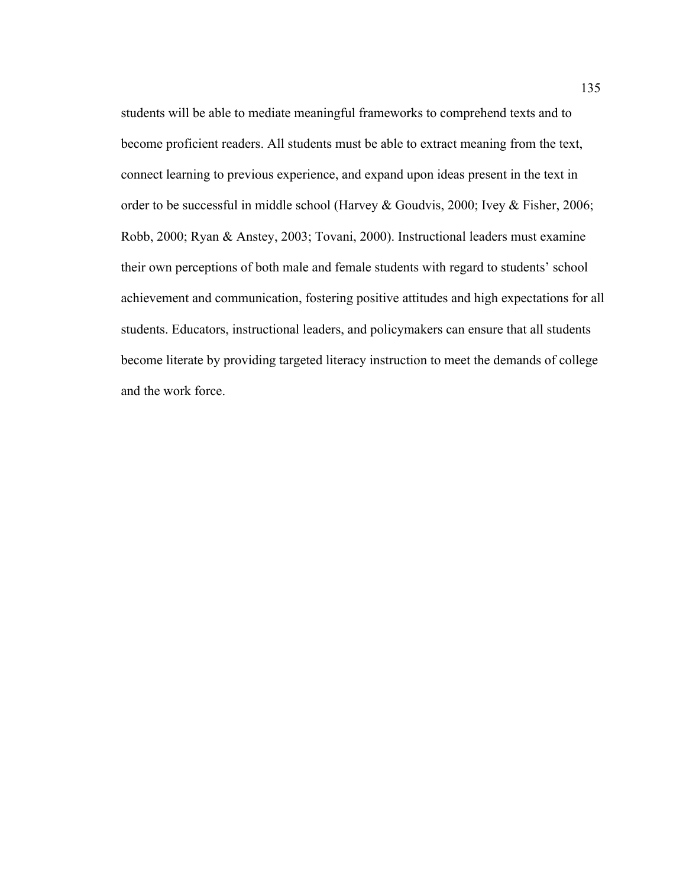students will be able to mediate meaningful frameworks to comprehend texts and to become proficient readers. All students must be able to extract meaning from the text, connect learning to previous experience, and expand upon ideas present in the text in order to be successful in middle school (Harvey & Goudvis, 2000; Ivey & Fisher, 2006; Robb, 2000; Ryan & Anstey, 2003; Tovani, 2000). Instructional leaders must examine their own perceptions of both male and female students with regard to students' school achievement and communication, fostering positive attitudes and high expectations for all students. Educators, instructional leaders, and policymakers can ensure that all students become literate by providing targeted literacy instruction to meet the demands of college and the work force.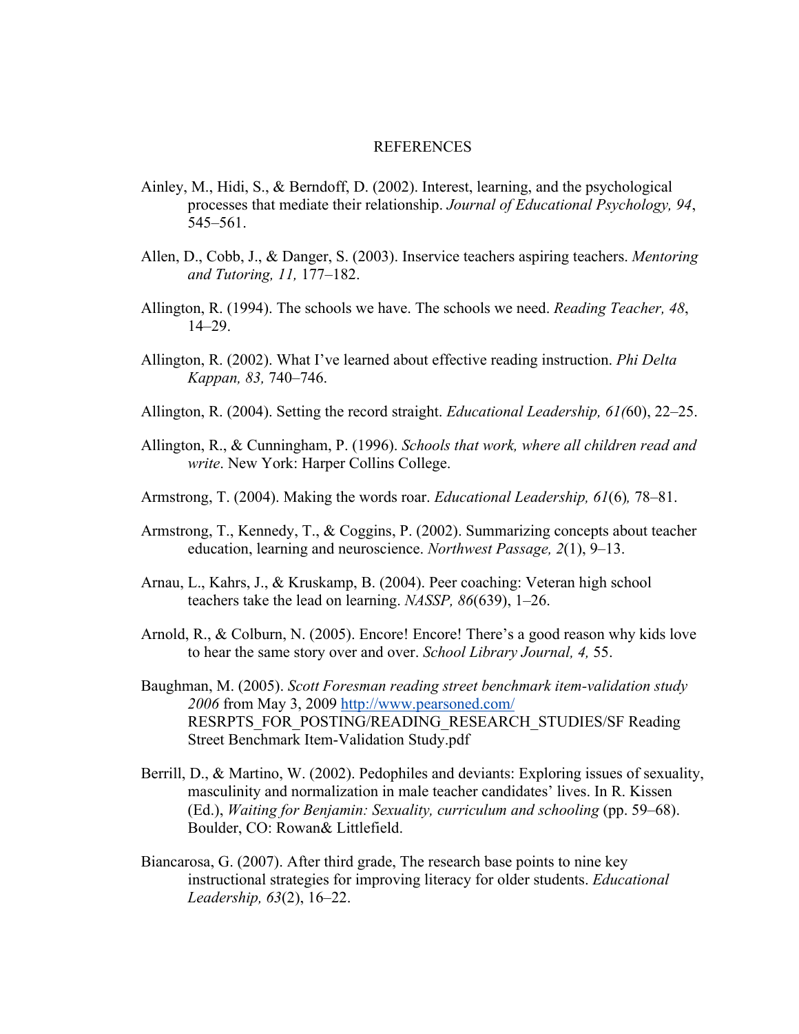# REFERENCES

Ainley, M., Hidi, S., & Berndoff, D. (2002). Interest, learning, and the psychological processes that mediate their relationship. *Journal of Educational Psychology, 94*, 545–561.

Allen, D., Cobb, J., & Danger, S. (2003). Inservice teachers aspiring teachers. *Mentoring and Tutoring, 11,* 177–182.

Allington, R. (1994). The schools we have. The schools we need. *Reading Teacher, 48*, 14–29.

Allington, R. (2002). What I've learned about effective reading instruction. *Phi Delta Kappan, 83,* 740–746.

Allington, R. (2004). Setting the record straight. *Educational Leadership, 61(*60), 22–25.

Allington, R., & Cunningham, P. (1996). *Schools that work, where all children read and write*. New York: Harper Collins College.

Armstrong, T. (2004). Making the words roar. *Educational Leadership, 61*(6)*,* 78–81.

Armstrong, T., Kennedy, T., & Coggins, P. (2002). Summarizing concepts about teacher education, learning and neuroscience. *Northwest Passage, 2*(1), 9–13.

Arnau, L., Kahrs, J., & Kruskamp, B. (2004). Peer coaching: Veteran high school teachers take the lead on learning. *NASSP, 86*(639), 1–26.

Arnold, R., & Colburn, N. (2005). Encore! Encore! There's a good reason why kids love to hear the same story over and over. *School Library Journal, 4,* 55.

Baughman, M. (2005). *Scott Foresman reading street benchmark item-validation study 2006* from May 3, 2009 http://www.pearsoned.com/ RESRPTS_FOR_POSTING/READING_RESEARCH_STUDIES/SF Reading Street Benchmark Item-Validation Study.pdf

Berrill, D., & Martino, W. (2002). Pedophiles and deviants: Exploring issues of sexuality, masculinity and normalization in male teacher candidates' lives. In R. Kissen (Ed.), *Waiting for Benjamin: Sexuality, curriculum and schooling* (pp. 59–68). Boulder, CO: Rowan& Littlefield.

Biancarosa, G. (2007). After third grade, The research base points to nine key instructional strategies for improving literacy for older students. *Educational Leadership, 63*(2), 16–22.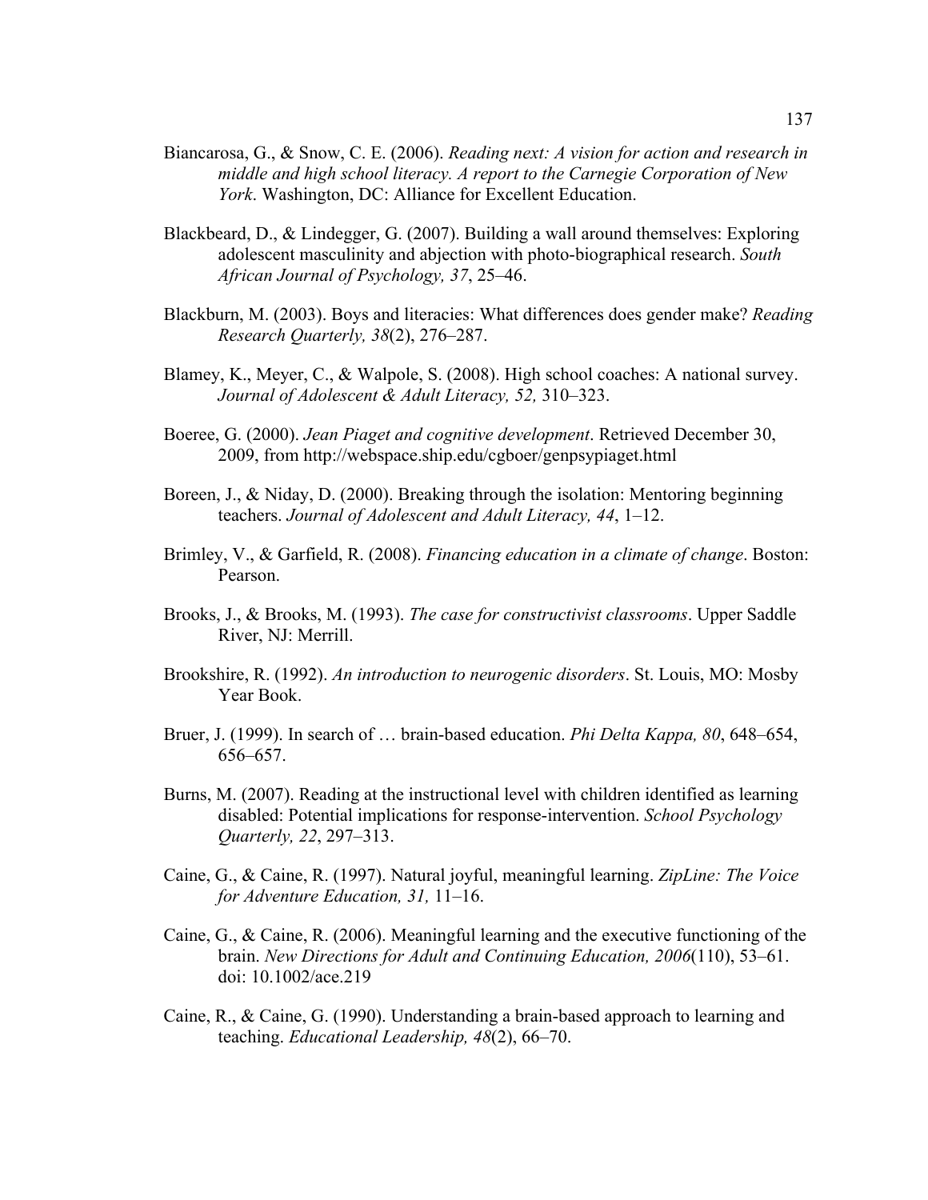Biancarosa, G., & Snow, C. E. (2006). *Reading next: A vision for action and research in middle and high school literacy. A report to the Carnegie Corporation of New York*. Washington, DC: Alliance for Excellent Education.

Blackbeard, D., & Lindegger, G. (2007). Building a wall around themselves: Exploring adolescent masculinity and abjection with photo-biographical research. *South African Journal of Psychology, 37*, 25–46.

Blackburn, M. (2003). Boys and literacies: What differences does gender make? *Reading Research Quarterly, 38*(2), 276–287.

Blamey, K., Meyer, C., & Walpole, S. (2008). High school coaches: A national survey. *Journal of Adolescent & Adult Literacy, 52,* 310–323.

Boeree, G. (2000). *Jean Piaget and cognitive development*. Retrieved December 30, 2009, from http://webspace.ship.edu/cgboer/genpsypiaget.html

Boreen, J., & Niday, D. (2000). Breaking through the isolation: Mentoring beginning teachers. *Journal of Adolescent and Adult Literacy, 44*, 1–12.

Brimley, V., & Garfield, R. (2008). *Financing education in a climate of change*. Boston: Pearson.

Brooks, J., & Brooks, M. (1993). *The case for constructivist classrooms*. Upper Saddle River, NJ: Merrill.

Brookshire, R. (1992). *An introduction to neurogenic disorders*. St. Louis, MO: Mosby Year Book.

Bruer, J. (1999). In search of … brain-based education. *Phi Delta Kappa, 80*, 648–654, 656–657.

Burns, M. (2007). Reading at the instructional level with children identified as learning disabled: Potential implications for response-intervention. *School Psychology Quarterly, 22*, 297–313.

Caine, G., & Caine, R. (1997). Natural joyful, meaningful learning. *ZipLine: The Voice for Adventure Education, 31,* 11–16.

Caine, G., & Caine, R. (2006). Meaningful learning and the executive functioning of the brain. *New Directions for Adult and Continuing Education, 2006*(110), 53–61. doi: 10.1002/ace.219

Caine, R., & Caine, G. (1990). Understanding a brain-based approach to learning and teaching. *Educational Leadership, 48*(2), 66–70.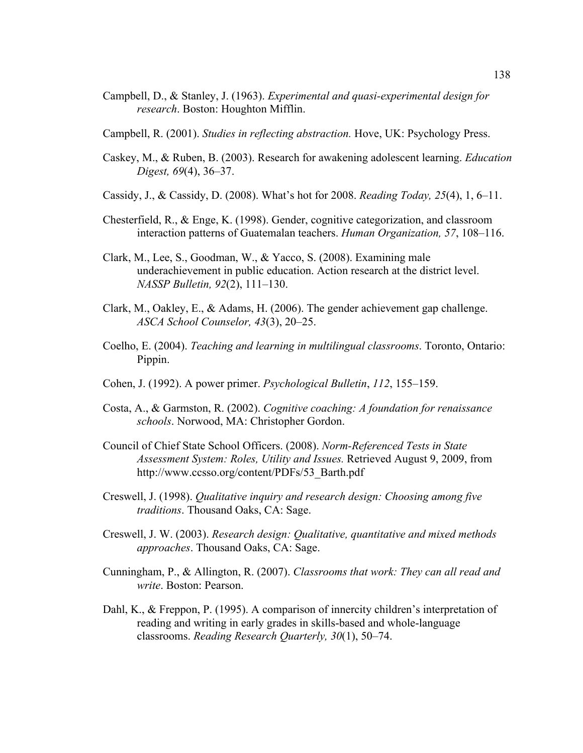Campbell, D., & Stanley, J. (1963). *Experimental and quasi-experimental design for research*. Boston: Houghton Mifflin.

Campbell, R. (2001). *Studies in reflecting abstraction.* Hove, UK: Psychology Press.

Caskey, M., & Ruben, B. (2003). Research for awakening adolescent learning. *Education Digest, 69*(4), 36–37.

Cassidy, J., & Cassidy, D. (2008). What's hot for 2008. *Reading Today, 25*(4), 1, 6–11.

Chesterfield, R., & Enge, K. (1998). Gender, cognitive categorization, and classroom interaction patterns of Guatemalan teachers. *Human Organization, 57*, 108–116.

Clark, M., Lee, S., Goodman, W., & Yacco, S. (2008). Examining male underachievement in public education. Action research at the district level. *NASSP Bulletin, 92*(2), 111–130.

Clark, M., Oakley, E., & Adams, H. (2006). The gender achievement gap challenge. *ASCA School Counselor, 43*(3), 20–25.

Coelho, E. (2004). *Teaching and learning in multilingual classrooms*. Toronto, Ontario: Pippin.

Cohen, J. (1992). A power primer. *Psychological Bulletin*, *112*, 155–159.

Costa, A., & Garmston, R. (2002). *Cognitive coaching: A foundation for renaissance schools*. Norwood, MA: Christopher Gordon.

Council of Chief State School Officers. (2008). *Norm-Referenced Tests in State Assessment System: Roles, Utility and Issues.* Retrieved August 9, 2009, from http://www.ccsso.org/content/PDFs/53_Barth.pdf

Creswell, J. (1998). *Qualitative inquiry and research design: Choosing among five traditions*. Thousand Oaks, CA: Sage.

Creswell, J. W. (2003). *Research design: Qualitative, quantitative and mixed methods approaches*. Thousand Oaks, CA: Sage.

Cunningham, P., & Allington, R. (2007). *Classrooms that work: They can all read and write*. Boston: Pearson.

Dahl, K., & Freppon, P. (1995). A comparison of innercity children's interpretation of reading and writing in early grades in skills-based and whole-language classrooms. *Reading Research Quarterly, 30*(1), 50–74.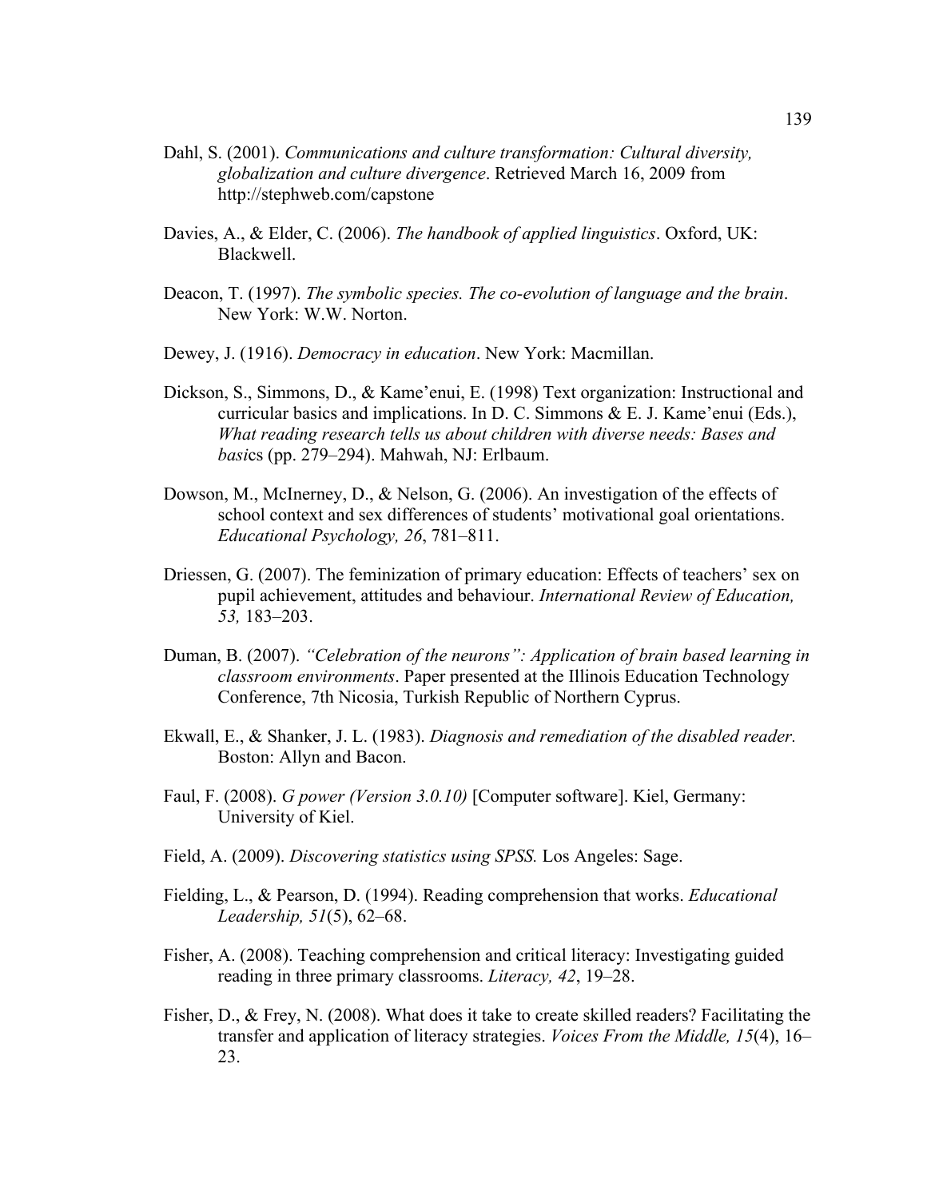Dahl, S. (2001). *Communications and culture transformation: Cultural diversity, globalization and culture divergence*. Retrieved March 16, 2009 from http://stephweb.com/capstone

Davies, A., & Elder, C. (2006). *The handbook of applied linguistics*. Oxford, UK: Blackwell.

Deacon, T. (1997). *The symbolic species. The co-evolution of language and the brain*. New York: W.W. Norton.

Dewey, J. (1916). *Democracy in education*. New York: Macmillan.

Dickson, S., Simmons, D., & Kame'enui, E. (1998) Text organization: Instructional and curricular basics and implications. In D. C. Simmons & E. J. Kame'enui (Eds.), *What reading research tells us about children with diverse needs: Bases and basi*cs (pp. 279–294). Mahwah, NJ: Erlbaum.

Dowson, M., McInerney, D., & Nelson, G. (2006). An investigation of the effects of school context and sex differences of students' motivational goal orientations. *Educational Psychology, 26*, 781–811.

Driessen, G. (2007). The feminization of primary education: Effects of teachers' sex on pupil achievement, attitudes and behaviour. *International Review of Education, 53,* 183–203.

Duman, B. (2007). *"Celebration of the neurons": Application of brain based learning in classroom environments*. Paper presented at the Illinois Education Technology Conference, 7th Nicosia, Turkish Republic of Northern Cyprus.

Ekwall, E., & Shanker, J. L. (1983). *Diagnosis and remediation of the disabled reader.* Boston: Allyn and Bacon.

Faul, F. (2008). *G power (Version 3.0.10)* [Computer software]. Kiel, Germany: University of Kiel.

Field, A. (2009). *Discovering statistics using SPSS.* Los Angeles: Sage.

Fielding, L., & Pearson, D. (1994). Reading comprehension that works. *Educational Leadership, 51*(5), 62–68.

Fisher, A. (2008). Teaching comprehension and critical literacy: Investigating guided reading in three primary classrooms. *Literacy, 42*, 19–28.

Fisher, D., & Frey, N. (2008). What does it take to create skilled readers? Facilitating the transfer and application of literacy strategies. *Voices From the Middle, 15*(4), 16–23.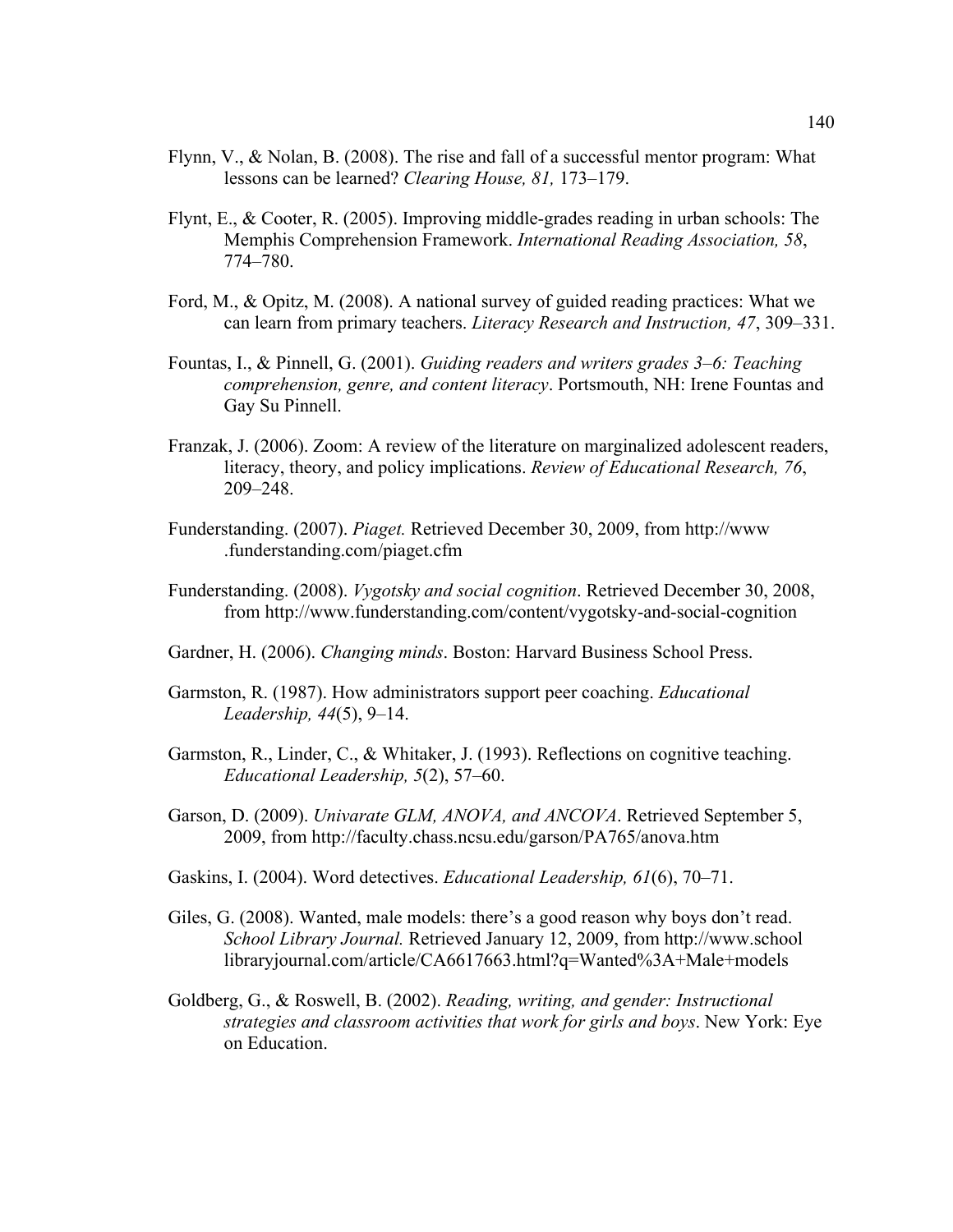Flynn, V., & Nolan, B. (2008). The rise and fall of a successful mentor program: What lessons can be learned? *Clearing House, 81,* 173–179.

Flynt, E., & Cooter, R. (2005). Improving middle-grades reading in urban schools: The Memphis Comprehension Framework. *International Reading Association, 58*, 774–780.

Ford, M., & Opitz, M. (2008). A national survey of guided reading practices: What we can learn from primary teachers. *Literacy Research and Instruction, 47*, 309–331.

Fountas, I., & Pinnell, G. (2001). *Guiding readers and writers grades 3–6: Teaching comprehension, genre, and content literacy*. Portsmouth, NH: Irene Fountas and Gay Su Pinnell.

Franzak, J. (2006). Zoom: A review of the literature on marginalized adolescent readers, literacy, theory, and policy implications. *Review of Educational Research, 76*, 209–248.

Funderstanding. (2007). *Piaget.* Retrieved December 30, 2009, from http://www .funderstanding.com/piaget.cfm

Funderstanding. (2008). *Vygotsky and social cognition*. Retrieved December 30, 2008, from http://www.funderstanding.com/content/vygotsky-and-social-cognition

Gardner, H. (2006). *Changing minds*. Boston: Harvard Business School Press.

Garmston, R. (1987). How administrators support peer coaching. *Educational Leadership, 44*(5), 9–14.

Garmston, R., Linder, C., & Whitaker, J. (1993). Reflections on cognitive teaching. *Educational Leadership, 5*(2), 57–60.

Garson, D. (2009). *Univarate GLM, ANOVA, and ANCOVA*. Retrieved September 5, 2009, from http://faculty.chass.ncsu.edu/garson/PA765/anova.htm

Gaskins, I. (2004). Word detectives. *Educational Leadership, 61*(6), 70–71.

Giles, G. (2008). Wanted, male models: there's a good reason why boys don't read. *School Library Journal.* Retrieved January 12, 2009, from http://www.school libraryjournal.com/article/CA6617663.html?q=Wanted%3A+Male+models

Goldberg, G., & Roswell, B. (2002). *Reading, writing, and gender: Instructional strategies and classroom activities that work for girls and boys*. New York: Eye on Education.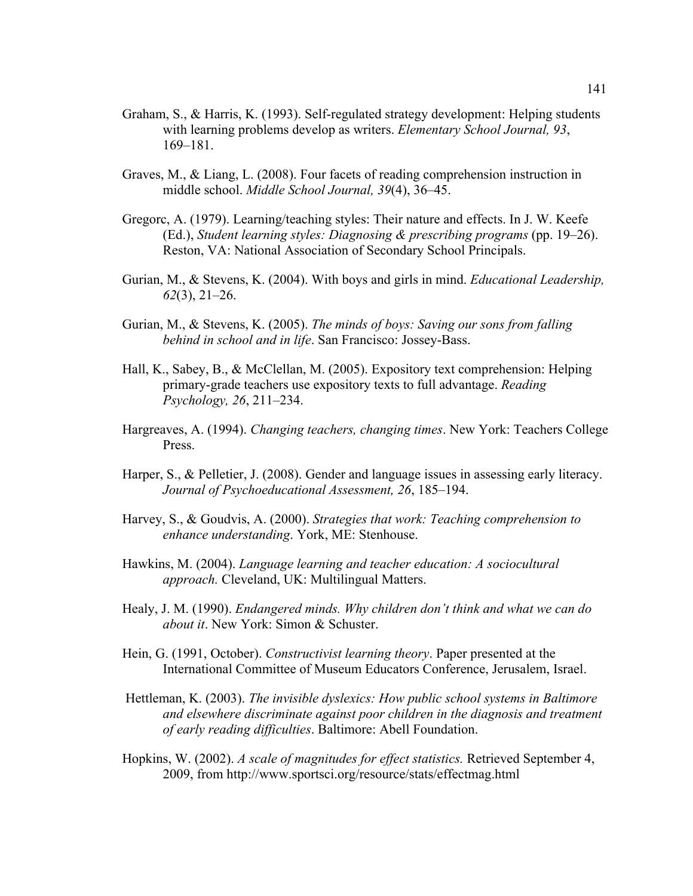Graham, S., & Harris, K. (1993). Self-regulated strategy development: Helping students with learning problems develop as writers. *Elementary School Journal, 93*, 169–181.

Graves, M., & Liang, L. (2008). Four facets of reading comprehension instruction in middle school. *Middle School Journal, 39*(4), 36–45.

Gregorc, A. (1979). Learning/teaching styles: Their nature and effects. In J. W. Keefe (Ed.), *Student learning styles: Diagnosing & prescribing programs* (pp. 19–26). Reston, VA: National Association of Secondary School Principals.

Gurian, M., & Stevens, K. (2004). With boys and girls in mind. *Educational Leadership, 62*(3), 21–26.

Gurian, M., & Stevens, K. (2005). *The minds of boys: Saving our sons from falling behind in school and in life*. San Francisco: Jossey-Bass.

Hall, K., Sabey, B., & McClellan, M. (2005). Expository text comprehension: Helping primary-grade teachers use expository texts to full advantage. *Reading Psychology, 26*, 211–234.

Hargreaves, A. (1994). *Changing teachers, changing times*. New York: Teachers College Press.

Harper, S., & Pelletier, J. (2008). Gender and language issues in assessing early literacy. *Journal of Psychoeducational Assessment, 26*, 185–194.

Harvey, S., & Goudvis, A. (2000). *Strategies that work: Teaching comprehension to enhance understanding*. York, ME: Stenhouse.

Hawkins, M. (2004). *Language learning and teacher education: A sociocultural approach.* Cleveland, UK: Multilingual Matters.

Healy, J. M. (1990). *Endangered minds. Why children don't think and what we can do about it*. New York: Simon & Schuster.

Hein, G. (1991, October). *Constructivist learning theory*. Paper presented at the International Committee of Museum Educators Conference, Jerusalem, Israel.

Hettleman, K. (2003). *The invisible dyslexics: How public school systems in Baltimore and elsewhere discriminate against poor children in the diagnosis and treatment of early reading difficulties*. Baltimore: Abell Foundation.

Hopkins, W. (2002). *A scale of magnitudes for effect statistics.* Retrieved September 4, 2009, from http://www.sportsci.org/resource/stats/effectmag.html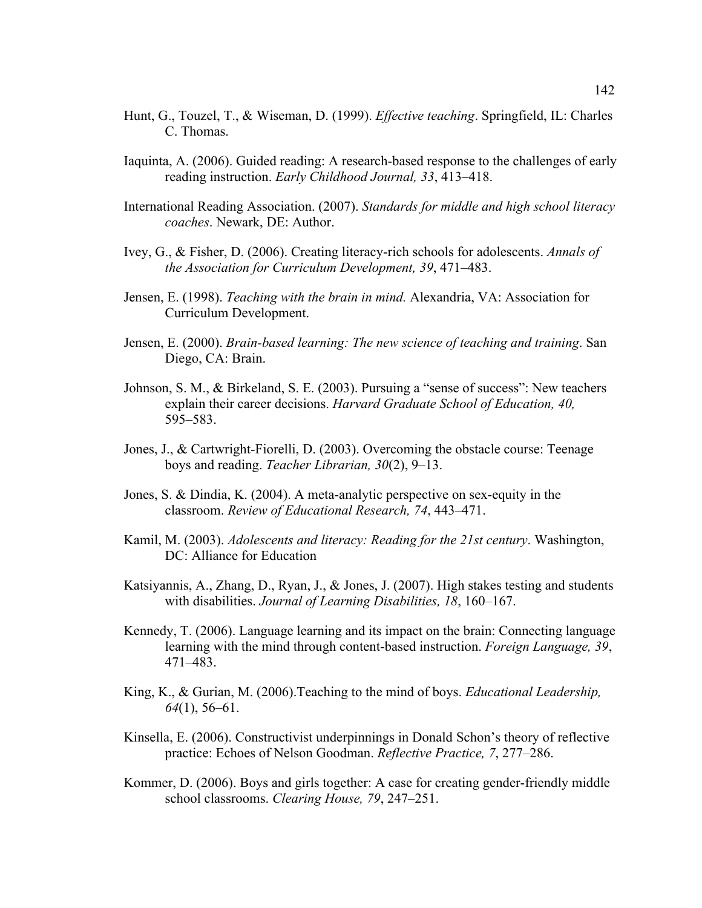Hunt, G., Touzel, T., & Wiseman, D. (1999). *Effective teaching*. Springfield, IL: Charles C. Thomas.

Iaquinta, A. (2006). Guided reading: A research-based response to the challenges of early reading instruction. *Early Childhood Journal, 33*, 413–418.

International Reading Association. (2007). *Standards for middle and high school literacy coaches*. Newark, DE: Author.

Ivey, G., & Fisher, D. (2006). Creating literacy-rich schools for adolescents. *Annals of the Association for Curriculum Development, 39*, 471–483.

Jensen, E. (1998). *Teaching with the brain in mind.* Alexandria, VA: Association for Curriculum Development.

Jensen, E. (2000). *Brain-based learning: The new science of teaching and training*. San Diego, CA: Brain.

Johnson, S. M., & Birkeland, S. E. (2003). Pursuing a "sense of success": New teachers explain their career decisions. *Harvard Graduate School of Education, 40,* 595–583.

Jones, J., & Cartwright-Fiorelli, D. (2003). Overcoming the obstacle course: Teenage boys and reading. *Teacher Librarian, 30*(2), 9–13.

Jones, S. & Dindia, K. (2004). A meta-analytic perspective on sex-equity in the classroom. *Review of Educational Research, 74*, 443–471.

Kamil, M. (2003). *Adolescents and literacy: Reading for the 21st century*. Washington, DC: Alliance for Education

Katsiyannis, A., Zhang, D., Ryan, J., & Jones, J. (2007). High stakes testing and students with disabilities. *Journal of Learning Disabilities, 18*, 160–167.

Kennedy, T. (2006). Language learning and its impact on the brain: Connecting language learning with the mind through content-based instruction. *Foreign Language, 39*, 471–483.

King, K., & Gurian, M. (2006).Teaching to the mind of boys. *Educational Leadership, 64*(1), 56–61.

Kinsella, E. (2006). Constructivist underpinnings in Donald Schon's theory of reflective practice: Echoes of Nelson Goodman. *Reflective Practice, 7*, 277–286.

Kommer, D. (2006). Boys and girls together: A case for creating gender-friendly middle school classrooms. *Clearing House, 79*, 247–251.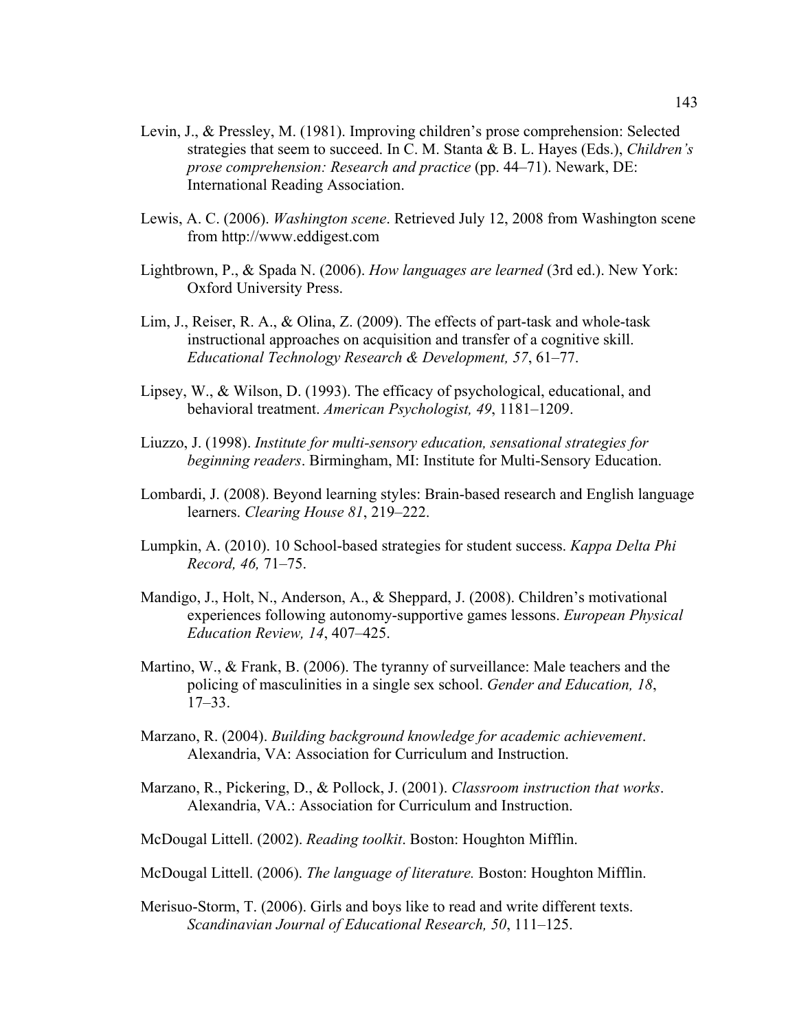Levin, J., & Pressley, M. (1981). Improving children's prose comprehension: Selected strategies that seem to succeed. In C. M. Stanta & B. L. Hayes (Eds.), *Children's prose comprehension: Research and practice* (pp. 44–71). Newark, DE: International Reading Association.

Lewis, A. C. (2006). *Washington scene*. Retrieved July 12, 2008 from Washington scene from http://www.eddigest.com

Lightbrown, P., & Spada N. (2006). *How languages are learned* (3rd ed.). New York: Oxford University Press.

Lim, J., Reiser, R. A., & Olina, Z. (2009). The effects of part-task and whole-task instructional approaches on acquisition and transfer of a cognitive skill. *Educational Technology Research & Development, 57*, 61–77.

Lipsey, W., & Wilson, D. (1993). The efficacy of psychological, educational, and behavioral treatment. *American Psychologist, 49*, 1181–1209.

Liuzzo, J. (1998). *Institute for multi-sensory education, sensational strategies for beginning readers*. Birmingham, MI: Institute for Multi-Sensory Education.

Lombardi, J. (2008). Beyond learning styles: Brain-based research and English language learners. *Clearing House 81*, 219–222.

Lumpkin, A. (2010). 10 School-based strategies for student success. *Kappa Delta Phi Record, 46,* 71–75.

Mandigo, J., Holt, N., Anderson, A., & Sheppard, J. (2008). Children's motivational experiences following autonomy-supportive games lessons. *European Physical Education Review, 14*, 407–425.

Martino, W., & Frank, B. (2006). The tyranny of surveillance: Male teachers and the policing of masculinities in a single sex school. *Gender and Education, 18*, 17–33.

Marzano, R. (2004). *Building background knowledge for academic achievement*. Alexandria, VA: Association for Curriculum and Instruction.

Marzano, R., Pickering, D., & Pollock, J. (2001). *Classroom instruction that works*. Alexandria, VA.: Association for Curriculum and Instruction.

McDougal Littell. (2002). *Reading toolkit*. Boston: Houghton Mifflin.

McDougal Littell. (2006). *The language of literature.* Boston: Houghton Mifflin.

Merisuo-Storm, T. (2006). Girls and boys like to read and write different texts. *Scandinavian Journal of Educational Research, 50*, 111–125.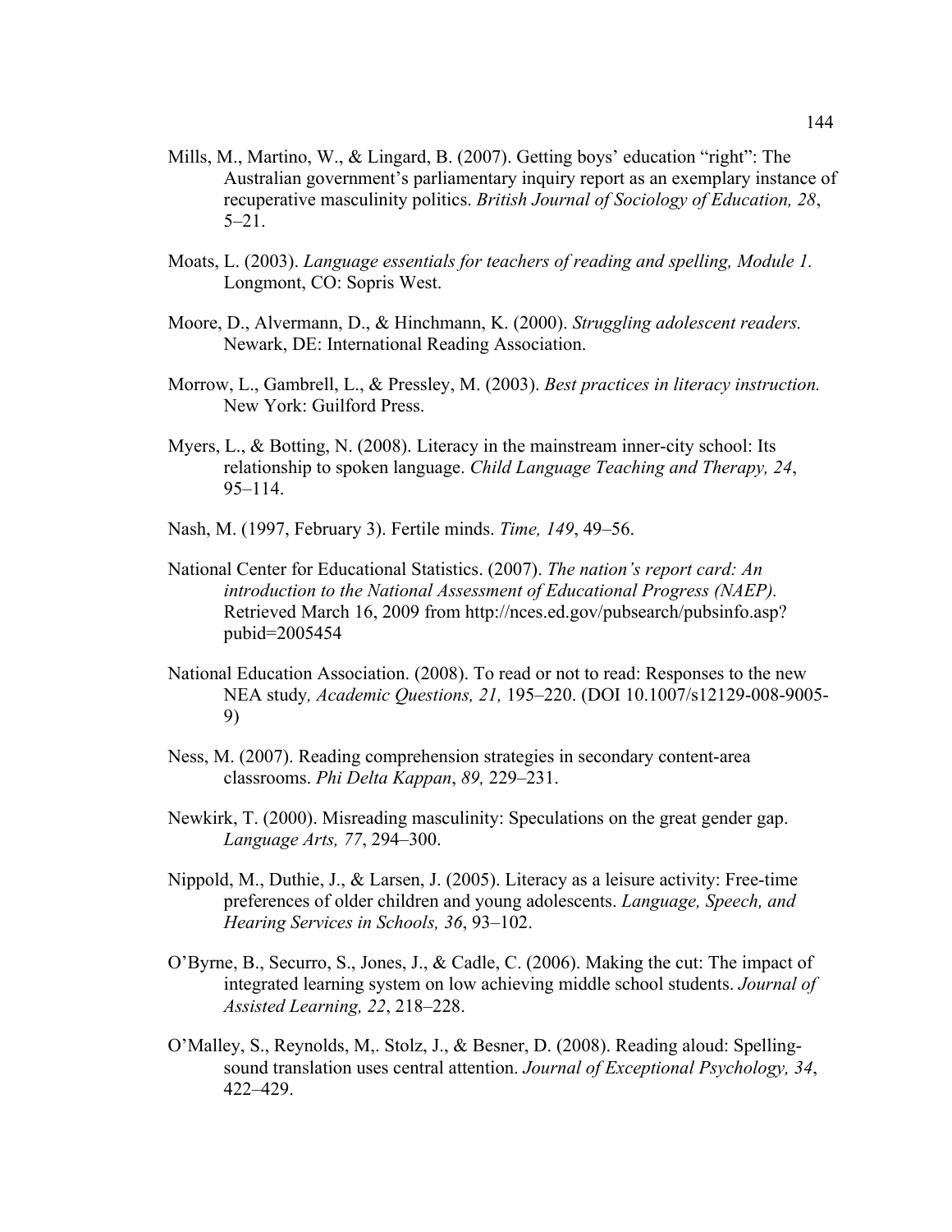Mills, M., Martino, W., & Lingard, B. (2007). Getting boys' education "right": The Australian government's parliamentary inquiry report as an exemplary instance of recuperative masculinity politics. *British Journal of Sociology of Education, 28*, 5–21.

Moats, L. (2003). *Language essentials for teachers of reading and spelling, Module 1.* Longmont, CO: Sopris West.

Moore, D., Alvermann, D., & Hinchmann, K. (2000). *Struggling adolescent readers.* Newark, DE: International Reading Association.

Morrow, L., Gambrell, L., & Pressley, M. (2003). *Best practices in literacy instruction.* New York: Guilford Press.

Myers, L., & Botting, N. (2008). Literacy in the mainstream inner-city school: Its relationship to spoken language. *Child Language Teaching and Therapy, 24*, 95–114.

Nash, M. (1997, February 3). Fertile minds. *Time, 149*, 49–56.

National Center for Educational Statistics. (2007). *The nation's report card: An introduction to the National Assessment of Educational Progress (NAEP).* Retrieved March 16, 2009 from http://nces.ed.gov/pubsearch/pubsinfo.asp?pubid=2005454

National Education Association. (2008). To read or not to read: Responses to the new NEA study*, Academic Questions, 21,* 195–220. (DOI 10.1007/s12129-008-9005-9)

Ness, M. (2007). Reading comprehension strategies in secondary content-area classrooms. *Phi Delta Kappan*, *89,* 229–231.

Newkirk, T. (2000). Misreading masculinity: Speculations on the great gender gap. *Language Arts, 77*, 294–300.

Nippold, M., Duthie, J., & Larsen, J. (2005). Literacy as a leisure activity: Free-time preferences of older children and young adolescents. *Language, Speech, and Hearing Services in Schools, 36*, 93–102.

O'Byrne, B., Securro, S., Jones, J., & Cadle, C. (2006). Making the cut: The impact of integrated learning system on low achieving middle school students. *Journal of Assisted Learning, 22*, 218–228.

O'Malley, S., Reynolds, M,. Stolz, J., & Besner, D. (2008). Reading aloud: Spelling-sound translation uses central attention. *Journal of Exceptional Psychology, 34*, 422–429.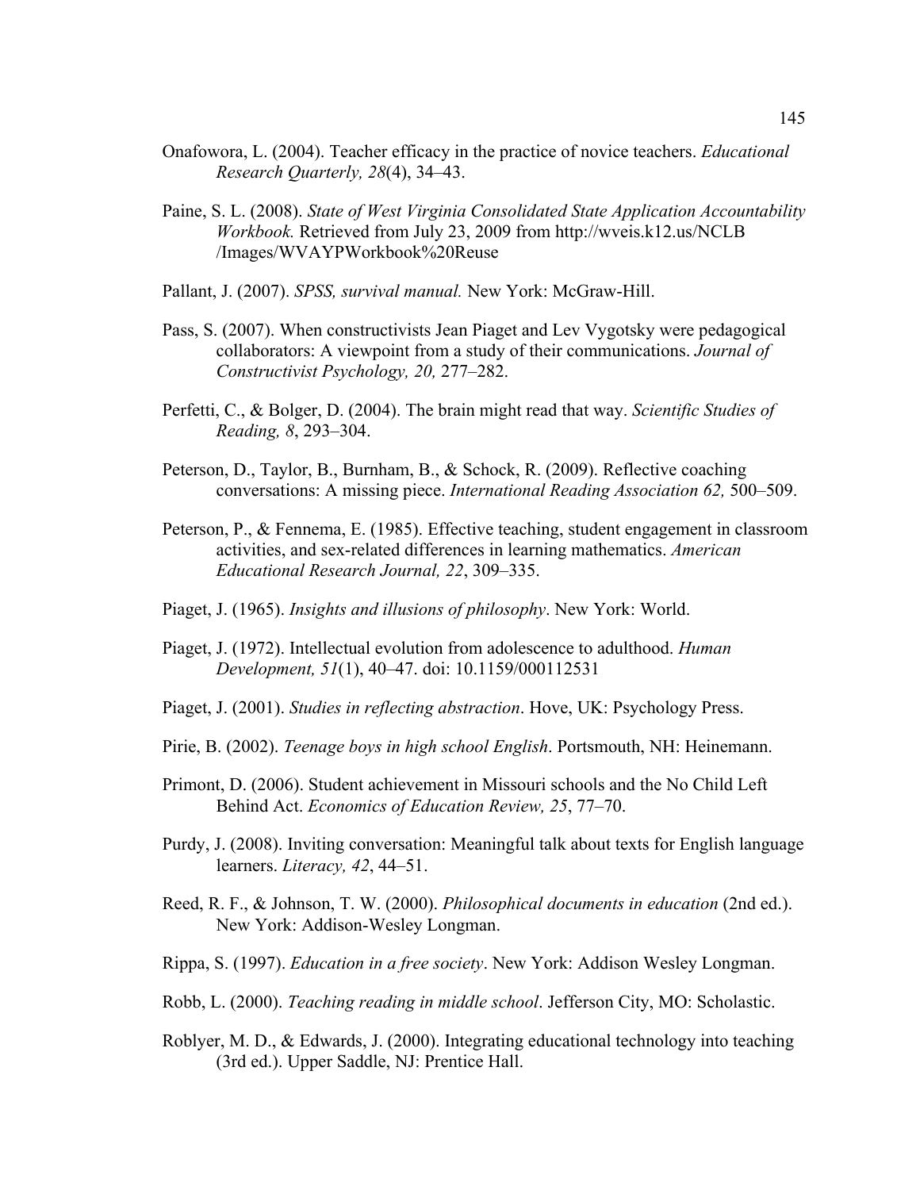Onafowora, L. (2004). Teacher efficacy in the practice of novice teachers. *Educational Research Quarterly, 28*(4), 34–43.

Paine, S. L. (2008). *State of West Virginia Consolidated State Application Accountability Workbook.* Retrieved from July 23, 2009 from http://wveis.k12.us/NCLB /Images/WVAYPWorkbook%20Reuse

Pallant, J. (2007). *SPSS, survival manual.* New York: McGraw-Hill.

Pass, S. (2007). When constructivists Jean Piaget and Lev Vygotsky were pedagogical collaborators: A viewpoint from a study of their communications. *Journal of Constructivist Psychology, 20,* 277–282.

Perfetti, C., & Bolger, D. (2004). The brain might read that way. *Scientific Studies of Reading, 8*, 293–304.

Peterson, D., Taylor, B., Burnham, B., & Schock, R. (2009). Reflective coaching conversations: A missing piece. *International Reading Association 62,* 500–509.

Peterson, P., & Fennema, E. (1985). Effective teaching, student engagement in classroom activities, and sex-related differences in learning mathematics. *American Educational Research Journal, 22*, 309–335.

Piaget, J. (1965). *Insights and illusions of philosophy*. New York: World.

Piaget, J. (1972). Intellectual evolution from adolescence to adulthood. *Human Development, 51*(1), 40–47. doi: 10.1159/000112531

Piaget, J. (2001). *Studies in reflecting abstraction*. Hove, UK: Psychology Press.

Pirie, B. (2002). *Teenage boys in high school English*. Portsmouth, NH: Heinemann.

Primont, D. (2006). Student achievement in Missouri schools and the No Child Left Behind Act. *Economics of Education Review, 25*, 77–70.

Purdy, J. (2008). Inviting conversation: Meaningful talk about texts for English language learners. *Literacy, 42*, 44–51.

Reed, R. F., & Johnson, T. W. (2000). *Philosophical documents in education* (2nd ed.). New York: Addison-Wesley Longman.

Rippa, S. (1997). *Education in a free society*. New York: Addison Wesley Longman.

Robb, L. (2000). *Teaching reading in middle school*. Jefferson City, MO: Scholastic.

Roblyer, M. D., & Edwards, J. (2000). Integrating educational technology into teaching (3rd ed.). Upper Saddle, NJ: Prentice Hall.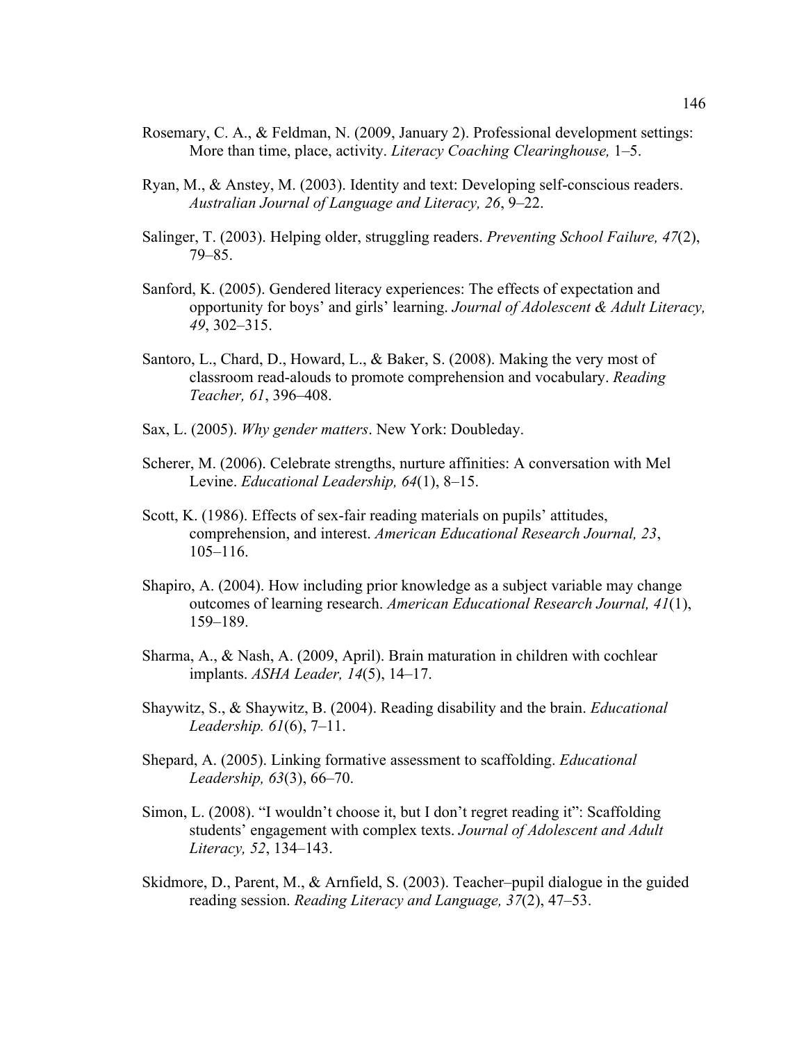Rosemary, C. A., & Feldman, N. (2009, January 2). Professional development settings: More than time, place, activity. *Literacy Coaching Clearinghouse,* 1–5.

Ryan, M., & Anstey, M. (2003). Identity and text: Developing self-conscious readers. *Australian Journal of Language and Literacy, 26*, 9–22.

Salinger, T. (2003). Helping older, struggling readers. *Preventing School Failure, 47*(2), 79–85.

Sanford, K. (2005). Gendered literacy experiences: The effects of expectation and opportunity for boys' and girls' learning. *Journal of Adolescent & Adult Literacy, 49*, 302–315.

Santoro, L., Chard, D., Howard, L., & Baker, S. (2008). Making the very most of classroom read-alouds to promote comprehension and vocabulary. *Reading Teacher, 61*, 396–408.

Sax, L. (2005). *Why gender matters*. New York: Doubleday.

Scherer, M. (2006). Celebrate strengths, nurture affinities: A conversation with Mel Levine. *Educational Leadership, 64*(1), 8–15.

Scott, K. (1986). Effects of sex-fair reading materials on pupils' attitudes, comprehension, and interest. *American Educational Research Journal, 23*, 105–116.

Shapiro, A. (2004). How including prior knowledge as a subject variable may change outcomes of learning research. *American Educational Research Journal, 41*(1), 159–189.

Sharma, A., & Nash, A. (2009, April). Brain maturation in children with cochlear implants. *ASHA Leader, 14*(5), 14–17.

Shaywitz, S., & Shaywitz, B. (2004). Reading disability and the brain. *Educational Leadership. 61*(6), 7–11.

Shepard, A. (2005). Linking formative assessment to scaffolding. *Educational Leadership, 63*(3), 66–70.

Simon, L. (2008). "I wouldn't choose it, but I don't regret reading it": Scaffolding students' engagement with complex texts. *Journal of Adolescent and Adult Literacy, 52*, 134–143.

Skidmore, D., Parent, M., & Arnfield, S. (2003). Teacher–pupil dialogue in the guided reading session. *Reading Literacy and Language, 37*(2), 47–53.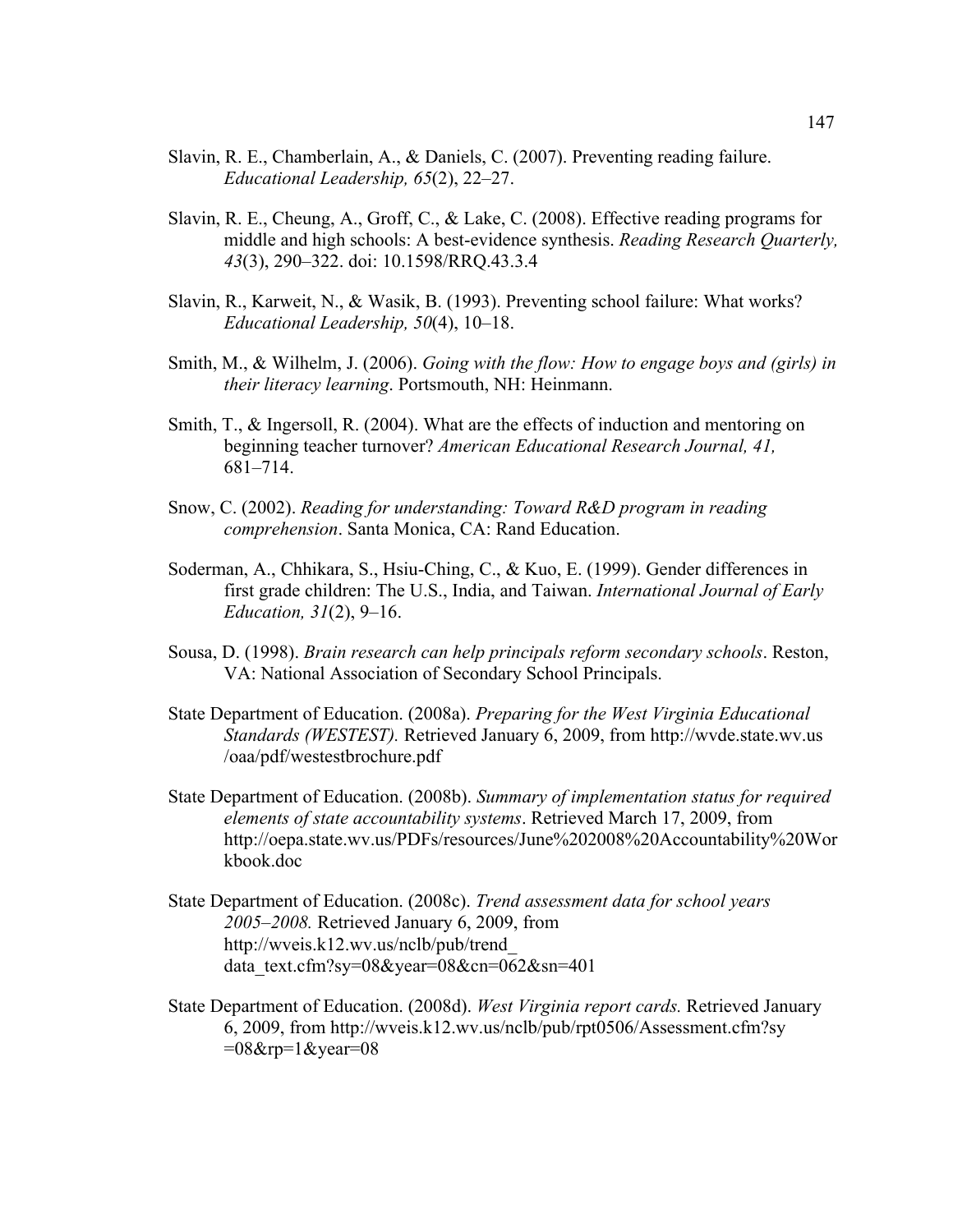Slavin, R. E., Chamberlain, A., & Daniels, C. (2007). Preventing reading failure. *Educational Leadership, 65*(2), 22–27.

Slavin, R. E., Cheung, A., Groff, C., & Lake, C. (2008). Effective reading programs for middle and high schools: A best-evidence synthesis. *Reading Research Quarterly, 43*(3), 290–322. doi: 10.1598/RRQ.43.3.4

Slavin, R., Karweit, N., & Wasik, B. (1993). Preventing school failure: What works? *Educational Leadership, 50*(4), 10–18.

Smith, M., & Wilhelm, J. (2006). *Going with the flow: How to engage boys and (girls) in their literacy learning*. Portsmouth, NH: Heinmann.

Smith, T., & Ingersoll, R. (2004). What are the effects of induction and mentoring on beginning teacher turnover? *American Educational Research Journal, 41,* 681–714.

Snow, C. (2002). *Reading for understanding: Toward R&D program in reading comprehension*. Santa Monica, CA: Rand Education.

Soderman, A., Chhikara, S., Hsiu-Ching, C., & Kuo, E. (1999). Gender differences in first grade children: The U.S., India, and Taiwan. *International Journal of Early Education, 31*(2), 9–16.

Sousa, D. (1998). *Brain research can help principals reform secondary schools*. Reston, VA: National Association of Secondary School Principals.

State Department of Education. (2008a). *Preparing for the West Virginia Educational Standards (WESTEST).* Retrieved January 6, 2009, from http://wvde.state.wv.us /oaa/pdf/westestbrochure.pdf

State Department of Education. (2008b). *Summary of implementation status for required elements of state accountability systems*. Retrieved March 17, 2009, from http://oepa.state.wv.us/PDFs/resources/June%202008%20Accountability%20Workbook.doc

State Department of Education. (2008c). *Trend assessment data for school years 2005–2008.* Retrieved January 6, 2009, from http://wveis.k12.wv.us/nclb/pub/trend_ data_text.cfm?sy=08&year=08&cn=062&sn=401

State Department of Education. (2008d). *West Virginia report cards.* Retrieved January 6, 2009, from http://wveis.k12.wv.us/nclb/pub/rpt0506/Assessment.cfm?sy =08&rp=1&year=08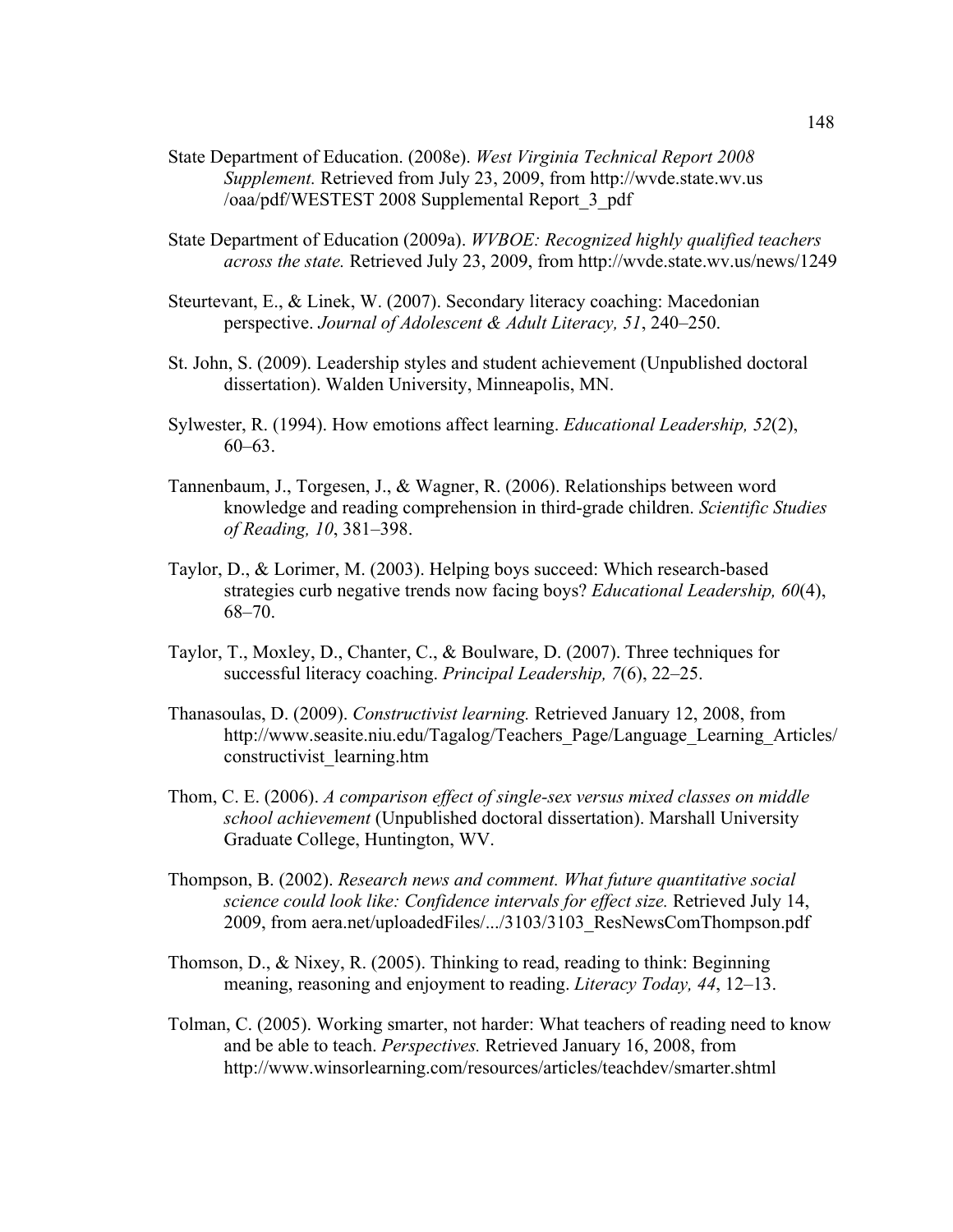State Department of Education. (2008e). *West Virginia Technical Report 2008 Supplement.* Retrieved from July 23, 2009, from http://wvde.state.wv.us /oaa/pdf/WESTEST 2008 Supplemental Report_3_pdf

State Department of Education (2009a). *WVBOE: Recognized highly qualified teachers across the state.* Retrieved July 23, 2009, from http://wvde.state.wv.us/news/1249

Steurtevant, E., & Linek, W. (2007). Secondary literacy coaching: Macedonian perspective. *Journal of Adolescent & Adult Literacy, 51*, 240–250.

St. John, S. (2009). Leadership styles and student achievement (Unpublished doctoral dissertation). Walden University, Minneapolis, MN.

Sylwester, R. (1994). How emotions affect learning. *Educational Leadership, 52*(2), 60–63.

Tannenbaum, J., Torgesen, J., & Wagner, R. (2006). Relationships between word knowledge and reading comprehension in third-grade children. *Scientific Studies of Reading, 10*, 381–398.

Taylor, D., & Lorimer, M. (2003). Helping boys succeed: Which research-based strategies curb negative trends now facing boys? *Educational Leadership, 60*(4), 68–70.

Taylor, T., Moxley, D., Chanter, C., & Boulware, D. (2007). Three techniques for successful literacy coaching. *Principal Leadership, 7*(6), 22–25.

Thanasoulas, D. (2009). *Constructivist learning.* Retrieved January 12, 2008, from http://www.seasite.niu.edu/Tagalog/Teachers_Page/Language_Learning_Articles/ constructivist_learning.htm

Thom, C. E. (2006). *A comparison effect of single-sex versus mixed classes on middle school achievement* (Unpublished doctoral dissertation). Marshall University Graduate College, Huntington, WV.

Thompson, B. (2002). *Research news and comment. What future quantitative social science could look like: Confidence intervals for effect size.* Retrieved July 14, 2009, from aera.net/uploadedFiles/.../3103/3103_ResNewsComThompson.pdf

Thomson, D., & Nixey, R. (2005). Thinking to read, reading to think: Beginning meaning, reasoning and enjoyment to reading. *Literacy Today, 44*, 12–13.

Tolman, C. (2005). Working smarter, not harder: What teachers of reading need to know and be able to teach. *Perspectives.* Retrieved January 16, 2008, from http://www.winsorlearning.com/resources/articles/teachdev/smarter.shtml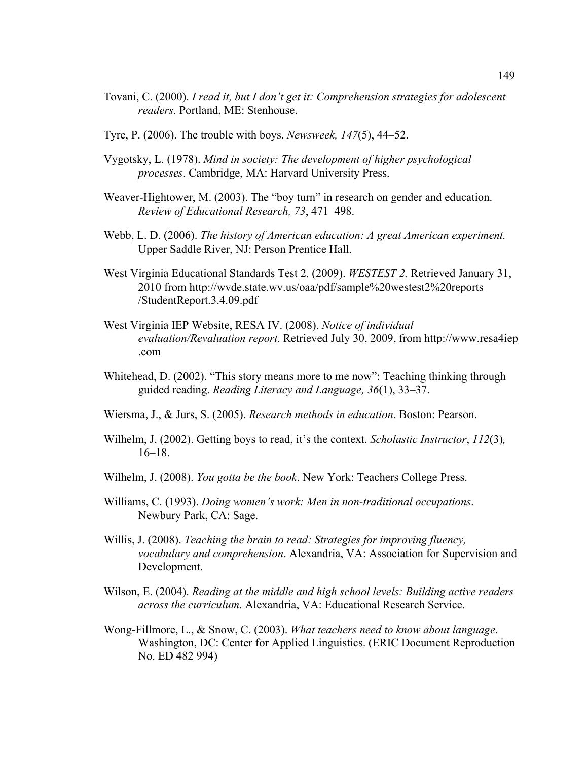Tovani, C. (2000). *I read it, but I don't get it: Comprehension strategies for adolescent readers*. Portland, ME: Stenhouse.

Tyre, P. (2006). The trouble with boys. *Newsweek, 147*(5), 44–52.

Vygotsky, L. (1978). *Mind in society: The development of higher psychological processes*. Cambridge, MA: Harvard University Press.

Weaver-Hightower, M. (2003). The "boy turn" in research on gender and education. *Review of Educational Research, 73*, 471–498.

Webb, L. D. (2006). *The history of American education: A great American experiment.* Upper Saddle River, NJ: Person Prentice Hall.

West Virginia Educational Standards Test 2. (2009). *WESTEST 2.* Retrieved January 31, 2010 from http://wvde.state.wv.us/oaa/pdf/sample%20westest2%20reports /StudentReport.3.4.09.pdf

West Virginia IEP Website, RESA IV. (2008). *Notice of individual evaluation/Revaluation report.* Retrieved July 30, 2009, from http://www.resa4iep .com

Whitehead, D. (2002). "This story means more to me now": Teaching thinking through guided reading. *Reading Literacy and Language, 36*(1), 33–37.

Wiersma, J., & Jurs, S. (2005). *Research methods in education*. Boston: Pearson.

Wilhelm, J. (2002). Getting boys to read, it's the context. *Scholastic Instructor*, *112*(3), 16–18.

Wilhelm, J. (2008). *You gotta be the book*. New York: Teachers College Press.

Williams, C. (1993). *Doing women's work: Men in non-traditional occupations*. Newbury Park, CA: Sage.

Willis, J. (2008). *Teaching the brain to read: Strategies for improving fluency, vocabulary and comprehension*. Alexandria, VA: Association for Supervision and Development.

Wilson, E. (2004). *Reading at the middle and high school levels: Building active readers across the curriculum*. Alexandria, VA: Educational Research Service.

Wong-Fillmore, L., & Snow, C. (2003). *What teachers need to know about language*. Washington, DC: Center for Applied Linguistics. (ERIC Document Reproduction No. ED 482 994)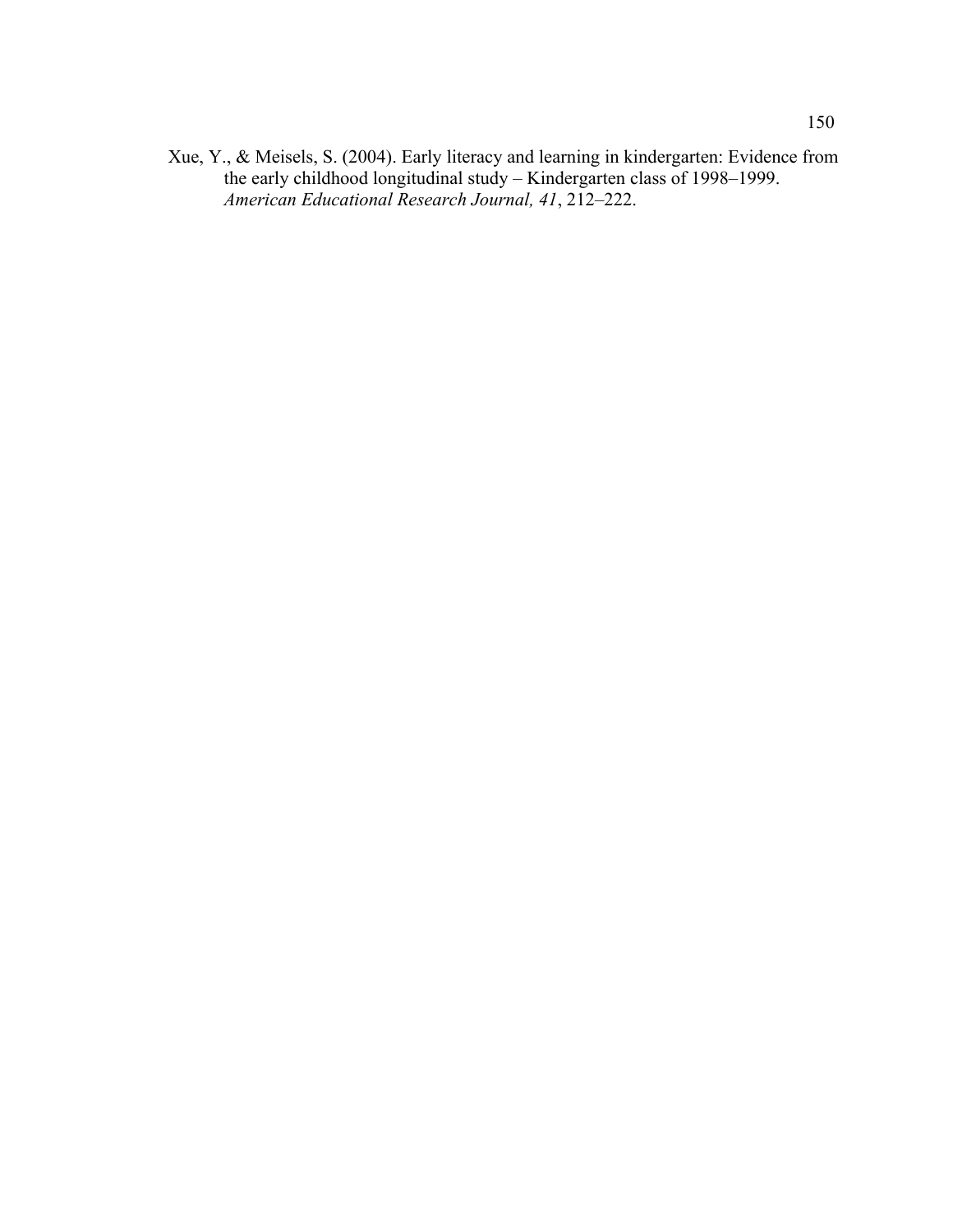Xue, Y., & Meisels, S. (2004). Early literacy and learning in kindergarten: Evidence from the early childhood longitudinal study – Kindergarten class of 1998–1999. *American Educational Research Journal, 41*, 212–222.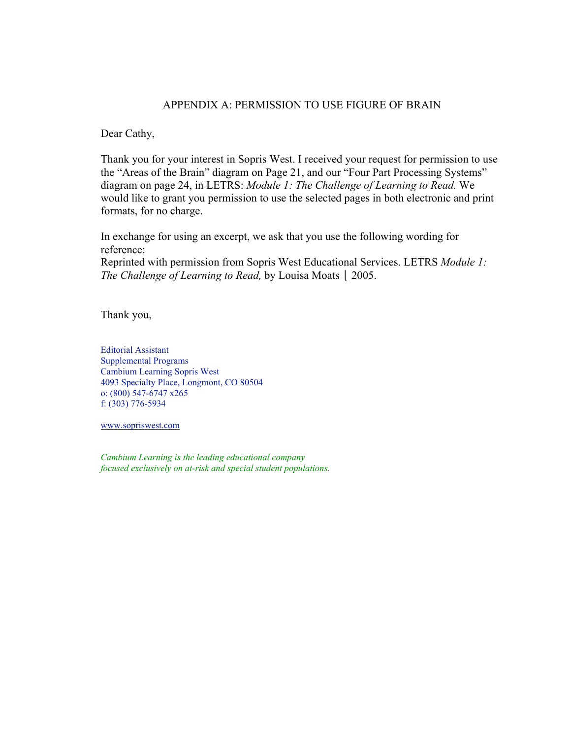# APPENDIX A: PERMISSION TO USE FIGURE OF BRAIN

Dear Cathy,

Thank you for your interest in Sopris West. I received your request for permission to use the "Areas of the Brain" diagram on Page 21, and our "Four Part Processing Systems" diagram on page 24, in LETRS: *Module 1: The Challenge of Learning to Read.* We would like to grant you permission to use the selected pages in both electronic and print formats, for no charge.

In exchange for using an excerpt, we ask that you use the following wording for reference:
Reprinted with permission from Sopris West Educational Services. LETRS *Module 1: The Challenge of Learning to Read,* by Louisa Moats ⌊ 2005.

Thank you,

Editorial Assistant
Supplemental Programs
Cambium Learning Sopris West
4093 Specialty Place, Longmont, CO 80504
o: (800) 547-6747 x265
f: (303) 776-5934

www.sopriswest.com

*Cambium Learning is the leading educational company focused exclusively on at-risk and special student populations.*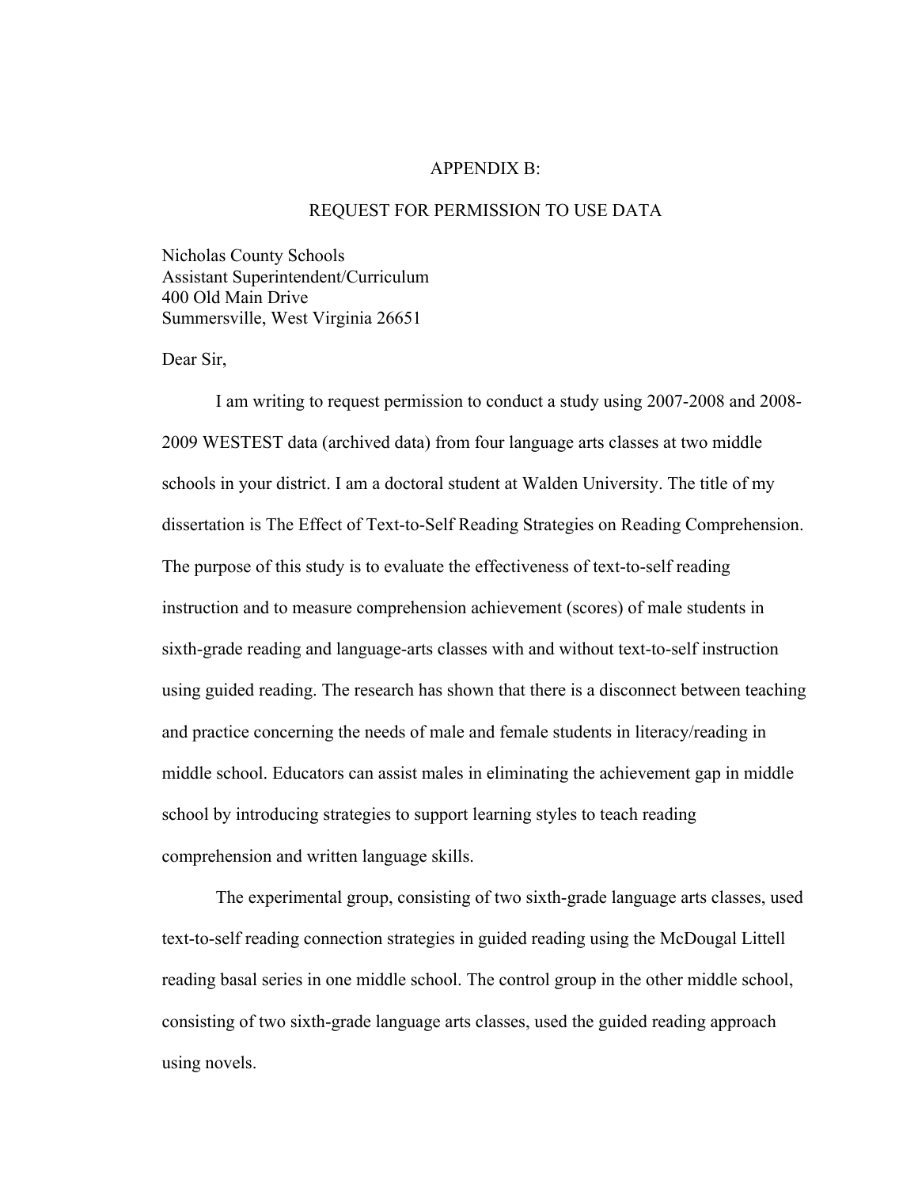# APPENDIX B:

## REQUEST FOR PERMISSION TO USE DATA

Nicholas County Schools
Assistant Superintendent/Curriculum
400 Old Main Drive
Summersville, West Virginia 26651

Dear Sir,

I am writing to request permission to conduct a study using 2007-2008 and 2008-2009 WESTEST data (archived data) from four language arts classes at two middle schools in your district. I am a doctoral student at Walden University. The title of my dissertation is The Effect of Text-to-Self Reading Strategies on Reading Comprehension. The purpose of this study is to evaluate the effectiveness of text-to-self reading instruction and to measure comprehension achievement (scores) of male students in sixth-grade reading and language-arts classes with and without text-to-self instruction using guided reading. The research has shown that there is a disconnect between teaching and practice concerning the needs of male and female students in literacy/reading in middle school. Educators can assist males in eliminating the achievement gap in middle school by introducing strategies to support learning styles to teach reading comprehension and written language skills.

The experimental group, consisting of two sixth-grade language arts classes, used text-to-self reading connection strategies in guided reading using the McDougal Littell reading basal series in one middle school. The control group in the other middle school, consisting of two sixth-grade language arts classes, used the guided reading approach using novels.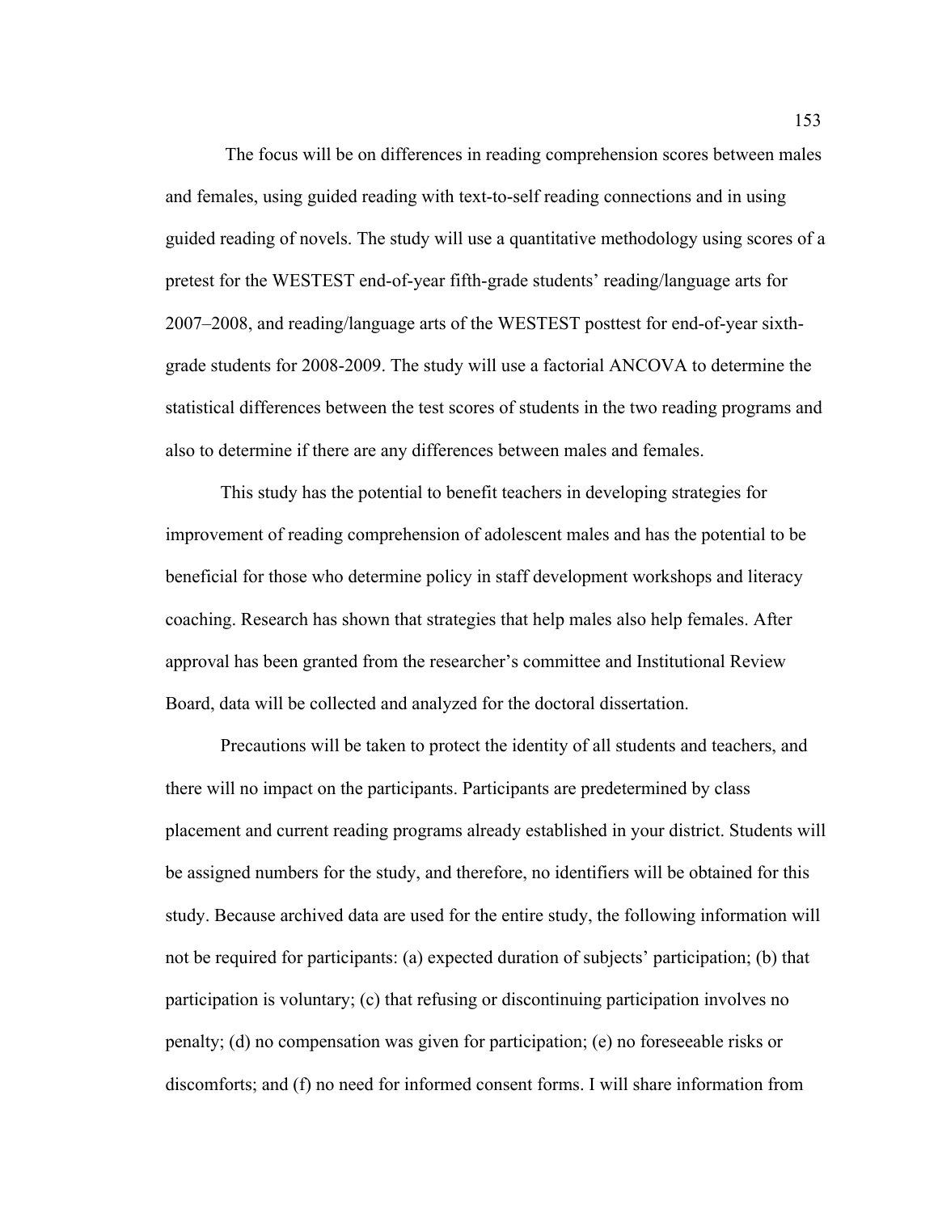The focus will be on differences in reading comprehension scores between males and females, using guided reading with text-to-self reading connections and in using guided reading of novels. The study will use a quantitative methodology using scores of a pretest for the WESTEST end-of-year fifth-grade students' reading/language arts for 2007–2008, and reading/language arts of the WESTEST posttest for end-of-year sixth-grade students for 2008-2009. The study will use a factorial ANCOVA to determine the statistical differences between the test scores of students in the two reading programs and also to determine if there are any differences between males and females.

This study has the potential to benefit teachers in developing strategies for improvement of reading comprehension of adolescent males and has the potential to be beneficial for those who determine policy in staff development workshops and literacy coaching. Research has shown that strategies that help males also help females. After approval has been granted from the researcher's committee and Institutional Review Board, data will be collected and analyzed for the doctoral dissertation.

Precautions will be taken to protect the identity of all students and teachers, and there will no impact on the participants. Participants are predetermined by class placement and current reading programs already established in your district. Students will be assigned numbers for the study, and therefore, no identifiers will be obtained for this study. Because archived data are used for the entire study, the following information will not be required for participants: (a) expected duration of subjects' participation; (b) that participation is voluntary; (c) that refusing or discontinuing participation involves no penalty; (d) no compensation was given for participation; (e) no foreseeable risks or discomforts; and (f) no need for informed consent forms. I will share information from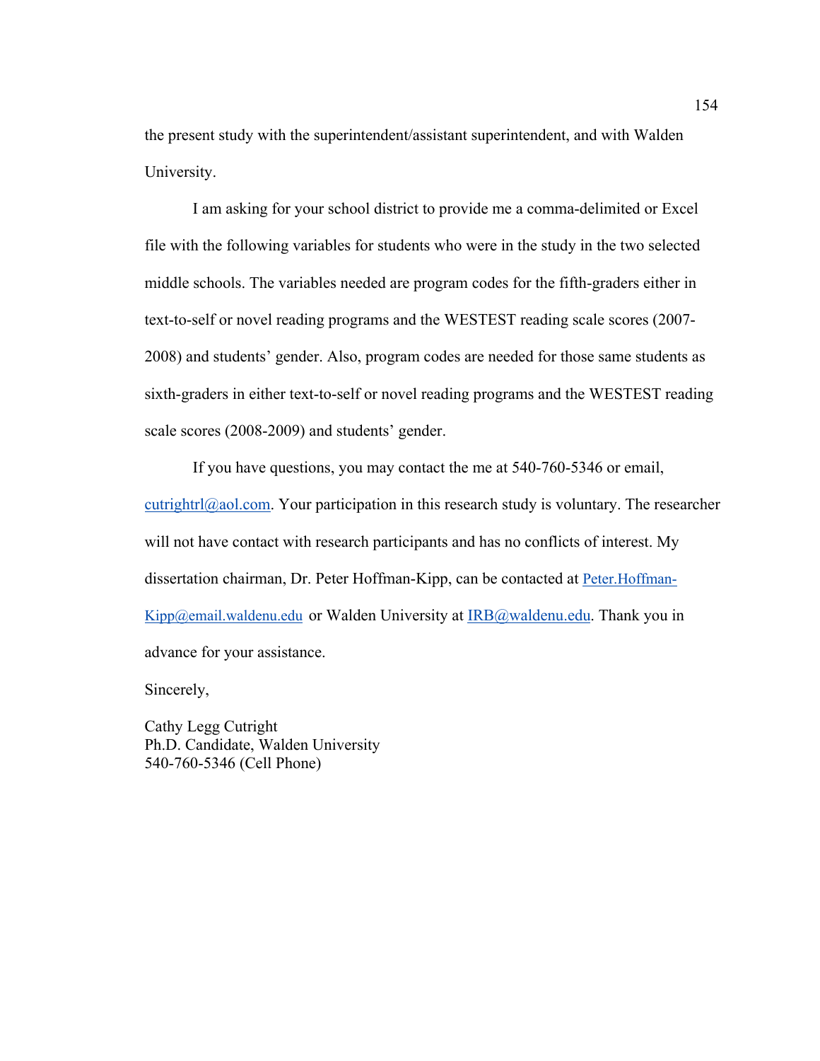the present study with the superintendent/assistant superintendent, and with Walden University.

I am asking for your school district to provide me a comma-delimited or Excel file with the following variables for students who were in the study in the two selected middle schools. The variables needed are program codes for the fifth-graders either in text-to-self or novel reading programs and the WESTEST reading scale scores (2007-2008) and students' gender. Also, program codes are needed for those same students as sixth-graders in either text-to-self or novel reading programs and the WESTEST reading scale scores (2008-2009) and students' gender.

If you have questions, you may contact the me at 540-760-5346 or email, cutrightrl@aol.com. Your participation in this research study is voluntary. The researcher will not have contact with research participants and has no conflicts of interest. My dissertation chairman, Dr. Peter Hoffman-Kipp, can be contacted at Peter.Hoffman-Kipp@email.waldenu.edu or Walden University at IRB@waldenu.edu. Thank you in advance for your assistance.

Sincerely,

Cathy Legg Cutright  
Ph.D. Candidate, Walden University  
540-760-5346 (Cell Phone)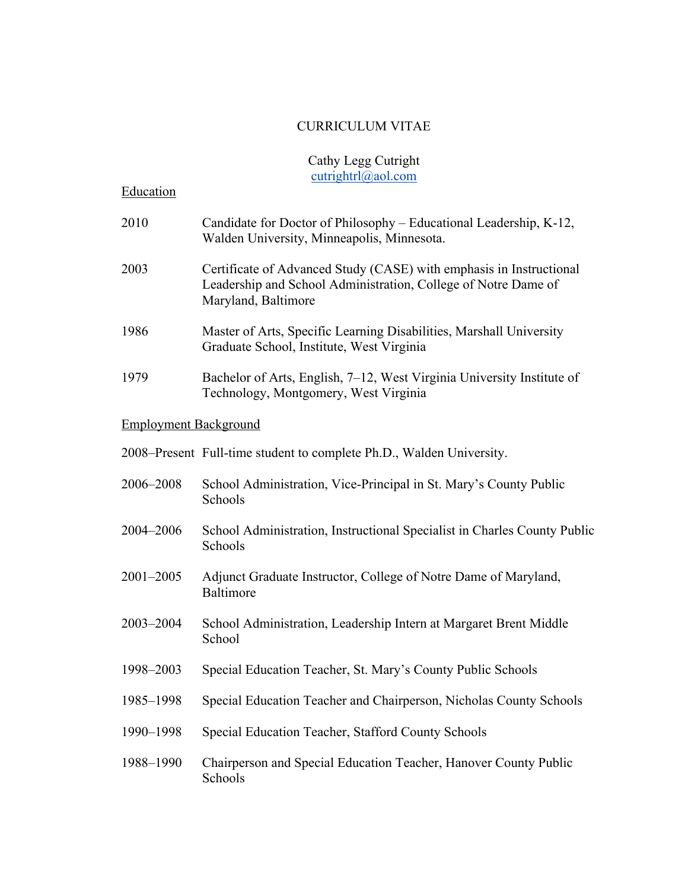# CURRICULUM VITAE

Cathy Legg Cutright
cutrightrl@aol.com

## Education

| | |
|---|---|
| 2010 | Candidate for Doctor of Philosophy – Educational Leadership, K-12, Walden University, Minneapolis, Minnesota. |
| 2003 | Certificate of Advanced Study (CASE) with emphasis in Instructional Leadership and School Administration, College of Notre Dame of Maryland, Baltimore |
| 1986 | Master of Arts, Specific Learning Disabilities, Marshall University Graduate School, Institute, West Virginia |
| 1979 | Bachelor of Arts, English, 7–12, West Virginia University Institute of Technology, Montgomery, West Virginia |

## Employment Background

| | |
|---|---|
| 2008–Present | Full-time student to complete Ph.D., Walden University. |
| 2006–2008 | School Administration, Vice-Principal in St. Mary's County Public Schools |
| 2004–2006 | School Administration, Instructional Specialist in Charles County Public Schools |
| 2001–2005 | Adjunct Graduate Instructor, College of Notre Dame of Maryland, Baltimore |
| 2003–2004 | School Administration, Leadership Intern at Margaret Brent Middle School |
| 1998–2003 | Special Education Teacher, St. Mary's County Public Schools |
| 1985–1998 | Special Education Teacher and Chairperson, Nicholas County Schools |
| 1990–1998 | Special Education Teacher, Stafford County Schools |
| 1988–1990 | Chairperson and Special Education Teacher, Hanover County Public Schools |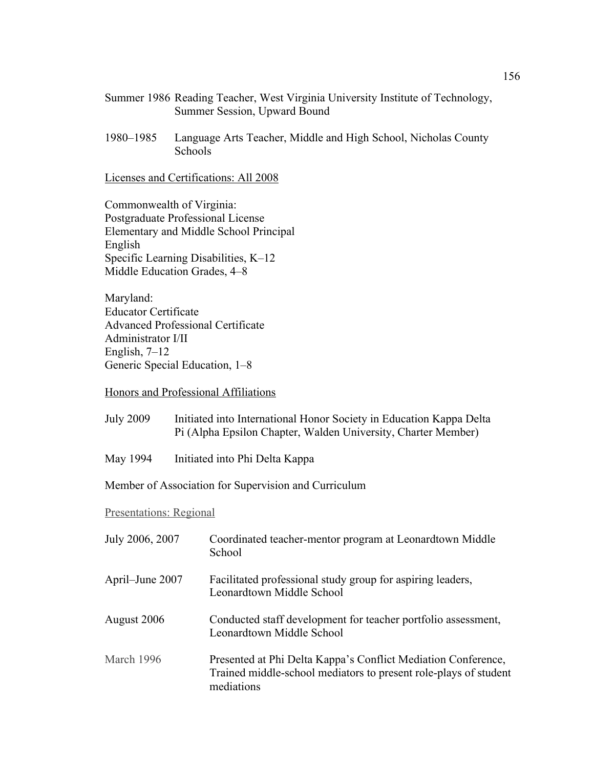Summer 1986 Reading Teacher, West Virginia University Institute of Technology, Summer Session, Upward Bound

1980–1985 Language Arts Teacher, Middle and High School, Nicholas County Schools

Licenses and Certifications: All 2008

Commonwealth of Virginia:
Postgraduate Professional License
Elementary and Middle School Principal
English
Specific Learning Disabilities, K–12
Middle Education Grades, 4–8

Maryland:
Educator Certificate
Advanced Professional Certificate
Administrator I/II
English, 7–12
Generic Special Education, 1–8

Honors and Professional Affiliations

July 2009 Initiated into International Honor Society in Education Kappa Delta Pi (Alpha Epsilon Chapter, Walden University, Charter Member)

May 1994 Initiated into Phi Delta Kappa

Member of Association for Supervision and Curriculum

Presentations: Regional

July 2006, 2007 Coordinated teacher-mentor program at Leonardtown Middle School

April–June 2007 Facilitated professional study group for aspiring leaders, Leonardtown Middle School

August 2006 Conducted staff development for teacher portfolio assessment, Leonardtown Middle School

March 1996 Presented at Phi Delta Kappa's Conflict Mediation Conference, Trained middle-school mediators to present role-plays of student mediations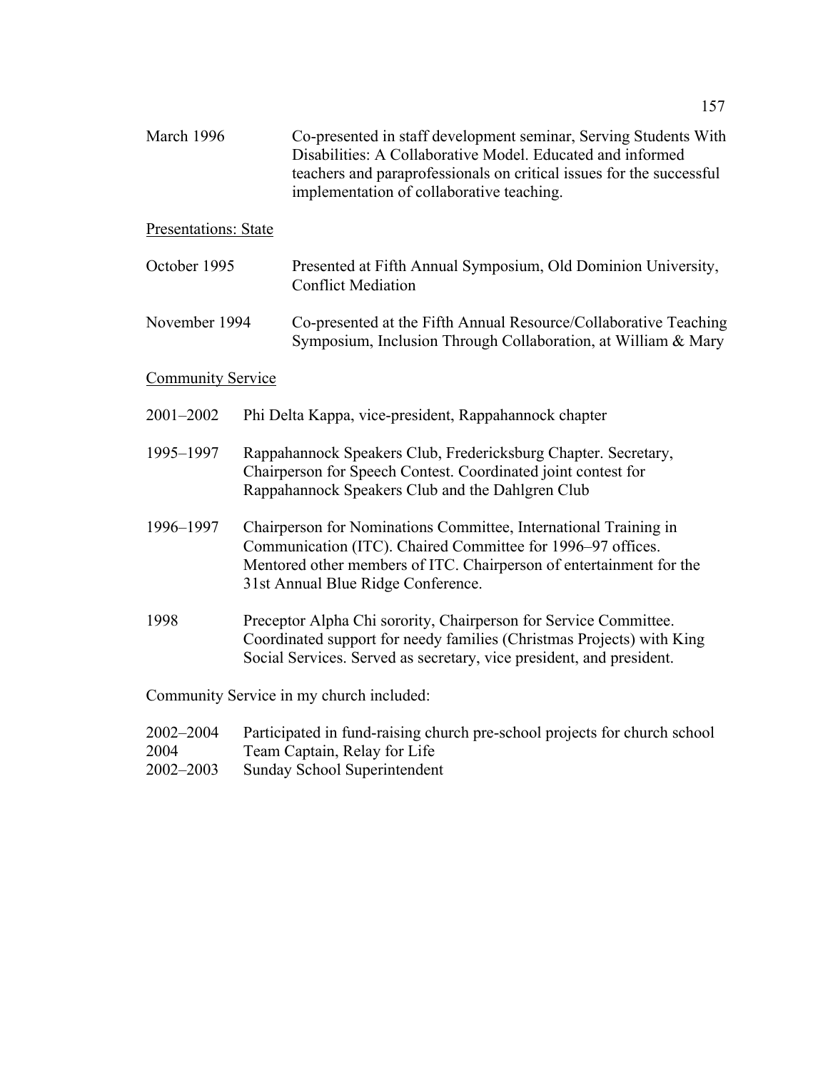March 1996 Co-presented in staff development seminar, Serving Students With Disabilities: A Collaborative Model. Educated and informed teachers and paraprofessionals on critical issues for the successful implementation of collaborative teaching.

Presentations: State

October 1995 Presented at Fifth Annual Symposium, Old Dominion University, Conflict Mediation

November 1994 Co-presented at the Fifth Annual Resource/Collaborative Teaching Symposium, Inclusion Through Collaboration, at William & Mary

Community Service

2001–2002 Phi Delta Kappa, vice-president, Rappahannock chapter

1995–1997 Rappahannock Speakers Club, Fredericksburg Chapter. Secretary, Chairperson for Speech Contest. Coordinated joint contest for Rappahannock Speakers Club and the Dahlgren Club

1996–1997 Chairperson for Nominations Committee, International Training in Communication (ITC). Chaired Committee for 1996–97 offices. Mentored other members of ITC. Chairperson of entertainment for the 31st Annual Blue Ridge Conference.

1998 Preceptor Alpha Chi sorority, Chairperson for Service Committee. Coordinated support for needy families (Christmas Projects) with King Social Services. Served as secretary, vice president, and president.

Community Service in my church included:

2002–2004 Participated in fund-raising church pre-school projects for church school
2004 Team Captain, Relay for Life
2002–2003 Sunday School Superintendent